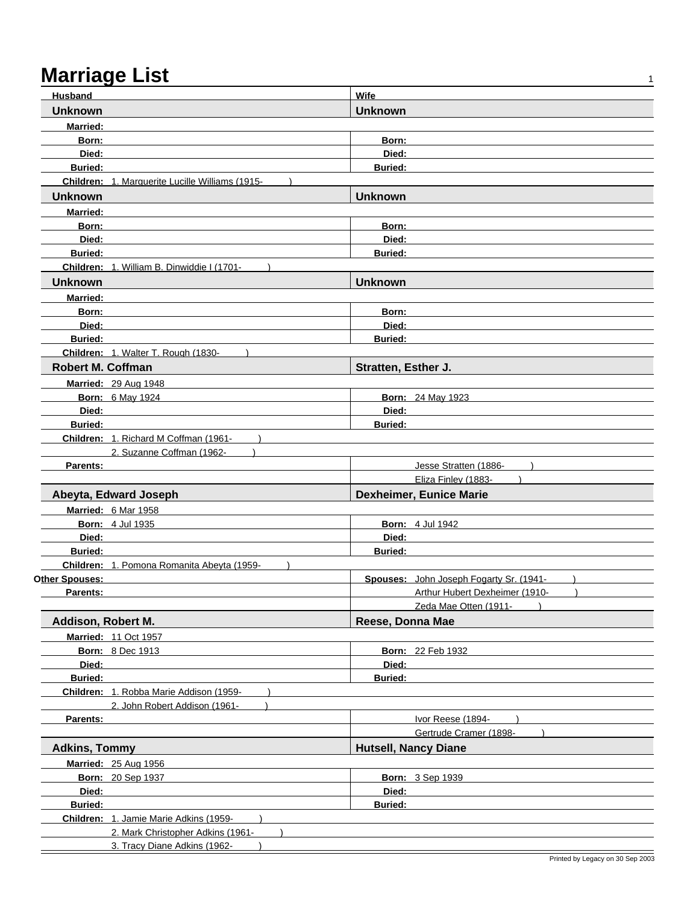# Marriage List

| Husband | Wife |
|---|---|
| **Unknown** | **Unknown** |
| **Married:** | |
| **Born:** | **Born:** |
| **Died:** | **Died:** |
| **Buried:** | **Buried:** |
| **Children:** 1. Marguerite Lucille Williams (1915- ) | |

| Husband | Wife |
|---|---|
| **Unknown** | **Unknown** |
| **Married:** | |
| **Born:** | **Born:** |
| **Died:** | **Died:** |
| **Buried:** | **Buried:** |
| **Children:** 1. William B. Dinwiddie I (1701- ) | |

| Husband | Wife |
|---|---|
| **Unknown** | **Unknown** |
| **Married:** | |
| **Born:** | **Born:** |
| **Died:** | **Died:** |
| **Buried:** | **Buried:** |
| **Children:** 1. Walter T. Rough (1830- ) | |

| Husband | Wife |
|---|---|
| **Robert M. Coffman** | **Stratten, Esther J.** |
| **Married:** 29 Aug 1948 | |
| **Born:** 6 May 1924 | **Born:** 24 May 1923 |
| **Died:** | **Died:** |
| **Buried:** | **Buried:** |
| **Children:** 1. Richard M Coffman (1961- ) | |
| 2. Suzanne Coffman (1962- ) | |
| **Parents:** | Jesse Stratten (1886- ) |
| | Eliza Finley (1883- ) |

| Husband | Wife |
|---|---|
| **Abeyta, Edward Joseph** | **Dexheimer, Eunice Marie** |
| **Married:** 6 Mar 1958 | |
| **Born:** 4 Jul 1935 | **Born:** 4 Jul 1942 |
| **Died:** | **Died:** |
| **Buried:** | **Buried:** |
| **Children:** 1. Pomona Romanita Abeyta (1959- ) | |
| **Other Spouses:** | **Spouses:** John Joseph Fogarty Sr. (1941- ) |
| **Parents:** | Arthur Hubert Dexheimer (1910- ) |
| | Zeda Mae Otten (1911- ) |

| Husband | Wife |
|---|---|
| **Addison, Robert M.** | **Reese, Donna Mae** |
| **Married:** 11 Oct 1957 | |
| **Born:** 8 Dec 1913 | **Born:** 22 Feb 1932 |
| **Died:** | **Died:** |
| **Buried:** | **Buried:** |
| **Children:** 1. Robba Marie Addison (1959- ) | |
| 2. John Robert Addison (1961- ) | |
| **Parents:** | Ivor Reese (1894- ) |
| | Gertrude Cramer (1898- ) |

| Husband | Wife |
|---|---|
| **Adkins, Tommy** | **Hutsell, Nancy Diane** |
| **Married:** 25 Aug 1956 | |
| **Born:** 20 Sep 1937 | **Born:** 3 Sep 1939 |
| **Died:** | **Died:** |
| **Buried:** | **Buried:** |
| **Children:** 1. Jamie Marie Adkins (1959- ) | |
| 2. Mark Christopher Adkins (1961- ) | |
| 3. Tracy Diane Adkins (1962- ) | |

Printed by Legacy on 30 Sep 2003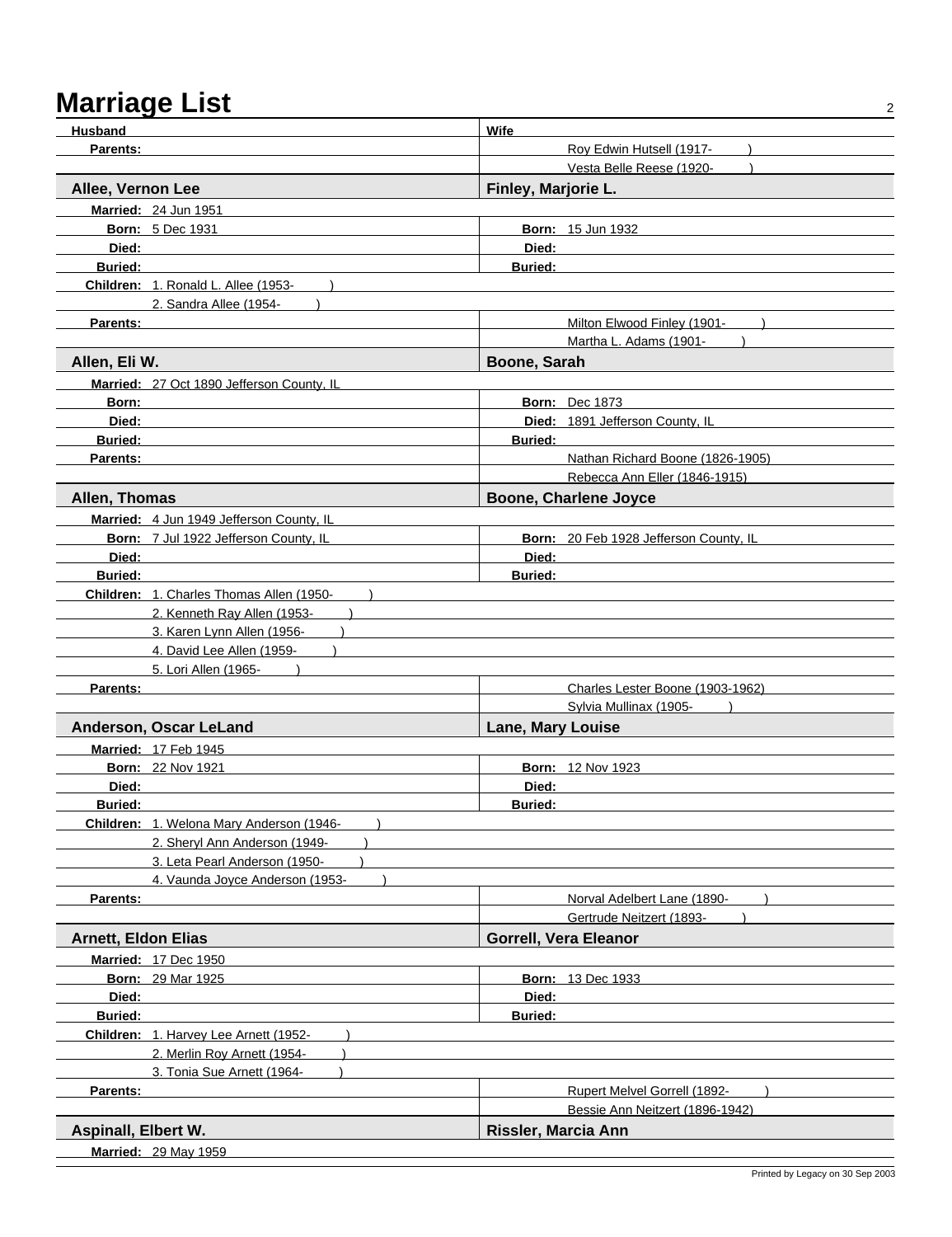# Marriage List

| Husband | Wife |
|---|---|
| **Parents:** | Roy Edwin Hutsell (1917- ) |
| | Vesta Belle Reese (1920- ) |

| **Allee, Vernon Lee** | **Finley, Marjorie L.** |
|---|---|
| **Married:** 24 Jun 1951 | |
| **Born:** 5 Dec 1931 | **Born:** 15 Jun 1932 |
| **Died:** | **Died:** |
| **Buried:** | **Buried:** |
| **Children:** 1. Ronald L. Allee (1953- ) | |
| 2. Sandra Allee (1954- ) | |
| **Parents:** | Milton Elwood Finley (1901- ) |
| | Martha L. Adams (1901- ) |

| **Allen, Eli W.** | **Boone, Sarah** |
|---|---|
| **Married:** 27 Oct 1890 Jefferson County, IL | |
| **Born:** | **Born:** Dec 1873 |
| **Died:** | **Died:** 1891 Jefferson County, IL |
| **Buried:** | **Buried:** |
| **Parents:** | Nathan Richard Boone (1826-1905) |
| | Rebecca Ann Eller (1846-1915) |

| **Allen, Thomas** | **Boone, Charlene Joyce** |
|---|---|
| **Married:** 4 Jun 1949 Jefferson County, IL | |
| **Born:** 7 Jul 1922 Jefferson County, IL | **Born:** 20 Feb 1928 Jefferson County, IL |
| **Died:** | **Died:** |
| **Buried:** | **Buried:** |
| **Children:** 1. Charles Thomas Allen (1950- ) | |
| 2. Kenneth Ray Allen (1953- ) | |
| 3. Karen Lynn Allen (1956- ) | |
| 4. David Lee Allen (1959- ) | |
| 5. Lori Allen (1965- ) | |
| **Parents:** | Charles Lester Boone (1903-1962) |
| | Sylvia Mullinax (1905- ) |

| **Anderson, Oscar LeLand** | **Lane, Mary Louise** |
|---|---|
| **Married:** 17 Feb 1945 | |
| **Born:** 22 Nov 1921 | **Born:** 12 Nov 1923 |
| **Died:** | **Died:** |
| **Buried:** | **Buried:** |
| **Children:** 1. Welona Mary Anderson (1946- ) | |
| 2. Sheryl Ann Anderson (1949- ) | |
| 3. Leta Pearl Anderson (1950- ) | |
| 4. Vaunda Joyce Anderson (1953- ) | |
| **Parents:** | Norval Adelbert Lane (1890- ) |
| | Gertrude Neitzert (1893- ) |

| **Arnett, Eldon Elias** | **Gorrell, Vera Eleanor** |
|---|---|
| **Married:** 17 Dec 1950 | |
| **Born:** 29 Mar 1925 | **Born:** 13 Dec 1933 |
| **Died:** | **Died:** |
| **Buried:** | **Buried:** |
| **Children:** 1. Harvey Lee Arnett (1952- ) | |
| 2. Merlin Roy Arnett (1954- ) | |
| 3. Tonia Sue Arnett (1964- ) | |
| **Parents:** | Rupert Melvel Gorrell (1892- ) |
| | Bessie Ann Neitzert (1896-1942) |

| **Aspinall, Elbert W.** | **Rissler, Marcia Ann** |
|---|---|
| **Married:** 29 May 1959 | |

Printed by Legacy on 30 Sep 2003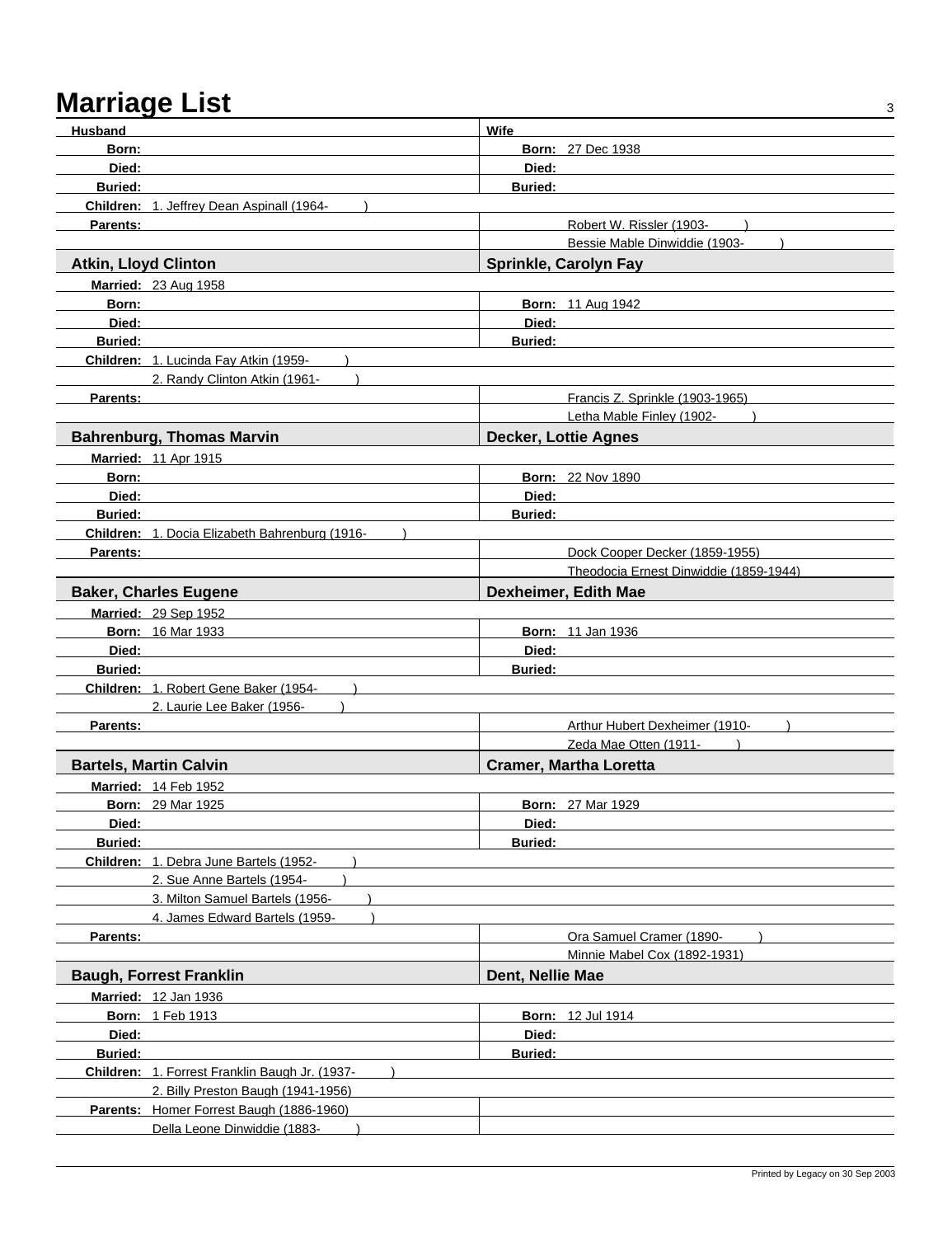# Marriage List

| Husband | Wife |
|---|---|
| **Born:** | **Born:** 27 Dec 1938 |
| **Died:** | **Died:** |
| **Buried:** | **Buried:** |
| **Children:** 1. Jeffrey Dean Aspinall (1964- ) | |
| **Parents:** | Robert W. Rissler (1903- ) |
| | Bessie Mable Dinwiddie (1903- ) |

| **Atkin, Lloyd Clinton** | **Sprinkle, Carolyn Fay** |
|---|---|
| **Married:** 23 Aug 1958 | |
| **Born:** | **Born:** 11 Aug 1942 |
| **Died:** | **Died:** |
| **Buried:** | **Buried:** |
| **Children:** 1. Lucinda Fay Atkin (1959- ) | |
| 2. Randy Clinton Atkin (1961- ) | |
| **Parents:** | Francis Z. Sprinkle (1903-1965) |
| | Letha Mable Finley (1902- ) |

| **Bahrenburg, Thomas Marvin** | **Decker, Lottie Agnes** |
|---|---|
| **Married:** 11 Apr 1915 | |
| **Born:** | **Born:** 22 Nov 1890 |
| **Died:** | **Died:** |
| **Buried:** | **Buried:** |
| **Children:** 1. Docia Elizabeth Bahrenburg (1916- ) | |
| **Parents:** | Dock Cooper Decker (1859-1955) |
| | Theodocia Ernest Dinwiddie (1859-1944) |

| **Baker, Charles Eugene** | **Dexheimer, Edith Mae** |
|---|---|
| **Married:** 29 Sep 1952 | |
| **Born:** 16 Mar 1933 | **Born:** 11 Jan 1936 |
| **Died:** | **Died:** |
| **Buried:** | **Buried:** |
| **Children:** 1. Robert Gene Baker (1954- ) | |
| 2. Laurie Lee Baker (1956- ) | |
| **Parents:** | Arthur Hubert Dexheimer (1910- ) |
| | Zeda Mae Otten (1911- ) |

| **Bartels, Martin Calvin** | **Cramer, Martha Loretta** |
|---|---|
| **Married:** 14 Feb 1952 | |
| **Born:** 29 Mar 1925 | **Born:** 27 Mar 1929 |
| **Died:** | **Died:** |
| **Buried:** | **Buried:** |
| **Children:** 1. Debra June Bartels (1952- ) | |
| 2. Sue Anne Bartels (1954- ) | |
| 3. Milton Samuel Bartels (1956- ) | |
| 4. James Edward Bartels (1959- ) | |
| **Parents:** | Ora Samuel Cramer (1890- ) |
| | Minnie Mabel Cox (1892-1931) |

| **Baugh, Forrest Franklin** | **Dent, Nellie Mae** |
|---|---|
| **Married:** 12 Jan 1936 | |
| **Born:** 1 Feb 1913 | **Born:** 12 Jul 1914 |
| **Died:** | **Died:** |
| **Buried:** | **Buried:** |
| **Children:** 1. Forrest Franklin Baugh Jr. (1937- ) | |
| 2. Billy Preston Baugh (1941-1956) | |
| **Parents:** Homer Forrest Baugh (1886-1960) | |
| Della Leone Dinwiddie (1883- ) | |

Printed by Legacy on 30 Sep 2003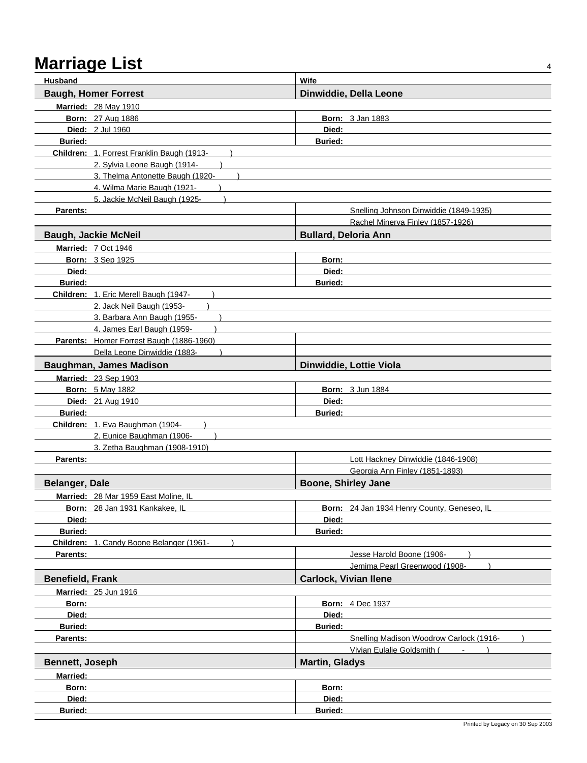# Marriage List

| Husband | Wife |
|---|---|
| **Baugh, Homer Forrest** | **Dinwiddie, Della Leone** |
| **Married:** 28 May 1910 | |
| **Born:** 27 Aug 1886 | **Born:** 3 Jan 1883 |
| **Died:** 2 Jul 1960 | **Died:** |
| **Buried:** | **Buried:** |
| **Children:** 1. Forrest Franklin Baugh (1913- ) | |
| 2. Sylvia Leone Baugh (1914- ) | |
| 3. Thelma Antonette Baugh (1920- ) | |
| 4. Wilma Marie Baugh (1921- ) | |
| 5. Jackie McNeil Baugh (1925- ) | |
| **Parents:** | Snelling Johnson Dinwiddie (1849-1935) |
| | Rachel Minerva Finley (1857-1926) |
| **Baugh, Jackie McNeil** | **Bullard, Deloria Ann** |
| **Married:** 7 Oct 1946 | |
| **Born:** 3 Sep 1925 | **Born:** |
| **Died:** | **Died:** |
| **Buried:** | **Buried:** |
| **Children:** 1. Eric Merell Baugh (1947- ) | |
| 2. Jack Neil Baugh (1953- ) | |
| 3. Barbara Ann Baugh (1955- ) | |
| 4. James Earl Baugh (1959- ) | |
| **Parents:** Homer Forrest Baugh (1886-1960) | |
| Della Leone Dinwiddie (1883- ) | |
| **Baughman, James Madison** | **Dinwiddie, Lottie Viola** |
| **Married:** 23 Sep 1903 | |
| **Born:** 5 May 1882 | **Born:** 3 Jun 1884 |
| **Died:** 21 Aug 1910 | **Died:** |
| **Buried:** | **Buried:** |
| **Children:** 1. Eva Baughman (1904- ) | |
| 2. Eunice Baughman (1906- ) | |
| 3. Zetha Baughman (1908-1910) | |
| **Parents:** | Lott Hackney Dinwiddie (1846-1908) |
| | Georgia Ann Finley (1851-1893) |
| **Belanger, Dale** | **Boone, Shirley Jane** |
| **Married:** 28 Mar 1959 East Moline, IL | |
| **Born:** 28 Jan 1931 Kankakee, IL | **Born:** 24 Jan 1934 Henry County, Geneseo, IL |
| **Died:** | **Died:** |
| **Buried:** | **Buried:** |
| **Children:** 1. Candy Boone Belanger (1961- ) | |
| **Parents:** | Jesse Harold Boone (1906- ) |
| | Jemima Pearl Greenwood (1908- ) |
| **Benefield, Frank** | **Carlock, Vivian Ilene** |
| **Married:** 25 Jun 1916 | |
| **Born:** | **Born:** 4 Dec 1937 |
| **Died:** | **Died:** |
| **Buried:** | **Buried:** |
| **Parents:** | Snelling Madison Woodrow Carlock (1916- ) |
| | Vivian Eulalie Goldsmith ( - ) |
| **Bennett, Joseph** | **Martin, Gladys** |
| **Married:** | |
| **Born:** | **Born:** |
| **Died:** | **Died:** |
| **Buried:** | **Buried:** |

Printed by Legacy on 30 Sep 2003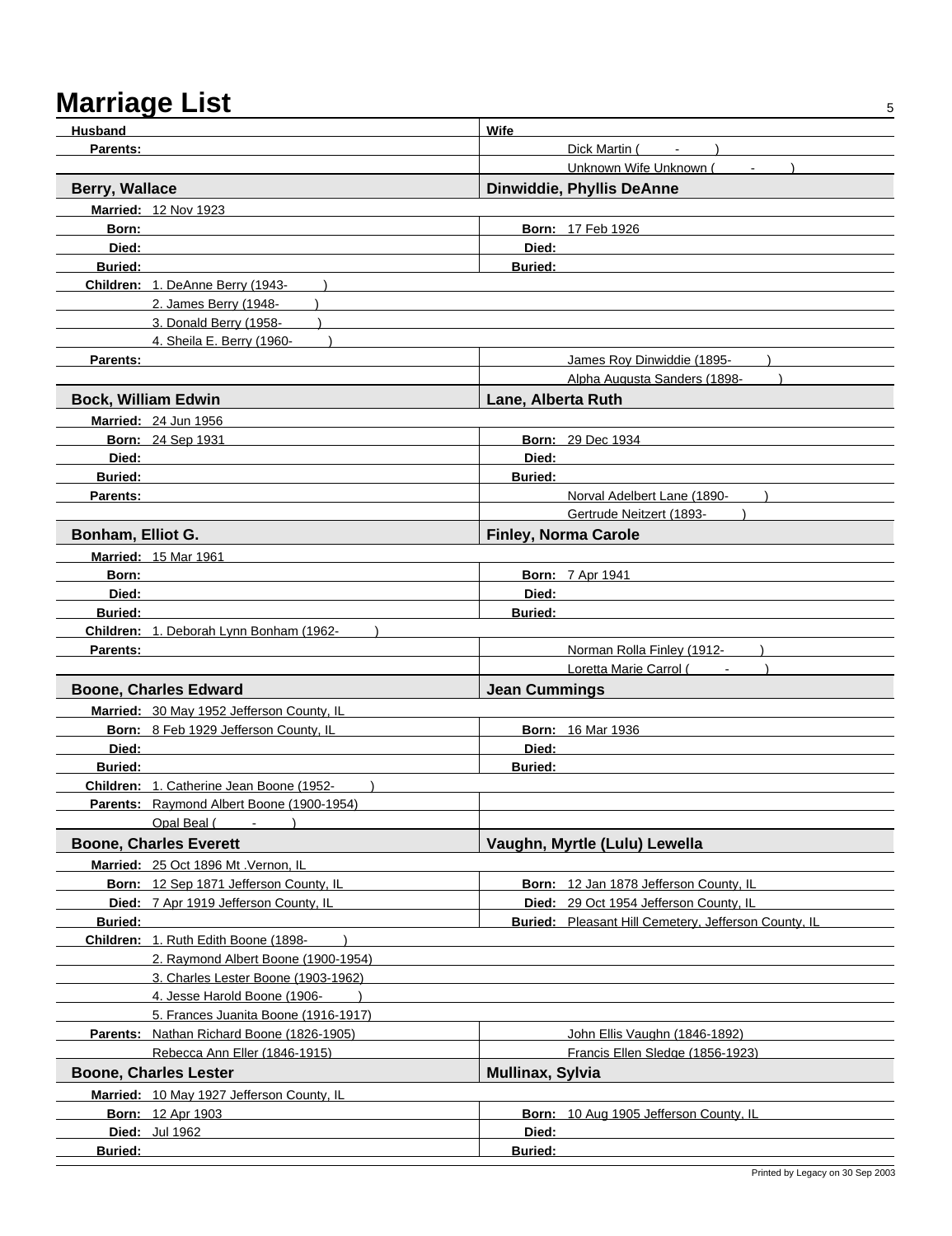# Marriage List

| Husband | Wife |
|---|---|
| **Parents:** | Dick Martin ( - ) |
| | Unknown Wife Unknown ( - ) |

| **Berry, Wallace** | **Dinwiddie, Phyllis DeAnne** |
|---|---|
| **Married:** 12 Nov 1923 | |
| **Born:** | **Born:** 17 Feb 1926 |
| **Died:** | **Died:** |
| **Buried:** | **Buried:** |
| **Children:** 1. DeAnne Berry (1943- ) | |
| 2. James Berry (1948- ) | |
| 3. Donald Berry (1958- ) | |
| 4. Sheila E. Berry (1960- ) | |
| **Parents:** | James Roy Dinwiddie (1895- ) |
| | Alpha Augusta Sanders (1898- ) |

| **Bock, William Edwin** | **Lane, Alberta Ruth** |
|---|---|
| **Married:** 24 Jun 1956 | |
| **Born:** 24 Sep 1931 | **Born:** 29 Dec 1934 |
| **Died:** | **Died:** |
| **Buried:** | **Buried:** |
| **Parents:** | Norval Adelbert Lane (1890- ) |
| | Gertrude Neitzert (1893- ) |

| **Bonham, Elliot G.** | **Finley, Norma Carole** |
|---|---|
| **Married:** 15 Mar 1961 | |
| **Born:** | **Born:** 7 Apr 1941 |
| **Died:** | **Died:** |
| **Buried:** | **Buried:** |
| **Children:** 1. Deborah Lynn Bonham (1962- ) | |
| **Parents:** | Norman Rolla Finley (1912- ) |
| | Loretta Marie Carrol ( - ) |

| **Boone, Charles Edward** | **Jean Cummings** |
|---|---|
| **Married:** 30 May 1952 Jefferson County, IL | |
| **Born:** 8 Feb 1929 Jefferson County, IL | **Born:** 16 Mar 1936 |
| **Died:** | **Died:** |
| **Buried:** | **Buried:** |
| **Children:** 1. Catherine Jean Boone (1952- ) | |
| **Parents:** Raymond Albert Boone (1900-1954) | |
| Opal Beal ( - ) | |

| **Boone, Charles Everett** | **Vaughn, Myrtle (Lulu) Lewella** |
|---|---|
| **Married:** 25 Oct 1896 Mt .Vernon, IL | |
| **Born:** 12 Sep 1871 Jefferson County, IL | **Born:** 12 Jan 1878 Jefferson County, IL |
| **Died:** 7 Apr 1919 Jefferson County, IL | **Died:** 29 Oct 1954 Jefferson County, IL |
| **Buried:** | **Buried:** Pleasant Hill Cemetery, Jefferson County, IL |
| **Children:** 1. Ruth Edith Boone (1898- ) | |
| 2. Raymond Albert Boone (1900-1954) | |
| 3. Charles Lester Boone (1903-1962) | |
| 4. Jesse Harold Boone (1906- ) | |
| 5. Frances Juanita Boone (1916-1917) | |
| **Parents:** Nathan Richard Boone (1826-1905) | John Ellis Vaughn (1846-1892) |
| Rebecca Ann Eller (1846-1915) | Francis Ellen Sledge (1856-1923) |

| **Boone, Charles Lester** | **Mullinax, Sylvia** |
|---|---|
| **Married:** 10 May 1927 Jefferson County, IL | |
| **Born:** 12 Apr 1903 | **Born:** 10 Aug 1905 Jefferson County, IL |
| **Died:** Jul 1962 | **Died:** |
| **Buried:** | **Buried:** |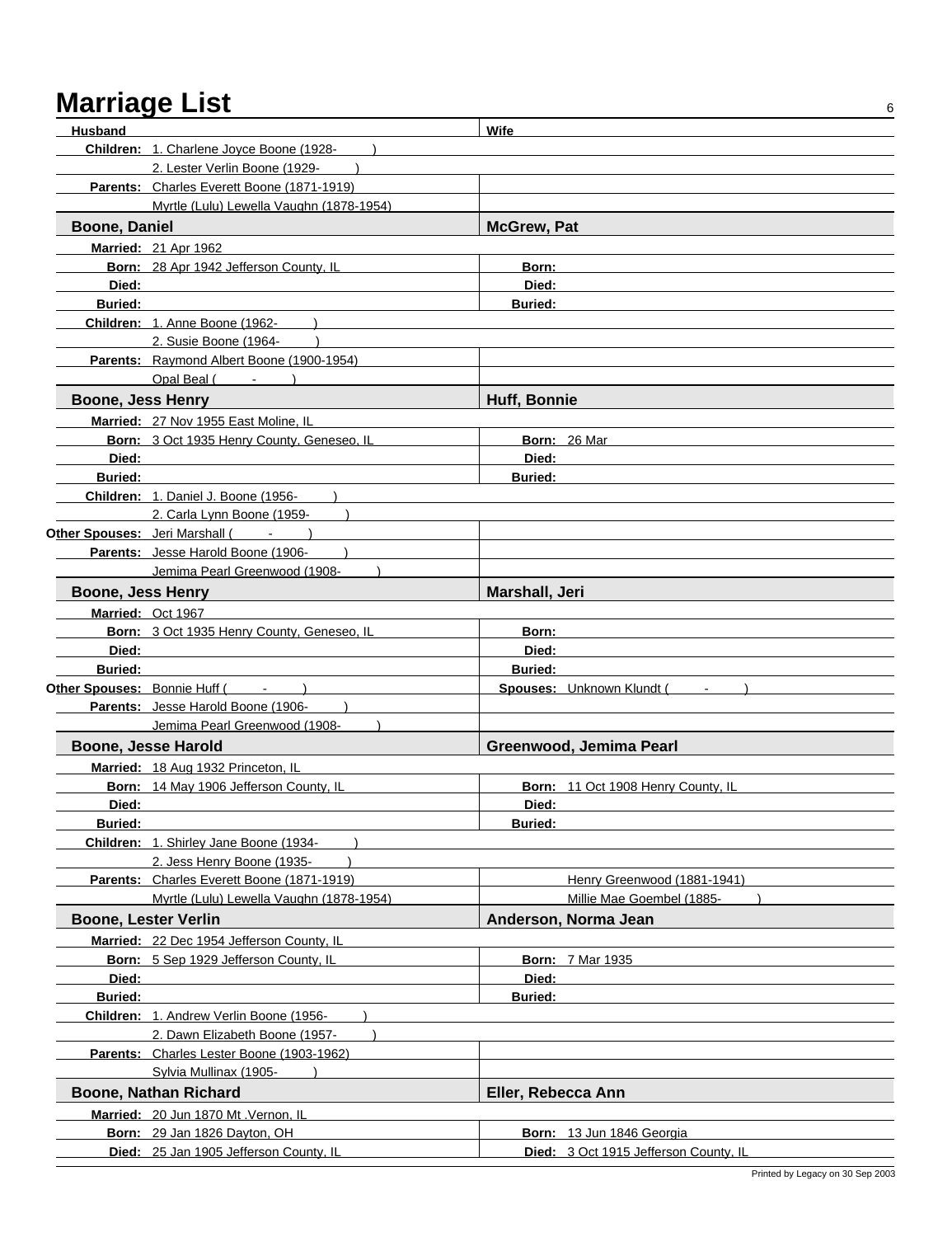# Marriage List

| Husband | Wife |
|---|---|
| **Children:** 1. Charlene Joyce Boone (1928- ) | |
| 2. Lester Verlin Boone (1929- ) | |
| **Parents:** Charles Everett Boone (1871-1919) | |
| Myrtle (Lulu) Lewella Vaughn (1878-1954) | |

| **Boone, Daniel** | **McGrew, Pat** |
|---|---|
| **Married:** 21 Apr 1962 | |
| **Born:** 28 Apr 1942 Jefferson County, IL | **Born:** |
| **Died:** | **Died:** |
| **Buried:** | **Buried:** |
| **Children:** 1. Anne Boone (1962- ) | |
| 2. Susie Boone (1964- ) | |
| **Parents:** Raymond Albert Boone (1900-1954) | |
| Opal Beal ( - ) | |

| **Boone, Jess Henry** | **Huff, Bonnie** |
|---|---|
| **Married:** 27 Nov 1955 East Moline, IL | |
| **Born:** 3 Oct 1935 Henry County, Geneseo, IL | **Born:** 26 Mar |
| **Died:** | **Died:** |
| **Buried:** | **Buried:** |
| **Children:** 1. Daniel J. Boone (1956- ) | |
| 2. Carla Lynn Boone (1959- ) | |
| **Other Spouses:** Jeri Marshall ( - ) | |
| **Parents:** Jesse Harold Boone (1906- ) | |
| Jemima Pearl Greenwood (1908- ) | |

| **Boone, Jess Henry** | **Marshall, Jeri** |
|---|---|
| **Married:** Oct 1967 | |
| **Born:** 3 Oct 1935 Henry County, Geneseo, IL | **Born:** |
| **Died:** | **Died:** |
| **Buried:** | **Buried:** |
| **Other Spouses:** Bonnie Huff ( - ) | **Spouses:** Unknown Klundt ( - ) |
| **Parents:** Jesse Harold Boone (1906- ) | |
| Jemima Pearl Greenwood (1908- ) | |

| **Boone, Jesse Harold** | **Greenwood, Jemima Pearl** |
|---|---|
| **Married:** 18 Aug 1932 Princeton, IL | |
| **Born:** 14 May 1906 Jefferson County, IL | **Born:** 11 Oct 1908 Henry County, IL |
| **Died:** | **Died:** |
| **Buried:** | **Buried:** |
| **Children:** 1. Shirley Jane Boone (1934- ) | |
| 2. Jess Henry Boone (1935- ) | |
| **Parents:** Charles Everett Boone (1871-1919) | Henry Greenwood (1881-1941) |
| Myrtle (Lulu) Lewella Vaughn (1878-1954) | Millie Mae Goembel (1885- ) |

| **Boone, Lester Verlin** | **Anderson, Norma Jean** |
|---|---|
| **Married:** 22 Dec 1954 Jefferson County, IL | |
| **Born:** 5 Sep 1929 Jefferson County, IL | **Born:** 7 Mar 1935 |
| **Died:** | **Died:** |
| **Buried:** | **Buried:** |
| **Children:** 1. Andrew Verlin Boone (1956- ) | |
| 2. Dawn Elizabeth Boone (1957- ) | |
| **Parents:** Charles Lester Boone (1903-1962) | |
| Sylvia Mullinax (1905- ) | |

| **Boone, Nathan Richard** | **Eller, Rebecca Ann** |
|---|---|
| **Married:** 20 Jun 1870 Mt .Vernon, IL | |
| **Born:** 29 Jan 1826 Dayton, OH | **Born:** 13 Jun 1846 Georgia |
| **Died:** 25 Jan 1905 Jefferson County, IL | **Died:** 3 Oct 1915 Jefferson County, IL |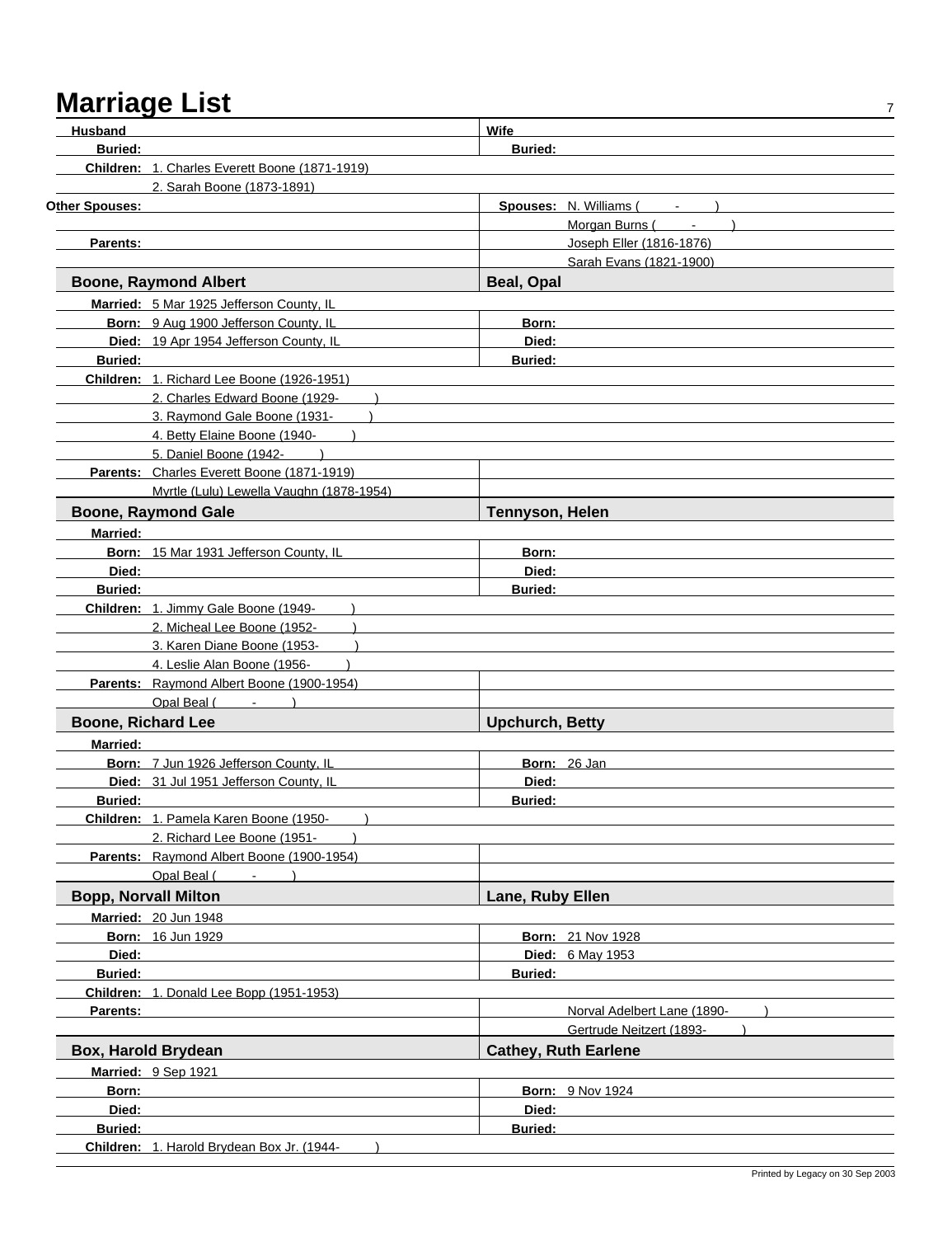# Marriage List

| Husband | Wife |
|---|---|
| **Buried:** | **Buried:** |
| **Children:** 1. Charles Everett Boone (1871-1919) | |
| 2. Sarah Boone (1873-1891) | |
| **Other Spouses:** | **Spouses:** N. Williams ( - ) |
| | Morgan Burns ( - ) |
| **Parents:** | Joseph Eller (1816-1876) |
| | Sarah Evans (1821-1900) |

| **Boone, Raymond Albert** | **Beal, Opal** |
|---|---|
| **Married:** 5 Mar 1925 Jefferson County, IL | |
| **Born:** 9 Aug 1900 Jefferson County, IL | **Born:** |
| **Died:** 19 Apr 1954 Jefferson County, IL | **Died:** |
| **Buried:** | **Buried:** |
| **Children:** 1. Richard Lee Boone (1926-1951) | |
| 2. Charles Edward Boone (1929- ) | |
| 3. Raymond Gale Boone (1931- ) | |
| 4. Betty Elaine Boone (1940- ) | |
| 5. Daniel Boone (1942- ) | |
| **Parents:** Charles Everett Boone (1871-1919) | |
| Myrtle (Lulu) Lewella Vaughn (1878-1954) | |

| **Boone, Raymond Gale** | **Tennyson, Helen** |
|---|---|
| **Married:** | |
| **Born:** 15 Mar 1931 Jefferson County, IL | **Born:** |
| **Died:** | **Died:** |
| **Buried:** | **Buried:** |
| **Children:** 1. Jimmy Gale Boone (1949- ) | |
| 2. Micheal Lee Boone (1952- ) | |
| 3. Karen Diane Boone (1953- ) | |
| 4. Leslie Alan Boone (1956- ) | |
| **Parents:** Raymond Albert Boone (1900-1954) | |
| Opal Beal ( - ) | |

| **Boone, Richard Lee** | **Upchurch, Betty** |
|---|---|
| **Married:** | |
| **Born:** 7 Jun 1926 Jefferson County, IL | **Born:** 26 Jan |
| **Died:** 31 Jul 1951 Jefferson County, IL | **Died:** |
| **Buried:** | **Buried:** |
| **Children:** 1. Pamela Karen Boone (1950- ) | |
| 2. Richard Lee Boone (1951- ) | |
| **Parents:** Raymond Albert Boone (1900-1954) | |
| Opal Beal ( - ) | |

| **Bopp, Norvall Milton** | **Lane, Ruby Ellen** |
|---|---|
| **Married:** 20 Jun 1948 | |
| **Born:** 16 Jun 1929 | **Born:** 21 Nov 1928 |
| **Died:** | **Died:** 6 May 1953 |
| **Buried:** | **Buried:** |
| **Children:** 1. Donald Lee Bopp (1951-1953) | |
| **Parents:** | Norval Adelbert Lane (1890- ) |
| | Gertrude Neitzert (1893- ) |

| **Box, Harold Brydean** | **Cathey, Ruth Earlene** |
|---|---|
| **Married:** 9 Sep 1921 | |
| **Born:** | **Born:** 9 Nov 1924 |
| **Died:** | **Died:** |
| **Buried:** | **Buried:** |
| **Children:** 1. Harold Brydean Box Jr. (1944- ) | |

Printed by Legacy on 30 Sep 2003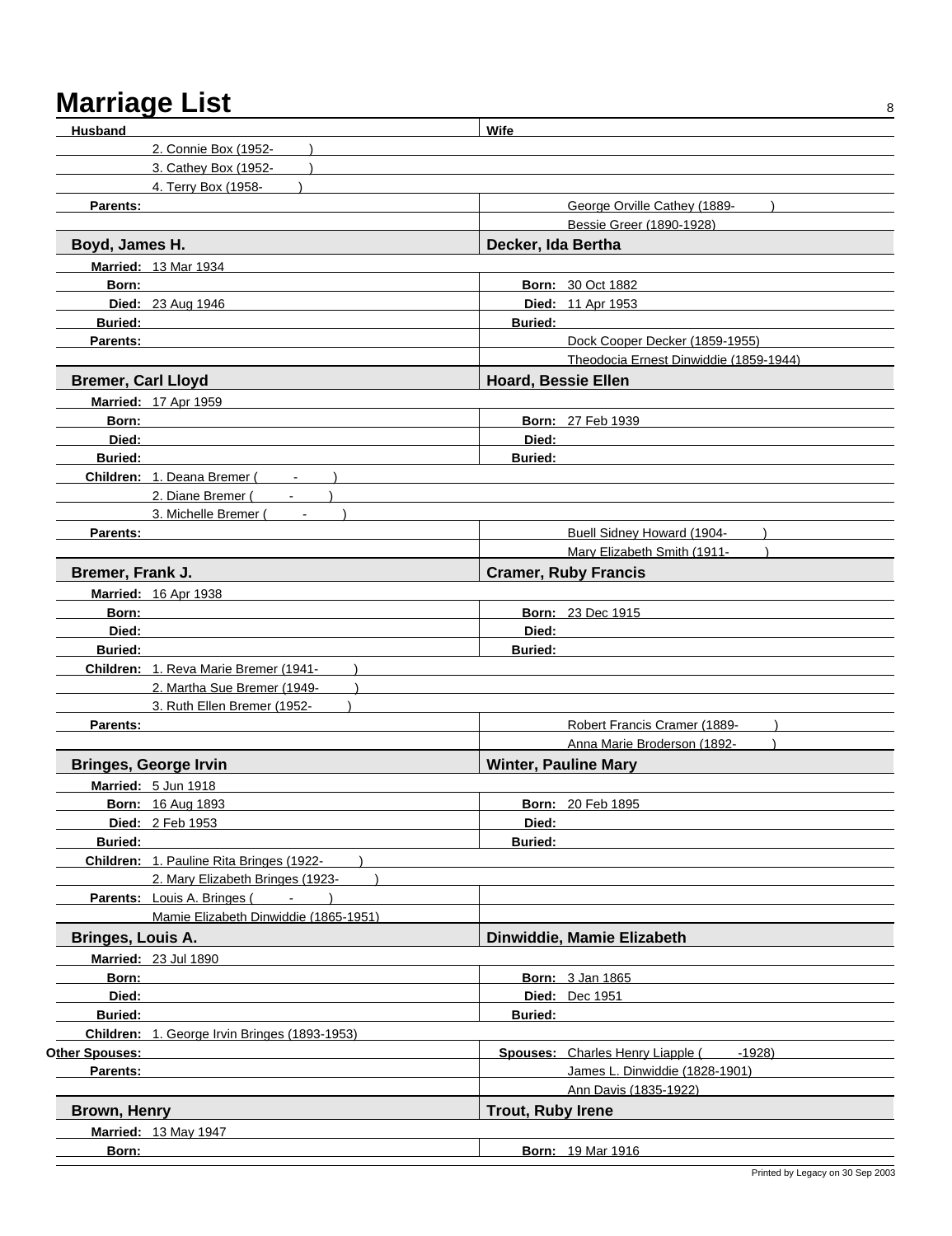# Marriage List

| Husband | Wife |
|---|---|
| 2. Connie Box (1952- ) | |
| 3. Cathey Box (1952- ) | |
| 4. Terry Box (1958- ) | |
| **Parents:** | George Orville Cathey (1889- ) |
| | Bessie Greer (1890-1928) |

| **Boyd, James H.** | **Decker, Ida Bertha** |
|---|---|
| **Married:** 13 Mar 1934 | |
| **Born:** | **Born:** 30 Oct 1882 |
| **Died:** 23 Aug 1946 | **Died:** 11 Apr 1953 |
| **Buried:** | **Buried:** |
| **Parents:** | Dock Cooper Decker (1859-1955) |
| | Theodocia Ernest Dinwiddie (1859-1944) |

| **Bremer, Carl Lloyd** | **Hoard, Bessie Ellen** |
|---|---|
| **Married:** 17 Apr 1959 | |
| **Born:** | **Born:** 27 Feb 1939 |
| **Died:** | **Died:** |
| **Buried:** | **Buried:** |
| **Children:** 1. Deana Bremer ( - ) | |
| 2. Diane Bremer ( - ) | |
| 3. Michelle Bremer ( - ) | |
| **Parents:** | Buell Sidney Howard (1904- ) |
| | Mary Elizabeth Smith (1911- ) |

| **Bremer, Frank J.** | **Cramer, Ruby Francis** |
|---|---|
| **Married:** 16 Apr 1938 | |
| **Born:** | **Born:** 23 Dec 1915 |
| **Died:** | **Died:** |
| **Buried:** | **Buried:** |
| **Children:** 1. Reva Marie Bremer (1941- ) | |
| 2. Martha Sue Bremer (1949- ) | |
| 3. Ruth Ellen Bremer (1952- ) | |
| **Parents:** | Robert Francis Cramer (1889- ) |
| | Anna Marie Broderson (1892- ) |

| **Bringes, George Irvin** | **Winter, Pauline Mary** |
|---|---|
| **Married:** 5 Jun 1918 | |
| **Born:** 16 Aug 1893 | **Born:** 20 Feb 1895 |
| **Died:** 2 Feb 1953 | **Died:** |
| **Buried:** | **Buried:** |
| **Children:** 1. Pauline Rita Bringes (1922- ) | |
| 2. Mary Elizabeth Bringes (1923- ) | |
| **Parents:** Louis A. Bringes ( - ) | |
| Mamie Elizabeth Dinwiddie (1865-1951) | |

| **Bringes, Louis A.** | **Dinwiddie, Mamie Elizabeth** |
|---|---|
| **Married:** 23 Jul 1890 | |
| **Born:** | **Born:** 3 Jan 1865 |
| **Died:** | **Died:** Dec 1951 |
| **Buried:** | **Buried:** |
| **Children:** 1. George Irvin Bringes (1893-1953) | |
| **Other Spouses:** | **Spouses:** Charles Henry Liapple ( -1928) |
| **Parents:** | James L. Dinwiddie (1828-1901) |
| | Ann Davis (1835-1922) |

| **Brown, Henry** | **Trout, Ruby Irene** |
|---|---|
| **Married:** 13 May 1947 | |
| **Born:** | **Born:** 19 Mar 1916 |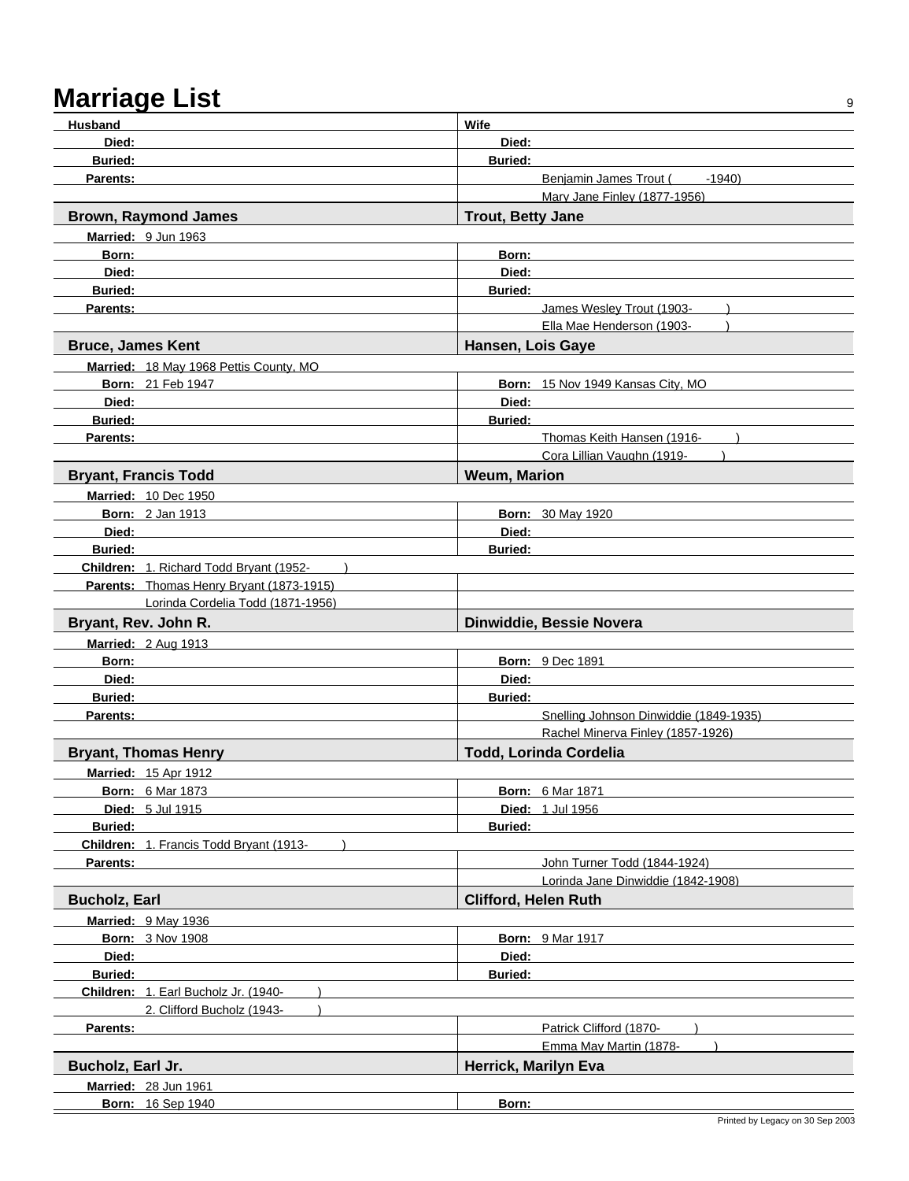# Marriage List

| Husband | Wife |
| --- | --- |
| **Died:** | **Died:** |
| **Buried:** | **Buried:** |
| **Parents:** | Benjamin James Trout ( -1940) |
| | Mary Jane Finley (1877-1956) |
| **Brown, Raymond James** | **Trout, Betty Jane** |
| **Married:** 9 Jun 1963 | |
| **Born:** | **Born:** |
| **Died:** | **Died:** |
| **Buried:** | **Buried:** |
| **Parents:** | James Wesley Trout (1903- ) |
| | Ella Mae Henderson (1903- ) |
| **Bruce, James Kent** | **Hansen, Lois Gaye** |
| **Married:** 18 May 1968 Pettis County, MO | |
| **Born:** 21 Feb 1947 | **Born:** 15 Nov 1949 Kansas City, MO |
| **Died:** | **Died:** |
| **Buried:** | **Buried:** |
| **Parents:** | Thomas Keith Hansen (1916- ) |
| | Cora Lillian Vaughn (1919- ) |
| **Bryant, Francis Todd** | **Weum, Marion** |
| **Married:** 10 Dec 1950 | |
| **Born:** 2 Jan 1913 | **Born:** 30 May 1920 |
| **Died:** | **Died:** |
| **Buried:** | **Buried:** |
| **Children:** 1. Richard Todd Bryant (1952- ) | |
| **Parents:** Thomas Henry Bryant (1873-1915) | |
| Lorinda Cordelia Todd (1871-1956) | |
| **Bryant, Rev. John R.** | **Dinwiddie, Bessie Novera** |
| **Married:** 2 Aug 1913 | |
| **Born:** | **Born:** 9 Dec 1891 |
| **Died:** | **Died:** |
| **Buried:** | **Buried:** |
| **Parents:** | Snelling Johnson Dinwiddie (1849-1935) |
| | Rachel Minerva Finley (1857-1926) |
| **Bryant, Thomas Henry** | **Todd, Lorinda Cordelia** |
| **Married:** 15 Apr 1912 | |
| **Born:** 6 Mar 1873 | **Born:** 6 Mar 1871 |
| **Died:** 5 Jul 1915 | **Died:** 1 Jul 1956 |
| **Buried:** | **Buried:** |
| **Children:** 1. Francis Todd Bryant (1913- ) | |
| **Parents:** | John Turner Todd (1844-1924) |
| | Lorinda Jane Dinwiddie (1842-1908) |
| **Bucholz, Earl** | **Clifford, Helen Ruth** |
| **Married:** 9 May 1936 | |
| **Born:** 3 Nov 1908 | **Born:** 9 Mar 1917 |
| **Died:** | **Died:** |
| **Buried:** | **Buried:** |
| **Children:** 1. Earl Bucholz Jr. (1940- ) | |
| 2. Clifford Bucholz (1943- ) | |
| **Parents:** | Patrick Clifford (1870- ) |
| | Emma May Martin (1878- ) |
| **Bucholz, Earl Jr.** | **Herrick, Marilyn Eva** |
| **Married:** 28 Jun 1961 | |
| **Born:** 16 Sep 1940 | **Born:** |

Printed by Legacy on 30 Sep 2003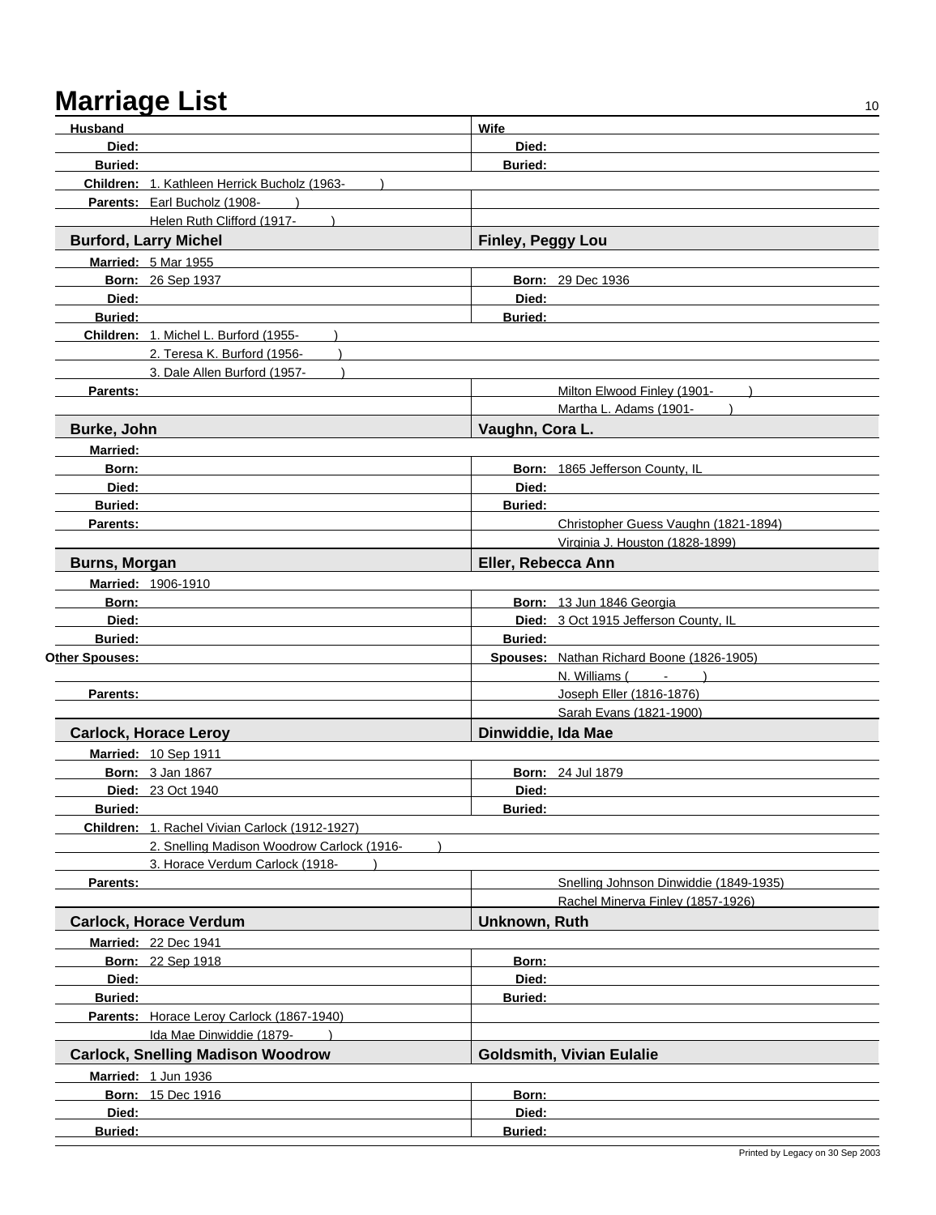# Marriage List

| Husband | Wife |
|---|---|
| **Died:** | **Died:** |
| **Buried:** | **Buried:** |
| **Children:** 1. Kathleen Herrick Bucholz (1963- ) | |
| **Parents:** Earl Bucholz (1908- ) | |
| Helen Ruth Clifford (1917- ) | |

| **Burford, Larry Michel** | **Finley, Peggy Lou** |
|---|---|
| **Married:** 5 Mar 1955 | |
| **Born:** 26 Sep 1937 | **Born:** 29 Dec 1936 |
| **Died:** | **Died:** |
| **Buried:** | **Buried:** |
| **Children:** 1. Michel L. Burford (1955- ) | |
| 2. Teresa K. Burford (1956- ) | |
| 3. Dale Allen Burford (1957- ) | |
| **Parents:** | Milton Elwood Finley (1901- ) |
| | Martha L. Adams (1901- ) |

| **Burke, John** | **Vaughn, Cora L.** |
|---|---|
| **Married:** | |
| **Born:** | **Born:** 1865 Jefferson County, IL |
| **Died:** | **Died:** |
| **Buried:** | **Buried:** |
| **Parents:** | Christopher Guess Vaughn (1821-1894) |
| | Virginia J. Houston (1828-1899) |

| **Burns, Morgan** | **Eller, Rebecca Ann** |
|---|---|
| **Married:** 1906-1910 | |
| **Born:** | **Born:** 13 Jun 1846 Georgia |
| **Died:** | **Died:** 3 Oct 1915 Jefferson County, IL |
| **Buried:** | **Buried:** |
| **Other Spouses:** | **Spouses:** Nathan Richard Boone (1826-1905) |
| | N. Williams ( - ) |
| **Parents:** | Joseph Eller (1816-1876) |
| | Sarah Evans (1821-1900) |

| **Carlock, Horace Leroy** | **Dinwiddie, Ida Mae** |
|---|---|
| **Married:** 10 Sep 1911 | |
| **Born:** 3 Jan 1867 | **Born:** 24 Jul 1879 |
| **Died:** 23 Oct 1940 | **Died:** |
| **Buried:** | **Buried:** |
| **Children:** 1. Rachel Vivian Carlock (1912-1927) | |
| 2. Snelling Madison Woodrow Carlock (1916- ) | |
| 3. Horace Verdum Carlock (1918- ) | |
| **Parents:** | Snelling Johnson Dinwiddie (1849-1935) |
| | Rachel Minerva Finley (1857-1926) |

| **Carlock, Horace Verdum** | **Unknown, Ruth** |
|---|---|
| **Married:** 22 Dec 1941 | |
| **Born:** 22 Sep 1918 | **Born:** |
| **Died:** | **Died:** |
| **Buried:** | **Buried:** |
| **Parents:** Horace Leroy Carlock (1867-1940) | |
| Ida Mae Dinwiddie (1879- ) | |

| **Carlock, Snelling Madison Woodrow** | **Goldsmith, Vivian Eulalie** |
|---|---|
| **Married:** 1 Jun 1936 | |
| **Born:** 15 Dec 1916 | **Born:** |
| **Died:** | **Died:** |
| **Buried:** | **Buried:** |

Printed by Legacy on 30 Sep 2003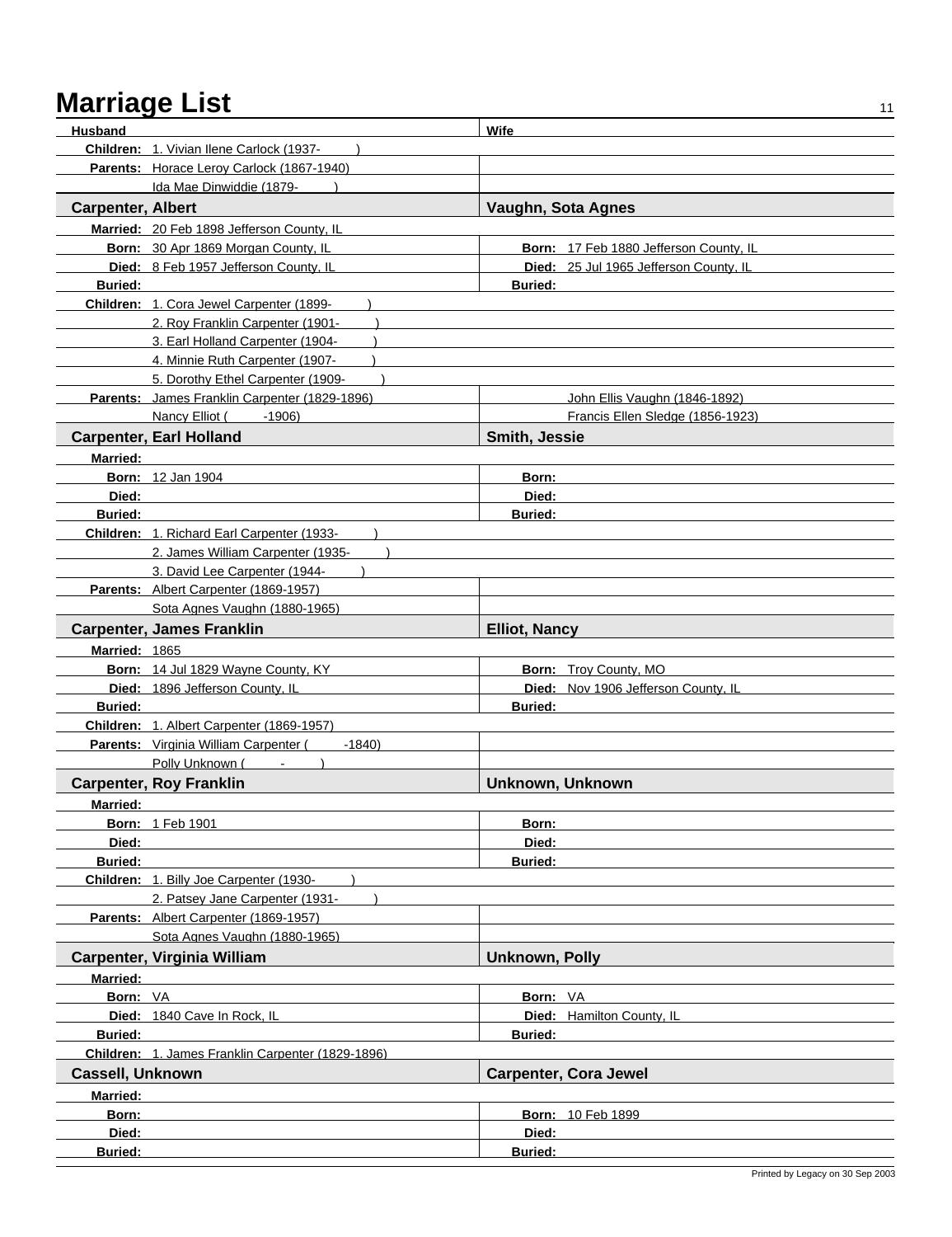# Marriage List

| Husband | Wife |
|---|---|
| **Children:** 1. Vivian Ilene Carlock (1937- ) | |
| **Parents:** Horace Leroy Carlock (1867-1940) | |
| Ida Mae Dinwiddie (1879- ) | |

| **Carpenter, Albert** | **Vaughn, Sota Agnes** |
|---|---|
| **Married:** 20 Feb 1898 Jefferson County, IL | |
| **Born:** 30 Apr 1869 Morgan County, IL | **Born:** 17 Feb 1880 Jefferson County, IL |
| **Died:** 8 Feb 1957 Jefferson County, IL | **Died:** 25 Jul 1965 Jefferson County, IL |
| **Buried:** | **Buried:** |
| **Children:** 1. Cora Jewel Carpenter (1899- ) | |
| 2. Roy Franklin Carpenter (1901- ) | |
| 3. Earl Holland Carpenter (1904- ) | |
| 4. Minnie Ruth Carpenter (1907- ) | |
| 5. Dorothy Ethel Carpenter (1909- ) | |
| **Parents:** James Franklin Carpenter (1829-1896) | John Ellis Vaughn (1846-1892) |
| Nancy Elliot ( -1906) | Francis Ellen Sledge (1856-1923) |

| **Carpenter, Earl Holland** | **Smith, Jessie** |
|---|---|
| **Married:** | |
| **Born:** 12 Jan 1904 | **Born:** |
| **Died:** | **Died:** |
| **Buried:** | **Buried:** |
| **Children:** 1. Richard Earl Carpenter (1933- ) | |
| 2. James William Carpenter (1935- ) | |
| 3. David Lee Carpenter (1944- ) | |
| **Parents:** Albert Carpenter (1869-1957) | |
| Sota Agnes Vaughn (1880-1965) | |

| **Carpenter, James Franklin** | **Elliot, Nancy** |
|---|---|
| **Married:** 1865 | |
| **Born:** 14 Jul 1829 Wayne County, KY | **Born:** Troy County, MO |
| **Died:** 1896 Jefferson County, IL | **Died:** Nov 1906 Jefferson County, IL |
| **Buried:** | **Buried:** |
| **Children:** 1. Albert Carpenter (1869-1957) | |
| **Parents:** Virginia William Carpenter ( -1840) | |
| Polly Unknown ( - ) | |

| **Carpenter, Roy Franklin** | **Unknown, Unknown** |
|---|---|
| **Married:** | |
| **Born:** 1 Feb 1901 | **Born:** |
| **Died:** | **Died:** |
| **Buried:** | **Buried:** |
| **Children:** 1. Billy Joe Carpenter (1930- ) | |
| 2. Patsey Jane Carpenter (1931- ) | |
| **Parents:** Albert Carpenter (1869-1957) | |
| Sota Agnes Vaughn (1880-1965) | |

| **Carpenter, Virginia William** | **Unknown, Polly** |
|---|---|
| **Married:** | |
| **Born:** VA | **Born:** VA |
| **Died:** 1840 Cave In Rock, IL | **Died:** Hamilton County, IL |
| **Buried:** | **Buried:** |
| **Children:** 1. James Franklin Carpenter (1829-1896) | |

| **Cassell, Unknown** | **Carpenter, Cora Jewel** |
|---|---|
| **Married:** | |
| **Born:** | **Born:** 10 Feb 1899 |
| **Died:** | **Died:** |
| **Buried:** | **Buried:** |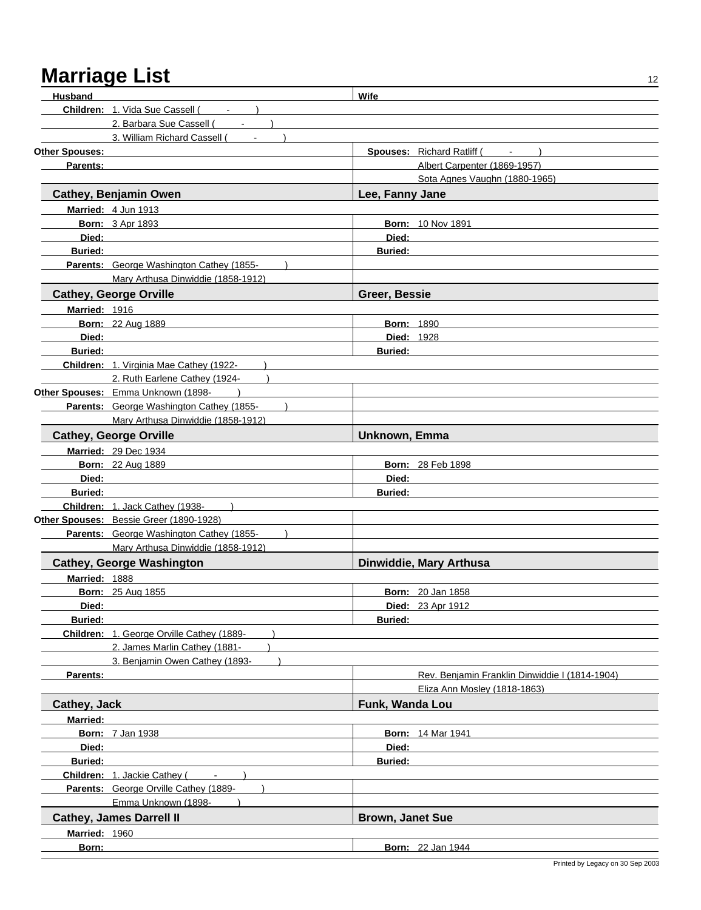# Marriage List

| Husband | Wife |
|---|---|
| **Children:** 1. Vida Sue Cassell ( - ) | |
| 2. Barbara Sue Cassell ( - ) | |
| 3. William Richard Cassell ( - ) | |
| **Other Spouses:** | **Spouses:** Richard Ratliff ( - ) |
| **Parents:** | Albert Carpenter (1869-1957) |
| | Sota Agnes Vaughn (1880-1965) |

| **Cathey, Benjamin Owen** | **Lee, Fanny Jane** |
|---|---|
| **Married:** 4 Jun 1913 | |
| **Born:** 3 Apr 1893 | **Born:** 10 Nov 1891 |
| **Died:** | **Died:** |
| **Buried:** | **Buried:** |
| **Parents:** George Washington Cathey (1855- ) | |
| Mary Arthusa Dinwiddie (1858-1912) | |

| **Cathey, George Orville** | **Greer, Bessie** |
|---|---|
| **Married:** 1916 | |
| **Born:** 22 Aug 1889 | **Born:** 1890 |
| **Died:** | **Died:** 1928 |
| **Buried:** | **Buried:** |
| **Children:** 1. Virginia Mae Cathey (1922- ) | |
| 2. Ruth Earlene Cathey (1924- ) | |
| **Other Spouses:** Emma Unknown (1898- ) | |
| **Parents:** George Washington Cathey (1855- ) | |
| Mary Arthusa Dinwiddie (1858-1912) | |

| **Cathey, George Orville** | **Unknown, Emma** |
|---|---|
| **Married:** 29 Dec 1934 | |
| **Born:** 22 Aug 1889 | **Born:** 28 Feb 1898 |
| **Died:** | **Died:** |
| **Buried:** | **Buried:** |
| **Children:** 1. Jack Cathey (1938- ) | |
| **Other Spouses:** Bessie Greer (1890-1928) | |
| **Parents:** George Washington Cathey (1855- ) | |
| Mary Arthusa Dinwiddie (1858-1912) | |

| **Cathey, George Washington** | **Dinwiddie, Mary Arthusa** |
|---|---|
| **Married:** 1888 | |
| **Born:** 25 Aug 1855 | **Born:** 20 Jan 1858 |
| **Died:** | **Died:** 23 Apr 1912 |
| **Buried:** | **Buried:** |
| **Children:** 1. George Orville Cathey (1889- ) | |
| 2. James Marlin Cathey (1881- ) | |
| 3. Benjamin Owen Cathey (1893- ) | |
| **Parents:** | Rev. Benjamin Franklin Dinwiddie I (1814-1904) |
| | Eliza Ann Mosley (1818-1863) |

| **Cathey, Jack** | **Funk, Wanda Lou** |
|---|---|
| **Married:** | |
| **Born:** 7 Jan 1938 | **Born:** 14 Mar 1941 |
| **Died:** | **Died:** |
| **Buried:** | **Buried:** |
| **Children:** 1. Jackie Cathey ( - ) | |
| **Parents:** George Orville Cathey (1889- ) | |
| Emma Unknown (1898- ) | |

| **Cathey, James Darrell II** | **Brown, Janet Sue** |
|---|---|
| **Married:** 1960 | |
| **Born:** | **Born:** 22 Jan 1944 |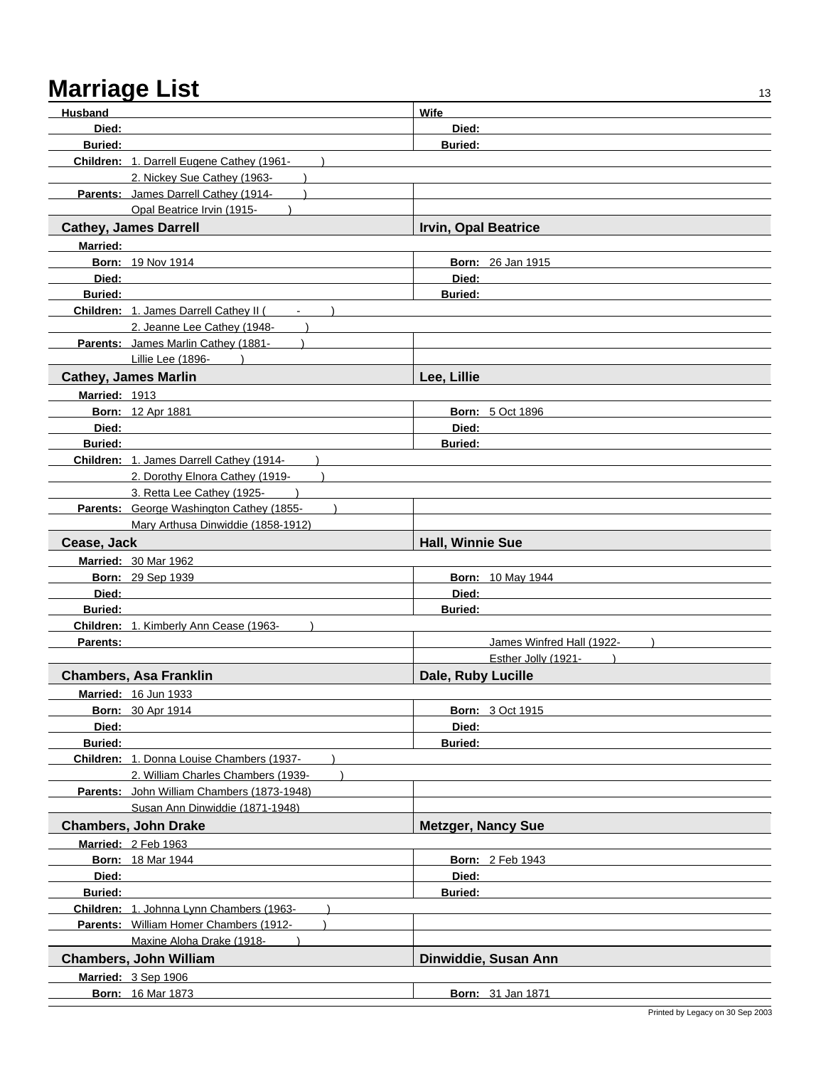# Marriage List

| Husband | Wife |
|---|---|
| **Died:** | **Died:** |
| **Buried:** | **Buried:** |
| **Children:** 1. Darrell Eugene Cathey (1961- ) | |
| 2. Nickey Sue Cathey (1963- ) | |
| **Parents:** James Darrell Cathey (1914- ) | |
| Opal Beatrice Irvin (1915- ) | |
| **Cathey, James Darrell** | **Irvin, Opal Beatrice** |
| **Married:** | |
| **Born:** 19 Nov 1914 | **Born:** 26 Jan 1915 |
| **Died:** | **Died:** |
| **Buried:** | **Buried:** |
| **Children:** 1. James Darrell Cathey II ( - ) | |
| 2. Jeanne Lee Cathey (1948- ) | |
| **Parents:** James Marlin Cathey (1881- ) | |
| Lillie Lee (1896- ) | |
| **Cathey, James Marlin** | **Lee, Lillie** |
| **Married:** 1913 | |
| **Born:** 12 Apr 1881 | **Born:** 5 Oct 1896 |
| **Died:** | **Died:** |
| **Buried:** | **Buried:** |
| **Children:** 1. James Darrell Cathey (1914- ) | |
| 2. Dorothy Elnora Cathey (1919- ) | |
| 3. Retta Lee Cathey (1925- ) | |
| **Parents:** George Washington Cathey (1855- ) | |
| Mary Arthusa Dinwiddie (1858-1912) | |
| **Cease, Jack** | **Hall, Winnie Sue** |
| **Married:** 30 Mar 1962 | |
| **Born:** 29 Sep 1939 | **Born:** 10 May 1944 |
| **Died:** | **Died:** |
| **Buried:** | **Buried:** |
| **Children:** 1. Kimberly Ann Cease (1963- ) | |
| **Parents:** | James Winfred Hall (1922- ) |
| | Esther Jolly (1921- ) |
| **Chambers, Asa Franklin** | **Dale, Ruby Lucille** |
| **Married:** 16 Jun 1933 | |
| **Born:** 30 Apr 1914 | **Born:** 3 Oct 1915 |
| **Died:** | **Died:** |
| **Buried:** | **Buried:** |
| **Children:** 1. Donna Louise Chambers (1937- ) | |
| 2. William Charles Chambers (1939- ) | |
| **Parents:** John William Chambers (1873-1948) | |
| Susan Ann Dinwiddie (1871-1948) | |
| **Chambers, John Drake** | **Metzger, Nancy Sue** |
| **Married:** 2 Feb 1963 | |
| **Born:** 18 Mar 1944 | **Born:** 2 Feb 1943 |
| **Died:** | **Died:** |
| **Buried:** | **Buried:** |
| **Children:** 1. Johnna Lynn Chambers (1963- ) | |
| **Parents:** William Homer Chambers (1912- ) | |
| Maxine Aloha Drake (1918- ) | |
| **Chambers, John William** | **Dinwiddie, Susan Ann** |
| **Married:** 3 Sep 1906 | |
| **Born:** 16 Mar 1873 | **Born:** 31 Jan 1871 |

Printed by Legacy on 30 Sep 2003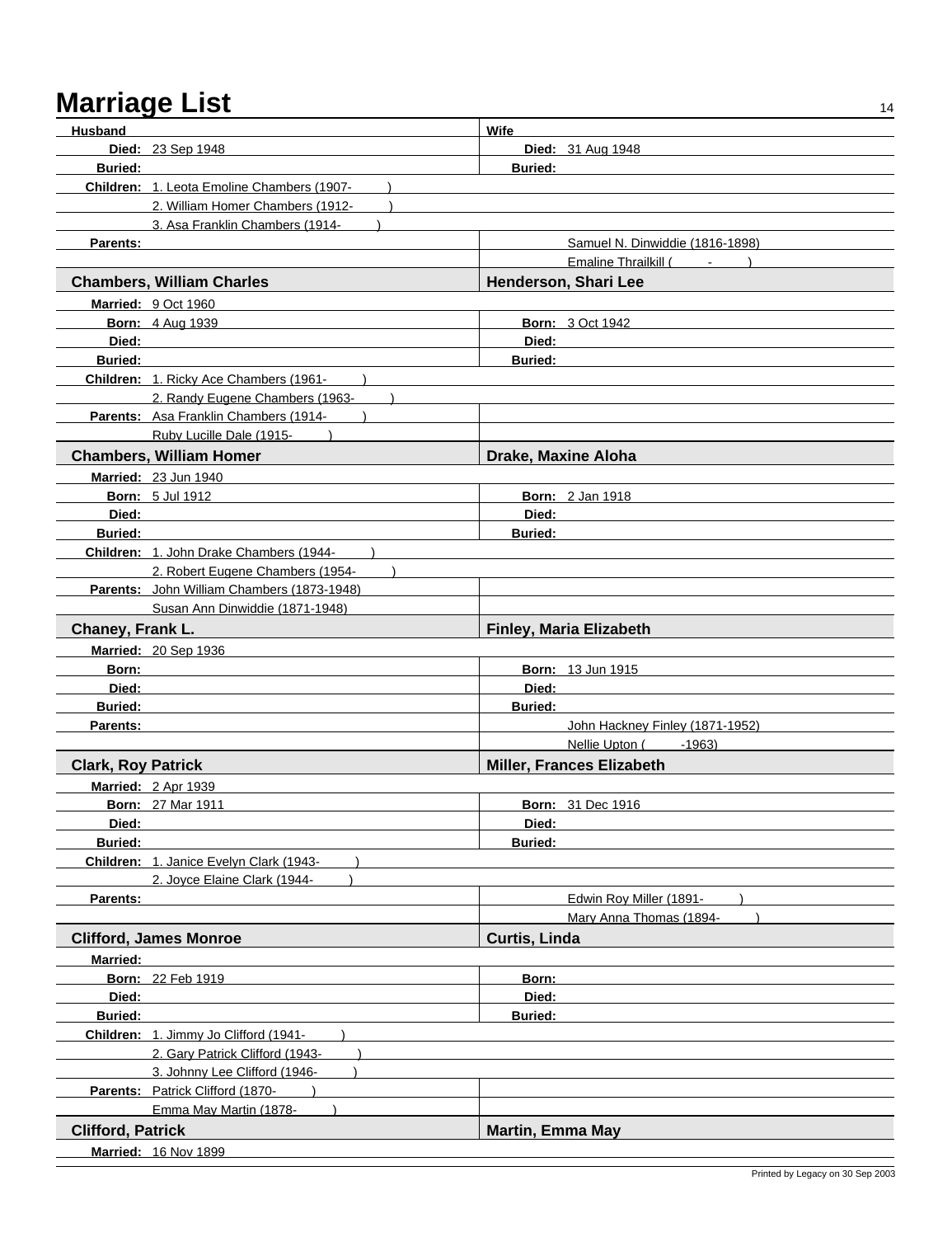# Marriage List

| Husband | Wife |
|---|---|
| **Died:** 23 Sep 1948 | **Died:** 31 Aug 1948 |
| **Buried:** | **Buried:** |
| **Children:** 1. Leota Emoline Chambers (1907- ) | |
| 2. William Homer Chambers (1912- ) | |
| 3. Asa Franklin Chambers (1914- ) | |
| **Parents:** | Samuel N. Dinwiddie (1816-1898) |
| | Emaline Thrailkill ( - ) |

| **Chambers, William Charles** | **Henderson, Shari Lee** |
|---|---|
| **Married:** 9 Oct 1960 | |
| **Born:** 4 Aug 1939 | **Born:** 3 Oct 1942 |
| **Died:** | **Died:** |
| **Buried:** | **Buried:** |
| **Children:** 1. Ricky Ace Chambers (1961- ) | |
| 2. Randy Eugene Chambers (1963- ) | |
| **Parents:** Asa Franklin Chambers (1914- ) | |
| Ruby Lucille Dale (1915- ) | |

| **Chambers, William Homer** | **Drake, Maxine Aloha** |
|---|---|
| **Married:** 23 Jun 1940 | |
| **Born:** 5 Jul 1912 | **Born:** 2 Jan 1918 |
| **Died:** | **Died:** |
| **Buried:** | **Buried:** |
| **Children:** 1. John Drake Chambers (1944- ) | |
| 2. Robert Eugene Chambers (1954- ) | |
| **Parents:** John William Chambers (1873-1948) | |
| Susan Ann Dinwiddie (1871-1948) | |

| **Chaney, Frank L.** | **Finley, Maria Elizabeth** |
|---|---|
| **Married:** 20 Sep 1936 | |
| **Born:** | **Born:** 13 Jun 1915 |
| **Died:** | **Died:** |
| **Buried:** | **Buried:** |
| **Parents:** | John Hackney Finley (1871-1952) |
| | Nellie Upton ( -1963) |

| **Clark, Roy Patrick** | **Miller, Frances Elizabeth** |
|---|---|
| **Married:** 2 Apr 1939 | |
| **Born:** 27 Mar 1911 | **Born:** 31 Dec 1916 |
| **Died:** | **Died:** |
| **Buried:** | **Buried:** |
| **Children:** 1. Janice Evelyn Clark (1943- ) | |
| 2. Joyce Elaine Clark (1944- ) | |
| **Parents:** | Edwin Roy Miller (1891- ) |
| | Mary Anna Thomas (1894- ) |

| **Clifford, James Monroe** | **Curtis, Linda** |
|---|---|
| **Married:** | |
| **Born:** 22 Feb 1919 | **Born:** |
| **Died:** | **Died:** |
| **Buried:** | **Buried:** |
| **Children:** 1. Jimmy Jo Clifford (1941- ) | |
| 2. Gary Patrick Clifford (1943- ) | |
| 3. Johnny Lee Clifford (1946- ) | |
| **Parents:** Patrick Clifford (1870- ) | |
| Emma May Martin (1878- ) | |

| **Clifford, Patrick** | **Martin, Emma May** |
|---|---|
| **Married:** 16 Nov 1899 | |

Printed by Legacy on 30 Sep 2003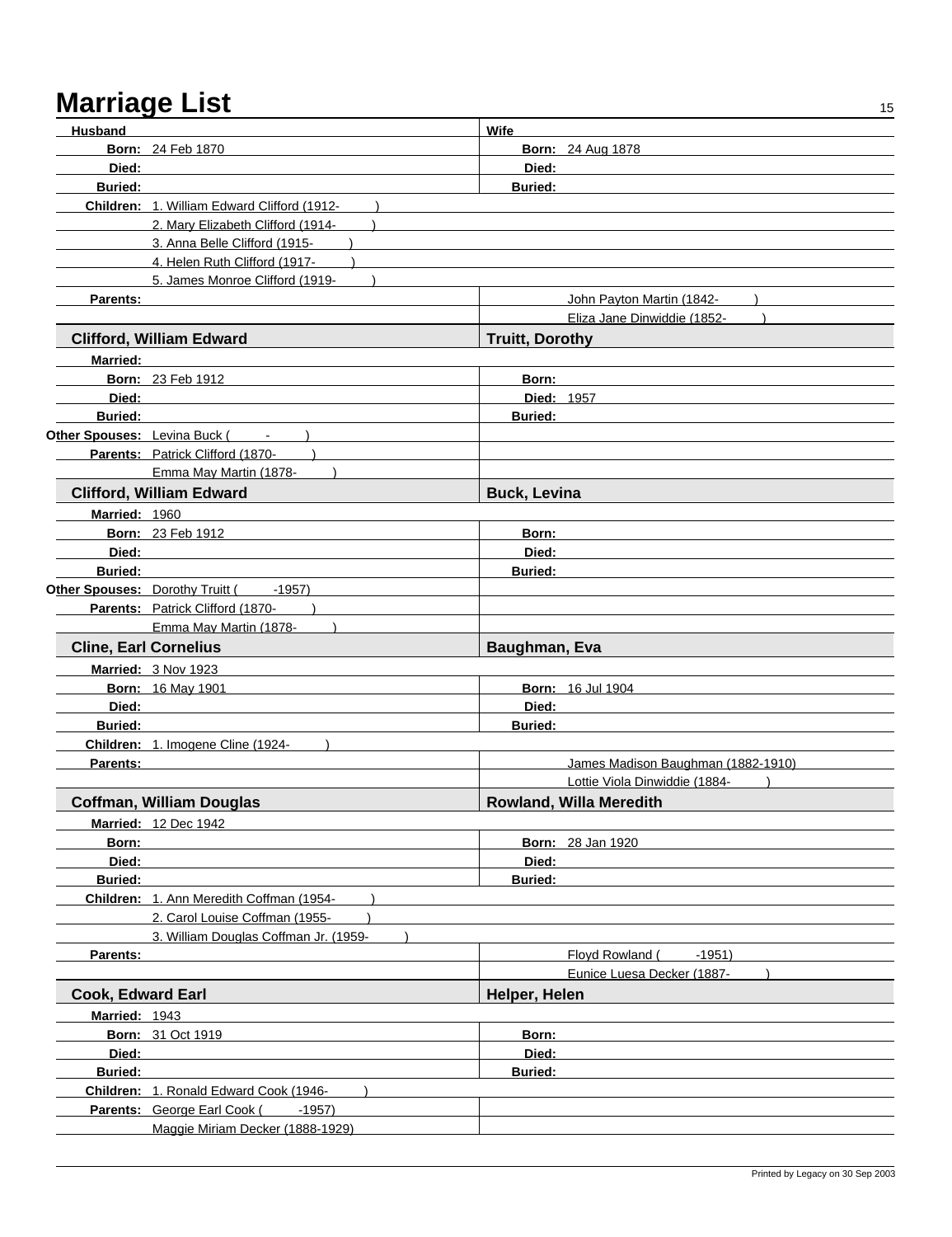# Marriage List

| Husband | Wife |
|---|---|
| **Born:** 24 Feb 1870 | **Born:** 24 Aug 1878 |
| **Died:** | **Died:** |
| **Buried:** | **Buried:** |
| **Children:** 1. William Edward Clifford (1912- ) | |
| 2. Mary Elizabeth Clifford (1914- ) | |
| 3. Anna Belle Clifford (1915- ) | |
| 4. Helen Ruth Clifford (1917- ) | |
| 5. James Monroe Clifford (1919- ) | |
| **Parents:** | John Payton Martin (1842- ) |
| | Eliza Jane Dinwiddie (1852- ) |

| **Clifford, William Edward** | **Truitt, Dorothy** |
|---|---|
| **Married:** | |
| **Born:** 23 Feb 1912 | **Born:** |
| **Died:** | **Died:** 1957 |
| **Buried:** | **Buried:** |
| **Other Spouses:** Levina Buck ( - ) | |
| **Parents:** Patrick Clifford (1870- ) | |
| Emma May Martin (1878- ) | |

| **Clifford, William Edward** | **Buck, Levina** |
|---|---|
| **Married:** 1960 | |
| **Born:** 23 Feb 1912 | **Born:** |
| **Died:** | **Died:** |
| **Buried:** | **Buried:** |
| **Other Spouses:** Dorothy Truitt ( -1957) | |
| **Parents:** Patrick Clifford (1870- ) | |
| Emma May Martin (1878- ) | |

| **Cline, Earl Cornelius** | **Baughman, Eva** |
|---|---|
| **Married:** 3 Nov 1923 | |
| **Born:** 16 May 1901 | **Born:** 16 Jul 1904 |
| **Died:** | **Died:** |
| **Buried:** | **Buried:** |
| **Children:** 1. Imogene Cline (1924- ) | |
| **Parents:** | James Madison Baughman (1882-1910) |
| | Lottie Viola Dinwiddie (1884- ) |

| **Coffman, William Douglas** | **Rowland, Willa Meredith** |
|---|---|
| **Married:** 12 Dec 1942 | |
| **Born:** | **Born:** 28 Jan 1920 |
| **Died:** | **Died:** |
| **Buried:** | **Buried:** |
| **Children:** 1. Ann Meredith Coffman (1954- ) | |
| 2. Carol Louise Coffman (1955- ) | |
| 3. William Douglas Coffman Jr. (1959- ) | |
| **Parents:** | Floyd Rowland ( -1951) |
| | Eunice Luesa Decker (1887- ) |

| **Cook, Edward Earl** | **Helper, Helen** |
|---|---|
| **Married:** 1943 | |
| **Born:** 31 Oct 1919 | **Born:** |
| **Died:** | **Died:** |
| **Buried:** | **Buried:** |
| **Children:** 1. Ronald Edward Cook (1946- ) | |
| **Parents:** George Earl Cook ( -1957) | |
| Maggie Miriam Decker (1888-1929) | |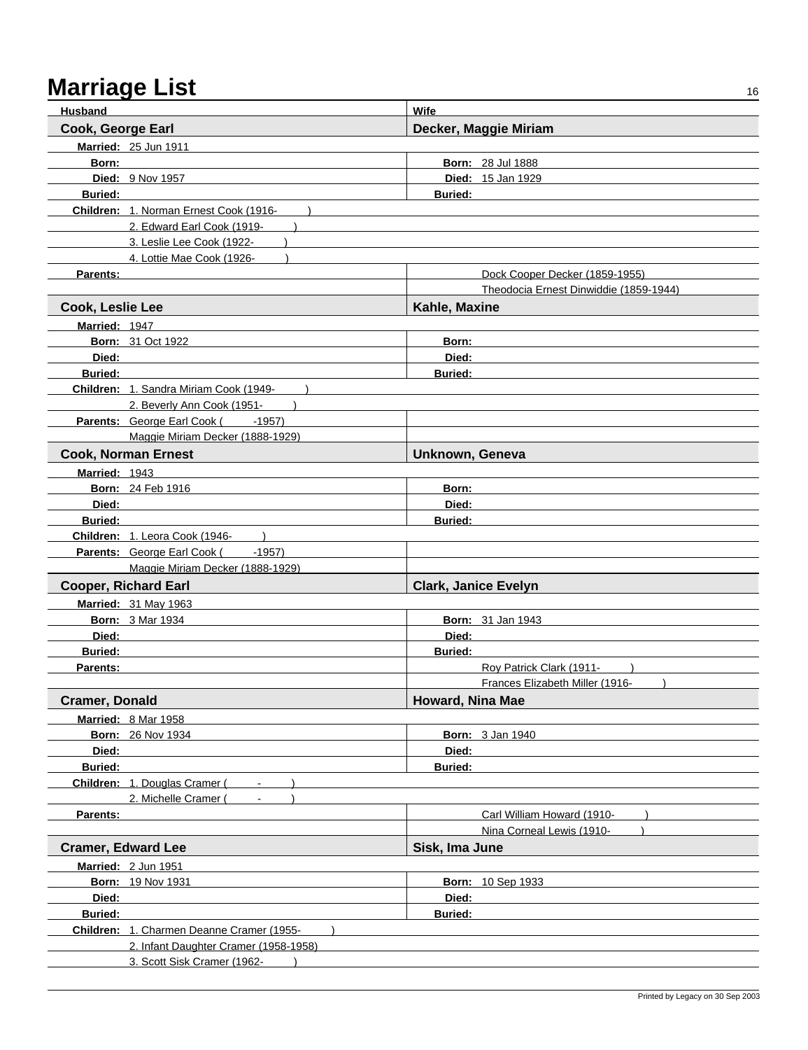# Marriage List

| Husband | Wife |
| --- | --- |
| **Cook, George Earl** | **Decker, Maggie Miriam** |
| **Married:** 25 Jun 1911 | |
| **Born:** | **Born:** 28 Jul 1888 |
| **Died:** 9 Nov 1957 | **Died:** 15 Jan 1929 |
| **Buried:** | **Buried:** |
| **Children:** 1. Norman Ernest Cook (1916- ) | |
| 2. Edward Earl Cook (1919- ) | |
| 3. Leslie Lee Cook (1922- ) | |
| 4. Lottie Mae Cook (1926- ) | |
| **Parents:** | Dock Cooper Decker (1859-1955) |
| | Theodocia Ernest Dinwiddie (1859-1944) |
| **Cook, Leslie Lee** | **Kahle, Maxine** |
| **Married:** 1947 | |
| **Born:** 31 Oct 1922 | **Born:** |
| **Died:** | **Died:** |
| **Buried:** | **Buried:** |
| **Children:** 1. Sandra Miriam Cook (1949- ) | |
| 2. Beverly Ann Cook (1951- ) | |
| **Parents:** George Earl Cook ( -1957) | |
| Maggie Miriam Decker (1888-1929) | |
| **Cook, Norman Ernest** | **Unknown, Geneva** |
| **Married:** 1943 | |
| **Born:** 24 Feb 1916 | **Born:** |
| **Died:** | **Died:** |
| **Buried:** | **Buried:** |
| **Children:** 1. Leora Cook (1946- ) | |
| **Parents:** George Earl Cook ( -1957) | |
| Maggie Miriam Decker (1888-1929) | |
| **Cooper, Richard Earl** | **Clark, Janice Evelyn** |
| **Married:** 31 May 1963 | |
| **Born:** 3 Mar 1934 | **Born:** 31 Jan 1943 |
| **Died:** | **Died:** |
| **Buried:** | **Buried:** |
| **Parents:** | Roy Patrick Clark (1911- ) |
| | Frances Elizabeth Miller (1916- ) |
| **Cramer, Donald** | **Howard, Nina Mae** |
| **Married:** 8 Mar 1958 | |
| **Born:** 26 Nov 1934 | **Born:** 3 Jan 1940 |
| **Died:** | **Died:** |
| **Buried:** | **Buried:** |
| **Children:** 1. Douglas Cramer ( - ) | |
| 2. Michelle Cramer ( - ) | |
| **Parents:** | Carl William Howard (1910- ) |
| | Nina Corneal Lewis (1910- ) |
| **Cramer, Edward Lee** | **Sisk, Ima June** |
| **Married:** 2 Jun 1951 | |
| **Born:** 19 Nov 1931 | **Born:** 10 Sep 1933 |
| **Died:** | **Died:** |
| **Buried:** | **Buried:** |
| **Children:** 1. Charmen Deanne Cramer (1955- ) | |
| 2. Infant Daughter Cramer (1958-1958) | |
| 3. Scott Sisk Cramer (1962- ) | |

Printed by Legacy on 30 Sep 2003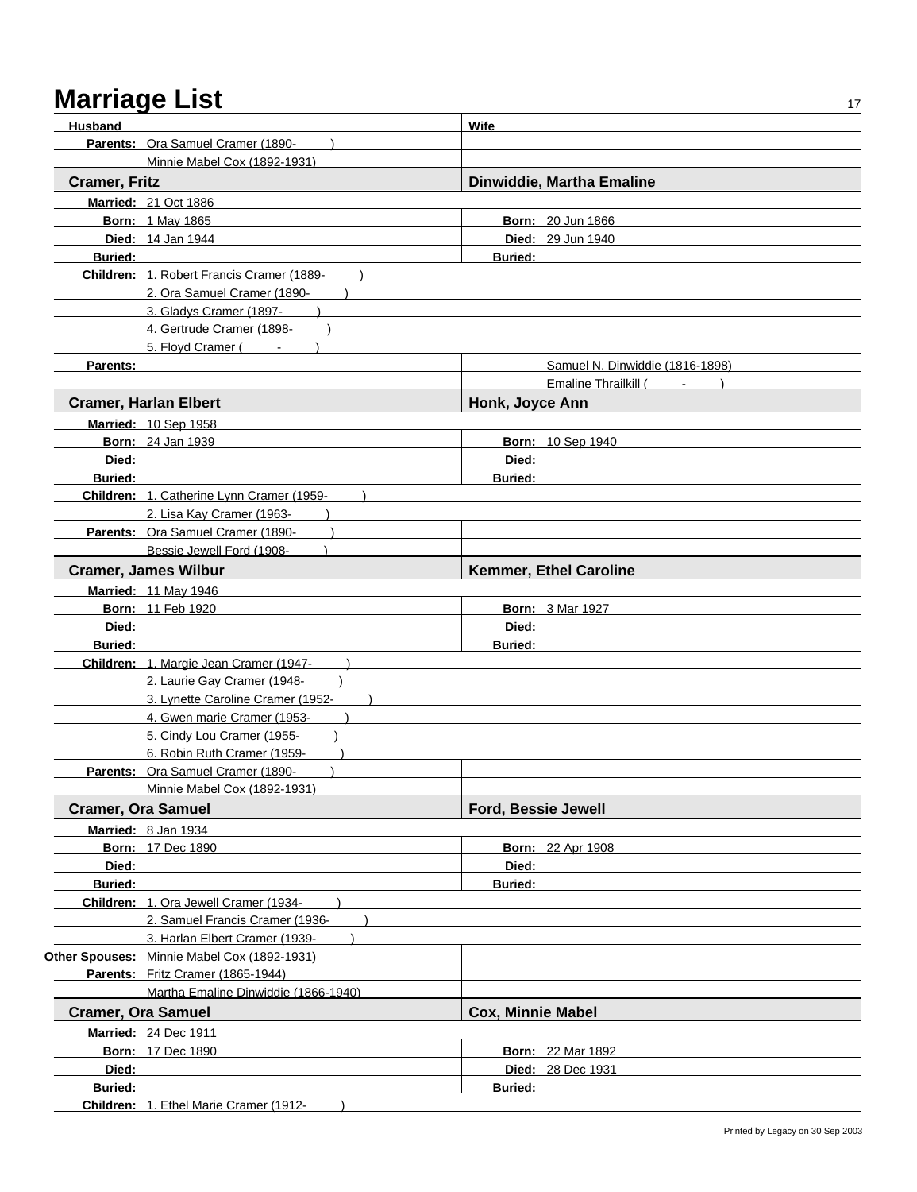# Marriage List

| Husband | Wife |
| --- | --- |
| **Parents:** Ora Samuel Cramer (1890- ) | |
| Minnie Mabel Cox (1892-1931) | |

| **Cramer, Fritz** | **Dinwiddie, Martha Emaline** |
| --- | --- |
| **Married:** 21 Oct 1886 | |
| **Born:** 1 May 1865 | **Born:** 20 Jun 1866 |
| **Died:** 14 Jan 1944 | **Died:** 29 Jun 1940 |
| **Buried:** | **Buried:** |
| **Children:** 1. Robert Francis Cramer (1889- ) | |
| 2. Ora Samuel Cramer (1890- ) | |
| 3. Gladys Cramer (1897- ) | |
| 4. Gertrude Cramer (1898- ) | |
| 5. Floyd Cramer ( - ) | |
| **Parents:** | Samuel N. Dinwiddie (1816-1898) |
| | Emaline Thrailkill ( - ) |

| **Cramer, Harlan Elbert** | **Honk, Joyce Ann** |
| --- | --- |
| **Married:** 10 Sep 1958 | |
| **Born:** 24 Jan 1939 | **Born:** 10 Sep 1940 |
| **Died:** | **Died:** |
| **Buried:** | **Buried:** |
| **Children:** 1. Catherine Lynn Cramer (1959- ) | |
| 2. Lisa Kay Cramer (1963- ) | |
| **Parents:** Ora Samuel Cramer (1890- ) | |
| Bessie Jewell Ford (1908- ) | |

| **Cramer, James Wilbur** | **Kemmer, Ethel Caroline** |
| --- | --- |
| **Married:** 11 May 1946 | |
| **Born:** 11 Feb 1920 | **Born:** 3 Mar 1927 |
| **Died:** | **Died:** |
| **Buried:** | **Buried:** |
| **Children:** 1. Margie Jean Cramer (1947- ) | |
| 2. Laurie Gay Cramer (1948- ) | |
| 3. Lynette Caroline Cramer (1952- ) | |
| 4. Gwen marie Cramer (1953- ) | |
| 5. Cindy Lou Cramer (1955- ) | |
| 6. Robin Ruth Cramer (1959- ) | |
| **Parents:** Ora Samuel Cramer (1890- ) | |
| Minnie Mabel Cox (1892-1931) | |

| **Cramer, Ora Samuel** | **Ford, Bessie Jewell** |
| --- | --- |
| **Married:** 8 Jan 1934 | |
| **Born:** 17 Dec 1890 | **Born:** 22 Apr 1908 |
| **Died:** | **Died:** |
| **Buried:** | **Buried:** |
| **Children:** 1. Ora Jewell Cramer (1934- ) | |
| 2. Samuel Francis Cramer (1936- ) | |
| 3. Harlan Elbert Cramer (1939- ) | |
| **Other Spouses:** Minnie Mabel Cox (1892-1931) | |
| **Parents:** Fritz Cramer (1865-1944) | |
| Martha Emaline Dinwiddie (1866-1940) | |

| **Cramer, Ora Samuel** | **Cox, Minnie Mabel** |
| --- | --- |
| **Married:** 24 Dec 1911 | |
| **Born:** 17 Dec 1890 | **Born:** 22 Mar 1892 |
| **Died:** | **Died:** 28 Dec 1931 |
| **Buried:** | **Buried:** |
| **Children:** 1. Ethel Marie Cramer (1912- ) | |

Printed by Legacy on 30 Sep 2003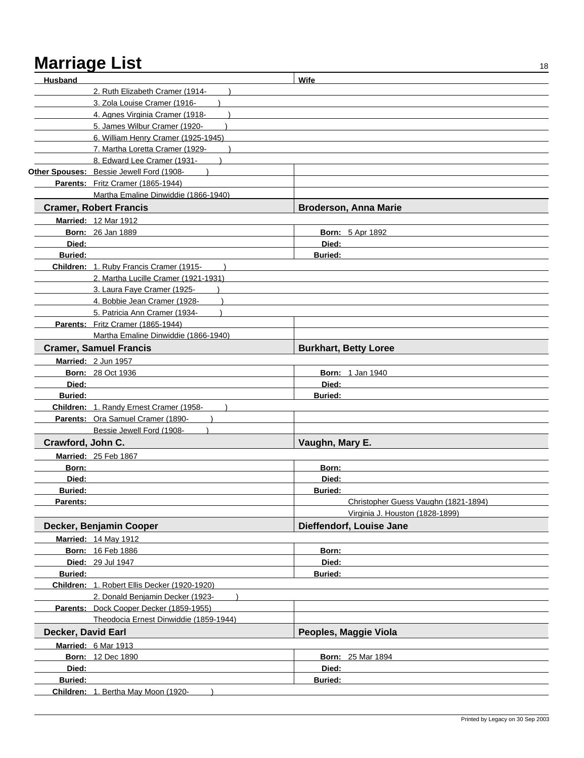# Marriage List

| Husband | Wife |
|---|---|
| 2. Ruth Elizabeth Cramer (1914- ) | |
| 3. Zola Louise Cramer (1916- ) | |
| 4. Agnes Virginia Cramer (1918- ) | |
| 5. James Wilbur Cramer (1920- ) | |
| 6. William Henry Cramer (1925-1945) | |
| 7. Martha Loretta Cramer (1929- ) | |
| 8. Edward Lee Cramer (1931- ) | |
| **Other Spouses:** Bessie Jewell Ford (1908- ) | |
| **Parents:** Fritz Cramer (1865-1944) | |
| Martha Emaline Dinwiddie (1866-1940) | |
| **Cramer, Robert Francis** | **Broderson, Anna Marie** |
| **Married:** 12 Mar 1912 | |
| **Born:** 26 Jan 1889 | **Born:** 5 Apr 1892 |
| **Died:** | **Died:** |
| **Buried:** | **Buried:** |
| **Children:** 1. Ruby Francis Cramer (1915- ) | |
| 2. Martha Lucille Cramer (1921-1931) | |
| 3. Laura Faye Cramer (1925- ) | |
| 4. Bobbie Jean Cramer (1928- ) | |
| 5. Patricia Ann Cramer (1934- ) | |
| **Parents:** Fritz Cramer (1865-1944) | |
| Martha Emaline Dinwiddie (1866-1940) | |
| **Cramer, Samuel Francis** | **Burkhart, Betty Loree** |
| **Married:** 2 Jun 1957 | |
| **Born:** 28 Oct 1936 | **Born:** 1 Jan 1940 |
| **Died:** | **Died:** |
| **Buried:** | **Buried:** |
| **Children:** 1. Randy Ernest Cramer (1958- ) | |
| **Parents:** Ora Samuel Cramer (1890- ) | |
| Bessie Jewell Ford (1908- ) | |
| **Crawford, John C.** | **Vaughn, Mary E.** |
| **Married:** 25 Feb 1867 | |
| **Born:** | **Born:** |
| **Died:** | **Died:** |
| **Buried:** | **Buried:** |
| **Parents:** | Christopher Guess Vaughn (1821-1894) |
| | Virginia J. Houston (1828-1899) |
| **Decker, Benjamin Cooper** | **Dieffendorf, Louise Jane** |
| **Married:** 14 May 1912 | |
| **Born:** 16 Feb 1886 | **Born:** |
| **Died:** 29 Jul 1947 | **Died:** |
| **Buried:** | **Buried:** |
| **Children:** 1. Robert Ellis Decker (1920-1920) | |
| 2. Donald Benjamin Decker (1923- ) | |
| **Parents:** Dock Cooper Decker (1859-1955) | |
| Theodocia Ernest Dinwiddie (1859-1944) | |
| **Decker, David Earl** | **Peoples, Maggie Viola** |
| **Married:** 6 Mar 1913 | |
| **Born:** 12 Dec 1890 | **Born:** 25 Mar 1894 |
| **Died:** | **Died:** |
| **Buried:** | **Buried:** |
| **Children:** 1. Bertha May Moon (1920- ) | |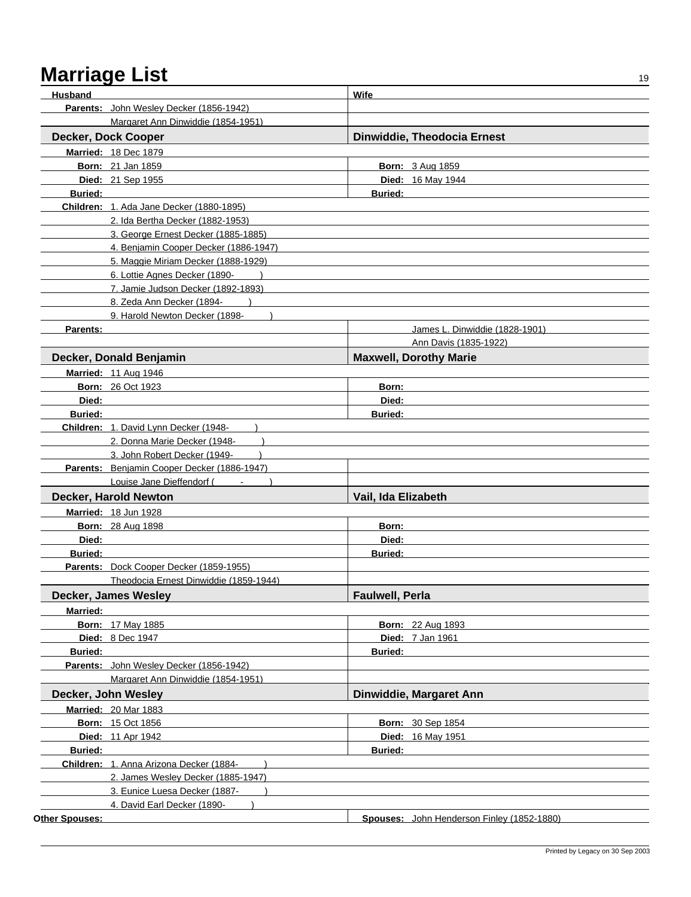# Marriage List

| Husband | Wife |
|---|---|
| **Parents:** John Wesley Decker (1856-1942) | |
| Margaret Ann Dinwiddie (1854-1951) | |

| **Decker, Dock Cooper** | **Dinwiddie, Theodocia Ernest** |
|---|---|
| **Married:** 18 Dec 1879 | |
| **Born:** 21 Jan 1859 | **Born:** 3 Aug 1859 |
| **Died:** 21 Sep 1955 | **Died:** 16 May 1944 |
| **Buried:** | **Buried:** |
| **Children:** 1. Ada Jane Decker (1880-1895) | |
| 2. Ida Bertha Decker (1882-1953) | |
| 3. George Ernest Decker (1885-1885) | |
| 4. Benjamin Cooper Decker (1886-1947) | |
| 5. Maggie Miriam Decker (1888-1929) | |
| 6. Lottie Agnes Decker (1890- ) | |
| 7. Jamie Judson Decker (1892-1893) | |
| 8. Zeda Ann Decker (1894- ) | |
| 9. Harold Newton Decker (1898- ) | |
| **Parents:** | James L. Dinwiddie (1828-1901) |
| | Ann Davis (1835-1922) |

| **Decker, Donald Benjamin** | **Maxwell, Dorothy Marie** |
|---|---|
| **Married:** 11 Aug 1946 | |
| **Born:** 26 Oct 1923 | **Born:** |
| **Died:** | **Died:** |
| **Buried:** | **Buried:** |
| **Children:** 1. David Lynn Decker (1948- ) | |
| 2. Donna Marie Decker (1948- ) | |
| 3. John Robert Decker (1949- ) | |
| **Parents:** Benjamin Cooper Decker (1886-1947) | |
| Louise Jane Dieffendorf ( - ) | |

| **Decker, Harold Newton** | **Vail, Ida Elizabeth** |
|---|---|
| **Married:** 18 Jun 1928 | |
| **Born:** 28 Aug 1898 | **Born:** |
| **Died:** | **Died:** |
| **Buried:** | **Buried:** |
| **Parents:** Dock Cooper Decker (1859-1955) | |
| Theodocia Ernest Dinwiddie (1859-1944) | |

| **Decker, James Wesley** | **Faulwell, Perla** |
|---|---|
| **Married:** | |
| **Born:** 17 May 1885 | **Born:** 22 Aug 1893 |
| **Died:** 8 Dec 1947 | **Died:** 7 Jan 1961 |
| **Buried:** | **Buried:** |
| **Parents:** John Wesley Decker (1856-1942) | |
| Margaret Ann Dinwiddie (1854-1951) | |

| **Decker, John Wesley** | **Dinwiddie, Margaret Ann** |
|---|---|
| **Married:** 20 Mar 1883 | |
| **Born:** 15 Oct 1856 | **Born:** 30 Sep 1854 |
| **Died:** 11 Apr 1942 | **Died:** 16 May 1951 |
| **Buried:** | **Buried:** |
| **Children:** 1. Anna Arizona Decker (1884- ) | |
| 2. James Wesley Decker (1885-1947) | |
| 3. Eunice Luesa Decker (1887- ) | |
| 4. David Earl Decker (1890- ) | |
| **Other Spouses:** | **Spouses:** John Henderson Finley (1852-1880) |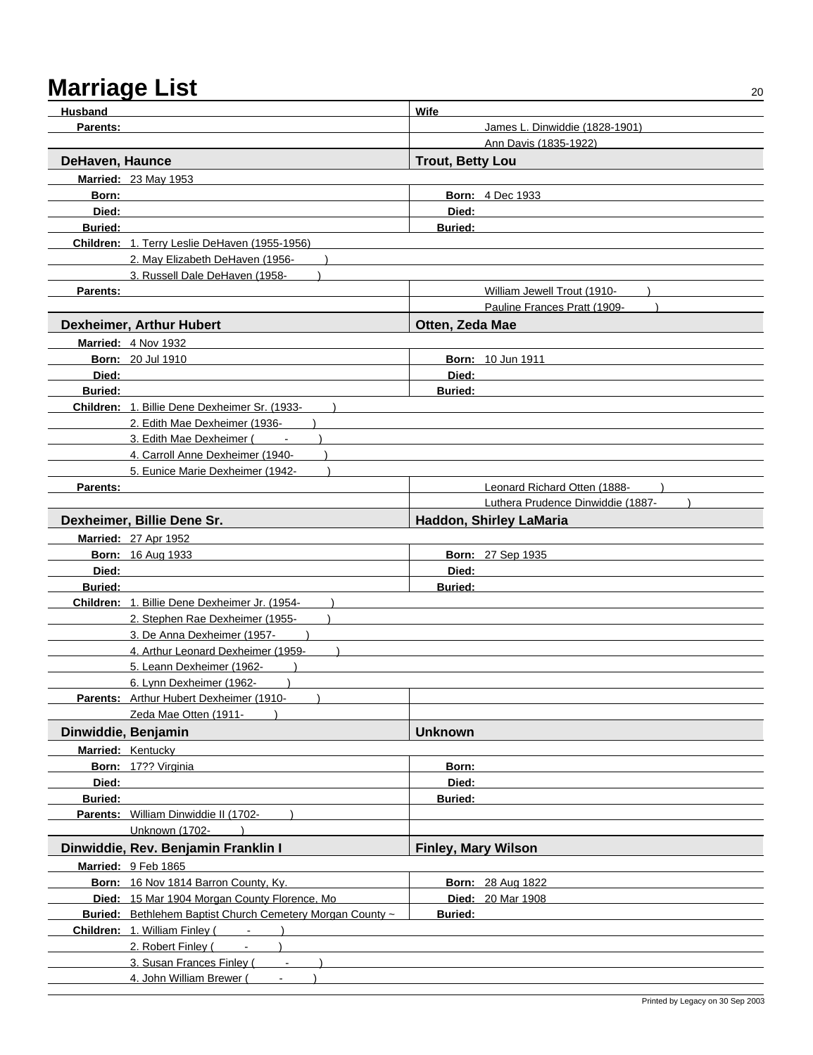# Marriage List

| Husband | Wife |
|---|---|
| **Parents:** | James L. Dinwiddie (1828-1901) |
| | Ann Davis (1835-1922) |

| **DeHaven, Haunce** | **Trout, Betty Lou** |
|---|---|
| **Married:** 23 May 1953 | |
| **Born:** | **Born:** 4 Dec 1933 |
| **Died:** | **Died:** |
| **Buried:** | **Buried:** |
| **Children:** 1. Terry Leslie DeHaven (1955-1956) | |
| 2. May Elizabeth DeHaven (1956- ) | |
| 3. Russell Dale DeHaven (1958- ) | |
| **Parents:** | William Jewell Trout (1910- ) |
| | Pauline Frances Pratt (1909- ) |

| **Dexheimer, Arthur Hubert** | **Otten, Zeda Mae** |
|---|---|
| **Married:** 4 Nov 1932 | |
| **Born:** 20 Jul 1910 | **Born:** 10 Jun 1911 |
| **Died:** | **Died:** |
| **Buried:** | **Buried:** |
| **Children:** 1. Billie Dene Dexheimer Sr. (1933- ) | |
| 2. Edith Mae Dexheimer (1936- ) | |
| 3. Edith Mae Dexheimer ( - ) | |
| 4. Carroll Anne Dexheimer (1940- ) | |
| 5. Eunice Marie Dexheimer (1942- ) | |
| **Parents:** | Leonard Richard Otten (1888- ) |
| | Luthera Prudence Dinwiddie (1887- ) |

| **Dexheimer, Billie Dene Sr.** | **Haddon, Shirley LaMaria** |
|---|---|
| **Married:** 27 Apr 1952 | |
| **Born:** 16 Aug 1933 | **Born:** 27 Sep 1935 |
| **Died:** | **Died:** |
| **Buried:** | **Buried:** |
| **Children:** 1. Billie Dene Dexheimer Jr. (1954- ) | |
| 2. Stephen Rae Dexheimer (1955- ) | |
| 3. De Anna Dexheimer (1957- ) | |
| 4. Arthur Leonard Dexheimer (1959- ) | |
| 5. Leann Dexheimer (1962- ) | |
| 6. Lynn Dexheimer (1962- ) | |
| **Parents:** Arthur Hubert Dexheimer (1910- ) | |
| Zeda Mae Otten (1911- ) | |

| **Dinwiddie, Benjamin** | **Unknown** |
|---|---|
| **Married:** Kentucky | |
| **Born:** 17?? Virginia | **Born:** |
| **Died:** | **Died:** |
| **Buried:** | **Buried:** |
| **Parents:** William Dinwiddie II (1702- ) | |
| Unknown (1702- ) | |

| **Dinwiddie, Rev. Benjamin Franklin I** | **Finley, Mary Wilson** |
|---|---|
| **Married:** 9 Feb 1865 | |
| **Born:** 16 Nov 1814 Barron County, Ky. | **Born:** 28 Aug 1822 |
| **Died:** 15 Mar 1904 Morgan County Florence, Mo | **Died:** 20 Mar 1908 |
| **Buried:** Bethlehem Baptist Church Cemetery Morgan County ~ | **Buried:** |
| **Children:** 1. William Finley ( - ) | |
| 2. Robert Finley ( - ) | |
| 3. Susan Frances Finley ( - ) | |
| 4. John William Brewer ( - ) | |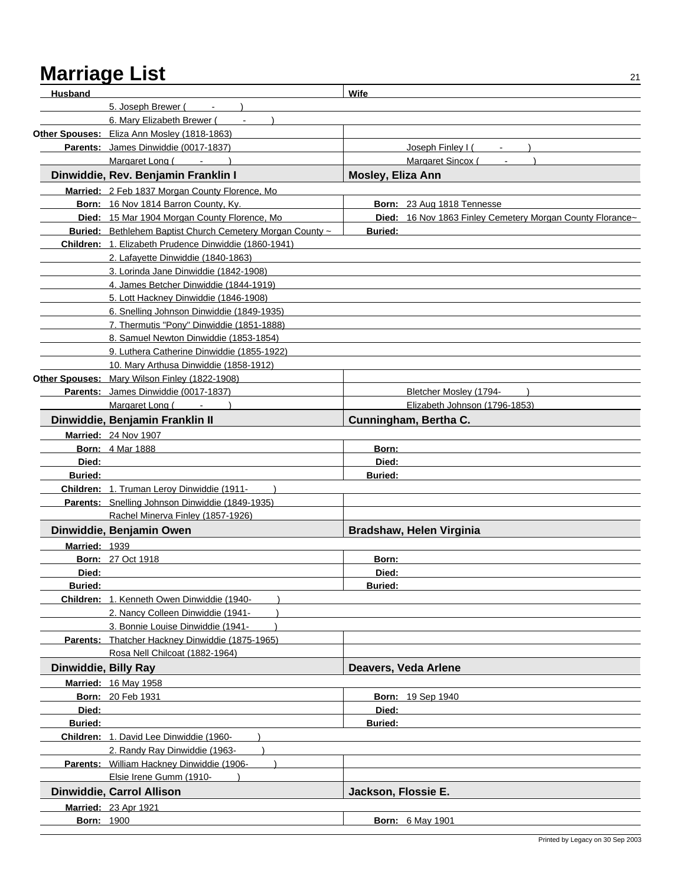# Marriage List

| Husband | Wife |
|---|---|
| 5. Joseph Brewer ( - ) | |
| 6. Mary Elizabeth Brewer ( - ) | |
| **Other Spouses:** Eliza Ann Mosley (1818-1863) | |
| **Parents:** James Dinwiddie (0017-1837) | Joseph Finley I ( - ) |
| Margaret Long ( - ) | Margaret Sincox ( - ) |

| **Dinwiddie, Rev. Benjamin Franklin I** | **Mosley, Eliza Ann** |
|---|---|
| **Married:** 2 Feb 1837 Morgan County Florence, Mo | |
| **Born:** 16 Nov 1814 Barron County, Ky. | **Born:** 23 Aug 1818 Tennesse |
| **Died:** 15 Mar 1904 Morgan County Florence, Mo | **Died:** 16 Nov 1863 Finley Cemetery Morgan County Florance~ |
| **Buried:** Bethlehem Baptist Church Cemetery Morgan County ~ | **Buried:** |
| **Children:** 1. Elizabeth Prudence Dinwiddie (1860-1941) | |
| 2. Lafayette Dinwiddie (1840-1863) | |
| 3. Lorinda Jane Dinwiddie (1842-1908) | |
| 4. James Betcher Dinwiddie (1844-1919) | |
| 5. Lott Hackney Dinwiddie (1846-1908) | |
| 6. Snelling Johnson Dinwiddie (1849-1935) | |
| 7. Thermutis "Pony" Dinwiddie (1851-1888) | |
| 8. Samuel Newton Dinwiddie (1853-1854) | |
| 9. Luthera Catherine Dinwiddie (1855-1922) | |
| 10. Mary Arthusa Dinwiddie (1858-1912) | |
| **Other Spouses:** Mary Wilson Finley (1822-1908) | |
| **Parents:** James Dinwiddie (0017-1837) | Bletcher Mosley (1794- ) |
| Margaret Long ( - ) | Elizabeth Johnson (1796-1853) |

| **Dinwiddie, Benjamin Franklin II** | **Cunningham, Bertha C.** |
|---|---|
| **Married:** 24 Nov 1907 | |
| **Born:** 4 Mar 1888 | **Born:** |
| **Died:** | **Died:** |
| **Buried:** | **Buried:** |
| **Children:** 1. Truman Leroy Dinwiddie (1911- ) | |
| **Parents:** Snelling Johnson Dinwiddie (1849-1935) | |
| Rachel Minerva Finley (1857-1926) | |

| **Dinwiddie, Benjamin Owen** | **Bradshaw, Helen Virginia** |
|---|---|
| **Married:** 1939 | |
| **Born:** 27 Oct 1918 | **Born:** |
| **Died:** | **Died:** |
| **Buried:** | **Buried:** |
| **Children:** 1. Kenneth Owen Dinwiddie (1940- ) | |
| 2. Nancy Colleen Dinwiddie (1941- ) | |
| 3. Bonnie Louise Dinwiddie (1941- ) | |
| **Parents:** Thatcher Hackney Dinwiddie (1875-1965) | |
| Rosa Nell Chilcoat (1882-1964) | |

| **Dinwiddie, Billy Ray** | **Deavers, Veda Arlene** |
|---|---|
| **Married:** 16 May 1958 | |
| **Born:** 20 Feb 1931 | **Born:** 19 Sep 1940 |
| **Died:** | **Died:** |
| **Buried:** | **Buried:** |
| **Children:** 1. David Lee Dinwiddie (1960- ) | |
| 2. Randy Ray Dinwiddie (1963- ) | |
| **Parents:** William Hackney Dinwiddie (1906- ) | |
| Elsie Irene Gumm (1910- ) | |

| **Dinwiddie, Carrol Allison** | **Jackson, Flossie E.** |
|---|---|
| **Married:** 23 Apr 1921 | |
| **Born:** 1900 | **Born:** 6 May 1901 |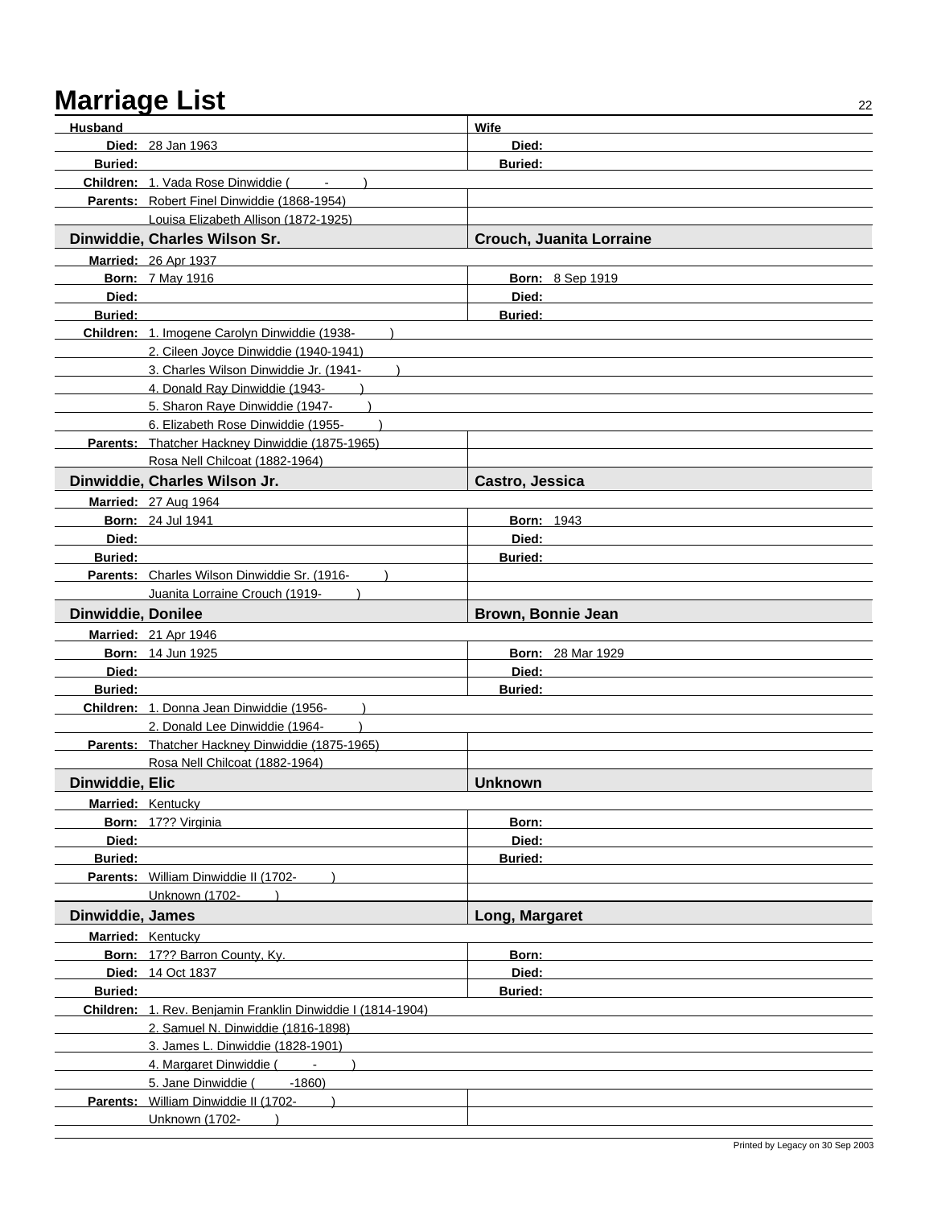# Marriage List

| Husband | | Wife | |
|---|---|---|---|
| **Died:** | 28 Jan 1963 | **Died:** | |
| **Buried:** | | **Buried:** | |
| **Children:** | 1. Vada Rose Dinwiddie ( - ) | | |
| **Parents:** | Robert Finel Dinwiddie (1868-1954) | | |
| | Louisa Elizabeth Allison (1872-1925) | | |

| **Dinwiddie, Charles Wilson Sr.** | | **Crouch, Juanita Lorraine** | |
|---|---|---|---|
| **Married:** | 26 Apr 1937 | | |
| **Born:** | 7 May 1916 | **Born:** | 8 Sep 1919 |
| **Died:** | | **Died:** | |
| **Buried:** | | **Buried:** | |
| **Children:** | 1. Imogene Carolyn Dinwiddie (1938- ) | | |
| | 2. Cileen Joyce Dinwiddie (1940-1941) | | |
| | 3. Charles Wilson Dinwiddie Jr. (1941- ) | | |
| | 4. Donald Ray Dinwiddie (1943- ) | | |
| | 5. Sharon Raye Dinwiddie (1947- ) | | |
| | 6. Elizabeth Rose Dinwiddie (1955- ) | | |
| **Parents:** | Thatcher Hackney Dinwiddie (1875-1965) | | |
| | Rosa Nell Chilcoat (1882-1964) | | |

| **Dinwiddie, Charles Wilson Jr.** | | **Castro, Jessica** | |
|---|---|---|---|
| **Married:** | 27 Aug 1964 | | |
| **Born:** | 24 Jul 1941 | **Born:** | 1943 |
| **Died:** | | **Died:** | |
| **Buried:** | | **Buried:** | |
| **Parents:** | Charles Wilson Dinwiddie Sr. (1916- ) | | |
| | Juanita Lorraine Crouch (1919- ) | | |

| **Dinwiddie, Donilee** | | **Brown, Bonnie Jean** | |
|---|---|---|---|
| **Married:** | 21 Apr 1946 | | |
| **Born:** | 14 Jun 1925 | **Born:** | 28 Mar 1929 |
| **Died:** | | **Died:** | |
| **Buried:** | | **Buried:** | |
| **Children:** | 1. Donna Jean Dinwiddie (1956- ) | | |
| | 2. Donald Lee Dinwiddie (1964- ) | | |
| **Parents:** | Thatcher Hackney Dinwiddie (1875-1965) | | |
| | Rosa Nell Chilcoat (1882-1964) | | |

| **Dinwiddie, Elic** | | **Unknown** | |
|---|---|---|---|
| **Married:** | Kentucky | | |
| **Born:** | 17?? Virginia | **Born:** | |
| **Died:** | | **Died:** | |
| **Buried:** | | **Buried:** | |
| **Parents:** | William Dinwiddie II (1702- ) | | |
| | Unknown (1702- ) | | |

| **Dinwiddie, James** | | **Long, Margaret** | |
|---|---|---|---|
| **Married:** | Kentucky | | |
| **Born:** | 17?? Barron County, Ky. | **Born:** | |
| **Died:** | 14 Oct 1837 | **Died:** | |
| **Buried:** | | **Buried:** | |
| **Children:** | 1. Rev. Benjamin Franklin Dinwiddie I (1814-1904) | | |
| | 2. Samuel N. Dinwiddie (1816-1898) | | |
| | 3. James L. Dinwiddie (1828-1901) | | |
| | 4. Margaret Dinwiddie ( - ) | | |
| | 5. Jane Dinwiddie ( -1860) | | |
| **Parents:** | William Dinwiddie II (1702- ) | | |
| | Unknown (1702- ) | | |

Printed by Legacy on 30 Sep 2003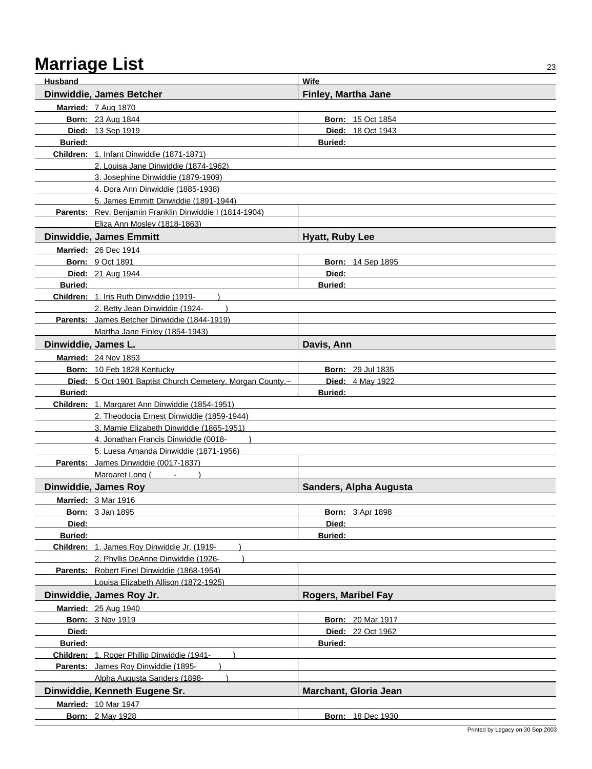# Marriage List

| Husband | Wife |
|---|---|
| **Dinwiddie, James Betcher** | **Finley, Martha Jane** |
| **Married:** 7 Aug 1870 | |
| **Born:** 23 Aug 1844 | **Born:** 15 Oct 1854 |
| **Died:** 13 Sep 1919 | **Died:** 18 Oct 1943 |
| **Buried:** | **Buried:** |
| **Children:** 1. Infant Dinwiddie (1871-1871) | |
| 2. Louisa Jane Dinwiddie (1874-1962) | |
| 3. Josephine Dinwiddie (1879-1909) | |
| 4. Dora Ann Dinwiddie (1885-1938) | |
| 5. James Emmitt Dinwiddie (1891-1944) | |
| **Parents:** Rev. Benjamin Franklin Dinwiddie I (1814-1904) | |
| Eliza Ann Mosley (1818-1863) | |

| Husband | Wife |
|---|---|
| **Dinwiddie, James Emmitt** | **Hyatt, Ruby Lee** |
| **Married:** 26 Dec 1914 | |
| **Born:** 9 Oct 1891 | **Born:** 14 Sep 1895 |
| **Died:** 21 Aug 1944 | **Died:** |
| **Buried:** | **Buried:** |
| **Children:** 1. Iris Ruth Dinwiddie (1919- ) | |
| 2. Betty Jean Dinwiddie (1924- ) | |
| **Parents:** James Betcher Dinwiddie (1844-1919) | |
| Martha Jane Finley (1854-1943) | |

| Husband | Wife |
|---|---|
| **Dinwiddie, James L.** | **Davis, Ann** |
| **Married:** 24 Nov 1853 | |
| **Born:** 10 Feb 1828 Kentucky | **Born:** 29 Jul 1835 |
| **Died:** 5 Oct 1901 Baptist Church Cemetery, Morgan County,~ | **Died:** 4 May 1922 |
| **Buried:** | **Buried:** |
| **Children:** 1. Margaret Ann Dinwiddie (1854-1951) | |
| 2. Theodocia Ernest Dinwiddie (1859-1944) | |
| 3. Mamie Elizabeth Dinwiddie (1865-1951) | |
| 4. Jonathan Francis Dinwiddie (0018- ) | |
| 5. Luesa Amanda Dinwiddie (1871-1956) | |
| **Parents:** James Dinwiddie (0017-1837) | |
| Margaret Long ( - ) | |

| Husband | Wife |
|---|---|
| **Dinwiddie, James Roy** | **Sanders, Alpha Augusta** |
| **Married:** 3 Mar 1916 | |
| **Born:** 3 Jan 1895 | **Born:** 3 Apr 1898 |
| **Died:** | **Died:** |
| **Buried:** | **Buried:** |
| **Children:** 1. James Roy Dinwiddie Jr. (1919- ) | |
| 2. Phyllis DeAnne Dinwiddie (1926- ) | |
| **Parents:** Robert Finel Dinwiddie (1868-1954) | |
| Louisa Elizabeth Allison (1872-1925) | |

| Husband | Wife |
|---|---|
| **Dinwiddie, James Roy Jr.** | **Rogers, Maribel Fay** |
| **Married:** 25 Aug 1940 | |
| **Born:** 3 Nov 1919 | **Born:** 20 Mar 1917 |
| **Died:** | **Died:** 22 Oct 1962 |
| **Buried:** | **Buried:** |
| **Children:** 1. Roger Phillip Dinwiddie (1941- ) | |
| **Parents:** James Roy Dinwiddie (1895- ) | |
| Alpha Augusta Sanders (1898- ) | |

| Husband | Wife |
|---|---|
| **Dinwiddie, Kenneth Eugene Sr.** | **Marchant, Gloria Jean** |
| **Married:** 10 Mar 1947 | |
| **Born:** 2 May 1928 | **Born:** 18 Dec 1930 |

Printed by Legacy on 30 Sep 2003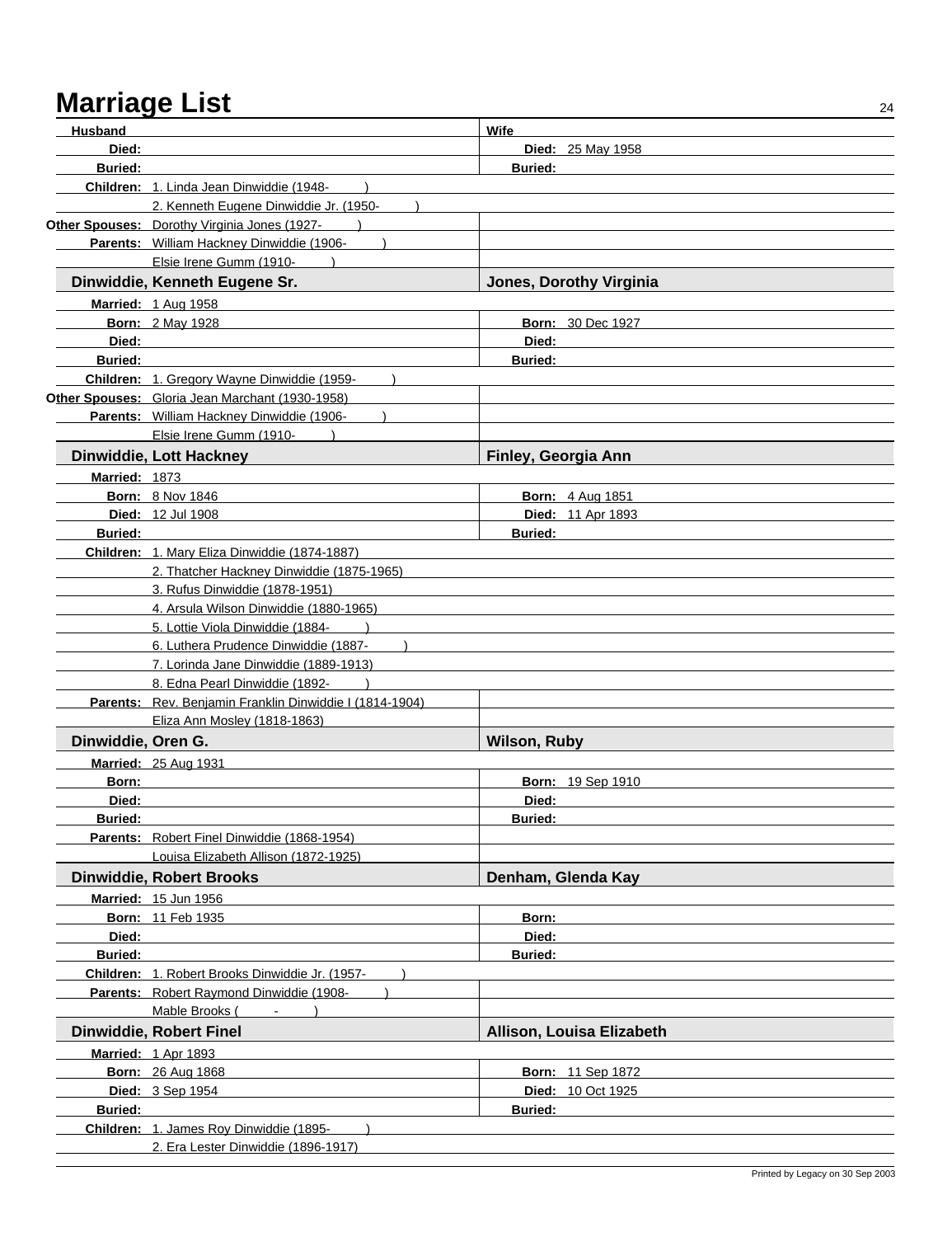# Marriage List

| Husband | | Wife | |
|---|---|---|---|
| **Died:** | | **Died:** | 25 May 1958 |
| **Buried:** | | **Buried:** | |
| **Children:** | 1. Linda Jean Dinwiddie (1948- ) | | |
| | 2. Kenneth Eugene Dinwiddie Jr. (1950- ) | | |
| **Other Spouses:** | Dorothy Virginia Jones (1927- ) | | |
| **Parents:** | William Hackney Dinwiddie (1906- ) | | |
| | Elsie Irene Gumm (1910- ) | | |

| **Dinwiddie, Kenneth Eugene Sr.** | | **Jones, Dorothy Virginia** | |
|---|---|---|---|
| **Married:** | 1 Aug 1958 | | |
| **Born:** | 2 May 1928 | **Born:** | 30 Dec 1927 |
| **Died:** | | **Died:** | |
| **Buried:** | | **Buried:** | |
| **Children:** | 1. Gregory Wayne Dinwiddie (1959- ) | | |
| **Other Spouses:** | Gloria Jean Marchant (1930-1958) | | |
| **Parents:** | William Hackney Dinwiddie (1906- ) | | |
| | Elsie Irene Gumm (1910- ) | | |

| **Dinwiddie, Lott Hackney** | | **Finley, Georgia Ann** | |
|---|---|---|---|
| **Married:** | 1873 | | |
| **Born:** | 8 Nov 1846 | **Born:** | 4 Aug 1851 |
| **Died:** | 12 Jul 1908 | **Died:** | 11 Apr 1893 |
| **Buried:** | | **Buried:** | |
| **Children:** | 1. Mary Eliza Dinwiddie (1874-1887) | | |
| | 2. Thatcher Hackney Dinwiddie (1875-1965) | | |
| | 3. Rufus Dinwiddie (1878-1951) | | |
| | 4. Arsula Wilson Dinwiddie (1880-1965) | | |
| | 5. Lottie Viola Dinwiddie (1884- ) | | |
| | 6. Luthera Prudence Dinwiddie (1887- ) | | |
| | 7. Lorinda Jane Dinwiddie (1889-1913) | | |
| | 8. Edna Pearl Dinwiddie (1892- ) | | |
| **Parents:** | Rev. Benjamin Franklin Dinwiddie I (1814-1904) | | |
| | Eliza Ann Mosley (1818-1863) | | |

| **Dinwiddie, Oren G.** | | **Wilson, Ruby** | |
|---|---|---|---|
| **Married:** | 25 Aug 1931 | | |
| **Born:** | | **Born:** | 19 Sep 1910 |
| **Died:** | | **Died:** | |
| **Buried:** | | **Buried:** | |
| **Parents:** | Robert Finel Dinwiddie (1868-1954) | | |
| | Louisa Elizabeth Allison (1872-1925) | | |

| **Dinwiddie, Robert Brooks** | | **Denham, Glenda Kay** | |
|---|---|---|---|
| **Married:** | 15 Jun 1956 | | |
| **Born:** | 11 Feb 1935 | **Born:** | |
| **Died:** | | **Died:** | |
| **Buried:** | | **Buried:** | |
| **Children:** | 1. Robert Brooks Dinwiddie Jr. (1957- ) | | |
| **Parents:** | Robert Raymond Dinwiddie (1908- ) | | |
| | Mable Brooks ( - ) | | |

| **Dinwiddie, Robert Finel** | | **Allison, Louisa Elizabeth** | |
|---|---|---|---|
| **Married:** | 1 Apr 1893 | | |
| **Born:** | 26 Aug 1868 | **Born:** | 11 Sep 1872 |
| **Died:** | 3 Sep 1954 | **Died:** | 10 Oct 1925 |
| **Buried:** | | **Buried:** | |
| **Children:** | 1. James Roy Dinwiddie (1895- ) | | |
| | 2. Era Lester Dinwiddie (1896-1917) | | |

Printed by Legacy on 30 Sep 2003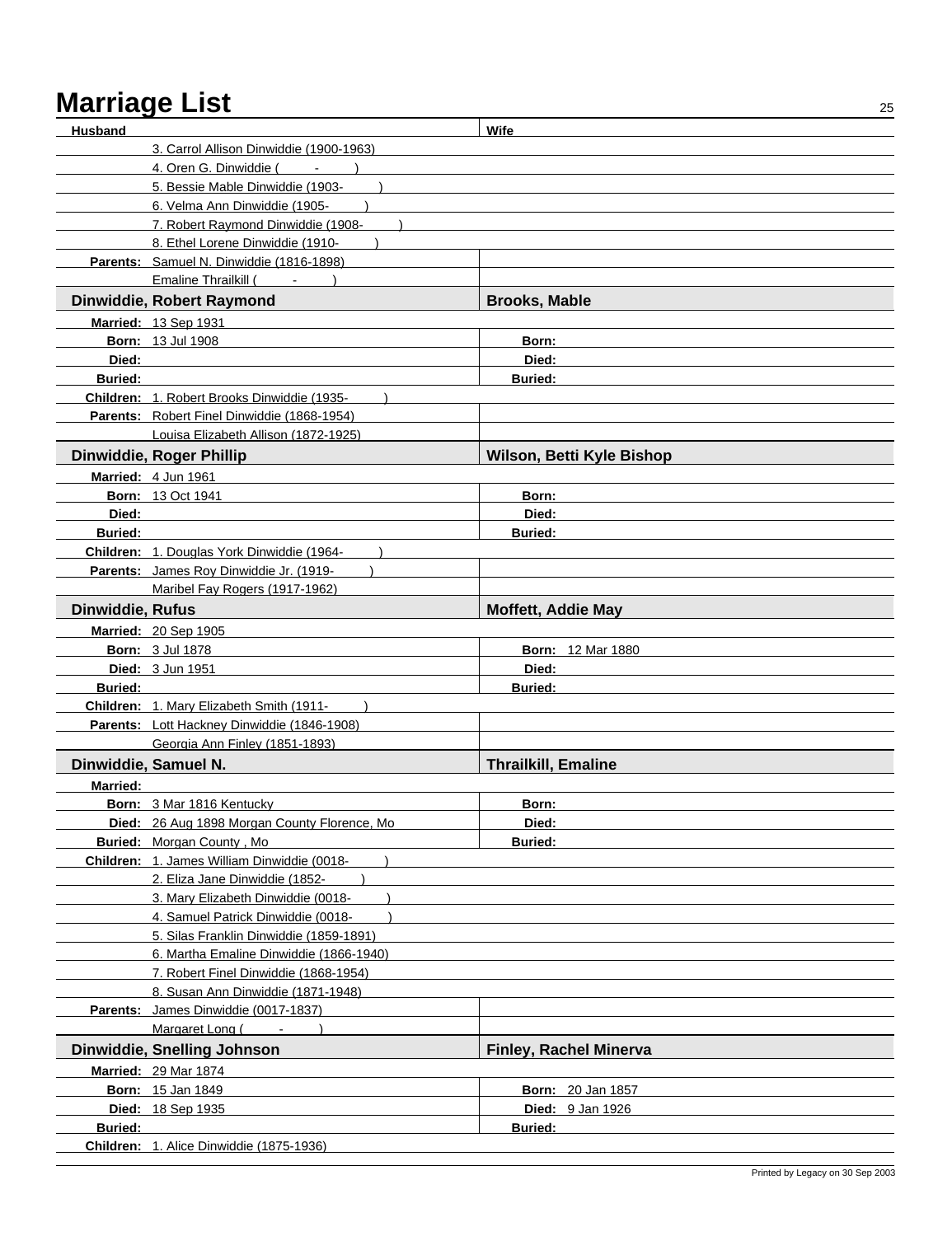# Marriage List

| Husband | Wife |
|---|---|
| 3. Carrol Allison Dinwiddie (1900-1963) | |
| 4. Oren G. Dinwiddie ( - ) | |
| 5. Bessie Mable Dinwiddie (1903- ) | |
| 6. Velma Ann Dinwiddie (1905- ) | |
| 7. Robert Raymond Dinwiddie (1908- ) | |
| 8. Ethel Lorene Dinwiddie (1910- ) | |
| **Parents:** Samuel N. Dinwiddie (1816-1898) | |
| Emaline Thrailkill ( - ) | |

| **Dinwiddie, Robert Raymond** | **Brooks, Mable** |
|---|---|
| **Married:** 13 Sep 1931 | |
| **Born:** 13 Jul 1908 | **Born:** |
| **Died:** | **Died:** |
| **Buried:** | **Buried:** |
| **Children:** 1. Robert Brooks Dinwiddie (1935- ) | |
| **Parents:** Robert Finel Dinwiddie (1868-1954) | |
| Louisa Elizabeth Allison (1872-1925) | |

| **Dinwiddie, Roger Phillip** | **Wilson, Betti Kyle Bishop** |
|---|---|
| **Married:** 4 Jun 1961 | |
| **Born:** 13 Oct 1941 | **Born:** |
| **Died:** | **Died:** |
| **Buried:** | **Buried:** |
| **Children:** 1. Douglas York Dinwiddie (1964- ) | |
| **Parents:** James Roy Dinwiddie Jr. (1919- ) | |
| Maribel Fay Rogers (1917-1962) | |

| **Dinwiddie, Rufus** | **Moffett, Addie May** |
|---|---|
| **Married:** 20 Sep 1905 | |
| **Born:** 3 Jul 1878 | **Born:** 12 Mar 1880 |
| **Died:** 3 Jun 1951 | **Died:** |
| **Buried:** | **Buried:** |
| **Children:** 1. Mary Elizabeth Smith (1911- ) | |
| **Parents:** Lott Hackney Dinwiddie (1846-1908) | |
| Georgia Ann Finley (1851-1893) | |

| **Dinwiddie, Samuel N.** | **Thrailkill, Emaline** |
|---|---|
| **Married:** | |
| **Born:** 3 Mar 1816 Kentucky | **Born:** |
| **Died:** 26 Aug 1898 Morgan County Florence, Mo | **Died:** |
| **Buried:** Morgan County , Mo | **Buried:** |
| **Children:** 1. James William Dinwiddie (0018- ) | |
| 2. Eliza Jane Dinwiddie (1852- ) | |
| 3. Mary Elizabeth Dinwiddie (0018- ) | |
| 4. Samuel Patrick Dinwiddie (0018- ) | |
| 5. Silas Franklin Dinwiddie (1859-1891) | |
| 6. Martha Emaline Dinwiddie (1866-1940) | |
| 7. Robert Finel Dinwiddie (1868-1954) | |
| 8. Susan Ann Dinwiddie (1871-1948) | |
| **Parents:** James Dinwiddie (0017-1837) | |
| Margaret Long ( - ) | |

| **Dinwiddie, Snelling Johnson** | **Finley, Rachel Minerva** |
|---|---|
| **Married:** 29 Mar 1874 | |
| **Born:** 15 Jan 1849 | **Born:** 20 Jan 1857 |
| **Died:** 18 Sep 1935 | **Died:** 9 Jan 1926 |
| **Buried:** | **Buried:** |
| **Children:** 1. Alice Dinwiddie (1875-1936) | |

Printed by Legacy on 30 Sep 2003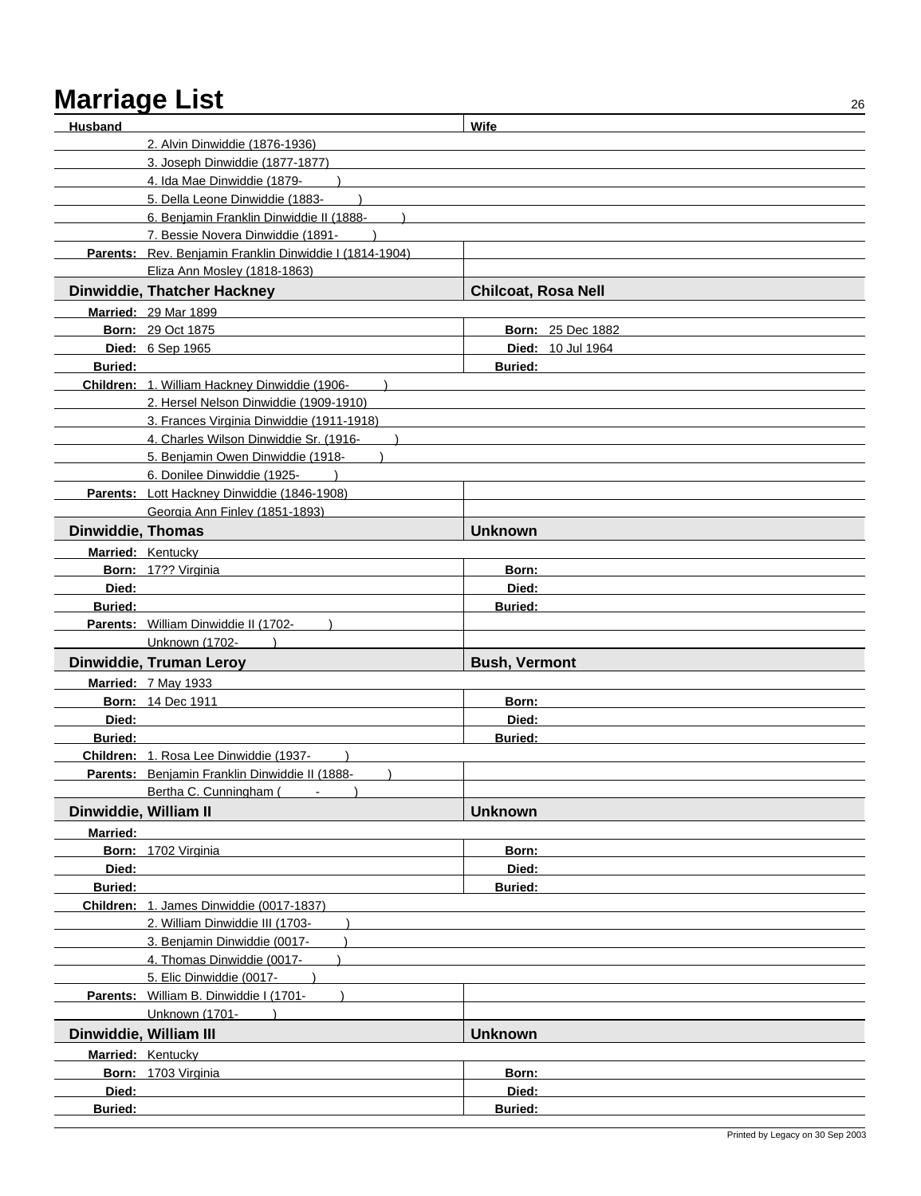# Marriage List

| Husband | Wife |
|---|---|
| 2. Alvin Dinwiddie (1876-1936) | |
| 3. Joseph Dinwiddie (1877-1877) | |
| 4. Ida Mae Dinwiddie (1879- ) | |
| 5. Della Leone Dinwiddie (1883- ) | |
| 6. Benjamin Franklin Dinwiddie II (1888- ) | |
| 7. Bessie Novera Dinwiddie (1891- ) | |
| **Parents:** Rev. Benjamin Franklin Dinwiddie I (1814-1904) | |
| Eliza Ann Mosley (1818-1863) | |
| **Dinwiddie, Thatcher Hackney** | **Chilcoat, Rosa Nell** |
| **Married:** 29 Mar 1899 | |
| **Born:** 29 Oct 1875 | **Born:** 25 Dec 1882 |
| **Died:** 6 Sep 1965 | **Died:** 10 Jul 1964 |
| **Buried:** | **Buried:** |
| **Children:** 1. William Hackney Dinwiddie (1906- ) | |
| 2. Hersel Nelson Dinwiddie (1909-1910) | |
| 3. Frances Virginia Dinwiddie (1911-1918) | |
| 4. Charles Wilson Dinwiddie Sr. (1916- ) | |
| 5. Benjamin Owen Dinwiddie (1918- ) | |
| 6. Donilee Dinwiddie (1925- ) | |
| **Parents:** Lott Hackney Dinwiddie (1846-1908) | |
| Georgia Ann Finley (1851-1893) | |
| **Dinwiddie, Thomas** | **Unknown** |
| **Married:** Kentucky | |
| **Born:** 17?? Virginia | **Born:** |
| **Died:** | **Died:** |
| **Buried:** | **Buried:** |
| **Parents:** William Dinwiddie II (1702- ) | |
| Unknown (1702- ) | |
| **Dinwiddie, Truman Leroy** | **Bush, Vermont** |
| **Married:** 7 May 1933 | |
| **Born:** 14 Dec 1911 | **Born:** |
| **Died:** | **Died:** |
| **Buried:** | **Buried:** |
| **Children:** 1. Rosa Lee Dinwiddie (1937- ) | |
| **Parents:** Benjamin Franklin Dinwiddie II (1888- ) | |
| Bertha C. Cunningham ( - ) | |
| **Dinwiddie, William II** | **Unknown** |
| **Married:** | |
| **Born:** 1702 Virginia | **Born:** |
| **Died:** | **Died:** |
| **Buried:** | **Buried:** |
| **Children:** 1. James Dinwiddie (0017-1837) | |
| 2. William Dinwiddie III (1703- ) | |
| 3. Benjamin Dinwiddie (0017- ) | |
| 4. Thomas Dinwiddie (0017- ) | |
| 5. Elic Dinwiddie (0017- ) | |
| **Parents:** William B. Dinwiddie I (1701- ) | |
| Unknown (1701- ) | |
| **Dinwiddie, William III** | **Unknown** |
| **Married:** Kentucky | |
| **Born:** 1703 Virginia | **Born:** |
| **Died:** | **Died:** |
| **Buried:** | **Buried:** |

Printed by Legacy on 30 Sep 2003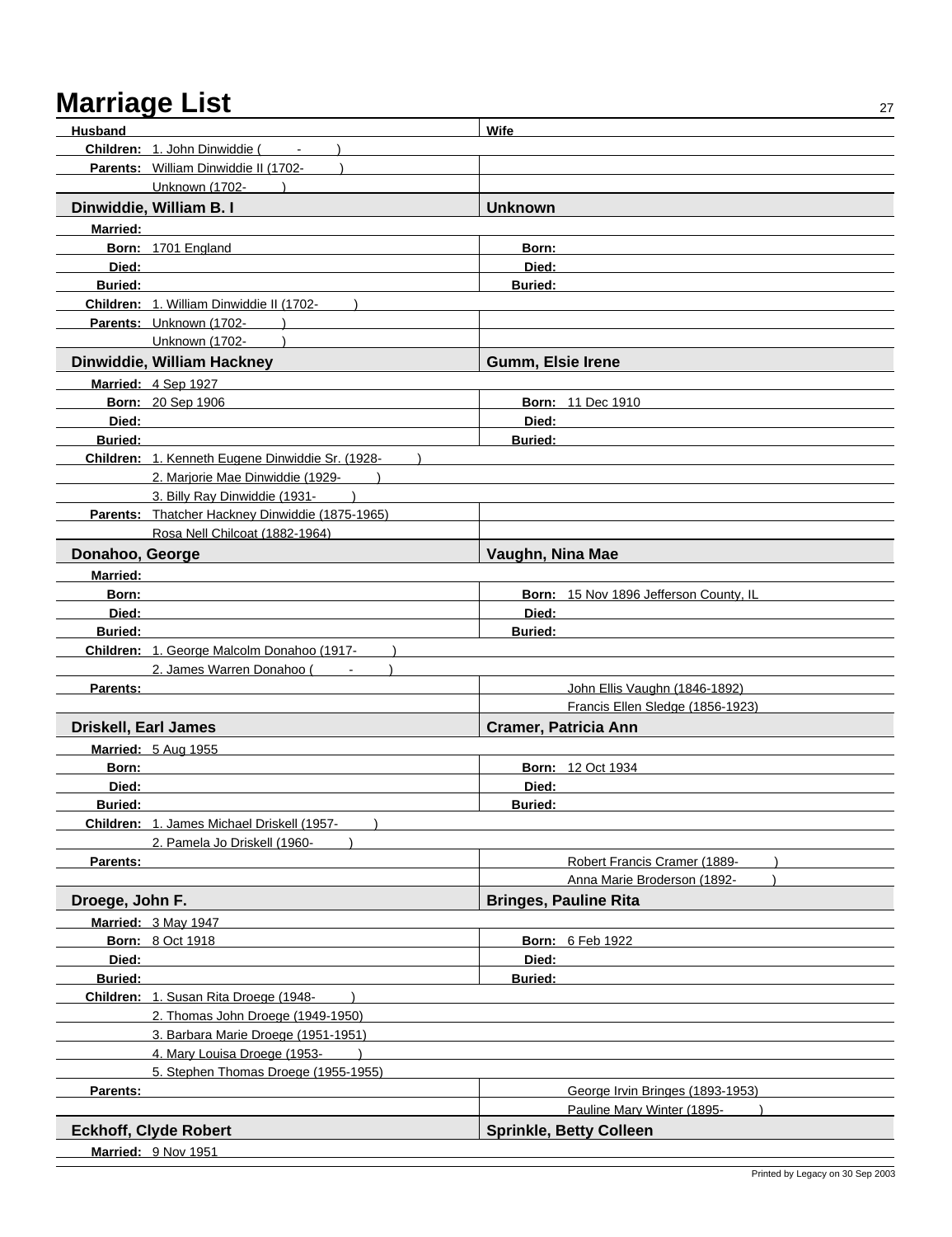# Marriage List

| Husband | Wife |
|---|---|
| **Children:** 1. John Dinwiddie ( - ) | |
| **Parents:** William Dinwiddie II (1702- ) | |
| Unknown (1702- ) | |
| **Dinwiddie, William B. I** | **Unknown** |
| **Married:** | |
| **Born:** 1701 England | **Born:** |
| **Died:** | **Died:** |
| **Buried:** | **Buried:** |
| **Children:** 1. William Dinwiddie II (1702- ) | |
| **Parents:** Unknown (1702- ) | |
| Unknown (1702- ) | |
| **Dinwiddie, William Hackney** | **Gumm, Elsie Irene** |
| **Married:** 4 Sep 1927 | |
| **Born:** 20 Sep 1906 | **Born:** 11 Dec 1910 |
| **Died:** | **Died:** |
| **Buried:** | **Buried:** |
| **Children:** 1. Kenneth Eugene Dinwiddie Sr. (1928- ) | |
| 2. Marjorie Mae Dinwiddie (1929- ) | |
| 3. Billy Ray Dinwiddie (1931- ) | |
| **Parents:** Thatcher Hackney Dinwiddie (1875-1965) | |
| Rosa Nell Chilcoat (1882-1964) | |
| **Donahoo, George** | **Vaughn, Nina Mae** |
| **Married:** | |
| **Born:** | **Born:** 15 Nov 1896 Jefferson County, IL |
| **Died:** | **Died:** |
| **Buried:** | **Buried:** |
| **Children:** 1. George Malcolm Donahoo (1917- ) | |
| 2. James Warren Donahoo ( - ) | |
| **Parents:** | John Ellis Vaughn (1846-1892) |
| | Francis Ellen Sledge (1856-1923) |
| **Driskell, Earl James** | **Cramer, Patricia Ann** |
| **Married:** 5 Aug 1955 | |
| **Born:** | **Born:** 12 Oct 1934 |
| **Died:** | **Died:** |
| **Buried:** | **Buried:** |
| **Children:** 1. James Michael Driskell (1957- ) | |
| 2. Pamela Jo Driskell (1960- ) | |
| **Parents:** | Robert Francis Cramer (1889- ) |
| | Anna Marie Broderson (1892- ) |
| **Droege, John F.** | **Bringes, Pauline Rita** |
| **Married:** 3 May 1947 | |
| **Born:** 8 Oct 1918 | **Born:** 6 Feb 1922 |
| **Died:** | **Died:** |
| **Buried:** | **Buried:** |
| **Children:** 1. Susan Rita Droege (1948- ) | |
| 2. Thomas John Droege (1949-1950) | |
| 3. Barbara Marie Droege (1951-1951) | |
| 4. Mary Louisa Droege (1953- ) | |
| 5. Stephen Thomas Droege (1955-1955) | |
| **Parents:** | George Irvin Bringes (1893-1953) |
| | Pauline Mary Winter (1895- ) |
| **Eckhoff, Clyde Robert** | **Sprinkle, Betty Colleen** |
| **Married:** 9 Nov 1951 | |

Printed by Legacy on 30 Sep 2003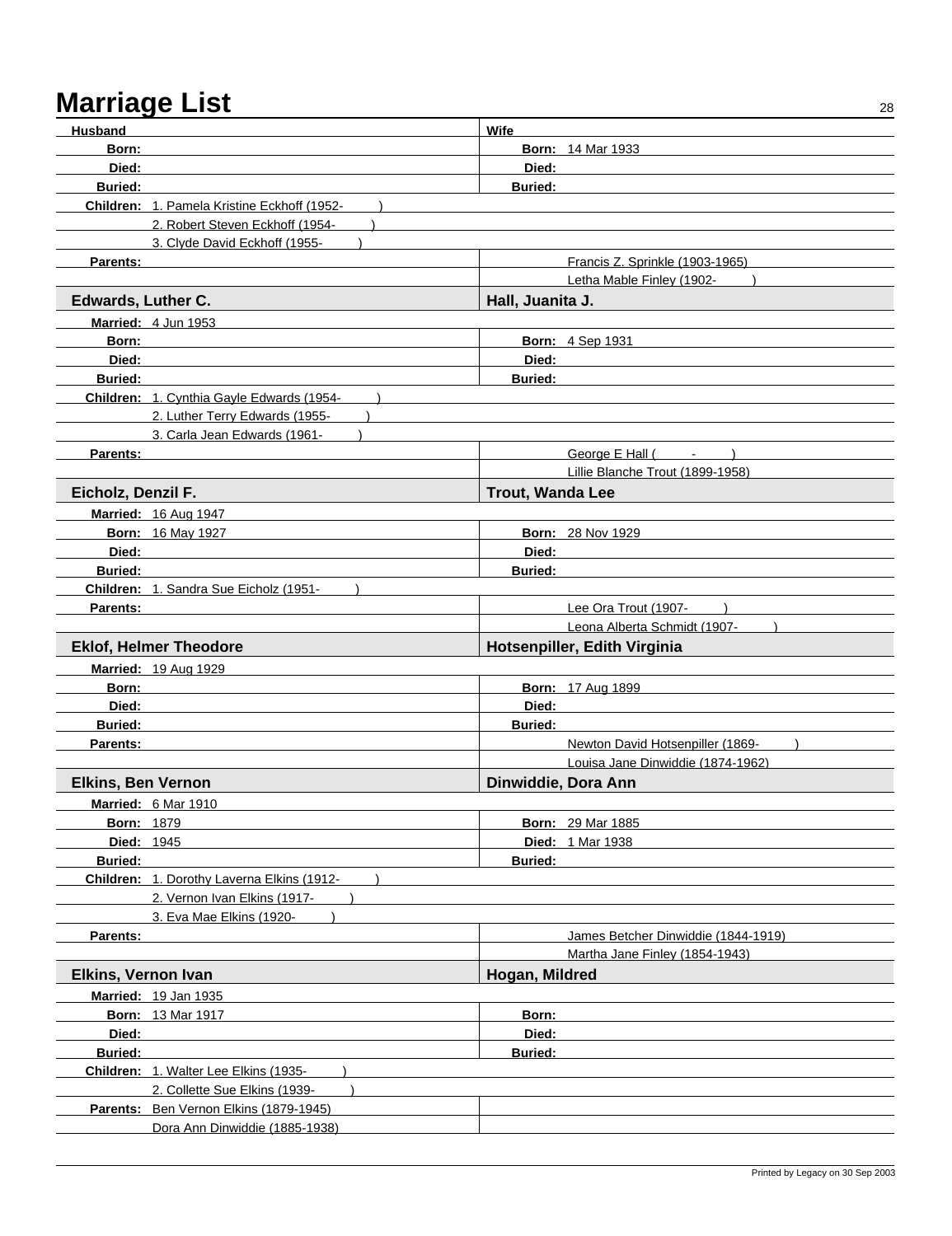# Marriage List

| Husband | Wife |
|---|---|
| **Born:** | **Born:** 14 Mar 1933 |
| **Died:** | **Died:** |
| **Buried:** | **Buried:** |

**Children:**
1. Pamela Kristine Eckhoff (1952- )
2. Robert Steven Eckhoff (1954- )
3. Clyde David Eckhoff (1955- )

| **Parents:** | Francis Z. Sprinkle (1903-1965)<br>Letha Mable Finley (1902- ) |
|---|---|

---

| Edwards, Luther C. | Hall, Juanita J. |
|---|---|
| **Married:** 4 Jun 1953 | |
| **Born:** | **Born:** 4 Sep 1931 |
| **Died:** | **Died:** |
| **Buried:** | **Buried:** |

**Children:**
1. Cynthia Gayle Edwards (1954- )
2. Luther Terry Edwards (1955- )
3. Carla Jean Edwards (1961- )

| **Parents:** | George E Hall ( - )<br>Lillie Blanche Trout (1899-1958) |
|---|---|

---

| Eicholz, Denzil F. | Trout, Wanda Lee |
|---|---|
| **Married:** 16 Aug 1947 | |
| **Born:** 16 May 1927 | **Born:** 28 Nov 1929 |
| **Died:** | **Died:** |
| **Buried:** | **Buried:** |

**Children:**
1. Sandra Sue Eicholz (1951- )

| **Parents:** | Lee Ora Trout (1907- )<br>Leona Alberta Schmidt (1907- ) |
|---|---|

---

| Eklof, Helmer Theodore | Hotsenpiller, Edith Virginia |
|---|---|
| **Married:** 19 Aug 1929 | |
| **Born:** | **Born:** 17 Aug 1899 |
| **Died:** | **Died:** |
| **Buried:** | **Buried:** |
| **Parents:** | Newton David Hotsenpiller (1869- )<br>Louisa Jane Dinwiddie (1874-1962) |

---

| Elkins, Ben Vernon | Dinwiddie, Dora Ann |
|---|---|
| **Married:** 6 Mar 1910 | |
| **Born:** 1879 | **Born:** 29 Mar 1885 |
| **Died:** 1945 | **Died:** 1 Mar 1938 |
| **Buried:** | **Buried:** |

**Children:**
1. Dorothy Laverna Elkins (1912- )
2. Vernon Ivan Elkins (1917- )
3. Eva Mae Elkins (1920- )

| **Parents:** | James Betcher Dinwiddie (1844-1919)<br>Martha Jane Finley (1854-1943) |
|---|---|

---

| Elkins, Vernon Ivan | Hogan, Mildred |
|---|---|
| **Married:** 19 Jan 1935 | |
| **Born:** 13 Mar 1917 | **Born:** |
| **Died:** | **Died:** |
| **Buried:** | **Buried:** |

**Children:**
1. Walter Lee Elkins (1935- )
2. Collette Sue Elkins (1939- )

| **Parents:** Ben Vernon Elkins (1879-1945)<br>Dora Ann Dinwiddie (1885-1938) | |
|---|---|

Printed by Legacy on 30 Sep 2003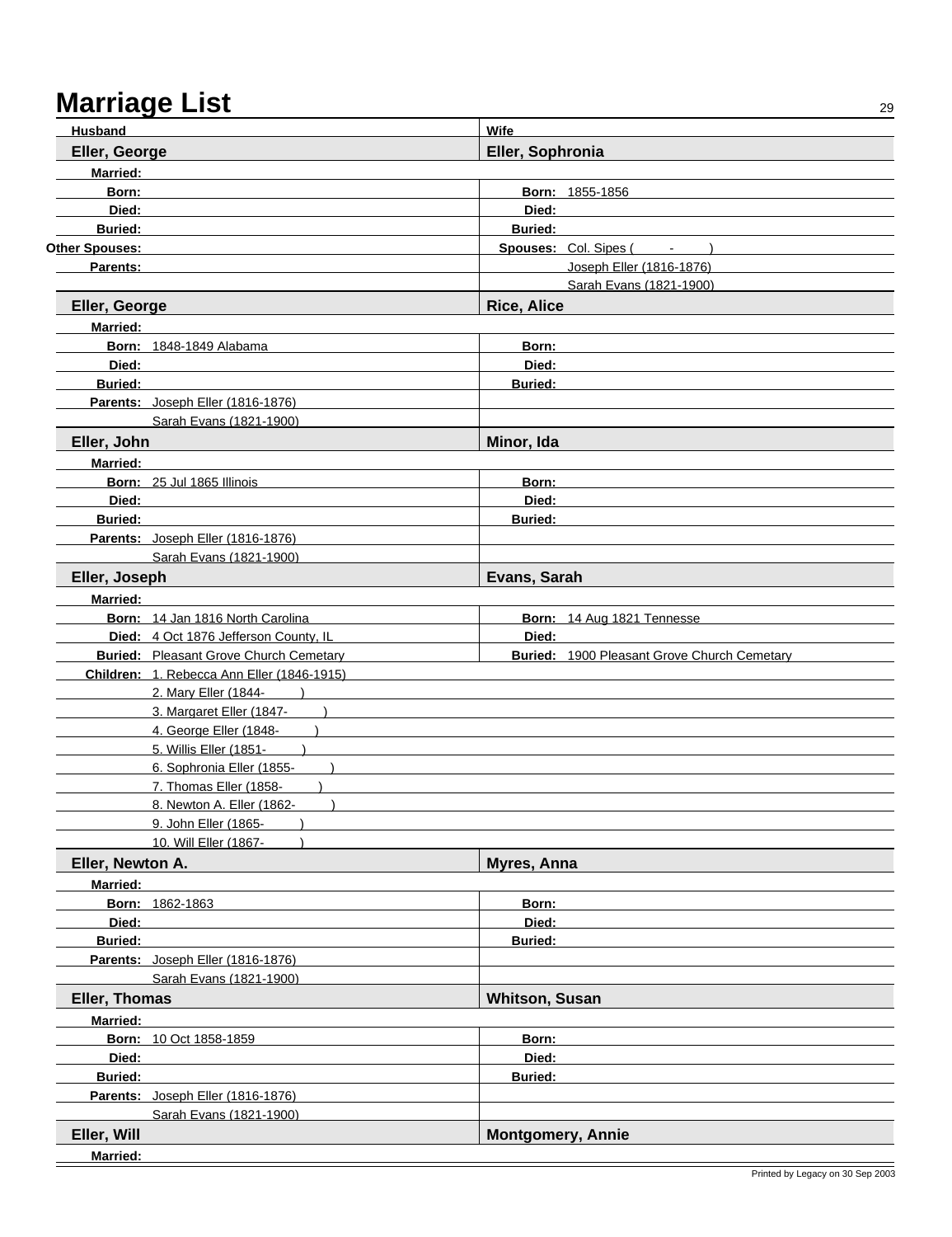# Marriage List

| Husband | Wife |
| --- | --- |
| **Eller, George** | **Eller, Sophronia** |
| **Married:** | |
| **Born:** | **Born:** 1855-1856 |
| **Died:** | **Died:** |
| **Buried:** | **Buried:** |
| **Other Spouses:** | **Spouses:** Col. Sipes ( - ) |
| **Parents:** | Joseph Eller (1816-1876) |
| | Sarah Evans (1821-1900) |

| Husband | Wife |
| --- | --- |
| **Eller, George** | **Rice, Alice** |
| **Married:** | |
| **Born:** 1848-1849 Alabama | **Born:** |
| **Died:** | **Died:** |
| **Buried:** | **Buried:** |
| **Parents:** Joseph Eller (1816-1876) | |
| Sarah Evans (1821-1900) | |

| Husband | Wife |
| --- | --- |
| **Eller, John** | **Minor, Ida** |
| **Married:** | |
| **Born:** 25 Jul 1865 Illinois | **Born:** |
| **Died:** | **Died:** |
| **Buried:** | **Buried:** |
| **Parents:** Joseph Eller (1816-1876) | |
| Sarah Evans (1821-1900) | |

| Husband | Wife |
| --- | --- |
| **Eller, Joseph** | **Evans, Sarah** |
| **Married:** | |
| **Born:** 14 Jan 1816 North Carolina | **Born:** 14 Aug 1821 Tennesse |
| **Died:** 4 Oct 1876 Jefferson County, IL | **Died:** |
| **Buried:** Pleasant Grove Church Cemetary | **Buried:** 1900 Pleasant Grove Church Cemetary |

**Children:**
1. Rebecca Ann Eller (1846-1915)
2. Mary Eller (1844- )
3. Margaret Eller (1847- )
4. George Eller (1848- )
5. Willis Eller (1851- )
6. Sophronia Eller (1855- )
7. Thomas Eller (1858- )
8. Newton A. Eller (1862- )
9. John Eller (1865- )
10. Will Eller (1867- )

| Husband | Wife |
| --- | --- |
| **Eller, Newton A.** | **Myres, Anna** |
| **Married:** | |
| **Born:** 1862-1863 | **Born:** |
| **Died:** | **Died:** |
| **Buried:** | **Buried:** |
| **Parents:** Joseph Eller (1816-1876) | |
| Sarah Evans (1821-1900) | |

| Husband | Wife |
| --- | --- |
| **Eller, Thomas** | **Whitson, Susan** |
| **Married:** | |
| **Born:** 10 Oct 1858-1859 | **Born:** |
| **Died:** | **Died:** |
| **Buried:** | **Buried:** |
| **Parents:** Joseph Eller (1816-1876) | |
| Sarah Evans (1821-1900) | |

| Husband | Wife |
| --- | --- |
| **Eller, Will** | **Montgomery, Annie** |
| **Married:** | |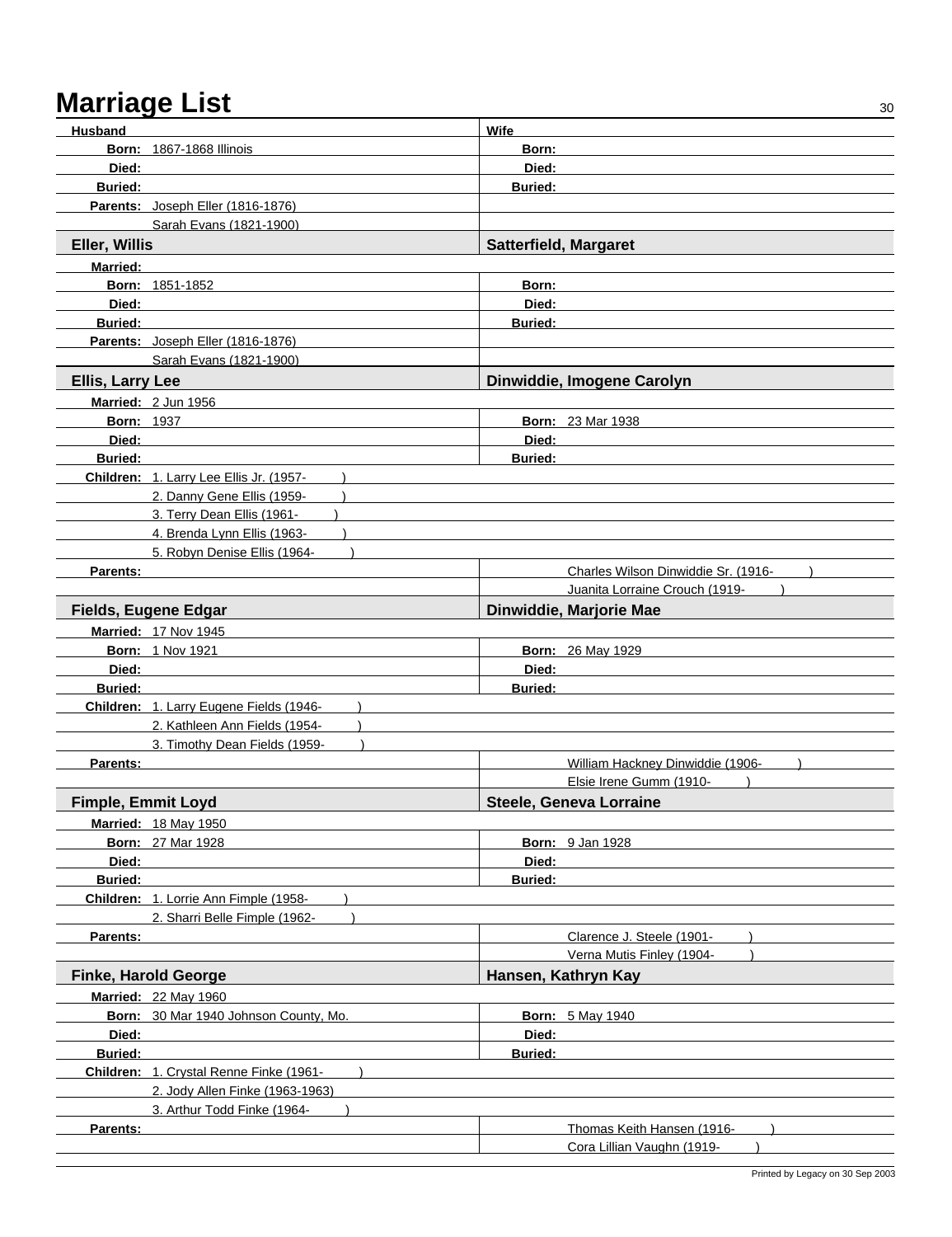# Marriage List

| Husband | Wife |
| --- | --- |
| **Born:** 1867-1868 Illinois | **Born:** |
| **Died:** | **Died:** |
| **Buried:** | **Buried:** |
| **Parents:** Joseph Eller (1816-1876) | |
| Sarah Evans (1821-1900) | |

| **Eller, Willis** | **Satterfield, Margaret** |
| --- | --- |
| **Married:** | |
| **Born:** 1851-1852 | **Born:** |
| **Died:** | **Died:** |
| **Buried:** | **Buried:** |
| **Parents:** Joseph Eller (1816-1876) | |
| Sarah Evans (1821-1900) | |

| **Ellis, Larry Lee** | **Dinwiddie, Imogene Carolyn** |
| --- | --- |
| **Married:** 2 Jun 1956 | |
| **Born:** 1937 | **Born:** 23 Mar 1938 |
| **Died:** | **Died:** |
| **Buried:** | **Buried:** |
| **Children:** 1. Larry Lee Ellis Jr. (1957- ) | |
| 2. Danny Gene Ellis (1959- ) | |
| 3. Terry Dean Ellis (1961- ) | |
| 4. Brenda Lynn Ellis (1963- ) | |
| 5. Robyn Denise Ellis (1964- ) | |
| **Parents:** | Charles Wilson Dinwiddie Sr. (1916- ) |
| | Juanita Lorraine Crouch (1919- ) |

| **Fields, Eugene Edgar** | **Dinwiddie, Marjorie Mae** |
| --- | --- |
| **Married:** 17 Nov 1945 | |
| **Born:** 1 Nov 1921 | **Born:** 26 May 1929 |
| **Died:** | **Died:** |
| **Buried:** | **Buried:** |
| **Children:** 1. Larry Eugene Fields (1946- ) | |
| 2. Kathleen Ann Fields (1954- ) | |
| 3. Timothy Dean Fields (1959- ) | |
| **Parents:** | William Hackney Dinwiddie (1906- ) |
| | Elsie Irene Gumm (1910- ) |

| **Fimple, Emmit Loyd** | **Steele, Geneva Lorraine** |
| --- | --- |
| **Married:** 18 May 1950 | |
| **Born:** 27 Mar 1928 | **Born:** 9 Jan 1928 |
| **Died:** | **Died:** |
| **Buried:** | **Buried:** |
| **Children:** 1. Lorrie Ann Fimple (1958- ) | |
| 2. Sharri Belle Fimple (1962- ) | |
| **Parents:** | Clarence J. Steele (1901- ) |
| | Verna Mutis Finley (1904- ) |

| **Finke, Harold George** | **Hansen, Kathryn Kay** |
| --- | --- |
| **Married:** 22 May 1960 | |
| **Born:** 30 Mar 1940 Johnson County, Mo. | **Born:** 5 May 1940 |
| **Died:** | **Died:** |
| **Buried:** | **Buried:** |
| **Children:** 1. Crystal Renne Finke (1961- ) | |
| 2. Jody Allen Finke (1963-1963) | |
| 3. Arthur Todd Finke (1964- ) | |
| **Parents:** | Thomas Keith Hansen (1916- ) |
| | Cora Lillian Vaughn (1919- ) |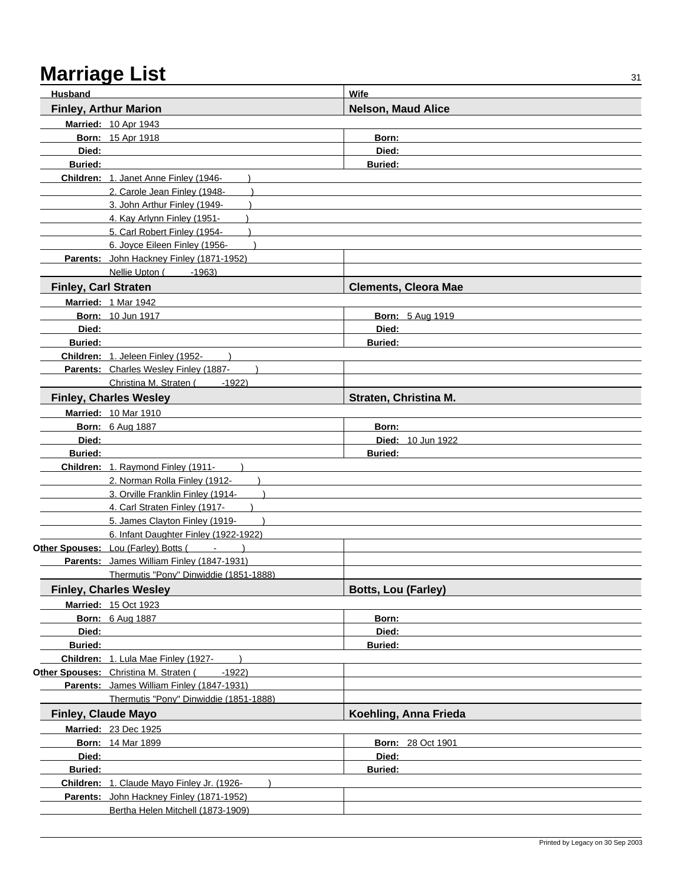# Marriage List

| Husband | Wife |
|---|---|
| **Finley, Arthur Marion** | **Nelson, Maud Alice** |
| **Married:** 10 Apr 1943 | |
| **Born:** 15 Apr 1918 | **Born:** |
| **Died:** | **Died:** |
| **Buried:** | **Buried:** |
| **Children:** 1. Janet Anne Finley (1946- ) | |
| 2. Carole Jean Finley (1948- ) | |
| 3. John Arthur Finley (1949- ) | |
| 4. Kay Arlynn Finley (1951- ) | |
| 5. Carl Robert Finley (1954- ) | |
| 6. Joyce Eileen Finley (1956- ) | |
| **Parents:** John Hackney Finley (1871-1952) | |
| Nellie Upton ( -1963) | |
| **Finley, Carl Straten** | **Clements, Cleora Mae** |
| **Married:** 1 Mar 1942 | |
| **Born:** 10 Jun 1917 | **Born:** 5 Aug 1919 |
| **Died:** | **Died:** |
| **Buried:** | **Buried:** |
| **Children:** 1. Jeleen Finley (1952- ) | |
| **Parents:** Charles Wesley Finley (1887- ) | |
| Christina M. Straten ( -1922) | |
| **Finley, Charles Wesley** | **Straten, Christina M.** |
| **Married:** 10 Mar 1910 | |
| **Born:** 6 Aug 1887 | **Born:** |
| **Died:** | **Died:** 10 Jun 1922 |
| **Buried:** | **Buried:** |
| **Children:** 1. Raymond Finley (1911- ) | |
| 2. Norman Rolla Finley (1912- ) | |
| 3. Orville Franklin Finley (1914- ) | |
| 4. Carl Straten Finley (1917- ) | |
| 5. James Clayton Finley (1919- ) | |
| 6. Infant Daughter Finley (1922-1922) | |
| **Other Spouses:** Lou (Farley) Botts ( - ) | |
| **Parents:** James William Finley (1847-1931) | |
| Thermutis "Pony" Dinwiddie (1851-1888) | |
| **Finley, Charles Wesley** | **Botts, Lou (Farley)** |
| **Married:** 15 Oct 1923 | |
| **Born:** 6 Aug 1887 | **Born:** |
| **Died:** | **Died:** |
| **Buried:** | **Buried:** |
| **Children:** 1. Lula Mae Finley (1927- ) | |
| **Other Spouses:** Christina M. Straten ( -1922) | |
| **Parents:** James William Finley (1847-1931) | |
| Thermutis "Pony" Dinwiddie (1851-1888) | |
| **Finley, Claude Mayo** | **Koehling, Anna Frieda** |
| **Married:** 23 Dec 1925 | |
| **Born:** 14 Mar 1899 | **Born:** 28 Oct 1901 |
| **Died:** | **Died:** |
| **Buried:** | **Buried:** |
| **Children:** 1. Claude Mayo Finley Jr. (1926- ) | |
| **Parents:** John Hackney Finley (1871-1952) | |
| Bertha Helen Mitchell (1873-1909) | |

Printed by Legacy on 30 Sep 2003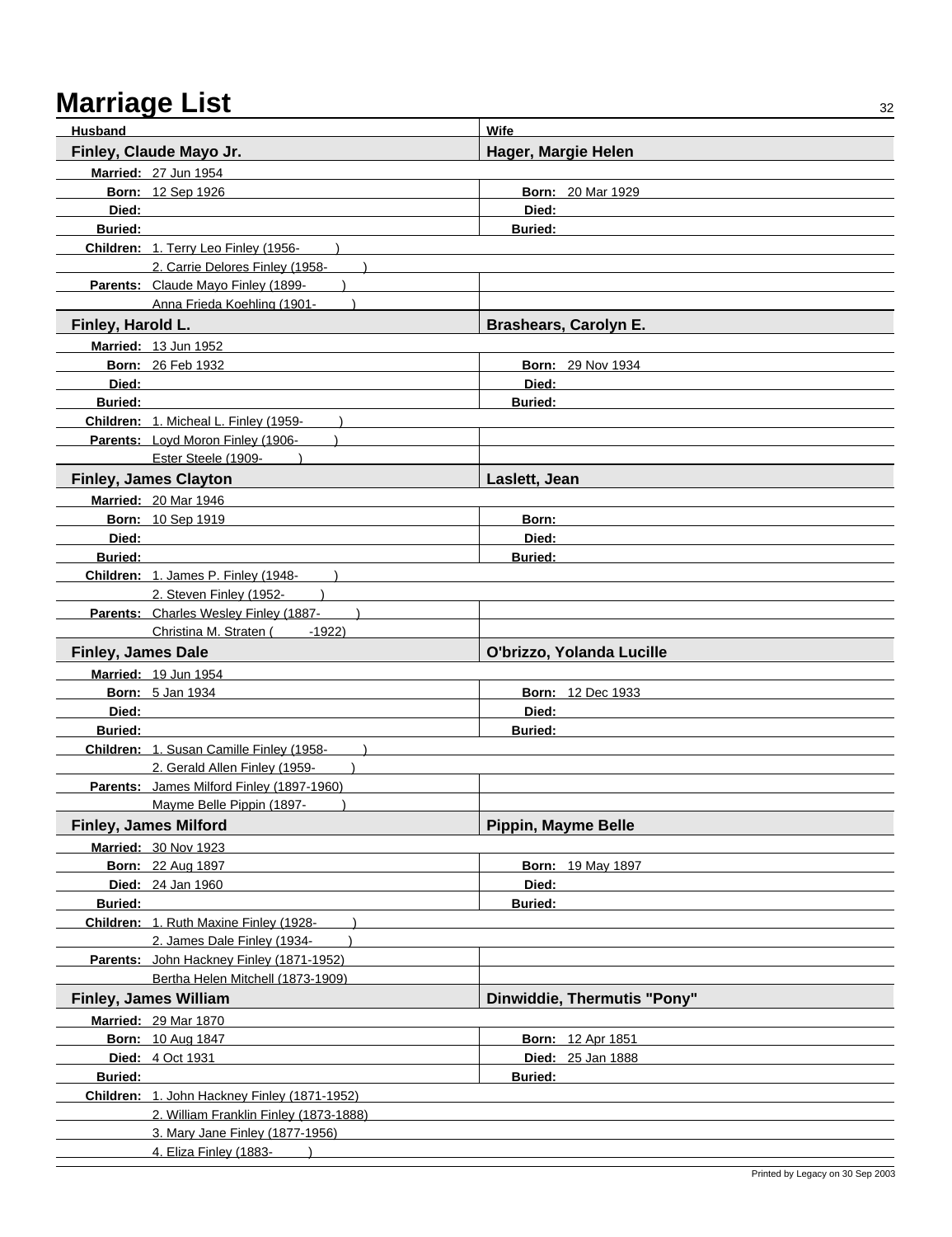# Marriage List

| Husband | Wife |
|---|---|
| **Finley, Claude Mayo Jr.** | **Hager, Margie Helen** |
| **Married:** 27 Jun 1954 | |
| **Born:** 12 Sep 1926 | **Born:** 20 Mar 1929 |
| **Died:** | **Died:** |
| **Buried:** | **Buried:** |
| **Children:** 1. Terry Leo Finley (1956- ) | |
| 2. Carrie Delores Finley (1958- ) | |
| **Parents:** Claude Mayo Finley (1899- ) | |
| Anna Frieda Koehling (1901- ) | |
| **Finley, Harold L.** | **Brashears, Carolyn E.** |
| **Married:** 13 Jun 1952 | |
| **Born:** 26 Feb 1932 | **Born:** 29 Nov 1934 |
| **Died:** | **Died:** |
| **Buried:** | **Buried:** |
| **Children:** 1. Micheal L. Finley (1959- ) | |
| **Parents:** Loyd Moron Finley (1906- ) | |
| Ester Steele (1909- ) | |
| **Finley, James Clayton** | **Laslett, Jean** |
| **Married:** 20 Mar 1946 | |
| **Born:** 10 Sep 1919 | **Born:** |
| **Died:** | **Died:** |
| **Buried:** | **Buried:** |
| **Children:** 1. James P. Finley (1948- ) | |
| 2. Steven Finley (1952- ) | |
| **Parents:** Charles Wesley Finley (1887- ) | |
| Christina M. Straten ( -1922) | |
| **Finley, James Dale** | **O'brizzo, Yolanda Lucille** |
| **Married:** 19 Jun 1954 | |
| **Born:** 5 Jan 1934 | **Born:** 12 Dec 1933 |
| **Died:** | **Died:** |
| **Buried:** | **Buried:** |
| **Children:** 1. Susan Camille Finley (1958- ) | |
| 2. Gerald Allen Finley (1959- ) | |
| **Parents:** James Milford Finley (1897-1960) | |
| Mayme Belle Pippin (1897- ) | |
| **Finley, James Milford** | **Pippin, Mayme Belle** |
| **Married:** 30 Nov 1923 | |
| **Born:** 22 Aug 1897 | **Born:** 19 May 1897 |
| **Died:** 24 Jan 1960 | **Died:** |
| **Buried:** | **Buried:** |
| **Children:** 1. Ruth Maxine Finley (1928- ) | |
| 2. James Dale Finley (1934- ) | |
| **Parents:** John Hackney Finley (1871-1952) | |
| Bertha Helen Mitchell (1873-1909) | |
| **Finley, James William** | **Dinwiddie, Thermutis "Pony"** |
| **Married:** 29 Mar 1870 | |
| **Born:** 10 Aug 1847 | **Born:** 12 Apr 1851 |
| **Died:** 4 Oct 1931 | **Died:** 25 Jan 1888 |
| **Buried:** | **Buried:** |
| **Children:** 1. John Hackney Finley (1871-1952) | |
| 2. William Franklin Finley (1873-1888) | |
| 3. Mary Jane Finley (1877-1956) | |
| 4. Eliza Finley (1883- ) | |

Printed by Legacy on 30 Sep 2003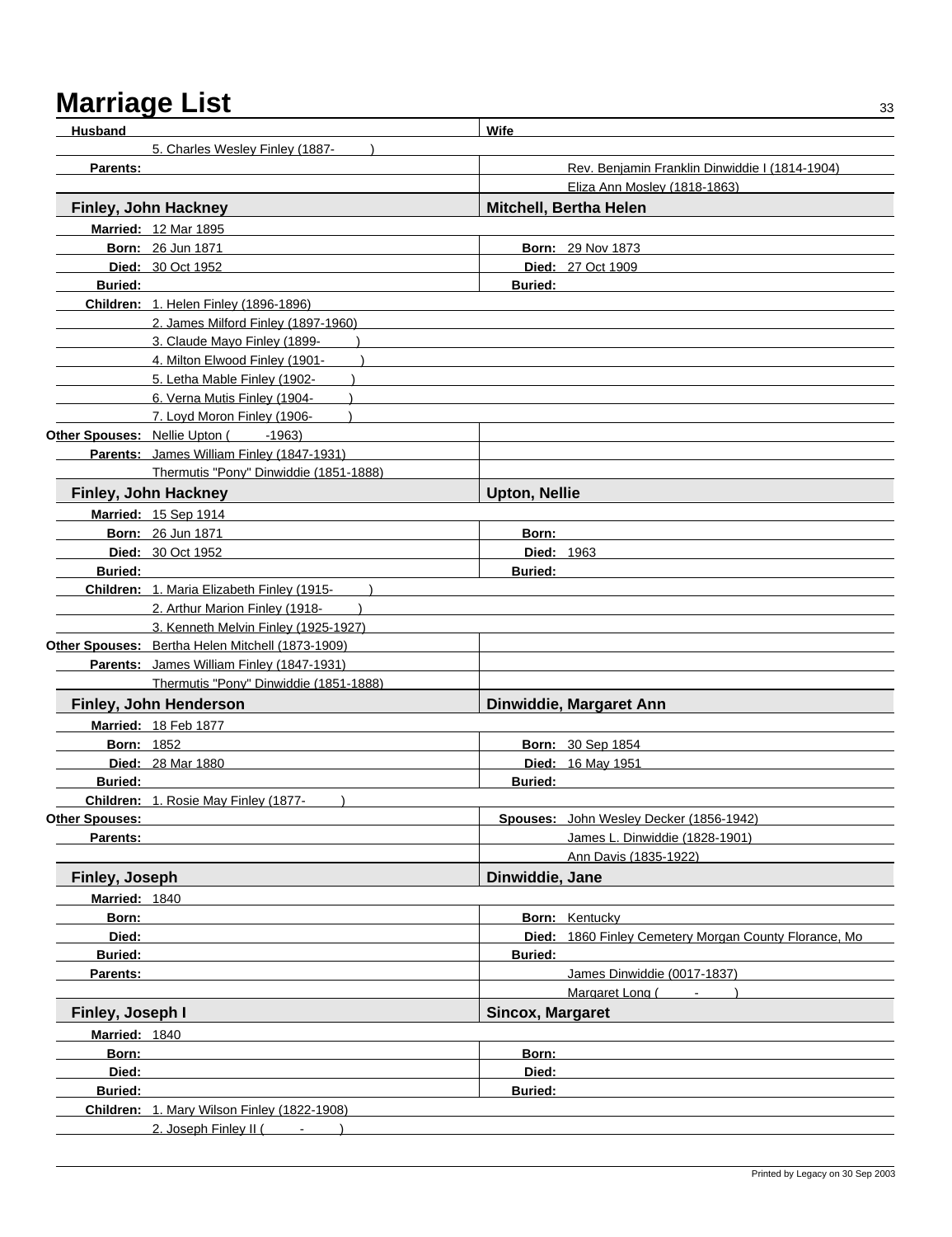# Marriage List

| Husband | Wife |
|---|---|
| 5. Charles Wesley Finley (1887- ) | |
| **Parents:** | Rev. Benjamin Franklin Dinwiddie I (1814-1904) |
| | Eliza Ann Mosley (1818-1863) |
| **Finley, John Hackney** | **Mitchell, Bertha Helen** |
| **Married:** 12 Mar 1895 | |
| **Born:** 26 Jun 1871 | **Born:** 29 Nov 1873 |
| **Died:** 30 Oct 1952 | **Died:** 27 Oct 1909 |
| **Buried:** | **Buried:** |
| **Children:** 1. Helen Finley (1896-1896) | |
| 2. James Milford Finley (1897-1960) | |
| 3. Claude Mayo Finley (1899- ) | |
| 4. Milton Elwood Finley (1901- ) | |
| 5. Letha Mable Finley (1902- ) | |
| 6. Verna Mutis Finley (1904- ) | |
| 7. Loyd Moron Finley (1906- ) | |
| **Other Spouses:** Nellie Upton ( -1963) | |
| **Parents:** James William Finley (1847-1931) | |
| Thermutis "Pony" Dinwiddie (1851-1888) | |
| **Finley, John Hackney** | **Upton, Nellie** |
| **Married:** 15 Sep 1914 | |
| **Born:** 26 Jun 1871 | **Born:** |
| **Died:** 30 Oct 1952 | **Died:** 1963 |
| **Buried:** | **Buried:** |
| **Children:** 1. Maria Elizabeth Finley (1915- ) | |
| 2. Arthur Marion Finley (1918- ) | |
| 3. Kenneth Melvin Finley (1925-1927) | |
| **Other Spouses:** Bertha Helen Mitchell (1873-1909) | |
| **Parents:** James William Finley (1847-1931) | |
| Thermutis "Pony" Dinwiddie (1851-1888) | |
| **Finley, John Henderson** | **Dinwiddie, Margaret Ann** |
| **Married:** 18 Feb 1877 | |
| **Born:** 1852 | **Born:** 30 Sep 1854 |
| **Died:** 28 Mar 1880 | **Died:** 16 May 1951 |
| **Buried:** | **Buried:** |
| **Children:** 1. Rosie May Finley (1877- ) | |
| **Other Spouses:** | **Spouses:** John Wesley Decker (1856-1942) |
| **Parents:** | James L. Dinwiddie (1828-1901) |
| | Ann Davis (1835-1922) |
| **Finley, Joseph** | **Dinwiddie, Jane** |
| **Married:** 1840 | |
| **Born:** | **Born:** Kentucky |
| **Died:** | **Died:** 1860 Finley Cemetery Morgan County Florance, Mo |
| **Buried:** | **Buried:** |
| **Parents:** | James Dinwiddie (0017-1837) |
| | Margaret Long ( - ) |
| **Finley, Joseph I** | **Sincox, Margaret** |
| **Married:** 1840 | |
| **Born:** | **Born:** |
| **Died:** | **Died:** |
| **Buried:** | **Buried:** |
| **Children:** 1. Mary Wilson Finley (1822-1908) | |
| 2. Joseph Finley II ( - ) | |

Printed by Legacy on 30 Sep 2003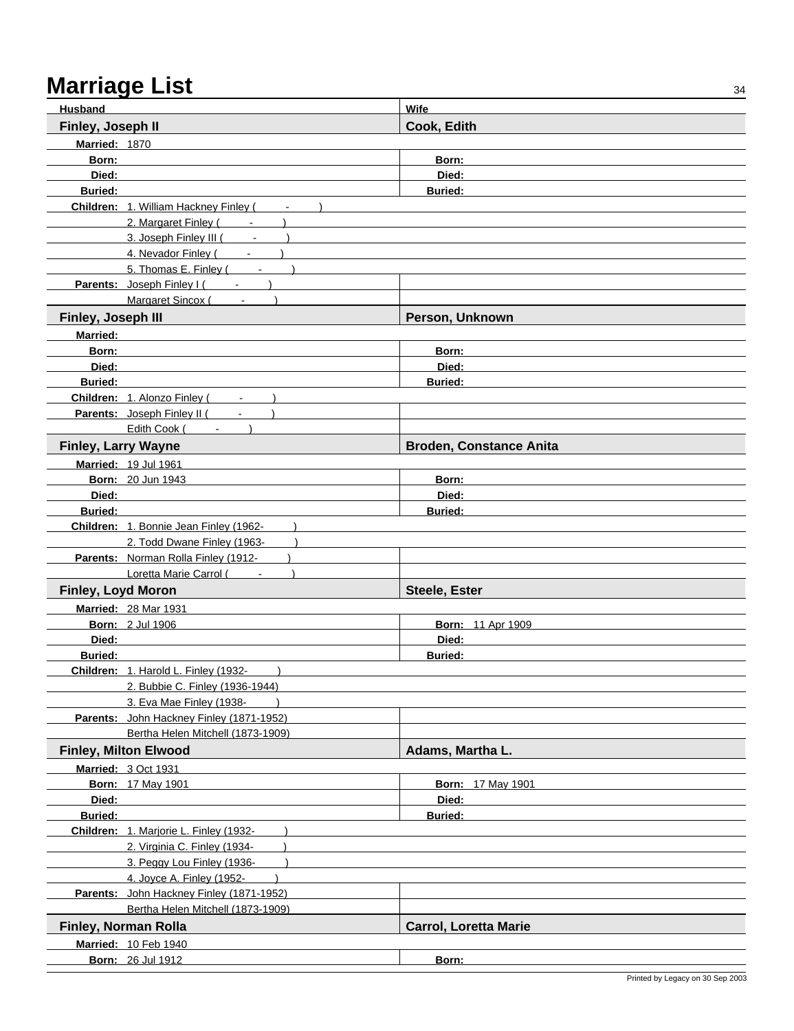# Marriage List

| Husband | Wife |
|---|---|
| **Finley, Joseph II** | **Cook, Edith** |
| **Married:** 1870 | |
| **Born:** | **Born:** |
| **Died:** | **Died:** |
| **Buried:** | **Buried:** |
| **Children:** 1. William Hackney Finley ( - ) | |
| 2. Margaret Finley ( - ) | |
| 3. Joseph Finley III ( - ) | |
| 4. Nevador Finley ( - ) | |
| 5. Thomas E. Finley ( - ) | |
| **Parents:** Joseph Finley I ( - ) | |
| Margaret Sincox ( - ) | |
| **Finley, Joseph III** | **Person, Unknown** |
| **Married:** | |
| **Born:** | **Born:** |
| **Died:** | **Died:** |
| **Buried:** | **Buried:** |
| **Children:** 1. Alonzo Finley ( - ) | |
| **Parents:** Joseph Finley II ( - ) | |
| Edith Cook ( - ) | |
| **Finley, Larry Wayne** | **Broden, Constance Anita** |
| **Married:** 19 Jul 1961 | |
| **Born:** 20 Jun 1943 | **Born:** |
| **Died:** | **Died:** |
| **Buried:** | **Buried:** |
| **Children:** 1. Bonnie Jean Finley (1962- ) | |
| 2. Todd Dwane Finley (1963- ) | |
| **Parents:** Norman Rolla Finley (1912- ) | |
| Loretta Marie Carrol ( - ) | |
| **Finley, Loyd Moron** | **Steele, Ester** |
| **Married:** 28 Mar 1931 | |
| **Born:** 2 Jul 1906 | **Born:** 11 Apr 1909 |
| **Died:** | **Died:** |
| **Buried:** | **Buried:** |
| **Children:** 1. Harold L. Finley (1932- ) | |
| 2. Bubbie C. Finley (1936-1944) | |
| 3. Eva Mae Finley (1938- ) | |
| **Parents:** John Hackney Finley (1871-1952) | |
| Bertha Helen Mitchell (1873-1909) | |
| **Finley, Milton Elwood** | **Adams, Martha L.** |
| **Married:** 3 Oct 1931 | |
| **Born:** 17 May 1901 | **Born:** 17 May 1901 |
| **Died:** | **Died:** |
| **Buried:** | **Buried:** |
| **Children:** 1. Marjorie L. Finley (1932- ) | |
| 2. Virginia C. Finley (1934- ) | |
| 3. Peggy Lou Finley (1936- ) | |
| 4. Joyce A. Finley (1952- ) | |
| **Parents:** John Hackney Finley (1871-1952) | |
| Bertha Helen Mitchell (1873-1909) | |
| **Finley, Norman Rolla** | **Carrol, Loretta Marie** |
| **Married:** 10 Feb 1940 | |
| **Born:** 26 Jul 1912 | **Born:** |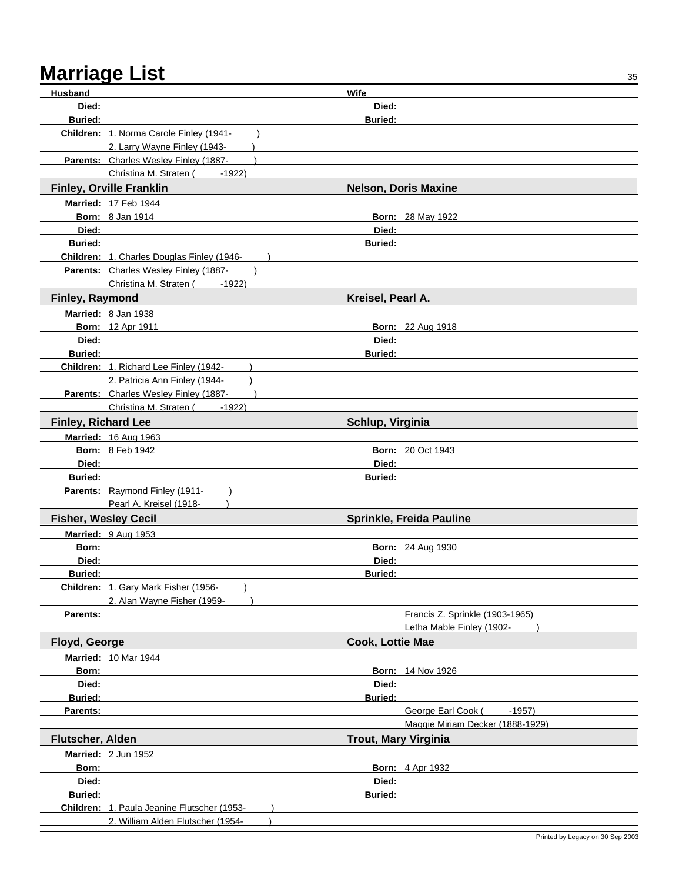# Marriage List

| Husband | Wife |
|---|---|
| **Died:** | **Died:** |
| **Buried:** | **Buried:** |
| **Children:** 1. Norma Carole Finley (1941- ) | |
| 2. Larry Wayne Finley (1943- ) | |
| **Parents:** Charles Wesley Finley (1887- ) | |
| Christina M. Straten ( -1922) | |

| **Finley, Orville Franklin** | **Nelson, Doris Maxine** |
|---|---|
| **Married:** 17 Feb 1944 | |
| **Born:** 8 Jan 1914 | **Born:** 28 May 1922 |
| **Died:** | **Died:** |
| **Buried:** | **Buried:** |
| **Children:** 1. Charles Douglas Finley (1946- ) | |
| **Parents:** Charles Wesley Finley (1887- ) | |
| Christina M. Straten ( -1922) | |

| **Finley, Raymond** | **Kreisel, Pearl A.** |
|---|---|
| **Married:** 8 Jan 1938 | |
| **Born:** 12 Apr 1911 | **Born:** 22 Aug 1918 |
| **Died:** | **Died:** |
| **Buried:** | **Buried:** |
| **Children:** 1. Richard Lee Finley (1942- ) | |
| 2. Patricia Ann Finley (1944- ) | |
| **Parents:** Charles Wesley Finley (1887- ) | |
| Christina M. Straten ( -1922) | |

| **Finley, Richard Lee** | **Schlup, Virginia** |
|---|---|
| **Married:** 16 Aug 1963 | |
| **Born:** 8 Feb 1942 | **Born:** 20 Oct 1943 |
| **Died:** | **Died:** |
| **Buried:** | **Buried:** |
| **Parents:** Raymond Finley (1911- ) | |
| Pearl A. Kreisel (1918- ) | |

| **Fisher, Wesley Cecil** | **Sprinkle, Freida Pauline** |
|---|---|
| **Married:** 9 Aug 1953 | |
| **Born:** | **Born:** 24 Aug 1930 |
| **Died:** | **Died:** |
| **Buried:** | **Buried:** |
| **Children:** 1. Gary Mark Fisher (1956- ) | |
| 2. Alan Wayne Fisher (1959- ) | |
| **Parents:** | Francis Z. Sprinkle (1903-1965) |
| | Letha Mable Finley (1902- ) |

| **Floyd, George** | **Cook, Lottie Mae** |
|---|---|
| **Married:** 10 Mar 1944 | |
| **Born:** | **Born:** 14 Nov 1926 |
| **Died:** | **Died:** |
| **Buried:** | **Buried:** |
| **Parents:** | George Earl Cook ( -1957) |
| | Maggie Miriam Decker (1888-1929) |

| **Flutscher, Alden** | **Trout, Mary Virginia** |
|---|---|
| **Married:** 2 Jun 1952 | |
| **Born:** | **Born:** 4 Apr 1932 |
| **Died:** | **Died:** |
| **Buried:** | **Buried:** |
| **Children:** 1. Paula Jeanine Flutscher (1953- ) | |
| 2. William Alden Flutscher (1954- ) | |

Printed by Legacy on 30 Sep 2003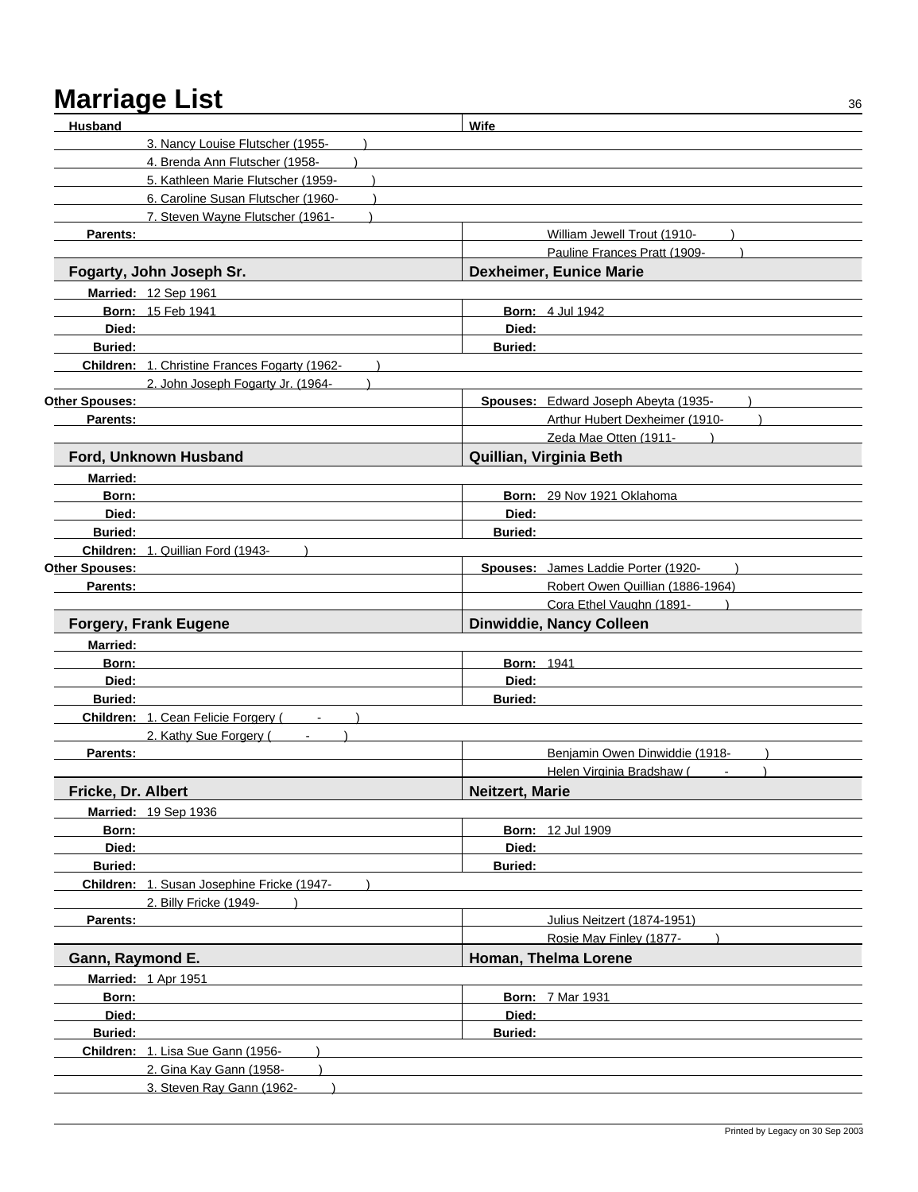# Marriage List

| Husband | Wife |
|---|---|
| 3. Nancy Louise Flutscher (1955- ) | |
| 4. Brenda Ann Flutscher (1958- ) | |
| 5. Kathleen Marie Flutscher (1959- ) | |
| 6. Caroline Susan Flutscher (1960- ) | |
| 7. Steven Wayne Flutscher (1961- ) | |
| **Parents:** | William Jewell Trout (1910- ) |
| | Pauline Frances Pratt (1909- ) |

| **Fogarty, John Joseph Sr.** | **Dexheimer, Eunice Marie** |
|---|---|
| **Married:** 12 Sep 1961 | |
| **Born:** 15 Feb 1941 | **Born:** 4 Jul 1942 |
| **Died:** | **Died:** |
| **Buried:** | **Buried:** |
| **Children:** 1. Christine Frances Fogarty (1962- ) | |
| 2. John Joseph Fogarty Jr. (1964- ) | |
| **Other Spouses:** | **Spouses:** Edward Joseph Abeyta (1935- ) |
| **Parents:** | Arthur Hubert Dexheimer (1910- ) |
| | Zeda Mae Otten (1911- ) |

| **Ford, Unknown Husband** | **Quillian, Virginia Beth** |
|---|---|
| **Married:** | |
| **Born:** | **Born:** 29 Nov 1921 Oklahoma |
| **Died:** | **Died:** |
| **Buried:** | **Buried:** |
| **Children:** 1. Quillian Ford (1943- ) | |
| **Other Spouses:** | **Spouses:** James Laddie Porter (1920- ) |
| **Parents:** | Robert Owen Quillian (1886-1964) |
| | Cora Ethel Vaughn (1891- ) |

| **Forgery, Frank Eugene** | **Dinwiddie, Nancy Colleen** |
|---|---|
| **Married:** | |
| **Born:** | **Born:** 1941 |
| **Died:** | **Died:** |
| **Buried:** | **Buried:** |
| **Children:** 1. Cean Felicie Forgery ( - ) | |
| 2. Kathy Sue Forgery ( - ) | |
| **Parents:** | Benjamin Owen Dinwiddie (1918- ) |
| | Helen Virginia Bradshaw ( - ) |

| **Fricke, Dr. Albert** | **Neitzert, Marie** |
|---|---|
| **Married:** 19 Sep 1936 | |
| **Born:** | **Born:** 12 Jul 1909 |
| **Died:** | **Died:** |
| **Buried:** | **Buried:** |
| **Children:** 1. Susan Josephine Fricke (1947- ) | |
| 2. Billy Fricke (1949- ) | |
| **Parents:** | Julius Neitzert (1874-1951) |
| | Rosie May Finley (1877- ) |

| **Gann, Raymond E.** | **Homan, Thelma Lorene** |
|---|---|
| **Married:** 1 Apr 1951 | |
| **Born:** | **Born:** 7 Mar 1931 |
| **Died:** | **Died:** |
| **Buried:** | **Buried:** |
| **Children:** 1. Lisa Sue Gann (1956- ) | |
| 2. Gina Kay Gann (1958- ) | |
| 3. Steven Ray Gann (1962- ) | |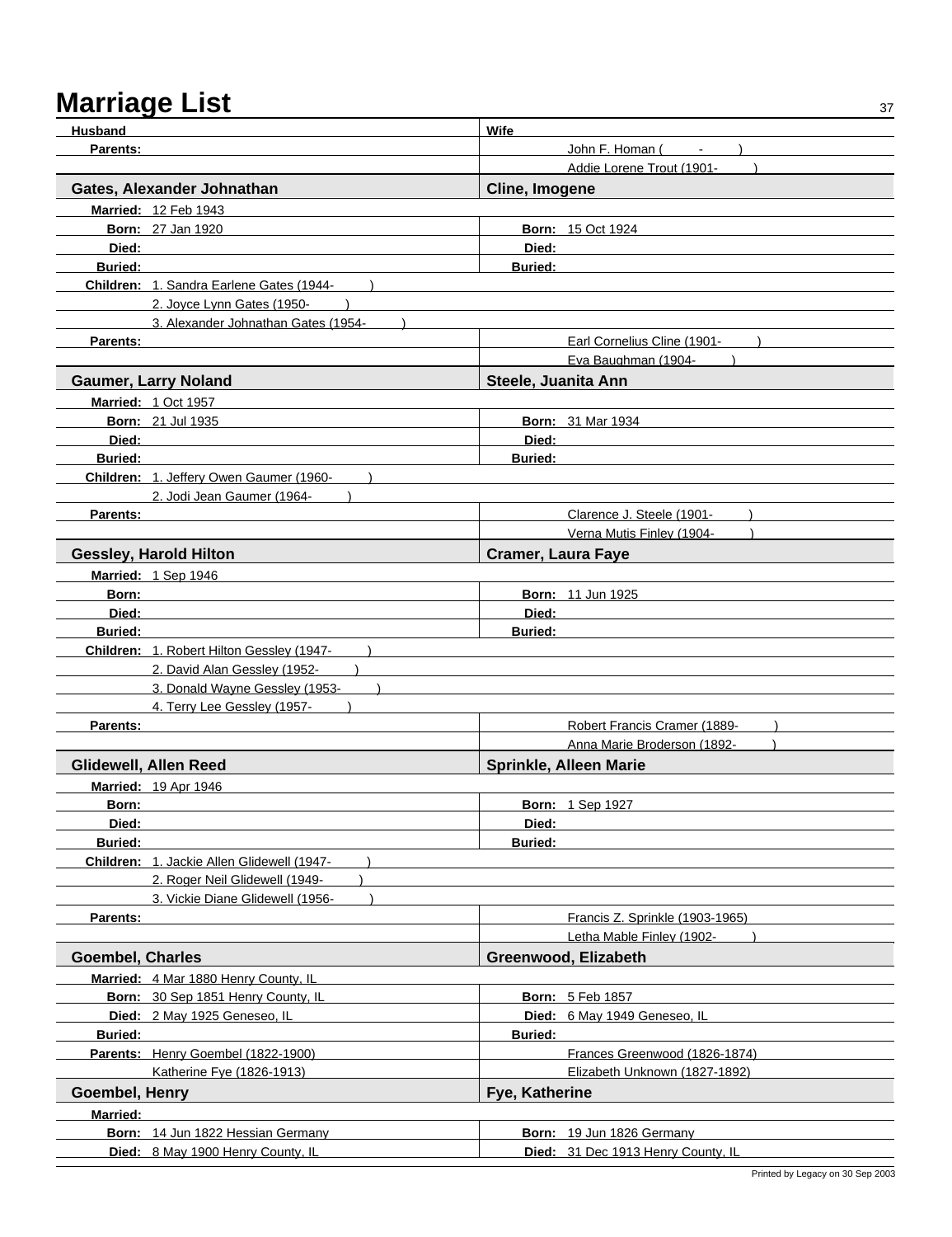# Marriage List

| Husband | Wife |
|---|---|
| **Parents:** | John F. Homan ( - ) |
| | Addie Lorene Trout (1901- ) |

| **Gates, Alexander Johnathan** | **Cline, Imogene** |
|---|---|
| **Married:** 12 Feb 1943 | |
| **Born:** 27 Jan 1920 | **Born:** 15 Oct 1924 |
| **Died:** | **Died:** |
| **Buried:** | **Buried:** |
| **Children:** 1. Sandra Earlene Gates (1944- ) | |
| 2. Joyce Lynn Gates (1950- ) | |
| 3. Alexander Johnathan Gates (1954- ) | |
| **Parents:** | Earl Cornelius Cline (1901- ) |
| | Eva Baughman (1904- ) |

| **Gaumer, Larry Noland** | **Steele, Juanita Ann** |
|---|---|
| **Married:** 1 Oct 1957 | |
| **Born:** 21 Jul 1935 | **Born:** 31 Mar 1934 |
| **Died:** | **Died:** |
| **Buried:** | **Buried:** |
| **Children:** 1. Jeffery Owen Gaumer (1960- ) | |
| 2. Jodi Jean Gaumer (1964- ) | |
| **Parents:** | Clarence J. Steele (1901- ) |
| | Verna Mutis Finley (1904- ) |

| **Gessley, Harold Hilton** | **Cramer, Laura Faye** |
|---|---|
| **Married:** 1 Sep 1946 | |
| **Born:** | **Born:** 11 Jun 1925 |
| **Died:** | **Died:** |
| **Buried:** | **Buried:** |
| **Children:** 1. Robert Hilton Gessley (1947- ) | |
| 2. David Alan Gessley (1952- ) | |
| 3. Donald Wayne Gessley (1953- ) | |
| 4. Terry Lee Gessley (1957- ) | |
| **Parents:** | Robert Francis Cramer (1889- ) |
| | Anna Marie Broderson (1892- ) |

| **Glidewell, Allen Reed** | **Sprinkle, Alleen Marie** |
|---|---|
| **Married:** 19 Apr 1946 | |
| **Born:** | **Born:** 1 Sep 1927 |
| **Died:** | **Died:** |
| **Buried:** | **Buried:** |
| **Children:** 1. Jackie Allen Glidewell (1947- ) | |
| 2. Roger Neil Glidewell (1949- ) | |
| 3. Vickie Diane Glidewell (1956- ) | |
| **Parents:** | Francis Z. Sprinkle (1903-1965) |
| | Letha Mable Finley (1902- ) |

| **Goembel, Charles** | **Greenwood, Elizabeth** |
|---|---|
| **Married:** 4 Mar 1880 Henry County, IL | |
| **Born:** 30 Sep 1851 Henry County, IL | **Born:** 5 Feb 1857 |
| **Died:** 2 May 1925 Geneseo, IL | **Died:** 6 May 1949 Geneseo, IL |
| **Buried:** | **Buried:** |
| **Parents:** Henry Goembel (1822-1900) | Frances Greenwood (1826-1874) |
| Katherine Fye (1826-1913) | Elizabeth Unknown (1827-1892) |

| **Goembel, Henry** | **Fye, Katherine** |
|---|---|
| **Married:** | |
| **Born:** 14 Jun 1822 Hessian Germany | **Born:** 19 Jun 1826 Germany |
| **Died:** 8 May 1900 Henry County, IL | **Died:** 31 Dec 1913 Henry County, IL |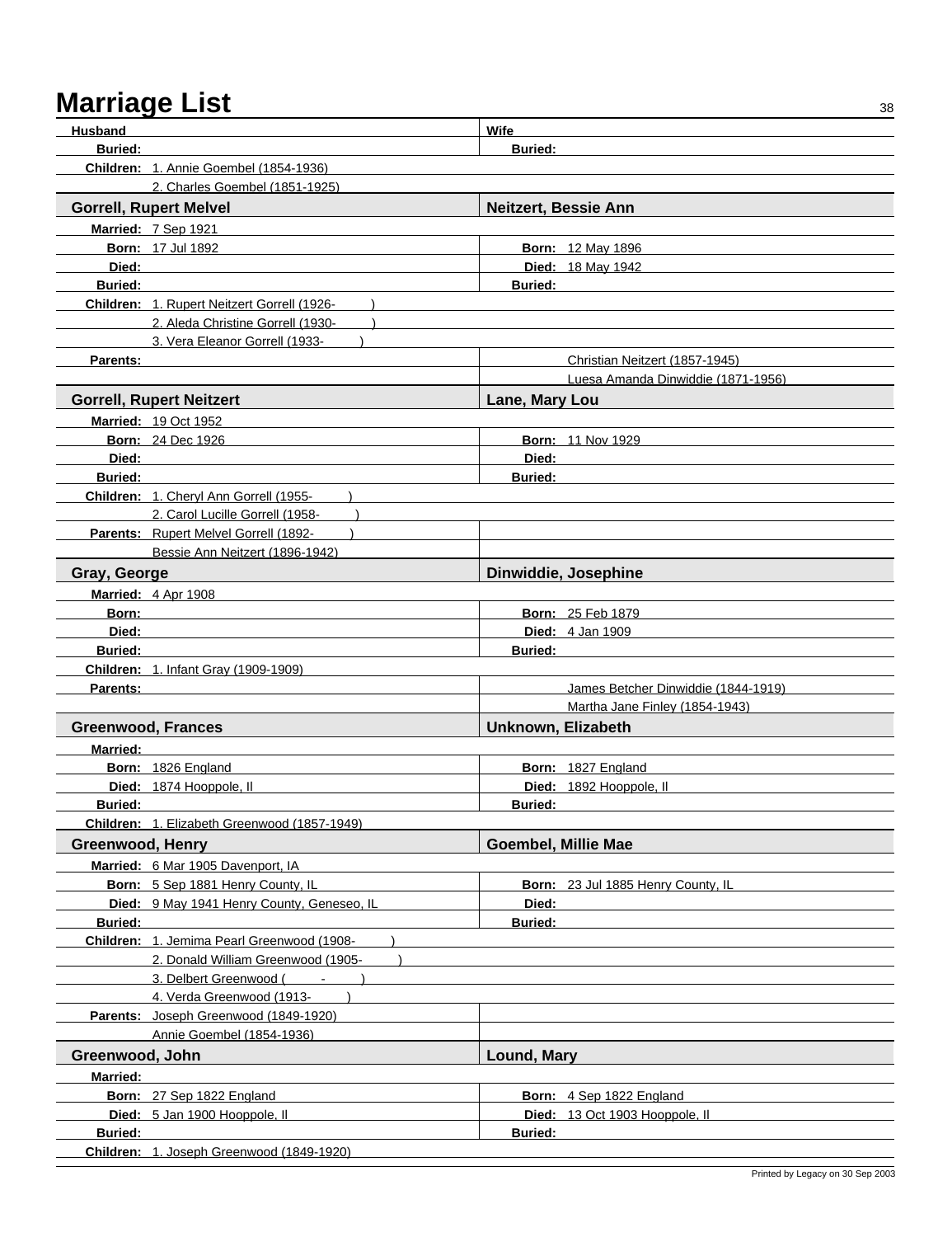# Marriage List

| Husband | Wife |
|---|---|
| **Buried:** | **Buried:** |
| **Children:** 1. Annie Goembel (1854-1936) | |
| 2. Charles Goembel (1851-1925) | |

| **Gorrell, Rupert Melvel** | **Neitzert, Bessie Ann** |
|---|---|
| **Married:** 7 Sep 1921 | |
| **Born:** 17 Jul 1892 | **Born:** 12 May 1896 |
| **Died:** | **Died:** 18 May 1942 |
| **Buried:** | **Buried:** |
| **Children:** 1. Rupert Neitzert Gorrell (1926- ) | |
| 2. Aleda Christine Gorrell (1930- ) | |
| 3. Vera Eleanor Gorrell (1933- ) | |
| **Parents:** | Christian Neitzert (1857-1945) |
| | Luesa Amanda Dinwiddie (1871-1956) |

| **Gorrell, Rupert Neitzert** | **Lane, Mary Lou** |
|---|---|
| **Married:** 19 Oct 1952 | |
| **Born:** 24 Dec 1926 | **Born:** 11 Nov 1929 |
| **Died:** | **Died:** |
| **Buried:** | **Buried:** |
| **Children:** 1. Cheryl Ann Gorrell (1955- ) | |
| 2. Carol Lucille Gorrell (1958- ) | |
| **Parents:** Rupert Melvel Gorrell (1892- ) | |
| Bessie Ann Neitzert (1896-1942) | |

| **Gray, George** | **Dinwiddie, Josephine** |
|---|---|
| **Married:** 4 Apr 1908 | |
| **Born:** | **Born:** 25 Feb 1879 |
| **Died:** | **Died:** 4 Jan 1909 |
| **Buried:** | **Buried:** |
| **Children:** 1. Infant Gray (1909-1909) | |
| **Parents:** | James Betcher Dinwiddie (1844-1919) |
| | Martha Jane Finley (1854-1943) |

| **Greenwood, Frances** | **Unknown, Elizabeth** |
|---|---|
| **Married:** | |
| **Born:** 1826 England | **Born:** 1827 England |
| **Died:** 1874 Hooppole, Il | **Died:** 1892 Hooppole, Il |
| **Buried:** | **Buried:** |
| **Children:** 1. Elizabeth Greenwood (1857-1949) | |

| **Greenwood, Henry** | **Goembel, Millie Mae** |
|---|---|
| **Married:** 6 Mar 1905 Davenport, IA | |
| **Born:** 5 Sep 1881 Henry County, IL | **Born:** 23 Jul 1885 Henry County, IL |
| **Died:** 9 May 1941 Henry County, Geneseo, IL | **Died:** |
| **Buried:** | **Buried:** |
| **Children:** 1. Jemima Pearl Greenwood (1908- ) | |
| 2. Donald William Greenwood (1905- ) | |
| 3. Delbert Greenwood ( - ) | |
| 4. Verda Greenwood (1913- ) | |
| **Parents:** Joseph Greenwood (1849-1920) | |
| Annie Goembel (1854-1936) | |

| **Greenwood, John** | **Lound, Mary** |
|---|---|
| **Married:** | |
| **Born:** 27 Sep 1822 England | **Born:** 4 Sep 1822 England |
| **Died:** 5 Jan 1900 Hooppole, Il | **Died:** 13 Oct 1903 Hooppole, Il |
| **Buried:** | **Buried:** |
| **Children:** 1. Joseph Greenwood (1849-1920) | |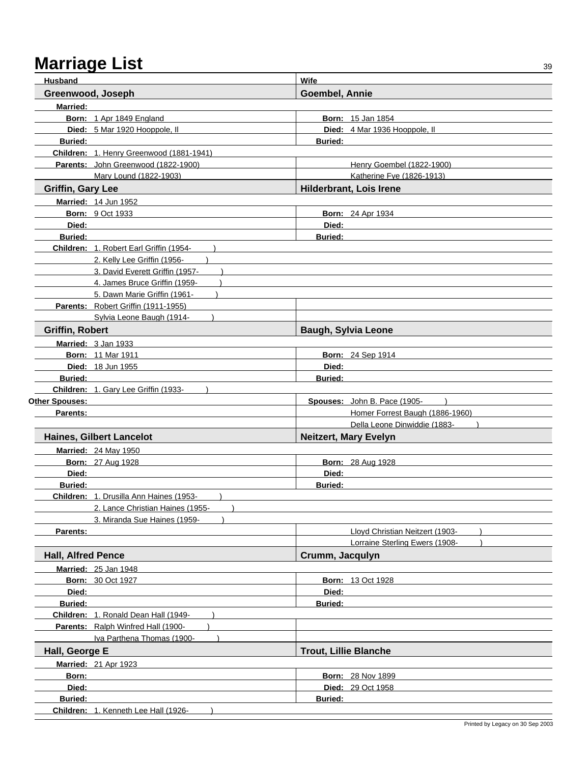# Marriage List

| Husband | Wife |
|---|---|
| **Greenwood, Joseph** | **Goembel, Annie** |
| **Married:** | |
| **Born:** 1 Apr 1849 England | **Born:** 15 Jan 1854 |
| **Died:** 5 Mar 1920 Hooppole, Il | **Died:** 4 Mar 1936 Hooppole, Il |
| **Buried:** | **Buried:** |
| **Children:** 1. Henry Greenwood (1881-1941) | |
| **Parents:** John Greenwood (1822-1900) | Henry Goembel (1822-1900) |
| Mary Lound (1822-1903) | Katherine Fye (1826-1913) |
| **Griffin, Gary Lee** | **Hilderbrant, Lois Irene** |
| **Married:** 14 Jun 1952 | |
| **Born:** 9 Oct 1933 | **Born:** 24 Apr 1934 |
| **Died:** | **Died:** |
| **Buried:** | **Buried:** |
| **Children:** 1. Robert Earl Griffin (1954- ) | |
| 2. Kelly Lee Griffin (1956- ) | |
| 3. David Everett Griffin (1957- ) | |
| 4. James Bruce Griffin (1959- ) | |
| 5. Dawn Marie Griffin (1961- ) | |
| **Parents:** Robert Griffin (1911-1955) | |
| Sylvia Leone Baugh (1914- ) | |
| **Griffin, Robert** | **Baugh, Sylvia Leone** |
| **Married:** 3 Jan 1933 | |
| **Born:** 11 Mar 1911 | **Born:** 24 Sep 1914 |
| **Died:** 18 Jun 1955 | **Died:** |
| **Buried:** | **Buried:** |
| **Children:** 1. Gary Lee Griffin (1933- ) | |
| **Other Spouses:** | **Spouses:** John B. Pace (1905- ) |
| **Parents:** | Homer Forrest Baugh (1886-1960) |
| | Della Leone Dinwiddie (1883- ) |
| **Haines, Gilbert Lancelot** | **Neitzert, Mary Evelyn** |
| **Married:** 24 May 1950 | |
| **Born:** 27 Aug 1928 | **Born:** 28 Aug 1928 |
| **Died:** | **Died:** |
| **Buried:** | **Buried:** |
| **Children:** 1. Drusilla Ann Haines (1953- ) | |
| 2. Lance Christian Haines (1955- ) | |
| 3. Miranda Sue Haines (1959- ) | |
| **Parents:** | Lloyd Christian Neitzert (1903- ) |
| | Lorraine Sterling Ewers (1908- ) |
| **Hall, Alfred Pence** | **Crumm, Jacqulyn** |
| **Married:** 25 Jan 1948 | |
| **Born:** 30 Oct 1927 | **Born:** 13 Oct 1928 |
| **Died:** | **Died:** |
| **Buried:** | **Buried:** |
| **Children:** 1. Ronald Dean Hall (1949- ) | |
| **Parents:** Ralph Winfred Hall (1900- ) | |
| Iva Parthena Thomas (1900- ) | |
| **Hall, George E** | **Trout, Lillie Blanche** |
| **Married:** 21 Apr 1923 | |
| **Born:** | **Born:** 28 Nov 1899 |
| **Died:** | **Died:** 29 Oct 1958 |
| **Buried:** | **Buried:** |
| **Children:** 1. Kenneth Lee Hall (1926- ) | |

Printed by Legacy on 30 Sep 2003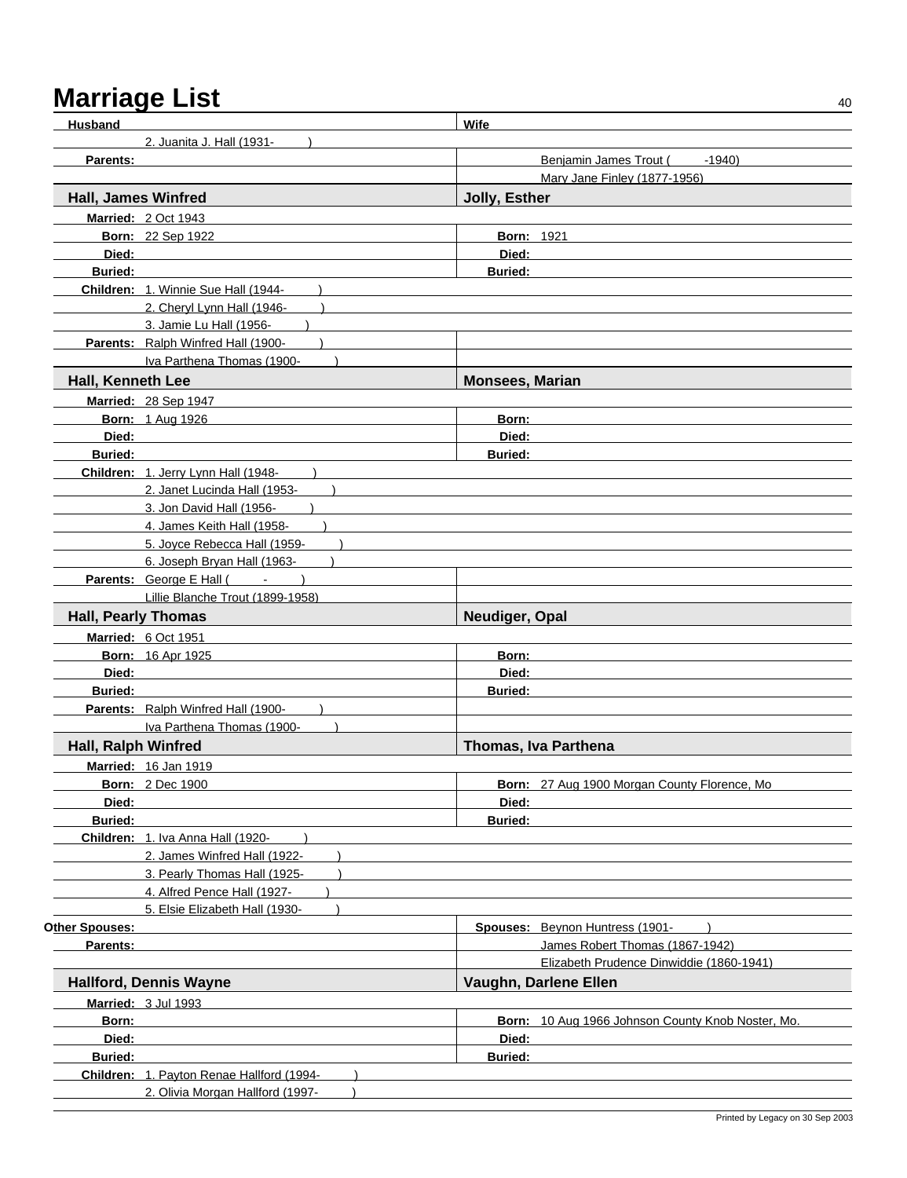# Marriage List

| Husband | Wife |
|---|---|
| 2. Juanita J. Hall (1931- ) | |
| **Parents:** | Benjamin James Trout ( -1940) |
| | Mary Jane Finley (1877-1956) |

## Hall, James Winfred — Jolly, Esther

| | Husband | Wife |
|---|---|---|
| **Married:** | 2 Oct 1943 | |
| **Born:** | 22 Sep 1922 | 1921 |
| **Died:** | | |
| **Buried:** | | |
| **Children:** | 1. Winnie Sue Hall (1944- ) | |
| | 2. Cheryl Lynn Hall (1946- ) | |
| | 3. Jamie Lu Hall (1956- ) | |
| **Parents:** | Ralph Winfred Hall (1900- ) | |
| | Iva Parthena Thomas (1900- ) | |

## Hall, Kenneth Lee — Monsees, Marian

| | Husband | Wife |
|---|---|---|
| **Married:** | 28 Sep 1947 | |
| **Born:** | 1 Aug 1926 | |
| **Died:** | | |
| **Buried:** | | |
| **Children:** | 1. Jerry Lynn Hall (1948- ) | |
| | 2. Janet Lucinda Hall (1953- ) | |
| | 3. Jon David Hall (1956- ) | |
| | 4. James Keith Hall (1958- ) | |
| | 5. Joyce Rebecca Hall (1959- ) | |
| | 6. Joseph Bryan Hall (1963- ) | |
| **Parents:** | George E Hall ( - ) | |
| | Lillie Blanche Trout (1899-1958) | |

## Hall, Pearly Thomas — Neudiger, Opal

| | Husband | Wife |
|---|---|---|
| **Married:** | 6 Oct 1951 | |
| **Born:** | 16 Apr 1925 | |
| **Died:** | | |
| **Buried:** | | |
| **Parents:** | Ralph Winfred Hall (1900- ) | |
| | Iva Parthena Thomas (1900- ) | |

## Hall, Ralph Winfred — Thomas, Iva Parthena

| | Husband | Wife |
|---|---|---|
| **Married:** | 16 Jan 1919 | |
| **Born:** | 2 Dec 1900 | 27 Aug 1900 Morgan County Florence, Mo |
| **Died:** | | |
| **Buried:** | | |
| **Children:** | 1. Iva Anna Hall (1920- ) | |
| | 2. James Winfred Hall (1922- ) | |
| | 3. Pearly Thomas Hall (1925- ) | |
| | 4. Alfred Pence Hall (1927- ) | |
| | 5. Elsie Elizabeth Hall (1930- ) | |
| **Other Spouses:** | | **Spouses:** Beynon Huntress (1901- ) |
| **Parents:** | | James Robert Thomas (1867-1942) |
| | | Elizabeth Prudence Dinwiddie (1860-1941) |

## Hallford, Dennis Wayne — Vaughn, Darlene Ellen

| | Husband | Wife |
|---|---|---|
| **Married:** | 3 Jul 1993 | |
| **Born:** | | 10 Aug 1966 Johnson County Knob Noster, Mo. |
| **Died:** | | |
| **Buried:** | | |
| **Children:** | 1. Payton Renae Hallford (1994- ) | |
| | 2. Olivia Morgan Hallford (1997- ) | |

Printed by Legacy on 30 Sep 2003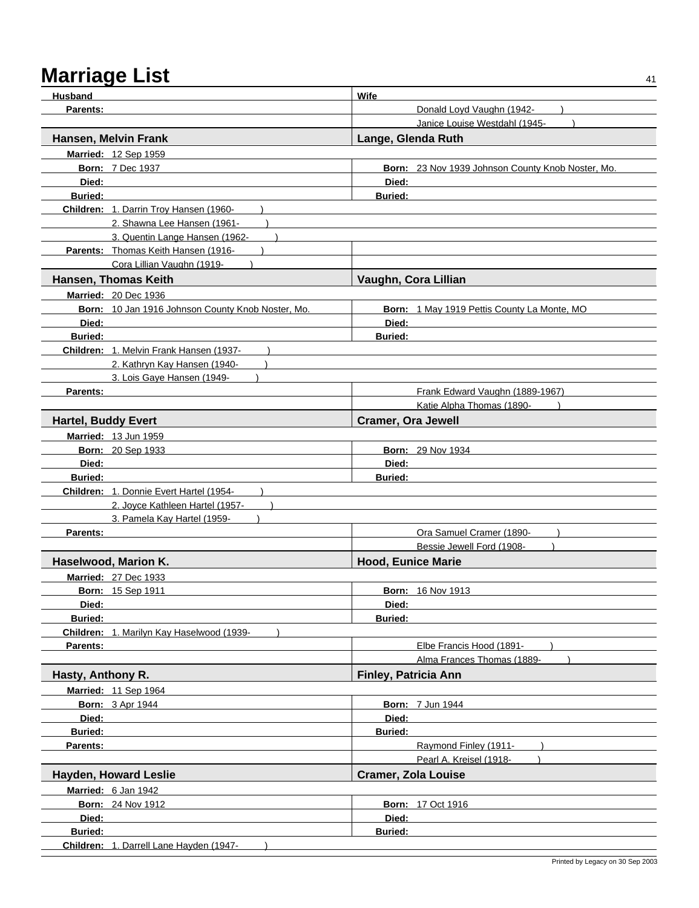# Marriage List

| Husband | Wife |
|---|---|
| **Parents:** | Donald Loyd Vaughn (1942- ) |
| | Janice Louise Westdahl (1945- ) |
| **Hansen, Melvin Frank** | **Lange, Glenda Ruth** |
| **Married:** 12 Sep 1959 | |
| **Born:** 7 Dec 1937 | **Born:** 23 Nov 1939 Johnson County Knob Noster, Mo. |
| **Died:** | **Died:** |
| **Buried:** | **Buried:** |
| **Children:** 1. Darrin Troy Hansen (1960- ) | |
| 2. Shawna Lee Hansen (1961- ) | |
| 3. Quentin Lange Hansen (1962- ) | |
| **Parents:** Thomas Keith Hansen (1916- ) | |
| Cora Lillian Vaughn (1919- ) | |
| **Hansen, Thomas Keith** | **Vaughn, Cora Lillian** |
| **Married:** 20 Dec 1936 | |
| **Born:** 10 Jan 1916 Johnson County Knob Noster, Mo. | **Born:** 1 May 1919 Pettis County La Monte, MO |
| **Died:** | **Died:** |
| **Buried:** | **Buried:** |
| **Children:** 1. Melvin Frank Hansen (1937- ) | |
| 2. Kathryn Kay Hansen (1940- ) | |
| 3. Lois Gaye Hansen (1949- ) | |
| **Parents:** | Frank Edward Vaughn (1889-1967) |
| | Katie Alpha Thomas (1890- ) |
| **Hartel, Buddy Evert** | **Cramer, Ora Jewell** |
| **Married:** 13 Jun 1959 | |
| **Born:** 20 Sep 1933 | **Born:** 29 Nov 1934 |
| **Died:** | **Died:** |
| **Buried:** | **Buried:** |
| **Children:** 1. Donnie Evert Hartel (1954- ) | |
| 2. Joyce Kathleen Hartel (1957- ) | |
| 3. Pamela Kay Hartel (1959- ) | |
| **Parents:** | Ora Samuel Cramer (1890- ) |
| | Bessie Jewell Ford (1908- ) |
| **Haselwood, Marion K.** | **Hood, Eunice Marie** |
| **Married:** 27 Dec 1933 | |
| **Born:** 15 Sep 1911 | **Born:** 16 Nov 1913 |
| **Died:** | **Died:** |
| **Buried:** | **Buried:** |
| **Children:** 1. Marilyn Kay Haselwood (1939- ) | |
| **Parents:** | Elbe Francis Hood (1891- ) |
| | Alma Frances Thomas (1889- ) |
| **Hasty, Anthony R.** | **Finley, Patricia Ann** |
| **Married:** 11 Sep 1964 | |
| **Born:** 3 Apr 1944 | **Born:** 7 Jun 1944 |
| **Died:** | **Died:** |
| **Buried:** | **Buried:** |
| **Parents:** | Raymond Finley (1911- ) |
| | Pearl A. Kreisel (1918- ) |
| **Hayden, Howard Leslie** | **Cramer, Zola Louise** |
| **Married:** 6 Jan 1942 | |
| **Born:** 24 Nov 1912 | **Born:** 17 Oct 1916 |
| **Died:** | **Died:** |
| **Buried:** | **Buried:** |
| **Children:** 1. Darrell Lane Hayden (1947- ) | |

Printed by Legacy on 30 Sep 2003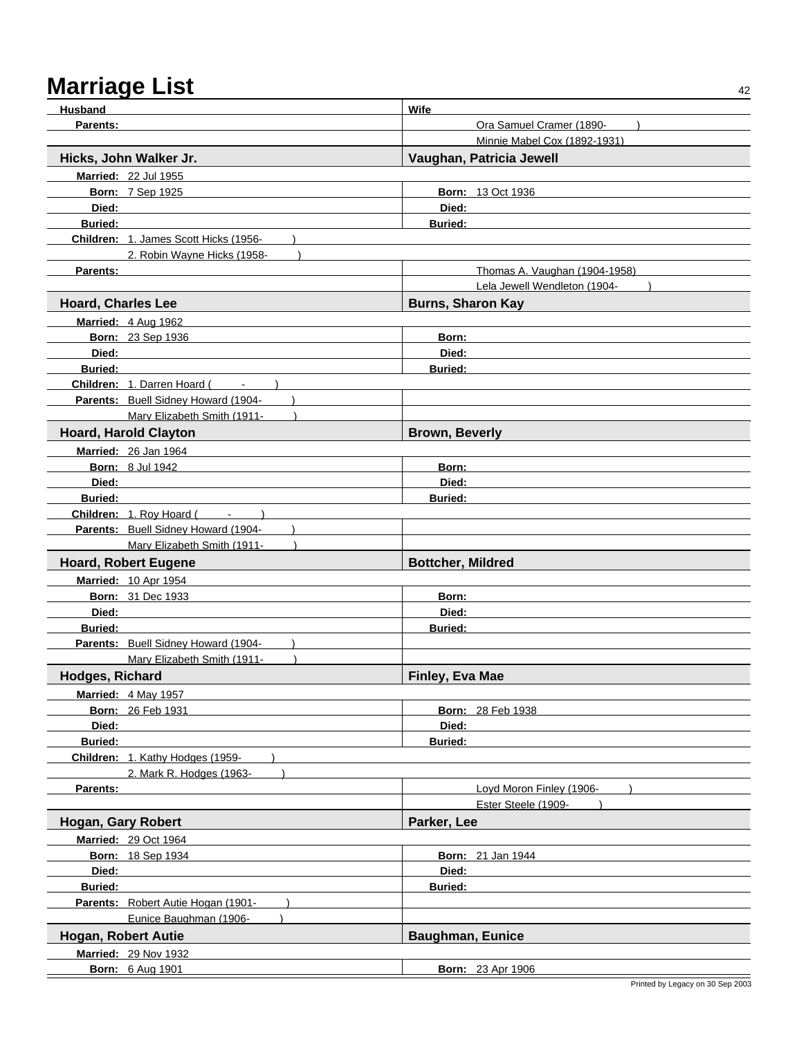# Marriage List

| Husband | Wife |
|---|---|
| **Parents:** | Ora Samuel Cramer (1890- ) |
| | Minnie Mabel Cox (1892-1931) |

| **Hicks, John Walker Jr.** | **Vaughan, Patricia Jewell** |
|---|---|
| **Married:** 22 Jul 1955 | |
| **Born:** 7 Sep 1925 | **Born:** 13 Oct 1936 |
| **Died:** | **Died:** |
| **Buried:** | **Buried:** |
| **Children:** 1. James Scott Hicks (1956- ) | |
| 2. Robin Wayne Hicks (1958- ) | |
| **Parents:** | Thomas A. Vaughan (1904-1958) |
| | Lela Jewell Wendleton (1904- ) |

| **Hoard, Charles Lee** | **Burns, Sharon Kay** |
|---|---|
| **Married:** 4 Aug 1962 | |
| **Born:** 23 Sep 1936 | **Born:** |
| **Died:** | **Died:** |
| **Buried:** | **Buried:** |
| **Children:** 1. Darren Hoard ( - ) | |
| **Parents:** Buell Sidney Howard (1904- ) | |
| Mary Elizabeth Smith (1911- ) | |

| **Hoard, Harold Clayton** | **Brown, Beverly** |
|---|---|
| **Married:** 26 Jan 1964 | |
| **Born:** 8 Jul 1942 | **Born:** |
| **Died:** | **Died:** |
| **Buried:** | **Buried:** |
| **Children:** 1. Roy Hoard ( - ) | |
| **Parents:** Buell Sidney Howard (1904- ) | |
| Mary Elizabeth Smith (1911- ) | |

| **Hoard, Robert Eugene** | **Bottcher, Mildred** |
|---|---|
| **Married:** 10 Apr 1954 | |
| **Born:** 31 Dec 1933 | **Born:** |
| **Died:** | **Died:** |
| **Buried:** | **Buried:** |
| **Parents:** Buell Sidney Howard (1904- ) | |
| Mary Elizabeth Smith (1911- ) | |

| **Hodges, Richard** | **Finley, Eva Mae** |
|---|---|
| **Married:** 4 May 1957 | |
| **Born:** 26 Feb 1931 | **Born:** 28 Feb 1938 |
| **Died:** | **Died:** |
| **Buried:** | **Buried:** |
| **Children:** 1. Kathy Hodges (1959- ) | |
| 2. Mark R. Hodges (1963- ) | |
| **Parents:** | Loyd Moron Finley (1906- ) |
| | Ester Steele (1909- ) |

| **Hogan, Gary Robert** | **Parker, Lee** |
|---|---|
| **Married:** 29 Oct 1964 | |
| **Born:** 18 Sep 1934 | **Born:** 21 Jan 1944 |
| **Died:** | **Died:** |
| **Buried:** | **Buried:** |
| **Parents:** Robert Autie Hogan (1901- ) | |
| Eunice Baughman (1906- ) | |

| **Hogan, Robert Autie** | **Baughman, Eunice** |
|---|---|
| **Married:** 29 Nov 1932 | |
| **Born:** 6 Aug 1901 | **Born:** 23 Apr 1906 |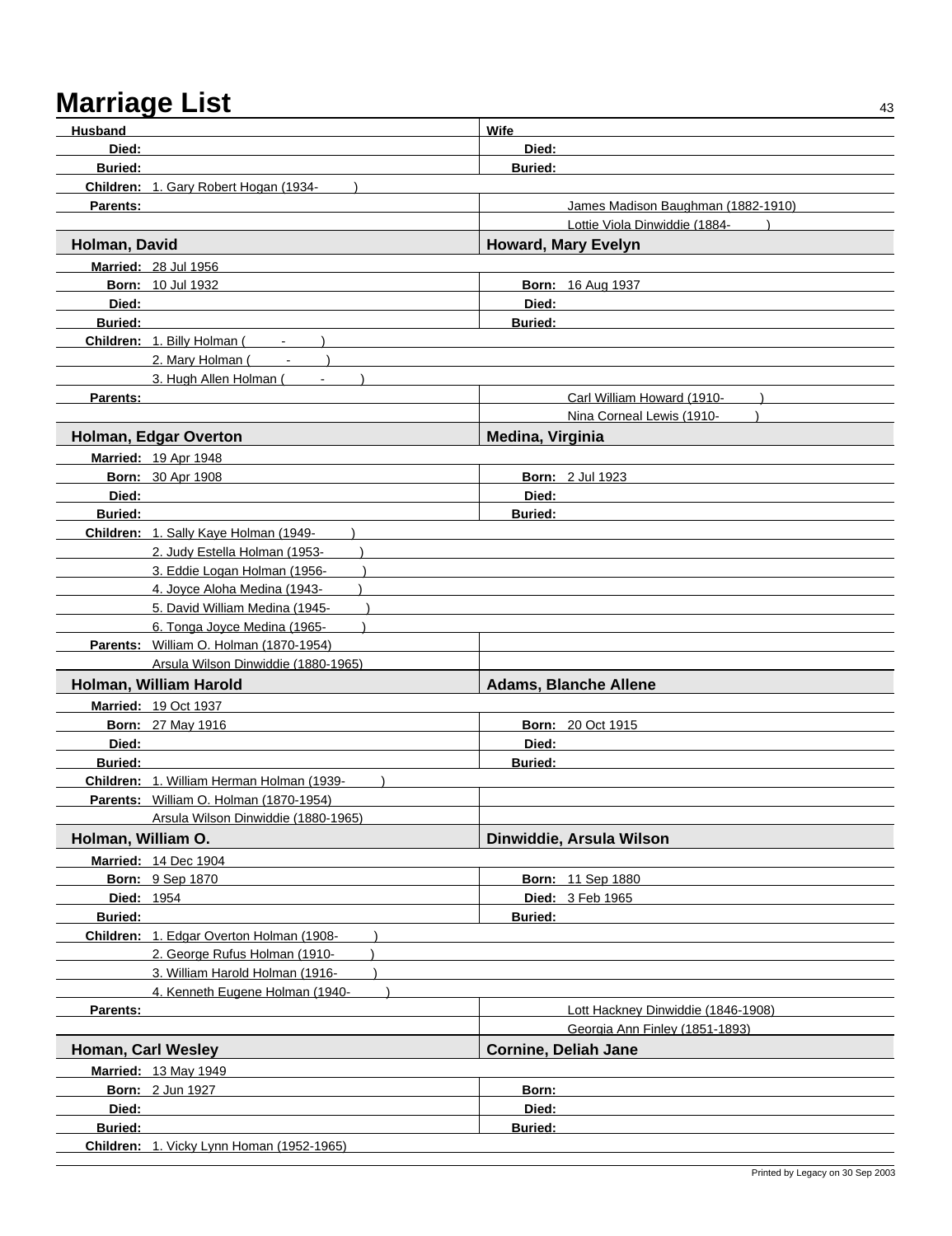# Marriage List

| Husband | Wife |
|---|---|
| **Died:** | **Died:** |
| **Buried:** | **Buried:** |
| **Children:** 1. Gary Robert Hogan (1934- ) | |
| **Parents:** | James Madison Baughman (1882-1910) |
| | Lottie Viola Dinwiddie (1884- ) |

| **Holman, David** | **Howard, Mary Evelyn** |
|---|---|
| **Married:** 28 Jul 1956 | |
| **Born:** 10 Jul 1932 | **Born:** 16 Aug 1937 |
| **Died:** | **Died:** |
| **Buried:** | **Buried:** |
| **Children:** 1. Billy Holman ( - ) | |
| 2. Mary Holman ( - ) | |
| 3. Hugh Allen Holman ( - ) | |
| **Parents:** | Carl William Howard (1910- ) |
| | Nina Corneal Lewis (1910- ) |

| **Holman, Edgar Overton** | **Medina, Virginia** |
|---|---|
| **Married:** 19 Apr 1948 | |
| **Born:** 30 Apr 1908 | **Born:** 2 Jul 1923 |
| **Died:** | **Died:** |
| **Buried:** | **Buried:** |
| **Children:** 1. Sally Kaye Holman (1949- ) | |
| 2. Judy Estella Holman (1953- ) | |
| 3. Eddie Logan Holman (1956- ) | |
| 4. Joyce Aloha Medina (1943- ) | |
| 5. David William Medina (1945- ) | |
| 6. Tonga Joyce Medina (1965- ) | |
| **Parents:** William O. Holman (1870-1954) | |
| Arsula Wilson Dinwiddie (1880-1965) | |

| **Holman, William Harold** | **Adams, Blanche Allene** |
|---|---|
| **Married:** 19 Oct 1937 | |
| **Born:** 27 May 1916 | **Born:** 20 Oct 1915 |
| **Died:** | **Died:** |
| **Buried:** | **Buried:** |
| **Children:** 1. William Herman Holman (1939- ) | |
| **Parents:** William O. Holman (1870-1954) | |
| Arsula Wilson Dinwiddie (1880-1965) | |

| **Holman, William O.** | **Dinwiddie, Arsula Wilson** |
|---|---|
| **Married:** 14 Dec 1904 | |
| **Born:** 9 Sep 1870 | **Born:** 11 Sep 1880 |
| **Died:** 1954 | **Died:** 3 Feb 1965 |
| **Buried:** | **Buried:** |
| **Children:** 1. Edgar Overton Holman (1908- ) | |
| 2. George Rufus Holman (1910- ) | |
| 3. William Harold Holman (1916- ) | |
| 4. Kenneth Eugene Holman (1940- ) | |
| **Parents:** | Lott Hackney Dinwiddie (1846-1908) |
| | Georgia Ann Finley (1851-1893) |

| **Homan, Carl Wesley** | **Cornine, Deliah Jane** |
|---|---|
| **Married:** 13 May 1949 | |
| **Born:** 2 Jun 1927 | **Born:** |
| **Died:** | **Died:** |
| **Buried:** | **Buried:** |
| **Children:** 1. Vicky Lynn Homan (1952-1965) | |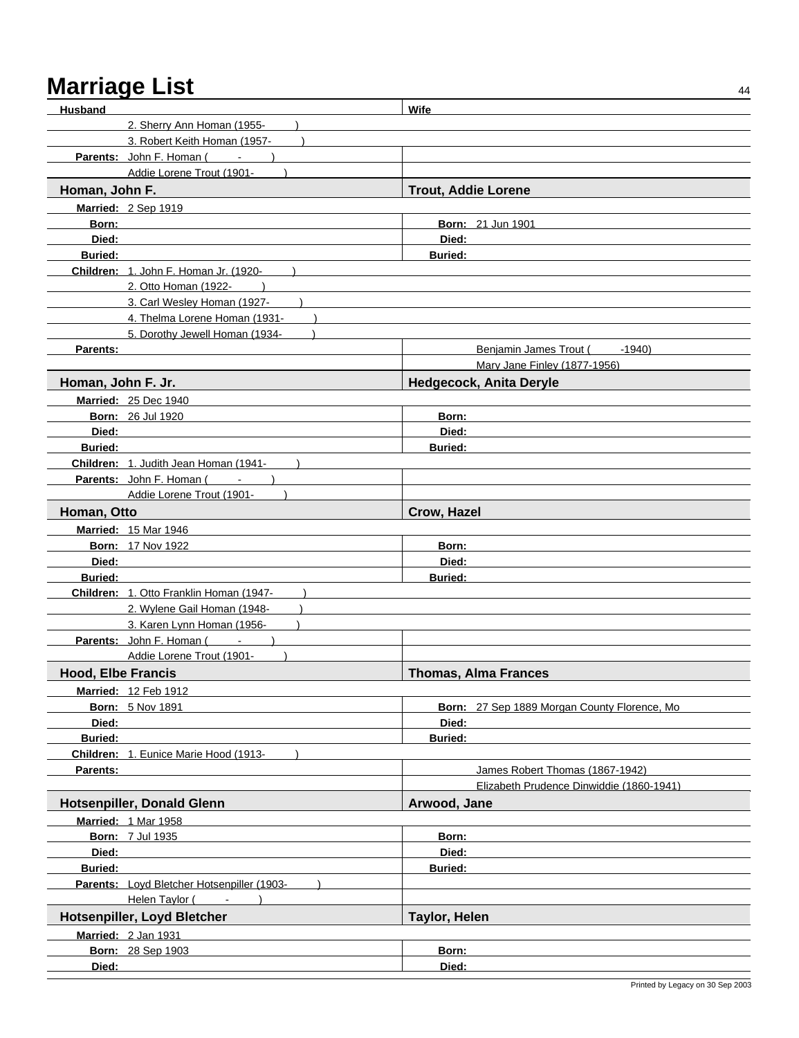# Marriage List

| Husband | Wife |
|---|---|
| 2. Sherry Ann Homan (1955- ) | |
| 3. Robert Keith Homan (1957- ) | |
| **Parents:** John F. Homan ( - ) | |
| Addie Lorene Trout (1901- ) | |

| **Homan, John F.** | **Trout, Addie Lorene** |
|---|---|
| **Married:** 2 Sep 1919 | |
| **Born:** | **Born:** 21 Jun 1901 |
| **Died:** | **Died:** |
| **Buried:** | **Buried:** |
| **Children:** 1. John F. Homan Jr. (1920- ) | |
| 2. Otto Homan (1922- ) | |
| 3. Carl Wesley Homan (1927- ) | |
| 4. Thelma Lorene Homan (1931- ) | |
| 5. Dorothy Jewell Homan (1934- ) | |
| **Parents:** | Benjamin James Trout ( -1940) |
| | Mary Jane Finley (1877-1956) |

| **Homan, John F. Jr.** | **Hedgecock, Anita Deryle** |
|---|---|
| **Married:** 25 Dec 1940 | |
| **Born:** 26 Jul 1920 | **Born:** |
| **Died:** | **Died:** |
| **Buried:** | **Buried:** |
| **Children:** 1. Judith Jean Homan (1941- ) | |
| **Parents:** John F. Homan ( - ) | |
| Addie Lorene Trout (1901- ) | |

| **Homan, Otto** | **Crow, Hazel** |
|---|---|
| **Married:** 15 Mar 1946 | |
| **Born:** 17 Nov 1922 | **Born:** |
| **Died:** | **Died:** |
| **Buried:** | **Buried:** |
| **Children:** 1. Otto Franklin Homan (1947- ) | |
| 2. Wylene Gail Homan (1948- ) | |
| 3. Karen Lynn Homan (1956- ) | |
| **Parents:** John F. Homan ( - ) | |
| Addie Lorene Trout (1901- ) | |

| **Hood, Elbe Francis** | **Thomas, Alma Frances** |
|---|---|
| **Married:** 12 Feb 1912 | |
| **Born:** 5 Nov 1891 | **Born:** 27 Sep 1889 Morgan County Florence, Mo |
| **Died:** | **Died:** |
| **Buried:** | **Buried:** |
| **Children:** 1. Eunice Marie Hood (1913- ) | |
| **Parents:** | James Robert Thomas (1867-1942) |
| | Elizabeth Prudence Dinwiddie (1860-1941) |

| **Hotsenpiller, Donald Glenn** | **Arwood, Jane** |
|---|---|
| **Married:** 1 Mar 1958 | |
| **Born:** 7 Jul 1935 | **Born:** |
| **Died:** | **Died:** |
| **Buried:** | **Buried:** |
| **Parents:** Loyd Bletcher Hotsenpiller (1903- ) | |
| Helen Taylor ( - ) | |

| **Hotsenpiller, Loyd Bletcher** | **Taylor, Helen** |
|---|---|
| **Married:** 2 Jan 1931 | |
| **Born:** 28 Sep 1903 | **Born:** |
| **Died:** | **Died:** |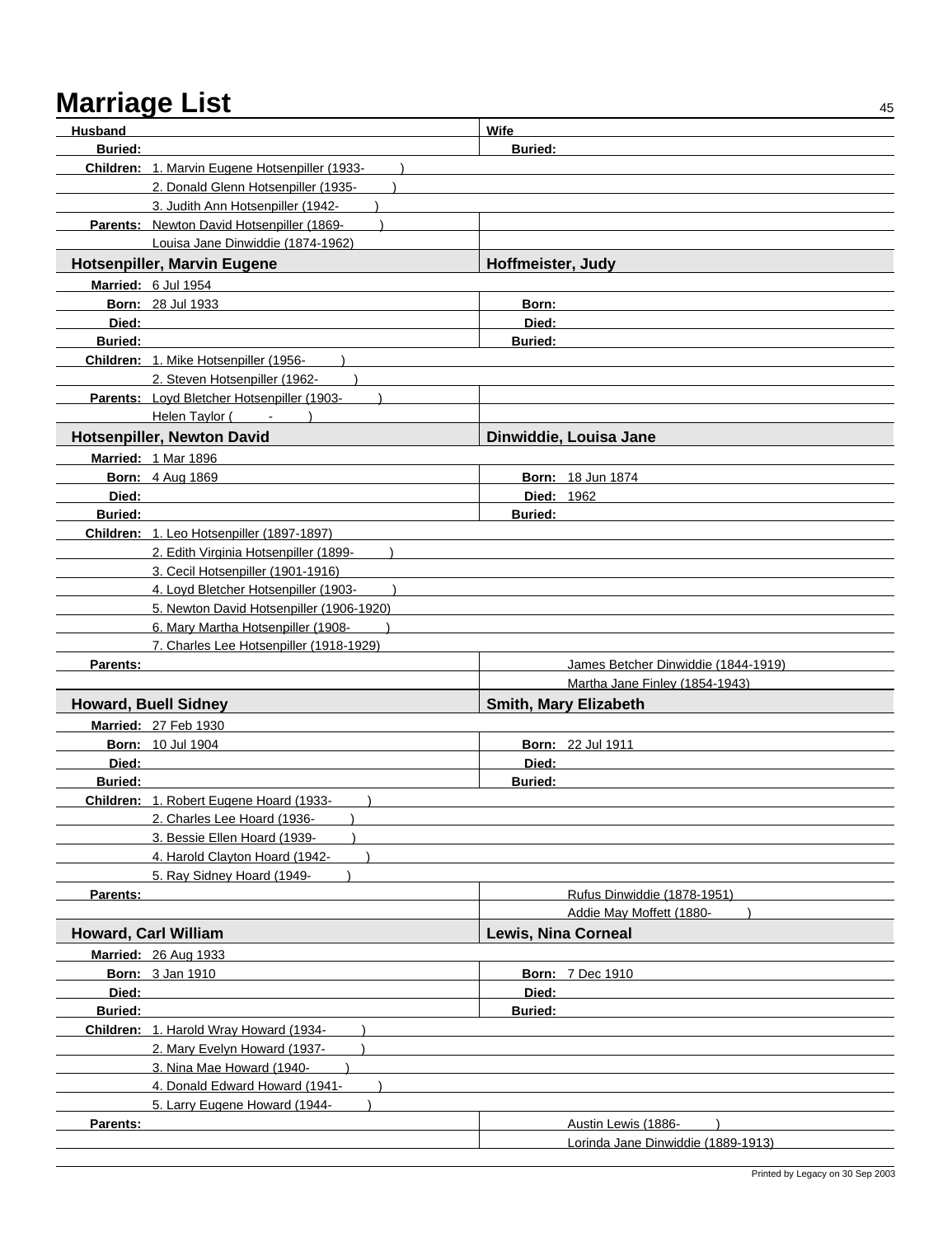# Marriage List

| Husband | Wife |
|---|---|
| **Buried:** | **Buried:** |
| **Children:** 1. Marvin Eugene Hotsenpiller (1933- ) | |
| 2. Donald Glenn Hotsenpiller (1935- ) | |
| 3. Judith Ann Hotsenpiller (1942- ) | |
| **Parents:** Newton David Hotsenpiller (1869- ) | |
| Louisa Jane Dinwiddie (1874-1962) | |

| **Hotsenpiller, Marvin Eugene** | **Hoffmeister, Judy** |
|---|---|
| **Married:** 6 Jul 1954 | |
| **Born:** 28 Jul 1933 | **Born:** |
| **Died:** | **Died:** |
| **Buried:** | **Buried:** |
| **Children:** 1. Mike Hotsenpiller (1956- ) | |
| 2. Steven Hotsenpiller (1962- ) | |
| **Parents:** Loyd Bletcher Hotsenpiller (1903- ) | |
| Helen Taylor ( - ) | |

| **Hotsenpiller, Newton David** | **Dinwiddie, Louisa Jane** |
|---|---|
| **Married:** 1 Mar 1896 | |
| **Born:** 4 Aug 1869 | **Born:** 18 Jun 1874 |
| **Died:** | **Died:** 1962 |
| **Buried:** | **Buried:** |
| **Children:** 1. Leo Hotsenpiller (1897-1897) | |
| 2. Edith Virginia Hotsenpiller (1899- ) | |
| 3. Cecil Hotsenpiller (1901-1916) | |
| 4. Loyd Bletcher Hotsenpiller (1903- ) | |
| 5. Newton David Hotsenpiller (1906-1920) | |
| 6. Mary Martha Hotsenpiller (1908- ) | |
| 7. Charles Lee Hotsenpiller (1918-1929) | |
| **Parents:** | James Betcher Dinwiddie (1844-1919) |
| | Martha Jane Finley (1854-1943) |

| **Howard, Buell Sidney** | **Smith, Mary Elizabeth** |
|---|---|
| **Married:** 27 Feb 1930 | |
| **Born:** 10 Jul 1904 | **Born:** 22 Jul 1911 |
| **Died:** | **Died:** |
| **Buried:** | **Buried:** |
| **Children:** 1. Robert Eugene Hoard (1933- ) | |
| 2. Charles Lee Hoard (1936- ) | |
| 3. Bessie Ellen Hoard (1939- ) | |
| 4. Harold Clayton Hoard (1942- ) | |
| 5. Ray Sidney Hoard (1949- ) | |
| **Parents:** | Rufus Dinwiddie (1878-1951) |
| | Addie May Moffett (1880- ) |

| **Howard, Carl William** | **Lewis, Nina Corneal** |
|---|---|
| **Married:** 26 Aug 1933 | |
| **Born:** 3 Jan 1910 | **Born:** 7 Dec 1910 |
| **Died:** | **Died:** |
| **Buried:** | **Buried:** |
| **Children:** 1. Harold Wray Howard (1934- ) | |
| 2. Mary Evelyn Howard (1937- ) | |
| 3. Nina Mae Howard (1940- ) | |
| 4. Donald Edward Howard (1941- ) | |
| 5. Larry Eugene Howard (1944- ) | |
| **Parents:** | Austin Lewis (1886- ) |
| | Lorinda Jane Dinwiddie (1889-1913) |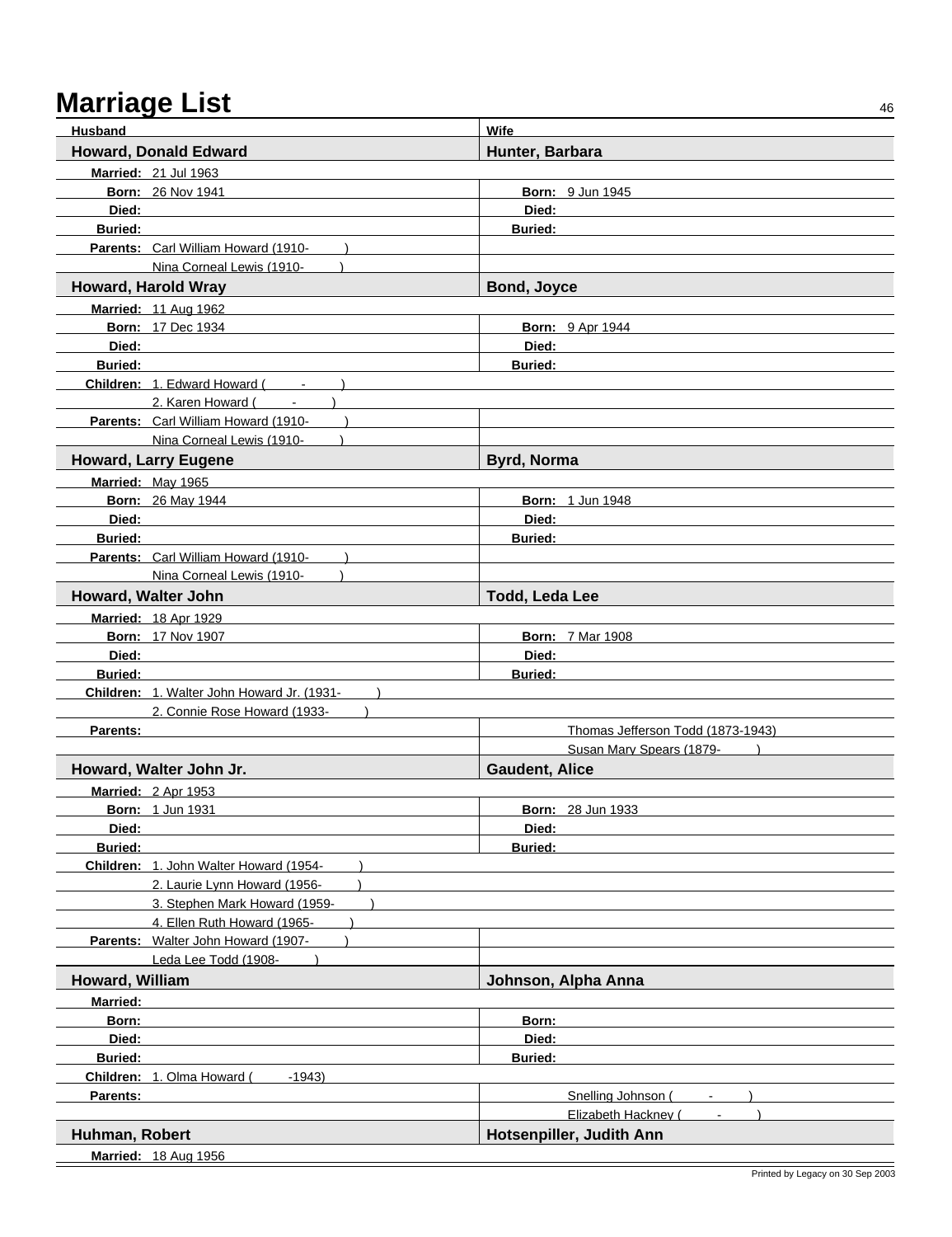# Marriage List

| Husband | Wife |
|---|---|
| **Howard, Donald Edward** | **Hunter, Barbara** |
| **Married:** 21 Jul 1963 | |
| **Born:** 26 Nov 1941 | **Born:** 9 Jun 1945 |
| **Died:** | **Died:** |
| **Buried:** | **Buried:** |
| **Parents:** Carl William Howard (1910- ) | |
| Nina Corneal Lewis (1910- ) | |
| **Howard, Harold Wray** | **Bond, Joyce** |
| **Married:** 11 Aug 1962 | |
| **Born:** 17 Dec 1934 | **Born:** 9 Apr 1944 |
| **Died:** | **Died:** |
| **Buried:** | **Buried:** |
| **Children:** 1. Edward Howard ( - ) | |
| 2. Karen Howard ( - ) | |
| **Parents:** Carl William Howard (1910- ) | |
| Nina Corneal Lewis (1910- ) | |
| **Howard, Larry Eugene** | **Byrd, Norma** |
| **Married:** May 1965 | |
| **Born:** 26 May 1944 | **Born:** 1 Jun 1948 |
| **Died:** | **Died:** |
| **Buried:** | **Buried:** |
| **Parents:** Carl William Howard (1910- ) | |
| Nina Corneal Lewis (1910- ) | |
| **Howard, Walter John** | **Todd, Leda Lee** |
| **Married:** 18 Apr 1929 | |
| **Born:** 17 Nov 1907 | **Born:** 7 Mar 1908 |
| **Died:** | **Died:** |
| **Buried:** | **Buried:** |
| **Children:** 1. Walter John Howard Jr. (1931- ) | |
| 2. Connie Rose Howard (1933- ) | |
| **Parents:** | Thomas Jefferson Todd (1873-1943) |
| | Susan Mary Spears (1879- ) |
| **Howard, Walter John Jr.** | **Gaudent, Alice** |
| **Married:** 2 Apr 1953 | |
| **Born:** 1 Jun 1931 | **Born:** 28 Jun 1933 |
| **Died:** | **Died:** |
| **Buried:** | **Buried:** |
| **Children:** 1. John Walter Howard (1954- ) | |
| 2. Laurie Lynn Howard (1956- ) | |
| 3. Stephen Mark Howard (1959- ) | |
| 4. Ellen Ruth Howard (1965- ) | |
| **Parents:** Walter John Howard (1907- ) | |
| Leda Lee Todd (1908- ) | |
| **Howard, William** | **Johnson, Alpha Anna** |
| **Married:** | |
| **Born:** | **Born:** |
| **Died:** | **Died:** |
| **Buried:** | **Buried:** |
| **Children:** 1. Olma Howard ( -1943) | |
| **Parents:** | Snelling Johnson ( - ) |
| | Elizabeth Hackney ( - ) |
| **Huhman, Robert** | **Hotsenpiller, Judith Ann** |
| **Married:** 18 Aug 1956 | |

Printed by Legacy on 30 Sep 2003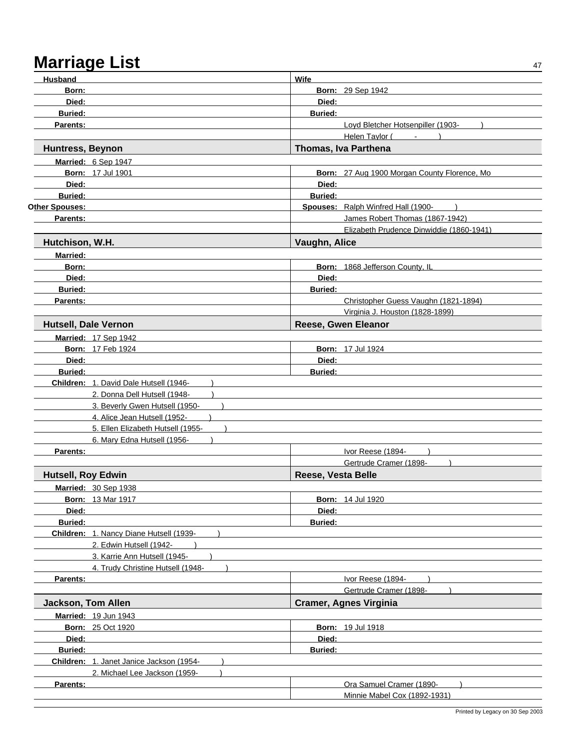# Marriage List

| Husband | Wife |
|---|---|
| **Born:** | **Born:** 29 Sep 1942 |
| **Died:** | **Died:** |
| **Buried:** | **Buried:** |
| **Parents:** | Loyd Bletcher Hotsenpiller (1903- ) |
| | Helen Taylor ( - ) |

| **Huntress, Beynon** | **Thomas, Iva Parthena** |
|---|---|
| **Married:** 6 Sep 1947 | |
| **Born:** 17 Jul 1901 | **Born:** 27 Aug 1900 Morgan County Florence, Mo |
| **Died:** | **Died:** |
| **Buried:** | **Buried:** |
| **Other Spouses:** | **Spouses:** Ralph Winfred Hall (1900- ) |
| **Parents:** | James Robert Thomas (1867-1942) |
| | Elizabeth Prudence Dinwiddie (1860-1941) |

| **Hutchison, W.H.** | **Vaughn, Alice** |
|---|---|
| **Married:** | |
| **Born:** | **Born:** 1868 Jefferson County, IL |
| **Died:** | **Died:** |
| **Buried:** | **Buried:** |
| **Parents:** | Christopher Guess Vaughn (1821-1894) |
| | Virginia J. Houston (1828-1899) |

| **Hutsell, Dale Vernon** | **Reese, Gwen Eleanor** |
|---|---|
| **Married:** 17 Sep 1942 | |
| **Born:** 17 Feb 1924 | **Born:** 17 Jul 1924 |
| **Died:** | **Died:** |
| **Buried:** | **Buried:** |
| **Children:** 1. David Dale Hutsell (1946- ) | |
| 2. Donna Dell Hutsell (1948- ) | |
| 3. Beverly Gwen Hutsell (1950- ) | |
| 4. Alice Jean Hutsell (1952- ) | |
| 5. Ellen Elizabeth Hutsell (1955- ) | |
| 6. Mary Edna Hutsell (1956- ) | |
| **Parents:** | Ivor Reese (1894- ) |
| | Gertrude Cramer (1898- ) |

| **Hutsell, Roy Edwin** | **Reese, Vesta Belle** |
|---|---|
| **Married:** 30 Sep 1938 | |
| **Born:** 13 Mar 1917 | **Born:** 14 Jul 1920 |
| **Died:** | **Died:** |
| **Buried:** | **Buried:** |
| **Children:** 1. Nancy Diane Hutsell (1939- ) | |
| 2. Edwin Hutsell (1942- ) | |
| 3. Karrie Ann Hutsell (1945- ) | |
| 4. Trudy Christine Hutsell (1948- ) | |
| **Parents:** | Ivor Reese (1894- ) |
| | Gertrude Cramer (1898- ) |

| **Jackson, Tom Allen** | **Cramer, Agnes Virginia** |
|---|---|
| **Married:** 19 Jun 1943 | |
| **Born:** 25 Oct 1920 | **Born:** 19 Jul 1918 |
| **Died:** | **Died:** |
| **Buried:** | **Buried:** |
| **Children:** 1. Janet Janice Jackson (1954- ) | |
| 2. Michael Lee Jackson (1959- ) | |
| **Parents:** | Ora Samuel Cramer (1890- ) |
| | Minnie Mabel Cox (1892-1931) |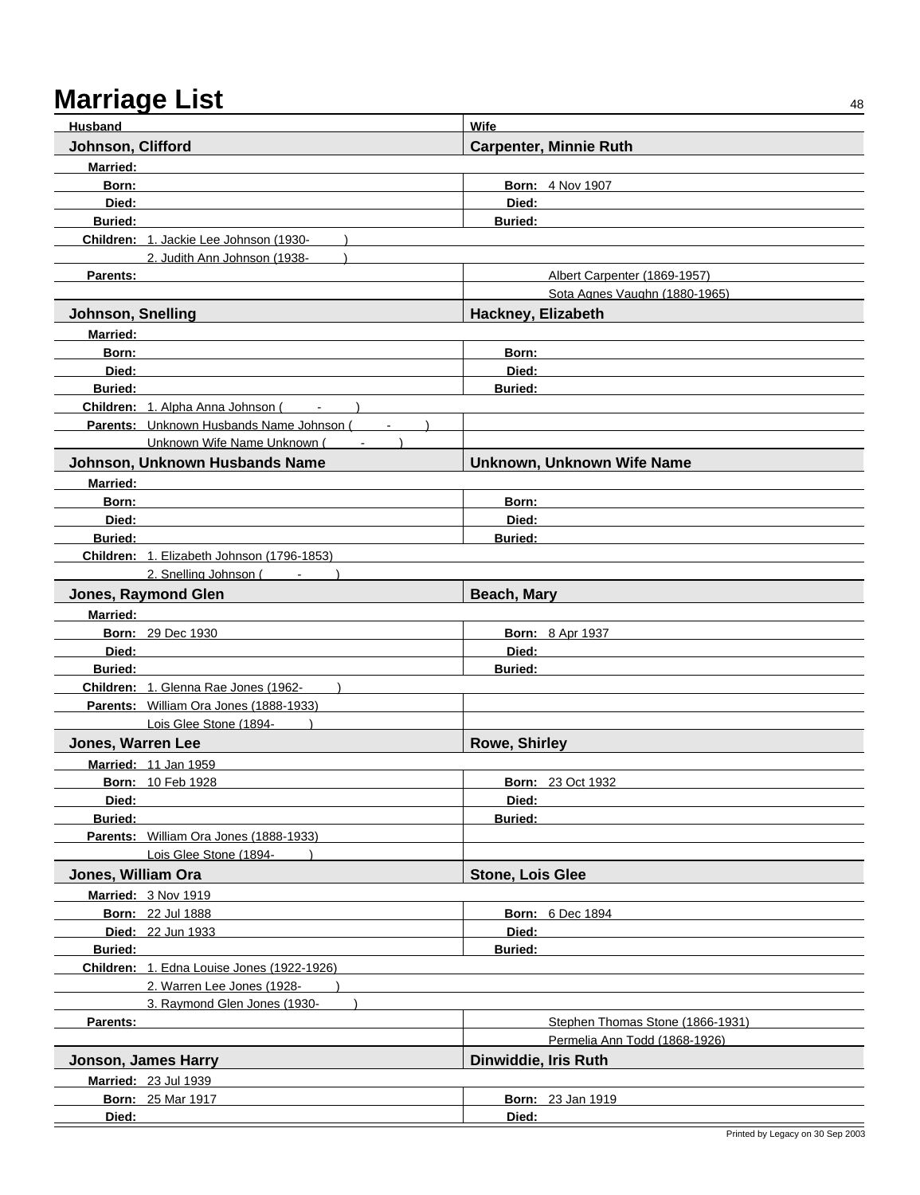# Marriage List

| Husband | Wife |
|---|---|
| **Johnson, Clifford** | **Carpenter, Minnie Ruth** |
| **Married:** | |
| **Born:** | **Born:** 4 Nov 1907 |
| **Died:** | **Died:** |
| **Buried:** | **Buried:** |
| **Children:** 1. Jackie Lee Johnson (1930- ) | |
| 2. Judith Ann Johnson (1938- ) | |
| **Parents:** | Albert Carpenter (1869-1957) |
| | Sota Agnes Vaughn (1880-1965) |

| Husband | Wife |
|---|---|
| **Johnson, Snelling** | **Hackney, Elizabeth** |
| **Married:** | |
| **Born:** | **Born:** |
| **Died:** | **Died:** |
| **Buried:** | **Buried:** |
| **Children:** 1. Alpha Anna Johnson ( - ) | |
| **Parents:** Unknown Husbands Name Johnson ( - ) | |
| Unknown Wife Name Unknown ( - ) | |

| Husband | Wife |
|---|---|
| **Johnson, Unknown Husbands Name** | **Unknown, Unknown Wife Name** |
| **Married:** | |
| **Born:** | **Born:** |
| **Died:** | **Died:** |
| **Buried:** | **Buried:** |
| **Children:** 1. Elizabeth Johnson (1796-1853) | |
| 2. Snelling Johnson ( - ) | |

| Husband | Wife |
|---|---|
| **Jones, Raymond Glen** | **Beach, Mary** |
| **Married:** | |
| **Born:** 29 Dec 1930 | **Born:** 8 Apr 1937 |
| **Died:** | **Died:** |
| **Buried:** | **Buried:** |
| **Children:** 1. Glenna Rae Jones (1962- ) | |
| **Parents:** William Ora Jones (1888-1933) | |
| Lois Glee Stone (1894- ) | |

| Husband | Wife |
|---|---|
| **Jones, Warren Lee** | **Rowe, Shirley** |
| **Married:** 11 Jan 1959 | |
| **Born:** 10 Feb 1928 | **Born:** 23 Oct 1932 |
| **Died:** | **Died:** |
| **Buried:** | **Buried:** |
| **Parents:** William Ora Jones (1888-1933) | |
| Lois Glee Stone (1894- ) | |

| Husband | Wife |
|---|---|
| **Jones, William Ora** | **Stone, Lois Glee** |
| **Married:** 3 Nov 1919 | |
| **Born:** 22 Jul 1888 | **Born:** 6 Dec 1894 |
| **Died:** 22 Jun 1933 | **Died:** |
| **Buried:** | **Buried:** |
| **Children:** 1. Edna Louise Jones (1922-1926) | |
| 2. Warren Lee Jones (1928- ) | |
| 3. Raymond Glen Jones (1930- ) | |
| **Parents:** | Stephen Thomas Stone (1866-1931) |
| | Permelia Ann Todd (1868-1926) |

| Husband | Wife |
|---|---|
| **Jonson, James Harry** | **Dinwiddie, Iris Ruth** |
| **Married:** 23 Jul 1939 | |
| **Born:** 25 Mar 1917 | **Born:** 23 Jan 1919 |
| **Died:** | **Died:** |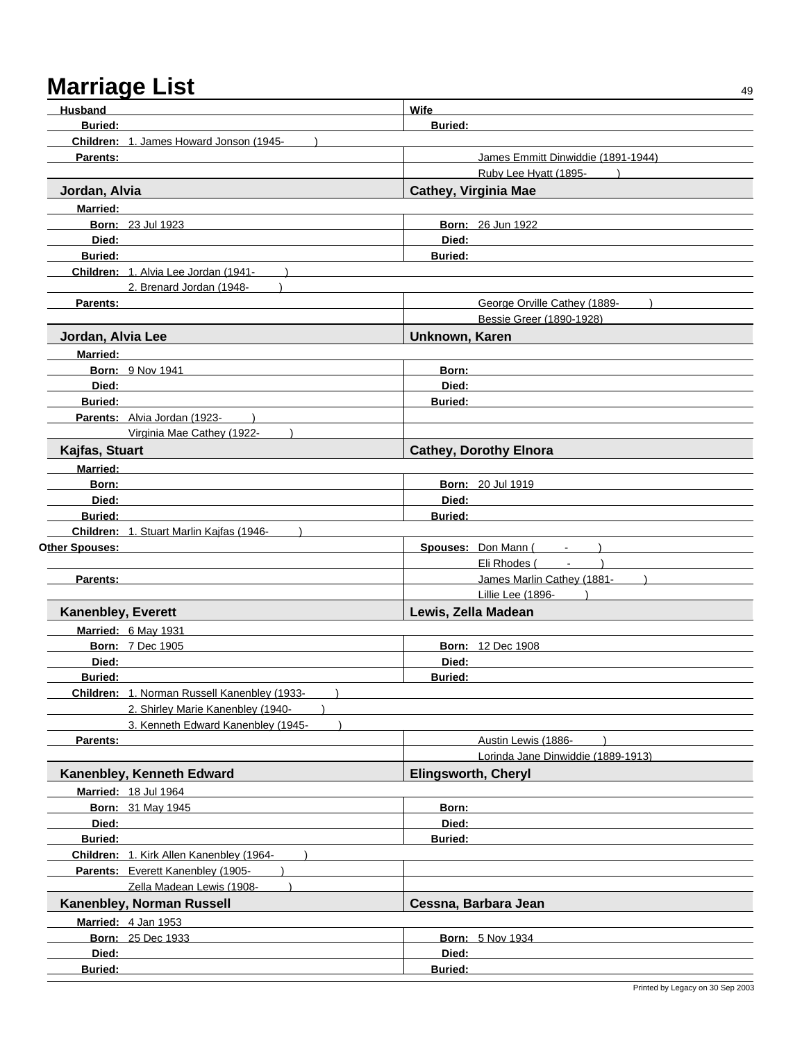# Marriage List

| Husband | Wife |
|---|---|
| **Buried:** | **Buried:** |
| **Children:** 1. James Howard Jonson (1945- ) | |
| **Parents:** | James Emmitt Dinwiddie (1891-1944) |
| | Ruby Lee Hyatt (1895- ) |

| **Jordan, Alvia** | **Cathey, Virginia Mae** |
|---|---|
| **Married:** | |
| **Born:** 23 Jul 1923 | **Born:** 26 Jun 1922 |
| **Died:** | **Died:** |
| **Buried:** | **Buried:** |
| **Children:** 1. Alvia Lee Jordan (1941- ) | |
| 2. Brenard Jordan (1948- ) | |
| **Parents:** | George Orville Cathey (1889- ) |
| | Bessie Greer (1890-1928) |

| **Jordan, Alvia Lee** | **Unknown, Karen** |
|---|---|
| **Married:** | |
| **Born:** 9 Nov 1941 | **Born:** |
| **Died:** | **Died:** |
| **Buried:** | **Buried:** |
| **Parents:** Alvia Jordan (1923- ) | |
| Virginia Mae Cathey (1922- ) | |

| **Kajfas, Stuart** | **Cathey, Dorothy Elnora** |
|---|---|
| **Married:** | |
| **Born:** | **Born:** 20 Jul 1919 |
| **Died:** | **Died:** |
| **Buried:** | **Buried:** |
| **Children:** 1. Stuart Marlin Kajfas (1946- ) | |
| **Other Spouses:** | **Spouses:** Don Mann ( - ) |
| | Eli Rhodes ( - ) |
| **Parents:** | James Marlin Cathey (1881- ) |
| | Lillie Lee (1896- ) |

| **Kanenbley, Everett** | **Lewis, Zella Madean** |
|---|---|
| **Married:** 6 May 1931 | |
| **Born:** 7 Dec 1905 | **Born:** 12 Dec 1908 |
| **Died:** | **Died:** |
| **Buried:** | **Buried:** |
| **Children:** 1. Norman Russell Kanenbley (1933- ) | |
| 2. Shirley Marie Kanenbley (1940- ) | |
| 3. Kenneth Edward Kanenbley (1945- ) | |
| **Parents:** | Austin Lewis (1886- ) |
| | Lorinda Jane Dinwiddie (1889-1913) |

| **Kanenbley, Kenneth Edward** | **Elingsworth, Cheryl** |
|---|---|
| **Married:** 18 Jul 1964 | |
| **Born:** 31 May 1945 | **Born:** |
| **Died:** | **Died:** |
| **Buried:** | **Buried:** |
| **Children:** 1. Kirk Allen Kanenbley (1964- ) | |
| **Parents:** Everett Kanenbley (1905- ) | |
| Zella Madean Lewis (1908- ) | |

| **Kanenbley, Norman Russell** | **Cessna, Barbara Jean** |
|---|---|
| **Married:** 4 Jan 1953 | |
| **Born:** 25 Dec 1933 | **Born:** 5 Nov 1934 |
| **Died:** | **Died:** |
| **Buried:** | **Buried:** |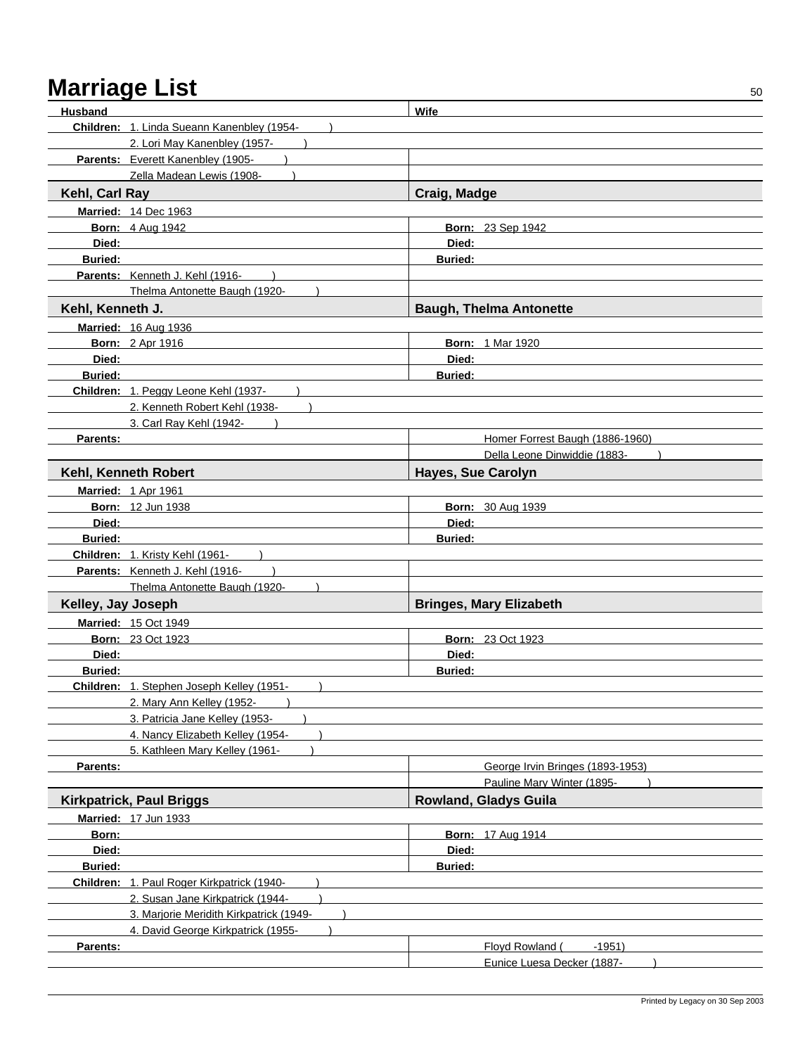# Marriage List

| Husband | Wife |
|---|---|
| **Children:** 1. Linda Sueann Kanenbley (1954- ) | |
| 2. Lori May Kanenbley (1957- ) | |
| **Parents:** Everett Kanenbley (1905- ) | |
| Zella Madean Lewis (1908- ) | |

| **Kehl, Carl Ray** | **Craig, Madge** |
|---|---|
| **Married:** 14 Dec 1963 | |
| **Born:** 4 Aug 1942 | **Born:** 23 Sep 1942 |
| **Died:** | **Died:** |
| **Buried:** | **Buried:** |
| **Parents:** Kenneth J. Kehl (1916- ) | |
| Thelma Antonette Baugh (1920- ) | |

| **Kehl, Kenneth J.** | **Baugh, Thelma Antonette** |
|---|---|
| **Married:** 16 Aug 1936 | |
| **Born:** 2 Apr 1916 | **Born:** 1 Mar 1920 |
| **Died:** | **Died:** |
| **Buried:** | **Buried:** |
| **Children:** 1. Peggy Leone Kehl (1937- ) | |
| 2. Kenneth Robert Kehl (1938- ) | |
| 3. Carl Ray Kehl (1942- ) | |
| **Parents:** | Homer Forrest Baugh (1886-1960) |
| | Della Leone Dinwiddie (1883- ) |

| **Kehl, Kenneth Robert** | **Hayes, Sue Carolyn** |
|---|---|
| **Married:** 1 Apr 1961 | |
| **Born:** 12 Jun 1938 | **Born:** 30 Aug 1939 |
| **Died:** | **Died:** |
| **Buried:** | **Buried:** |
| **Children:** 1. Kristy Kehl (1961- ) | |
| **Parents:** Kenneth J. Kehl (1916- ) | |
| Thelma Antonette Baugh (1920- ) | |

| **Kelley, Jay Joseph** | **Bringes, Mary Elizabeth** |
|---|---|
| **Married:** 15 Oct 1949 | |
| **Born:** 23 Oct 1923 | **Born:** 23 Oct 1923 |
| **Died:** | **Died:** |
| **Buried:** | **Buried:** |
| **Children:** 1. Stephen Joseph Kelley (1951- ) | |
| 2. Mary Ann Kelley (1952- ) | |
| 3. Patricia Jane Kelley (1953- ) | |
| 4. Nancy Elizabeth Kelley (1954- ) | |
| 5. Kathleen Mary Kelley (1961- ) | |
| **Parents:** | George Irvin Bringes (1893-1953) |
| | Pauline Mary Winter (1895- ) |

| **Kirkpatrick, Paul Briggs** | **Rowland, Gladys Guila** |
|---|---|
| **Married:** 17 Jun 1933 | |
| **Born:** | **Born:** 17 Aug 1914 |
| **Died:** | **Died:** |
| **Buried:** | **Buried:** |
| **Children:** 1. Paul Roger Kirkpatrick (1940- ) | |
| 2. Susan Jane Kirkpatrick (1944- ) | |
| 3. Marjorie Meridith Kirkpatrick (1949- ) | |
| 4. David George Kirkpatrick (1955- ) | |
| **Parents:** | Floyd Rowland ( -1951) |
| | Eunice Luesa Decker (1887- ) |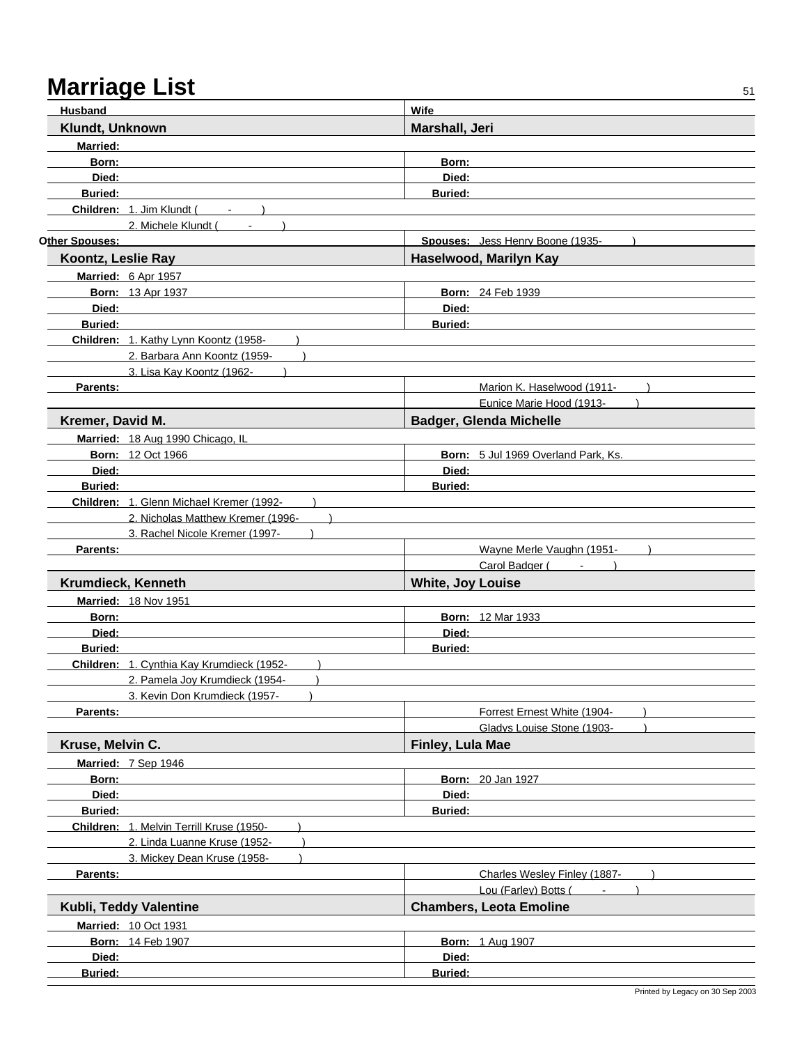# Marriage List

| Husband | Wife |
|---|---|
| **Klundt, Unknown** | **Marshall, Jeri** |
| **Married:** | |
| **Born:** | **Born:** |
| **Died:** | **Died:** |
| **Buried:** | **Buried:** |
| **Children:** 1. Jim Klundt ( - ) | |
| 2. Michele Klundt ( - ) | |
| **Other Spouses:** | **Spouses:** Jess Henry Boone (1935- ) |
| **Koontz, Leslie Ray** | **Haselwood, Marilyn Kay** |
| **Married:** 6 Apr 1957 | |
| **Born:** 13 Apr 1937 | **Born:** 24 Feb 1939 |
| **Died:** | **Died:** |
| **Buried:** | **Buried:** |
| **Children:** 1. Kathy Lynn Koontz (1958- ) | |
| 2. Barbara Ann Koontz (1959- ) | |
| 3. Lisa Kay Koontz (1962- ) | |
| **Parents:** | Marion K. Haselwood (1911- ) |
| | Eunice Marie Hood (1913- ) |
| **Kremer, David M.** | **Badger, Glenda Michelle** |
| **Married:** 18 Aug 1990 Chicago, IL | |
| **Born:** 12 Oct 1966 | **Born:** 5 Jul 1969 Overland Park, Ks. |
| **Died:** | **Died:** |
| **Buried:** | **Buried:** |
| **Children:** 1. Glenn Michael Kremer (1992- ) | |
| 2. Nicholas Matthew Kremer (1996- ) | |
| 3. Rachel Nicole Kremer (1997- ) | |
| **Parents:** | Wayne Merle Vaughn (1951- ) |
| | Carol Badger ( - ) |
| **Krumdieck, Kenneth** | **White, Joy Louise** |
| **Married:** 18 Nov 1951 | |
| **Born:** | **Born:** 12 Mar 1933 |
| **Died:** | **Died:** |
| **Buried:** | **Buried:** |
| **Children:** 1. Cynthia Kay Krumdieck (1952- ) | |
| 2. Pamela Joy Krumdieck (1954- ) | |
| 3. Kevin Don Krumdieck (1957- ) | |
| **Parents:** | Forrest Ernest White (1904- ) |
| | Gladys Louise Stone (1903- ) |
| **Kruse, Melvin C.** | **Finley, Lula Mae** |
| **Married:** 7 Sep 1946 | |
| **Born:** | **Born:** 20 Jan 1927 |
| **Died:** | **Died:** |
| **Buried:** | **Buried:** |
| **Children:** 1. Melvin Terrill Kruse (1950- ) | |
| 2. Linda Luanne Kruse (1952- ) | |
| 3. Mickey Dean Kruse (1958- ) | |
| **Parents:** | Charles Wesley Finley (1887- ) |
| | Lou (Farley) Botts ( - ) |
| **Kubli, Teddy Valentine** | **Chambers, Leota Emoline** |
| **Married:** 10 Oct 1931 | |
| **Born:** 14 Feb 1907 | **Born:** 1 Aug 1907 |
| **Died:** | **Died:** |
| **Buried:** | **Buried:** |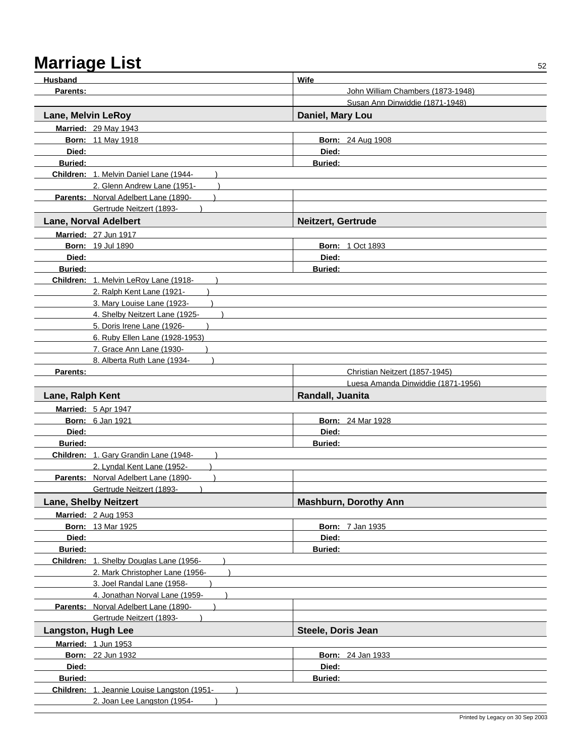# Marriage List

| Husband | Wife |
|---|---|
| **Parents:** | John William Chambers (1873-1948) |
| | Susan Ann Dinwiddie (1871-1948) |

| **Lane, Melvin LeRoy** | **Daniel, Mary Lou** |
|---|---|
| **Married:** 29 May 1943 | |
| **Born:** 11 May 1918 | **Born:** 24 Aug 1908 |
| **Died:** | **Died:** |
| **Buried:** | **Buried:** |
| **Children:** 1. Melvin Daniel Lane (1944- ) | |
| 2. Glenn Andrew Lane (1951- ) | |
| **Parents:** Norval Adelbert Lane (1890- ) | |
| Gertrude Neitzert (1893- ) | |

| **Lane, Norval Adelbert** | **Neitzert, Gertrude** |
|---|---|
| **Married:** 27 Jun 1917 | |
| **Born:** 19 Jul 1890 | **Born:** 1 Oct 1893 |
| **Died:** | **Died:** |
| **Buried:** | **Buried:** |
| **Children:** 1. Melvin LeRoy Lane (1918- ) | |
| 2. Ralph Kent Lane (1921- ) | |
| 3. Mary Louise Lane (1923- ) | |
| 4. Shelby Neitzert Lane (1925- ) | |
| 5. Doris Irene Lane (1926- ) | |
| 6. Ruby Ellen Lane (1928-1953) | |
| 7. Grace Ann Lane (1930- ) | |
| 8. Alberta Ruth Lane (1934- ) | |
| **Parents:** | Christian Neitzert (1857-1945) |
| | Luesa Amanda Dinwiddie (1871-1956) |

| **Lane, Ralph Kent** | **Randall, Juanita** |
|---|---|
| **Married:** 5 Apr 1947 | |
| **Born:** 6 Jan 1921 | **Born:** 24 Mar 1928 |
| **Died:** | **Died:** |
| **Buried:** | **Buried:** |
| **Children:** 1. Gary Grandin Lane (1948- ) | |
| 2. Lyndal Kent Lane (1952- ) | |
| **Parents:** Norval Adelbert Lane (1890- ) | |
| Gertrude Neitzert (1893- ) | |

| **Lane, Shelby Neitzert** | **Mashburn, Dorothy Ann** |
|---|---|
| **Married:** 2 Aug 1953 | |
| **Born:** 13 Mar 1925 | **Born:** 7 Jan 1935 |
| **Died:** | **Died:** |
| **Buried:** | **Buried:** |
| **Children:** 1. Shelby Douglas Lane (1956- ) | |
| 2. Mark Christopher Lane (1956- ) | |
| 3. Joel Randal Lane (1958- ) | |
| 4. Jonathan Norval Lane (1959- ) | |
| **Parents:** Norval Adelbert Lane (1890- ) | |
| Gertrude Neitzert (1893- ) | |

| **Langston, Hugh Lee** | **Steele, Doris Jean** |
|---|---|
| **Married:** 1 Jun 1953 | |
| **Born:** 22 Jun 1932 | **Born:** 24 Jan 1933 |
| **Died:** | **Died:** |
| **Buried:** | **Buried:** |
| **Children:** 1. Jeannie Louise Langston (1951- ) | |
| 2. Joan Lee Langston (1954- ) | |

Printed by Legacy on 30 Sep 2003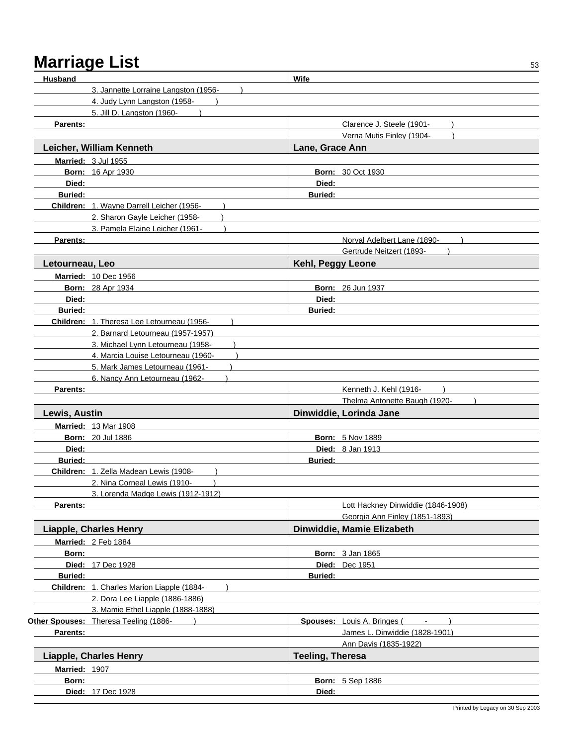# Marriage List

| Husband | Wife |
|---|---|
| 3. Jannette Lorraine Langston (1956- ) | |
| 4. Judy Lynn Langston (1958- ) | |
| 5. Jill D. Langston (1960- ) | |
| **Parents:** | Clarence J. Steele (1901- ) |
| | Verna Mutis Finley (1904- ) |

| **Leicher, William Kenneth** | **Lane, Grace Ann** |
|---|---|
| **Married:** 3 Jul 1955 | |
| **Born:** 16 Apr 1930 | **Born:** 30 Oct 1930 |
| **Died:** | **Died:** |
| **Buried:** | **Buried:** |
| **Children:** 1. Wayne Darrell Leicher (1956- ) | |
| 2. Sharon Gayle Leicher (1958- ) | |
| 3. Pamela Elaine Leicher (1961- ) | |
| **Parents:** | Norval Adelbert Lane (1890- ) |
| | Gertrude Neitzert (1893- ) |

| **Letourneau, Leo** | **Kehl, Peggy Leone** |
|---|---|
| **Married:** 10 Dec 1956 | |
| **Born:** 28 Apr 1934 | **Born:** 26 Jun 1937 |
| **Died:** | **Died:** |
| **Buried:** | **Buried:** |
| **Children:** 1. Theresa Lee Letourneau (1956- ) | |
| 2. Barnard Letourneau (1957-1957) | |
| 3. Michael Lynn Letourneau (1958- ) | |
| 4. Marcia Louise Letourneau (1960- ) | |
| 5. Mark James Letourneau (1961- ) | |
| 6. Nancy Ann Letourneau (1962- ) | |
| **Parents:** | Kenneth J. Kehl (1916- ) |
| | Thelma Antonette Baugh (1920- ) |

| **Lewis, Austin** | **Dinwiddie, Lorinda Jane** |
|---|---|
| **Married:** 13 Mar 1908 | |
| **Born:** 20 Jul 1886 | **Born:** 5 Nov 1889 |
| **Died:** | **Died:** 8 Jan 1913 |
| **Buried:** | **Buried:** |
| **Children:** 1. Zella Madean Lewis (1908- ) | |
| 2. Nina Corneal Lewis (1910- ) | |
| 3. Lorenda Madge Lewis (1912-1912) | |
| **Parents:** | Lott Hackney Dinwiddie (1846-1908) |
| | Georgia Ann Finley (1851-1893) |

| **Liapple, Charles Henry** | **Dinwiddie, Mamie Elizabeth** |
|---|---|
| **Married:** 2 Feb 1884 | |
| **Born:** | **Born:** 3 Jan 1865 |
| **Died:** 17 Dec 1928 | **Died:** Dec 1951 |
| **Buried:** | **Buried:** |
| **Children:** 1. Charles Marion Liapple (1884- ) | |
| 2. Dora Lee Liapple (1886-1886) | |
| 3. Mamie Ethel Liapple (1888-1888) | |
| **Other Spouses:** Theresa Teeling (1886- ) | **Spouses:** Louis A. Bringes ( - ) |
| **Parents:** | James L. Dinwiddie (1828-1901) |
| | Ann Davis (1835-1922) |

| **Liapple, Charles Henry** | **Teeling, Theresa** |
|---|---|
| **Married:** 1907 | |
| **Born:** | **Born:** 5 Sep 1886 |
| **Died:** 17 Dec 1928 | **Died:** |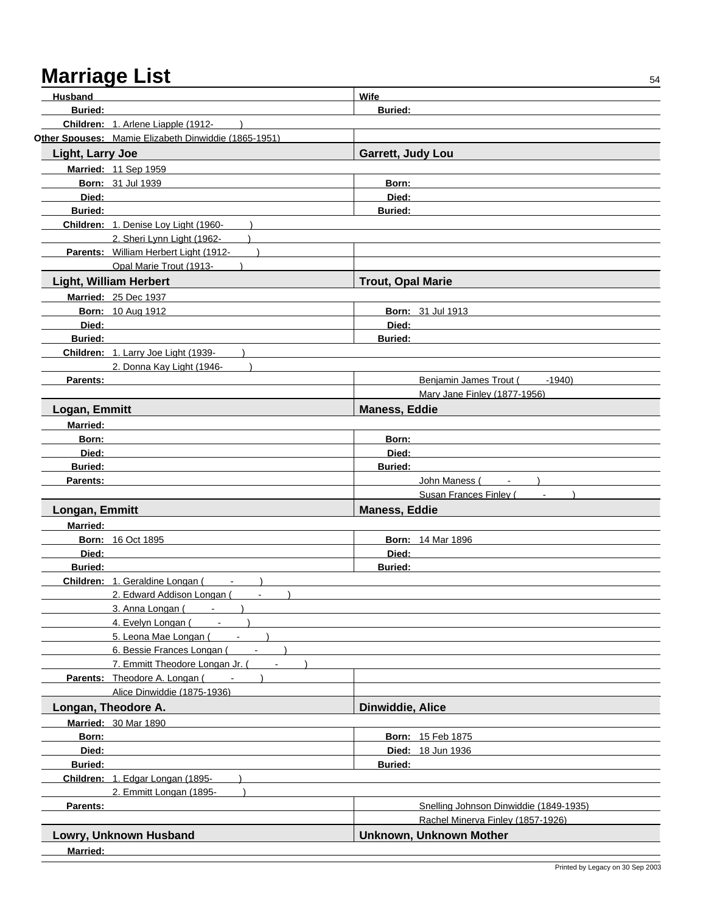# Marriage List

| Husband | Wife |
| --- | --- |
| **Buried:** | **Buried:** |
| **Children:** 1. Arlene Liapple (1912- ) | |
| **Other Spouses:** Mamie Elizabeth Dinwiddie (1865-1951) | |

| **Light, Larry Joe** | **Garrett, Judy Lou** |
| --- | --- |
| **Married:** 11 Sep 1959 | |
| **Born:** 31 Jul 1939 | **Born:** |
| **Died:** | **Died:** |
| **Buried:** | **Buried:** |
| **Children:** 1. Denise Loy Light (1960- ) | |
| 2. Sheri Lynn Light (1962- ) | |
| **Parents:** William Herbert Light (1912- ) | |
| Opal Marie Trout (1913- ) | |

| **Light, William Herbert** | **Trout, Opal Marie** |
| --- | --- |
| **Married:** 25 Dec 1937 | |
| **Born:** 10 Aug 1912 | **Born:** 31 Jul 1913 |
| **Died:** | **Died:** |
| **Buried:** | **Buried:** |
| **Children:** 1. Larry Joe Light (1939- ) | |
| 2. Donna Kay Light (1946- ) | |
| **Parents:** | Benjamin James Trout ( -1940) |
| | Mary Jane Finley (1877-1956) |

| **Logan, Emmitt** | **Maness, Eddie** |
| --- | --- |
| **Married:** | |
| **Born:** | **Born:** |
| **Died:** | **Died:** |
| **Buried:** | **Buried:** |
| **Parents:** | John Maness ( - ) |
| | Susan Frances Finley ( - ) |

| **Longan, Emmitt** | **Maness, Eddie** |
| --- | --- |
| **Married:** | |
| **Born:** 16 Oct 1895 | **Born:** 14 Mar 1896 |
| **Died:** | **Died:** |
| **Buried:** | **Buried:** |
| **Children:** 1. Geraldine Longan ( - ) | |
| 2. Edward Addison Longan ( - ) | |
| 3. Anna Longan ( - ) | |
| 4. Evelyn Longan ( - ) | |
| 5. Leona Mae Longan ( - ) | |
| 6. Bessie Frances Longan ( - ) | |
| 7. Emmitt Theodore Longan Jr. ( - ) | |
| **Parents:** Theodore A. Longan ( - ) | |
| Alice Dinwiddie (1875-1936) | |

| **Longan, Theodore A.** | **Dinwiddie, Alice** |
| --- | --- |
| **Married:** 30 Mar 1890 | |
| **Born:** | **Born:** 15 Feb 1875 |
| **Died:** | **Died:** 18 Jun 1936 |
| **Buried:** | **Buried:** |
| **Children:** 1. Edgar Longan (1895- ) | |
| 2. Emmitt Longan (1895- ) | |
| **Parents:** | Snelling Johnson Dinwiddie (1849-1935) |
| | Rachel Minerva Finley (1857-1926) |

| **Lowry, Unknown Husband** | **Unknown, Unknown Mother** |
| --- | --- |
| **Married:** | |

Printed by Legacy on 30 Sep 2003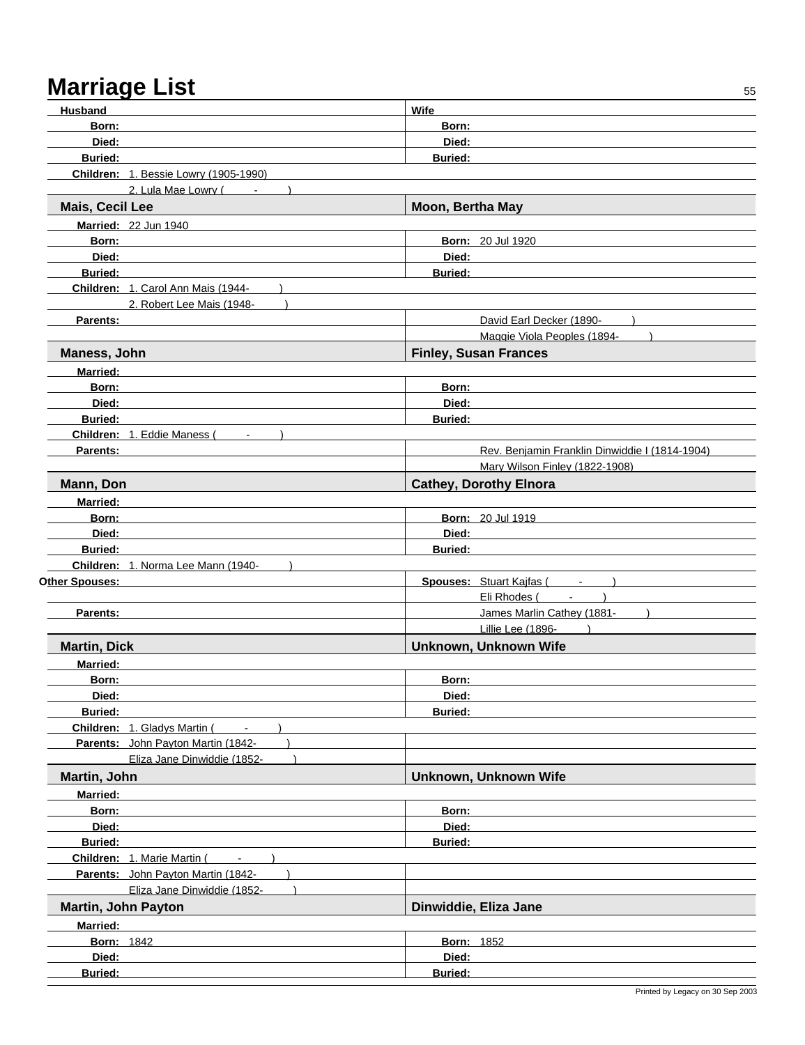# Marriage List

| Husband | Wife |
|---|---|
| **Born:** | **Born:** |
| **Died:** | **Died:** |
| **Buried:** | **Buried:** |
| **Children:** 1. Bessie Lowry (1905-1990) | |
| 2. Lula Mae Lowry ( - ) | |

| **Mais, Cecil Lee** | **Moon, Bertha May** |
|---|---|
| **Married:** 22 Jun 1940 | |
| **Born:** | **Born:** 20 Jul 1920 |
| **Died:** | **Died:** |
| **Buried:** | **Buried:** |
| **Children:** 1. Carol Ann Mais (1944- ) | |
| 2. Robert Lee Mais (1948- ) | |
| **Parents:** | David Earl Decker (1890- ) |
| | Maggie Viola Peoples (1894- ) |

| **Maness, John** | **Finley, Susan Frances** |
|---|---|
| **Married:** | |
| **Born:** | **Born:** |
| **Died:** | **Died:** |
| **Buried:** | **Buried:** |
| **Children:** 1. Eddie Maness ( - ) | |
| **Parents:** | Rev. Benjamin Franklin Dinwiddie I (1814-1904) |
| | Mary Wilson Finley (1822-1908) |

| **Mann, Don** | **Cathey, Dorothy Elnora** |
|---|---|
| **Married:** | |
| **Born:** | **Born:** 20 Jul 1919 |
| **Died:** | **Died:** |
| **Buried:** | **Buried:** |
| **Children:** 1. Norma Lee Mann (1940- ) | |
| **Other Spouses:** | **Spouses:** Stuart Kajfas ( - ) |
| | Eli Rhodes ( - ) |
| **Parents:** | James Marlin Cathey (1881- ) |
| | Lillie Lee (1896- ) |

| **Martin, Dick** | **Unknown, Unknown Wife** |
|---|---|
| **Married:** | |
| **Born:** | **Born:** |
| **Died:** | **Died:** |
| **Buried:** | **Buried:** |
| **Children:** 1. Gladys Martin ( - ) | |
| **Parents:** John Payton Martin (1842- ) | |
| Eliza Jane Dinwiddie (1852- ) | |

| **Martin, John** | **Unknown, Unknown Wife** |
|---|---|
| **Married:** | |
| **Born:** | **Born:** |
| **Died:** | **Died:** |
| **Buried:** | **Buried:** |
| **Children:** 1. Marie Martin ( - ) | |
| **Parents:** John Payton Martin (1842- ) | |
| Eliza Jane Dinwiddie (1852- ) | |

| **Martin, John Payton** | **Dinwiddie, Eliza Jane** |
|---|---|
| **Married:** | |
| **Born:** 1842 | **Born:** 1852 |
| **Died:** | **Died:** |
| **Buried:** | **Buried:** |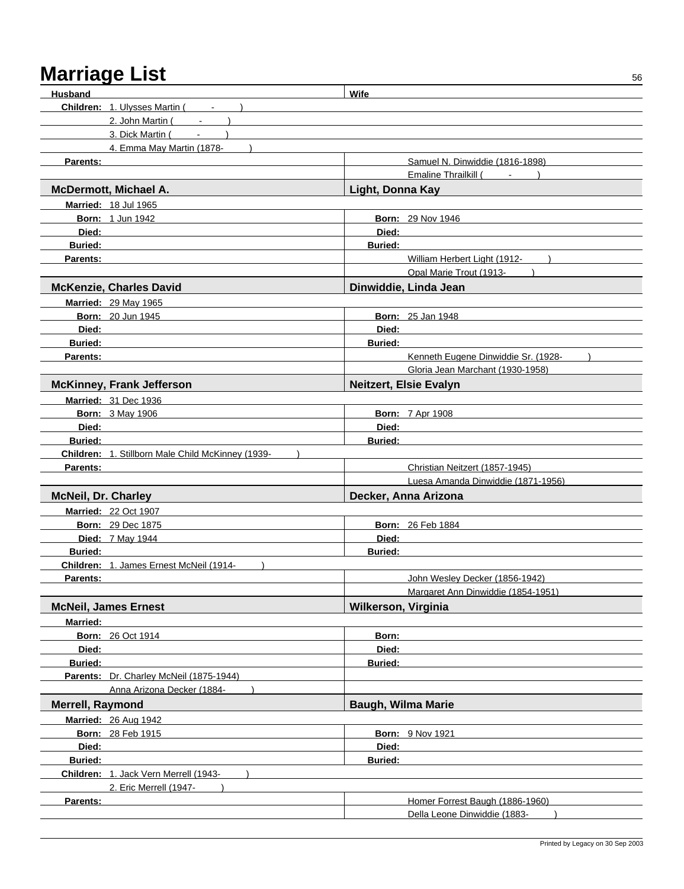# Marriage List

| Husband | Wife |
|---|---|
| **Children:** 1. Ulysses Martin ( - ) | |
| 2. John Martin ( - ) | |
| 3. Dick Martin ( - ) | |
| 4. Emma May Martin (1878- ) | |
| **Parents:** | Samuel N. Dinwiddie (1816-1898) |
| | Emaline Thrailkill ( - ) |
| **McDermott, Michael A.** | **Light, Donna Kay** |
| **Married:** 18 Jul 1965 | |
| **Born:** 1 Jun 1942 | **Born:** 29 Nov 1946 |
| **Died:** | **Died:** |
| **Buried:** | **Buried:** |
| **Parents:** | William Herbert Light (1912- ) |
| | Opal Marie Trout (1913- ) |
| **McKenzie, Charles David** | **Dinwiddie, Linda Jean** |
| **Married:** 29 May 1965 | |
| **Born:** 20 Jun 1945 | **Born:** 25 Jan 1948 |
| **Died:** | **Died:** |
| **Buried:** | **Buried:** |
| **Parents:** | Kenneth Eugene Dinwiddie Sr. (1928- ) |
| | Gloria Jean Marchant (1930-1958) |
| **McKinney, Frank Jefferson** | **Neitzert, Elsie Evalyn** |
| **Married:** 31 Dec 1936 | |
| **Born:** 3 May 1906 | **Born:** 7 Apr 1908 |
| **Died:** | **Died:** |
| **Buried:** | **Buried:** |
| **Children:** 1. Stillborn Male Child McKinney (1939- ) | |
| **Parents:** | Christian Neitzert (1857-1945) |
| | Luesa Amanda Dinwiddie (1871-1956) |
| **McNeil, Dr. Charley** | **Decker, Anna Arizona** |
| **Married:** 22 Oct 1907 | |
| **Born:** 29 Dec 1875 | **Born:** 26 Feb 1884 |
| **Died:** 7 May 1944 | **Died:** |
| **Buried:** | **Buried:** |
| **Children:** 1. James Ernest McNeil (1914- ) | |
| **Parents:** | John Wesley Decker (1856-1942) |
| | Margaret Ann Dinwiddie (1854-1951) |
| **McNeil, James Ernest** | **Wilkerson, Virginia** |
| **Married:** | |
| **Born:** 26 Oct 1914 | **Born:** |
| **Died:** | **Died:** |
| **Buried:** | **Buried:** |
| **Parents:** Dr. Charley McNeil (1875-1944) | |
| Anna Arizona Decker (1884- ) | |
| **Merrell, Raymond** | **Baugh, Wilma Marie** |
| **Married:** 26 Aug 1942 | |
| **Born:** 28 Feb 1915 | **Born:** 9 Nov 1921 |
| **Died:** | **Died:** |
| **Buried:** | **Buried:** |
| **Children:** 1. Jack Vern Merrell (1943- ) | |
| 2. Eric Merrell (1947- ) | |
| **Parents:** | Homer Forrest Baugh (1886-1960) |
| | Della Leone Dinwiddie (1883- ) |

Printed by Legacy on 30 Sep 2003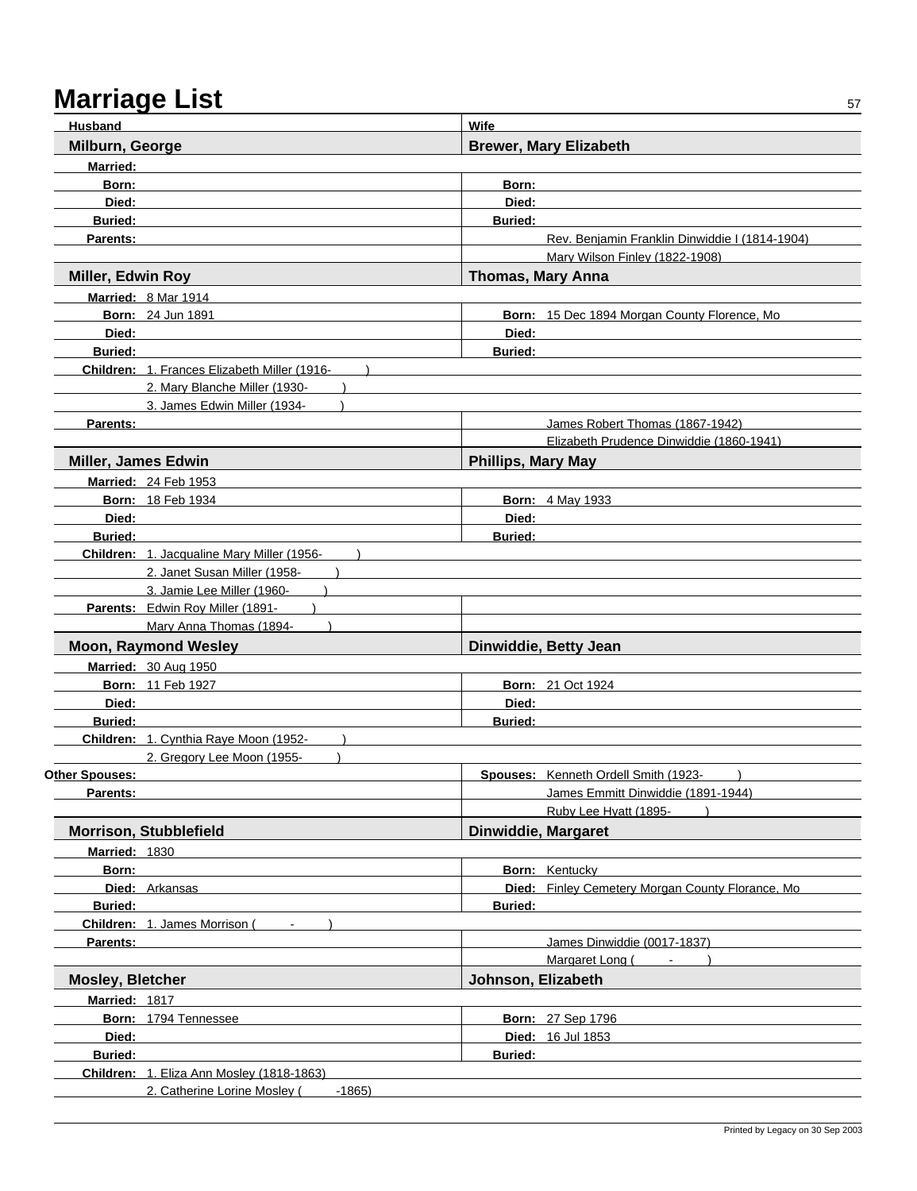# Marriage List

| Husband | Wife |
|---|---|
| **Milburn, George** | **Brewer, Mary Elizabeth** |
| **Married:** | |
| **Born:** | **Born:** |
| **Died:** | **Died:** |
| **Buried:** | **Buried:** |
| **Parents:** | Rev. Benjamin Franklin Dinwiddie I (1814-1904) |
| | Mary Wilson Finley (1822-1908) |

| Husband | Wife |
|---|---|
| **Miller, Edwin Roy** | **Thomas, Mary Anna** |
| **Married:** 8 Mar 1914 | |
| **Born:** 24 Jun 1891 | **Born:** 15 Dec 1894 Morgan County Florence, Mo |
| **Died:** | **Died:** |
| **Buried:** | **Buried:** |
| **Children:** 1. Frances Elizabeth Miller (1916- ) | |
| 2. Mary Blanche Miller (1930- ) | |
| 3. James Edwin Miller (1934- ) | |
| **Parents:** | James Robert Thomas (1867-1942) |
| | Elizabeth Prudence Dinwiddie (1860-1941) |

| Husband | Wife |
|---|---|
| **Miller, James Edwin** | **Phillips, Mary May** |
| **Married:** 24 Feb 1953 | |
| **Born:** 18 Feb 1934 | **Born:** 4 May 1933 |
| **Died:** | **Died:** |
| **Buried:** | **Buried:** |
| **Children:** 1. Jacqualine Mary Miller (1956- ) | |
| 2. Janet Susan Miller (1958- ) | |
| 3. Jamie Lee Miller (1960- ) | |
| **Parents:** Edwin Roy Miller (1891- ) | |
| Mary Anna Thomas (1894- ) | |

| Husband | Wife |
|---|---|
| **Moon, Raymond Wesley** | **Dinwiddie, Betty Jean** |
| **Married:** 30 Aug 1950 | |
| **Born:** 11 Feb 1927 | **Born:** 21 Oct 1924 |
| **Died:** | **Died:** |
| **Buried:** | **Buried:** |
| **Children:** 1. Cynthia Raye Moon (1952- ) | |
| 2. Gregory Lee Moon (1955- ) | |
| **Other Spouses:** | **Spouses:** Kenneth Ordell Smith (1923- ) |
| **Parents:** | James Emmitt Dinwiddie (1891-1944) |
| | Ruby Lee Hyatt (1895- ) |

| Husband | Wife |
|---|---|
| **Morrison, Stubblefield** | **Dinwiddie, Margaret** |
| **Married:** 1830 | |
| **Born:** | **Born:** Kentucky |
| **Died:** Arkansas | **Died:** Finley Cemetery Morgan County Florance, Mo |
| **Buried:** | **Buried:** |
| **Children:** 1. James Morrison ( - ) | |
| **Parents:** | James Dinwiddie (0017-1837) |
| | Margaret Long ( - ) |

| Husband | Wife |
|---|---|
| **Mosley, Bletcher** | **Johnson, Elizabeth** |
| **Married:** 1817 | |
| **Born:** 1794 Tennessee | **Born:** 27 Sep 1796 |
| **Died:** | **Died:** 16 Jul 1853 |
| **Buried:** | **Buried:** |
| **Children:** 1. Eliza Ann Mosley (1818-1863) | |
| 2. Catherine Lorine Mosley ( -1865) | |

Printed by Legacy on 30 Sep 2003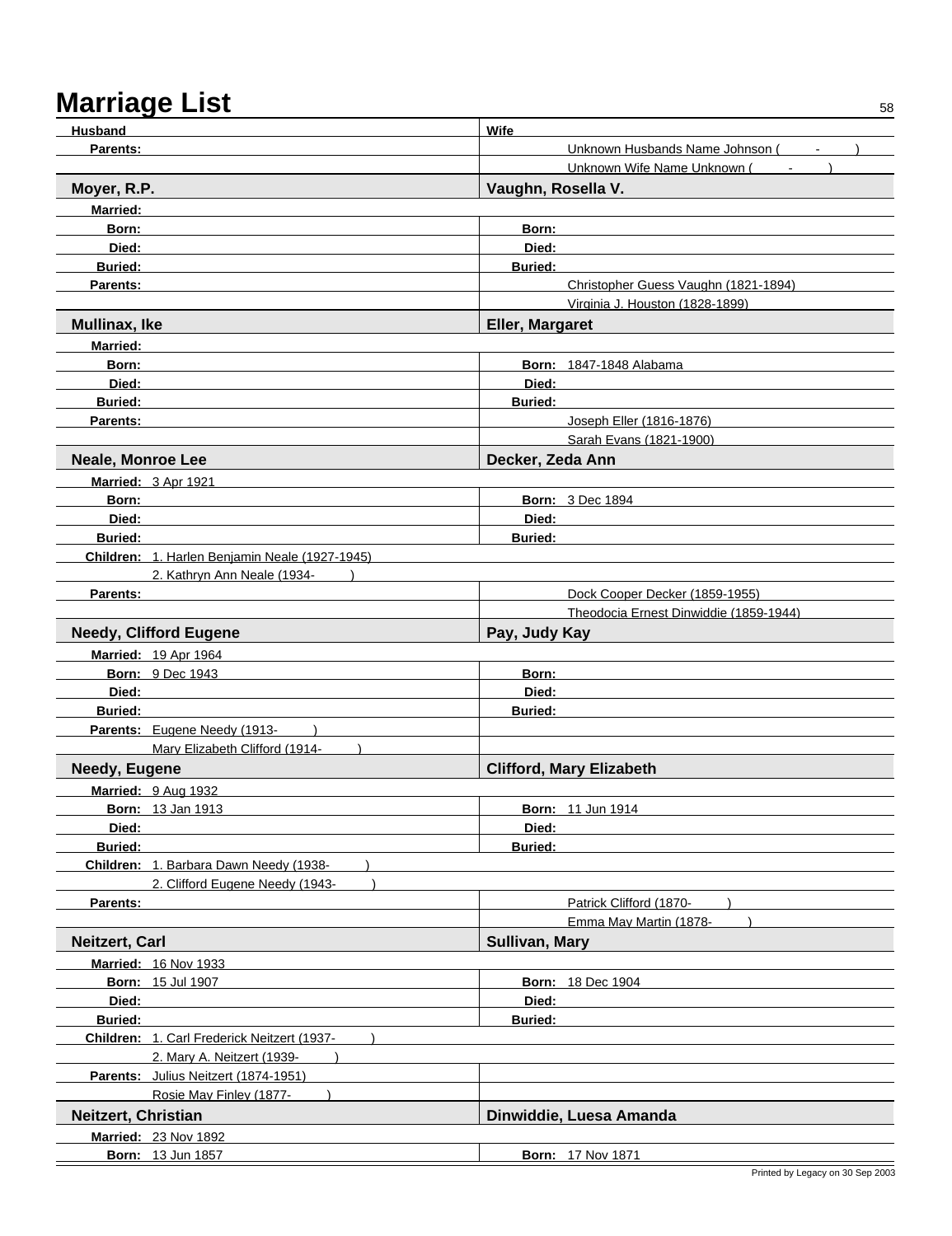# Marriage List

| Husband | Wife |
|---|---|
| **Parents:** | Unknown Husbands Name Johnson ( - ) |
| | Unknown Wife Name Unknown ( - ) |
| **Moyer, R.P.** | **Vaughn, Rosella V.** |
| **Married:** | |
| **Born:** | **Born:** |
| **Died:** | **Died:** |
| **Buried:** | **Buried:** |
| **Parents:** | Christopher Guess Vaughn (1821-1894) |
| | Virginia J. Houston (1828-1899) |
| **Mullinax, Ike** | **Eller, Margaret** |
| **Married:** | |
| **Born:** | **Born:** 1847-1848 Alabama |
| **Died:** | **Died:** |
| **Buried:** | **Buried:** |
| **Parents:** | Joseph Eller (1816-1876) |
| | Sarah Evans (1821-1900) |
| **Neale, Monroe Lee** | **Decker, Zeda Ann** |
| **Married:** 3 Apr 1921 | |
| **Born:** | **Born:** 3 Dec 1894 |
| **Died:** | **Died:** |
| **Buried:** | **Buried:** |
| **Children:** 1. Harlen Benjamin Neale (1927-1945) | |
| 2. Kathryn Ann Neale (1934- ) | |
| **Parents:** | Dock Cooper Decker (1859-1955) |
| | Theodocia Ernest Dinwiddie (1859-1944) |
| **Needy, Clifford Eugene** | **Pay, Judy Kay** |
| **Married:** 19 Apr 1964 | |
| **Born:** 9 Dec 1943 | **Born:** |
| **Died:** | **Died:** |
| **Buried:** | **Buried:** |
| **Parents:** Eugene Needy (1913- ) | |
| Mary Elizabeth Clifford (1914- ) | |
| **Needy, Eugene** | **Clifford, Mary Elizabeth** |
| **Married:** 9 Aug 1932 | |
| **Born:** 13 Jan 1913 | **Born:** 11 Jun 1914 |
| **Died:** | **Died:** |
| **Buried:** | **Buried:** |
| **Children:** 1. Barbara Dawn Needy (1938- ) | |
| 2. Clifford Eugene Needy (1943- ) | |
| **Parents:** | Patrick Clifford (1870- ) |
| | Emma May Martin (1878- ) |
| **Neitzert, Carl** | **Sullivan, Mary** |
| **Married:** 16 Nov 1933 | |
| **Born:** 15 Jul 1907 | **Born:** 18 Dec 1904 |
| **Died:** | **Died:** |
| **Buried:** | **Buried:** |
| **Children:** 1. Carl Frederick Neitzert (1937- ) | |
| 2. Mary A. Neitzert (1939- ) | |
| **Parents:** Julius Neitzert (1874-1951) | |
| Rosie May Finley (1877- ) | |
| **Neitzert, Christian** | **Dinwiddie, Luesa Amanda** |
| **Married:** 23 Nov 1892 | |
| **Born:** 13 Jun 1857 | **Born:** 17 Nov 1871 |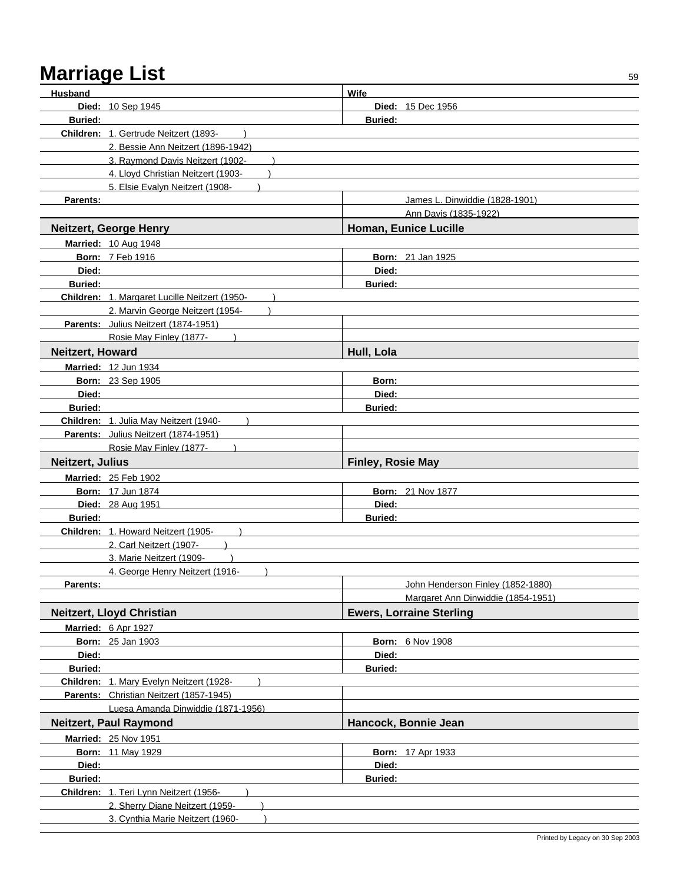# Marriage List

| Husband | Wife |
| --- | --- |
| **Died:** 10 Sep 1945 | **Died:** 15 Dec 1956 |
| **Buried:** | **Buried:** |
| **Children:** 1. Gertrude Neitzert (1893- ) | |
| 2. Bessie Ann Neitzert (1896-1942) | |
| 3. Raymond Davis Neitzert (1902- ) | |
| 4. Lloyd Christian Neitzert (1903- ) | |
| 5. Elsie Evalyn Neitzert (1908- ) | |
| **Parents:** | James L. Dinwiddie (1828-1901) |
| | Ann Davis (1835-1922) |

| **Neitzert, George Henry** | **Homan, Eunice Lucille** |
| --- | --- |
| **Married:** 10 Aug 1948 | |
| **Born:** 7 Feb 1916 | **Born:** 21 Jan 1925 |
| **Died:** | **Died:** |
| **Buried:** | **Buried:** |
| **Children:** 1. Margaret Lucille Neitzert (1950- ) | |
| 2. Marvin George Neitzert (1954- ) | |
| **Parents:** Julius Neitzert (1874-1951) | |
| Rosie May Finley (1877- ) | |

| **Neitzert, Howard** | **Hull, Lola** |
| --- | --- |
| **Married:** 12 Jun 1934 | |
| **Born:** 23 Sep 1905 | **Born:** |
| **Died:** | **Died:** |
| **Buried:** | **Buried:** |
| **Children:** 1. Julia May Neitzert (1940- ) | |
| **Parents:** Julius Neitzert (1874-1951) | |
| Rosie May Finley (1877- ) | |

| **Neitzert, Julius** | **Finley, Rosie May** |
| --- | --- |
| **Married:** 25 Feb 1902 | |
| **Born:** 17 Jun 1874 | **Born:** 21 Nov 1877 |
| **Died:** 28 Aug 1951 | **Died:** |
| **Buried:** | **Buried:** |
| **Children:** 1. Howard Neitzert (1905- ) | |
| 2. Carl Neitzert (1907- ) | |
| 3. Marie Neitzert (1909- ) | |
| 4. George Henry Neitzert (1916- ) | |
| **Parents:** | John Henderson Finley (1852-1880) |
| | Margaret Ann Dinwiddie (1854-1951) |

| **Neitzert, Lloyd Christian** | **Ewers, Lorraine Sterling** |
| --- | --- |
| **Married:** 6 Apr 1927 | |
| **Born:** 25 Jan 1903 | **Born:** 6 Nov 1908 |
| **Died:** | **Died:** |
| **Buried:** | **Buried:** |
| **Children:** 1. Mary Evelyn Neitzert (1928- ) | |
| **Parents:** Christian Neitzert (1857-1945) | |
| Luesa Amanda Dinwiddie (1871-1956) | |

| **Neitzert, Paul Raymond** | **Hancock, Bonnie Jean** |
| --- | --- |
| **Married:** 25 Nov 1951 | |
| **Born:** 11 May 1929 | **Born:** 17 Apr 1933 |
| **Died:** | **Died:** |
| **Buried:** | **Buried:** |
| **Children:** 1. Teri Lynn Neitzert (1956- ) | |
| 2. Sherry Diane Neitzert (1959- ) | |
| 3. Cynthia Marie Neitzert (1960- ) | |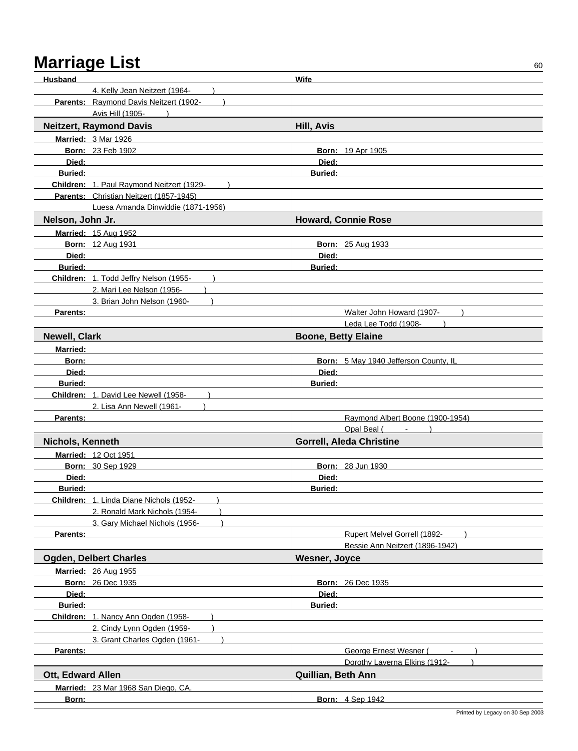# Marriage List

| Husband | Wife |
|---|---|
| 4. Kelly Jean Neitzert (1964- ) | |
| **Parents:** Raymond Davis Neitzert (1902- ) | |
| Avis Hill (1905- ) | |
| **Neitzert, Raymond Davis** | **Hill, Avis** |
| **Married:** 3 Mar 1926 | |
| **Born:** 23 Feb 1902 | **Born:** 19 Apr 1905 |
| **Died:** | **Died:** |
| **Buried:** | **Buried:** |
| **Children:** 1. Paul Raymond Neitzert (1929- ) | |
| **Parents:** Christian Neitzert (1857-1945) | |
| Luesa Amanda Dinwiddie (1871-1956) | |
| **Nelson, John Jr.** | **Howard, Connie Rose** |
| **Married:** 15 Aug 1952 | |
| **Born:** 12 Aug 1931 | **Born:** 25 Aug 1933 |
| **Died:** | **Died:** |
| **Buried:** | **Buried:** |
| **Children:** 1. Todd Jeffry Nelson (1955- ) | |
| 2. Mari Lee Nelson (1956- ) | |
| 3. Brian John Nelson (1960- ) | |
| **Parents:** | Walter John Howard (1907- ) |
| | Leda Lee Todd (1908- ) |
| **Newell, Clark** | **Boone, Betty Elaine** |
| **Married:** | |
| **Born:** | **Born:** 5 May 1940 Jefferson County, IL |
| **Died:** | **Died:** |
| **Buried:** | **Buried:** |
| **Children:** 1. David Lee Newell (1958- ) | |
| 2. Lisa Ann Newell (1961- ) | |
| **Parents:** | Raymond Albert Boone (1900-1954) |
| | Opal Beal ( - ) |
| **Nichols, Kenneth** | **Gorrell, Aleda Christine** |
| **Married:** 12 Oct 1951 | |
| **Born:** 30 Sep 1929 | **Born:** 28 Jun 1930 |
| **Died:** | **Died:** |
| **Buried:** | **Buried:** |
| **Children:** 1. Linda Diane Nichols (1952- ) | |
| 2. Ronald Mark Nichols (1954- ) | |
| 3. Gary Michael Nichols (1956- ) | |
| **Parents:** | Rupert Melvel Gorrell (1892- ) |
| | Bessie Ann Neitzert (1896-1942) |
| **Ogden, Delbert Charles** | **Wesner, Joyce** |
| **Married:** 26 Aug 1955 | |
| **Born:** 26 Dec 1935 | **Born:** 26 Dec 1935 |
| **Died:** | **Died:** |
| **Buried:** | **Buried:** |
| **Children:** 1. Nancy Ann Ogden (1958- ) | |
| 2. Cindy Lynn Ogden (1959- ) | |
| 3. Grant Charles Ogden (1961- ) | |
| **Parents:** | George Ernest Wesner ( - ) |
| | Dorothy Laverna Elkins (1912- ) |
| **Ott, Edward Allen** | **Quillian, Beth Ann** |
| **Married:** 23 Mar 1968 San Diego, CA. | |
| **Born:** | **Born:** 4 Sep 1942 |

Printed by Legacy on 30 Sep 2003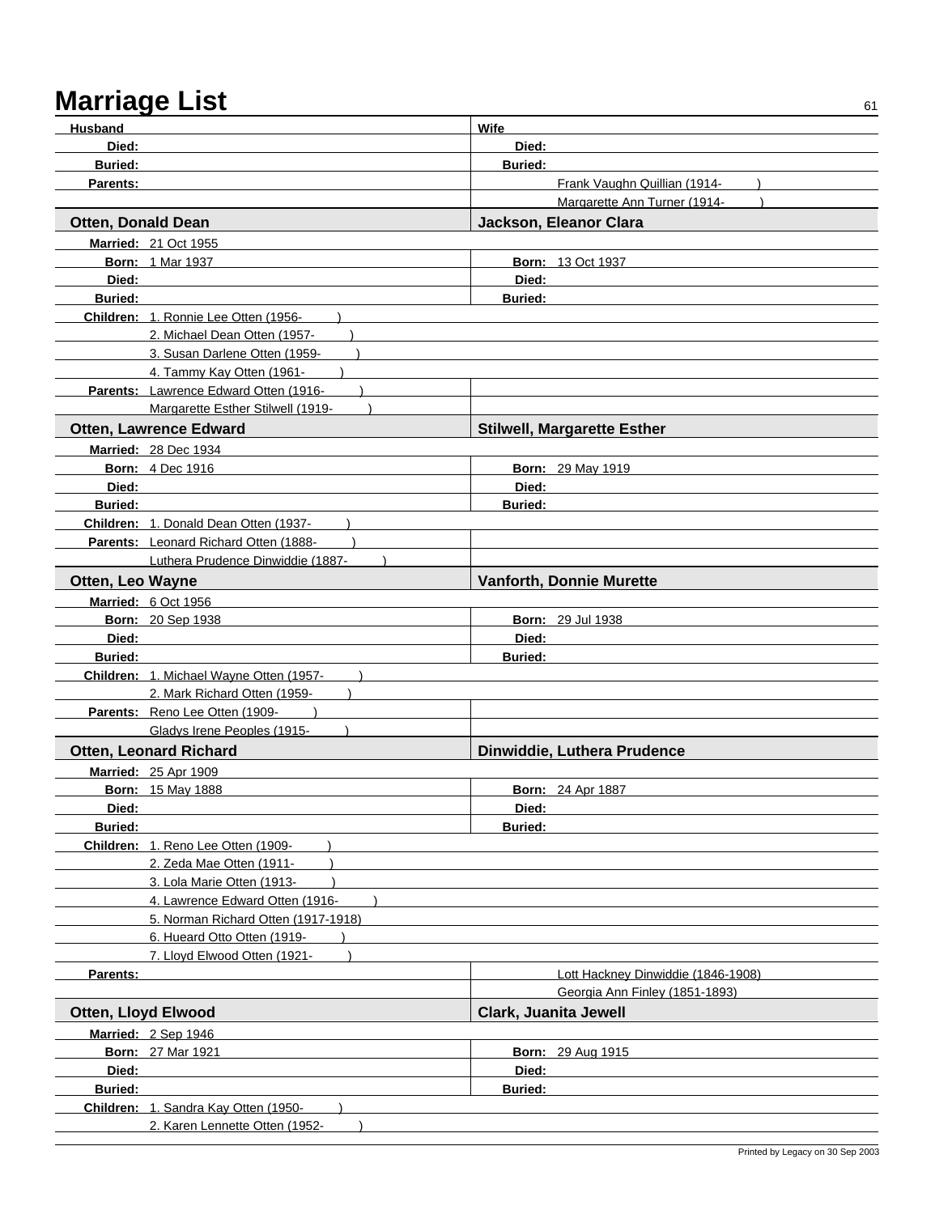# Marriage List

| Husband | Wife |
|---|---|
| **Died:** | **Died:** |
| **Buried:** | **Buried:** |
| **Parents:** | Frank Vaughn Quillian (1914- ) |
| | Margarette Ann Turner (1914- ) |

| **Otten, Donald Dean** | **Jackson, Eleanor Clara** |
|---|---|
| **Married:** 21 Oct 1955 | |
| **Born:** 1 Mar 1937 | **Born:** 13 Oct 1937 |
| **Died:** | **Died:** |
| **Buried:** | **Buried:** |
| **Children:** 1. Ronnie Lee Otten (1956- ) | |
| 2. Michael Dean Otten (1957- ) | |
| 3. Susan Darlene Otten (1959- ) | |
| 4. Tammy Kay Otten (1961- ) | |
| **Parents:** Lawrence Edward Otten (1916- ) | |
| Margarette Esther Stilwell (1919- ) | |

| **Otten, Lawrence Edward** | **Stilwell, Margarette Esther** |
|---|---|
| **Married:** 28 Dec 1934 | |
| **Born:** 4 Dec 1916 | **Born:** 29 May 1919 |
| **Died:** | **Died:** |
| **Buried:** | **Buried:** |
| **Children:** 1. Donald Dean Otten (1937- ) | |
| **Parents:** Leonard Richard Otten (1888- ) | |
| Luthera Prudence Dinwiddie (1887- ) | |

| **Otten, Leo Wayne** | **Vanforth, Donnie Murette** |
|---|---|
| **Married:** 6 Oct 1956 | |
| **Born:** 20 Sep 1938 | **Born:** 29 Jul 1938 |
| **Died:** | **Died:** |
| **Buried:** | **Buried:** |
| **Children:** 1. Michael Wayne Otten (1957- ) | |
| 2. Mark Richard Otten (1959- ) | |
| **Parents:** Reno Lee Otten (1909- ) | |
| Gladys Irene Peoples (1915- ) | |

| **Otten, Leonard Richard** | **Dinwiddie, Luthera Prudence** |
|---|---|
| **Married:** 25 Apr 1909 | |
| **Born:** 15 May 1888 | **Born:** 24 Apr 1887 |
| **Died:** | **Died:** |
| **Buried:** | **Buried:** |
| **Children:** 1. Reno Lee Otten (1909- ) | |
| 2. Zeda Mae Otten (1911- ) | |
| 3. Lola Marie Otten (1913- ) | |
| 4. Lawrence Edward Otten (1916- ) | |
| 5. Norman Richard Otten (1917-1918) | |
| 6. Hueard Otto Otten (1919- ) | |
| 7. Lloyd Elwood Otten (1921- ) | |
| **Parents:** | Lott Hackney Dinwiddie (1846-1908) |
| | Georgia Ann Finley (1851-1893) |

| **Otten, Lloyd Elwood** | **Clark, Juanita Jewell** |
|---|---|
| **Married:** 2 Sep 1946 | |
| **Born:** 27 Mar 1921 | **Born:** 29 Aug 1915 |
| **Died:** | **Died:** |
| **Buried:** | **Buried:** |
| **Children:** 1. Sandra Kay Otten (1950- ) | |
| 2. Karen Lennette Otten (1952- ) | |

Printed by Legacy on 30 Sep 2003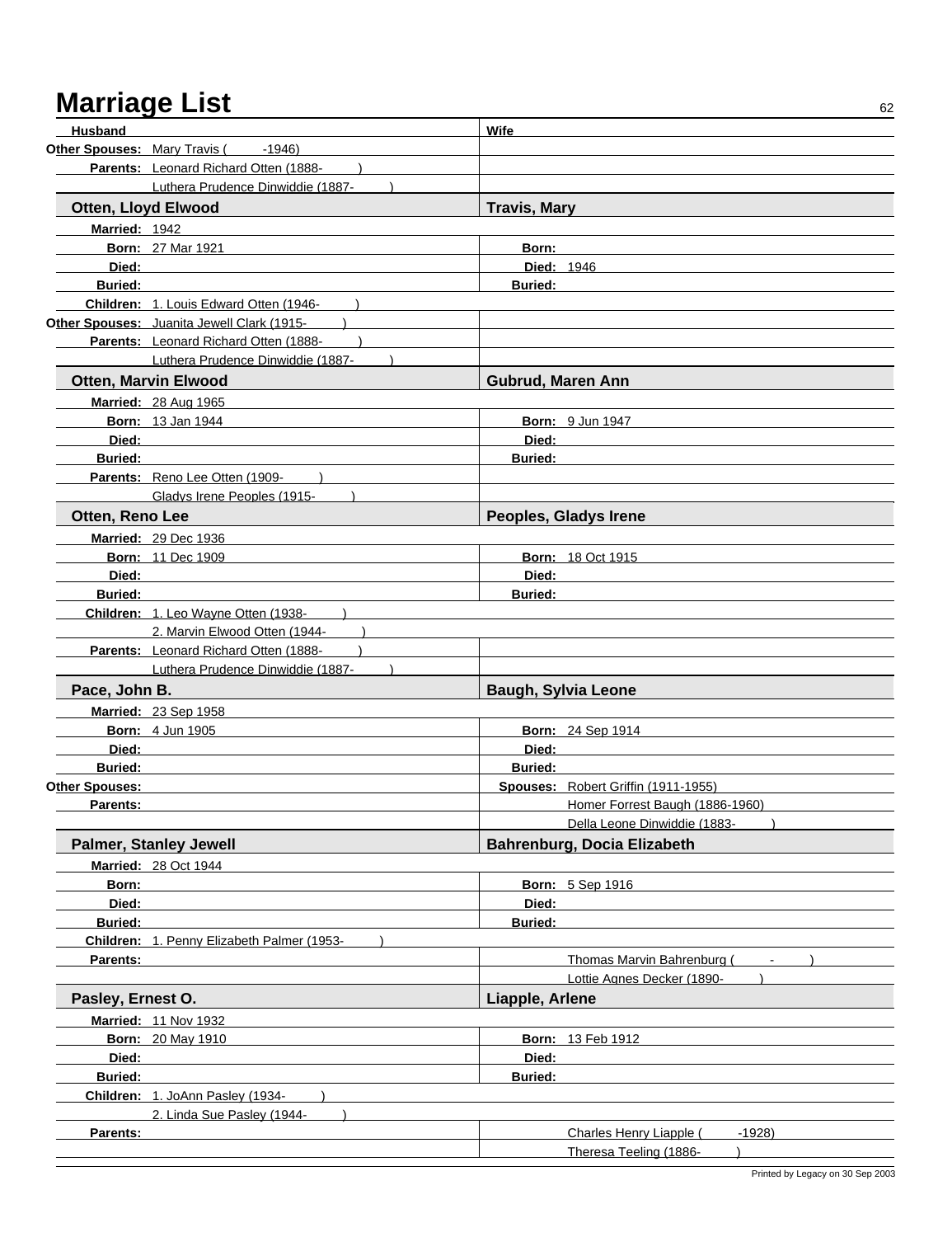# Marriage List

| Husband | Wife |
| --- | --- |
| **Other Spouses:** Mary Travis ( -1946) | |
| **Parents:** Leonard Richard Otten (1888- ) | |
| Luthera Prudence Dinwiddie (1887- ) | |

## Otten, Lloyd Elwood — Travis, Mary

| Husband | Wife |
| --- | --- |
| **Married:** 1942 | |
| **Born:** 27 Mar 1921 | **Born:** |
| **Died:** | **Died:** 1946 |
| **Buried:** | **Buried:** |
| **Children:** 1. Louis Edward Otten (1946- ) | |
| **Other Spouses:** Juanita Jewell Clark (1915- ) | |
| **Parents:** Leonard Richard Otten (1888- ) | |
| Luthera Prudence Dinwiddie (1887- ) | |

## Otten, Marvin Elwood — Gubrud, Maren Ann

| Husband | Wife |
| --- | --- |
| **Married:** 28 Aug 1965 | |
| **Born:** 13 Jan 1944 | **Born:** 9 Jun 1947 |
| **Died:** | **Died:** |
| **Buried:** | **Buried:** |
| **Parents:** Reno Lee Otten (1909- ) | |
| Gladys Irene Peoples (1915- ) | |

## Otten, Reno Lee — Peoples, Gladys Irene

| Husband | Wife |
| --- | --- |
| **Married:** 29 Dec 1936 | |
| **Born:** 11 Dec 1909 | **Born:** 18 Oct 1915 |
| **Died:** | **Died:** |
| **Buried:** | **Buried:** |
| **Children:** 1. Leo Wayne Otten (1938- ) | |
| 2. Marvin Elwood Otten (1944- ) | |
| **Parents:** Leonard Richard Otten (1888- ) | |
| Luthera Prudence Dinwiddie (1887- ) | |

## Pace, John B. — Baugh, Sylvia Leone

| Husband | Wife |
| --- | --- |
| **Married:** 23 Sep 1958 | |
| **Born:** 4 Jun 1905 | **Born:** 24 Sep 1914 |
| **Died:** | **Died:** |
| **Buried:** | **Buried:** |
| **Other Spouses:** | **Spouses:** Robert Griffin (1911-1955) |
| **Parents:** | Homer Forrest Baugh (1886-1960) |
| | Della Leone Dinwiddie (1883- ) |

## Palmer, Stanley Jewell — Bahrenburg, Docia Elizabeth

| Husband | Wife |
| --- | --- |
| **Married:** 28 Oct 1944 | |
| **Born:** | **Born:** 5 Sep 1916 |
| **Died:** | **Died:** |
| **Buried:** | **Buried:** |
| **Children:** 1. Penny Elizabeth Palmer (1953- ) | |
| **Parents:** | Thomas Marvin Bahrenburg ( - ) |
| | Lottie Agnes Decker (1890- ) |

## Pasley, Ernest O. — Liapple, Arlene

| Husband | Wife |
| --- | --- |
| **Married:** 11 Nov 1932 | |
| **Born:** 20 May 1910 | **Born:** 13 Feb 1912 |
| **Died:** | **Died:** |
| **Buried:** | **Buried:** |
| **Children:** 1. JoAnn Pasley (1934- ) | |
| 2. Linda Sue Pasley (1944- ) | |
| **Parents:** | Charles Henry Liapple ( -1928) |
| | Theresa Teeling (1886- ) |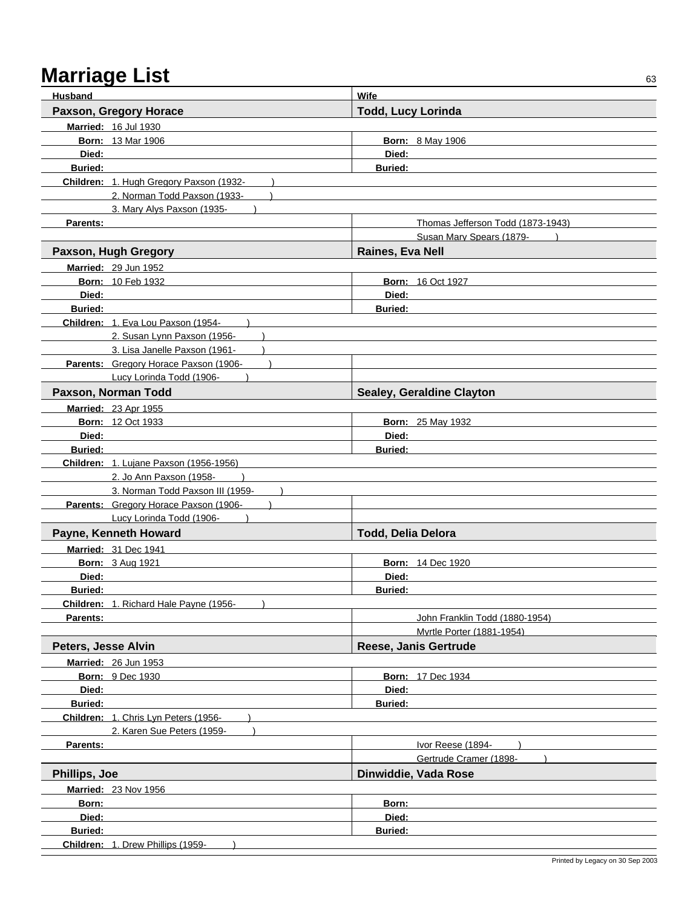# Marriage List

| Husband | Wife |
|---|---|
| **Paxson, Gregory Horace** | **Todd, Lucy Lorinda** |
| **Married:** 16 Jul 1930 | |
| **Born:** 13 Mar 1906 | **Born:** 8 May 1906 |
| **Died:** | **Died:** |
| **Buried:** | **Buried:** |
| **Children:** 1. Hugh Gregory Paxson (1932- ) | |
| 2. Norman Todd Paxson (1933- ) | |
| 3. Mary Alys Paxson (1935- ) | |
| **Parents:** | Thomas Jefferson Todd (1873-1943) |
| | Susan Mary Spears (1879- ) |
| **Paxson, Hugh Gregory** | **Raines, Eva Nell** |
| **Married:** 29 Jun 1952 | |
| **Born:** 10 Feb 1932 | **Born:** 16 Oct 1927 |
| **Died:** | **Died:** |
| **Buried:** | **Buried:** |
| **Children:** 1. Eva Lou Paxson (1954- ) | |
| 2. Susan Lynn Paxson (1956- ) | |
| 3. Lisa Janelle Paxson (1961- ) | |
| **Parents:** Gregory Horace Paxson (1906- ) | |
| Lucy Lorinda Todd (1906- ) | |
| **Paxson, Norman Todd** | **Sealey, Geraldine Clayton** |
| **Married:** 23 Apr 1955 | |
| **Born:** 12 Oct 1933 | **Born:** 25 May 1932 |
| **Died:** | **Died:** |
| **Buried:** | **Buried:** |
| **Children:** 1. Lujane Paxson (1956-1956) | |
| 2. Jo Ann Paxson (1958- ) | |
| 3. Norman Todd Paxson III (1959- ) | |
| **Parents:** Gregory Horace Paxson (1906- ) | |
| Lucy Lorinda Todd (1906- ) | |
| **Payne, Kenneth Howard** | **Todd, Delia Delora** |
| **Married:** 31 Dec 1941 | |
| **Born:** 3 Aug 1921 | **Born:** 14 Dec 1920 |
| **Died:** | **Died:** |
| **Buried:** | **Buried:** |
| **Children:** 1. Richard Hale Payne (1956- ) | |
| **Parents:** | John Franklin Todd (1880-1954) |
| | Myrtle Porter (1881-1954) |
| **Peters, Jesse Alvin** | **Reese, Janis Gertrude** |
| **Married:** 26 Jun 1953 | |
| **Born:** 9 Dec 1930 | **Born:** 17 Dec 1934 |
| **Died:** | **Died:** |
| **Buried:** | **Buried:** |
| **Children:** 1. Chris Lyn Peters (1956- ) | |
| 2. Karen Sue Peters (1959- ) | |
| **Parents:** | Ivor Reese (1894- ) |
| | Gertrude Cramer (1898- ) |
| **Phillips, Joe** | **Dinwiddie, Vada Rose** |
| **Married:** 23 Nov 1956 | |
| **Born:** | **Born:** |
| **Died:** | **Died:** |
| **Buried:** | **Buried:** |
| **Children:** 1. Drew Phillips (1959- ) | |

Printed by Legacy on 30 Sep 2003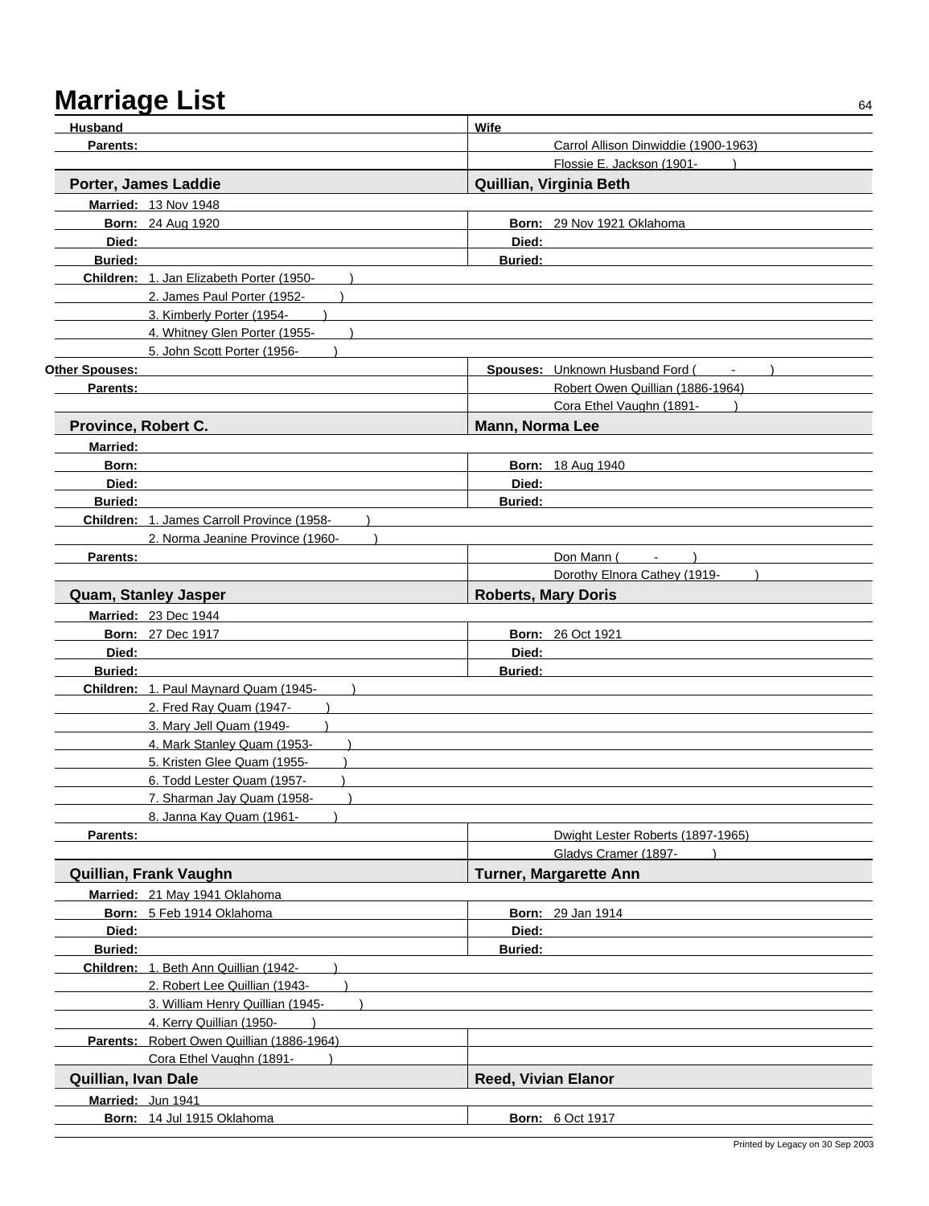# Marriage List

| Husband | Wife |
|---|---|
| **Parents:** | Carrol Allison Dinwiddie (1900-1963) |
| | Flossie E. Jackson (1901- ) |

## Porter, James Laddie — Quillian, Virginia Beth

| Husband | Wife |
|---|---|
| **Married:** 13 Nov 1948 | |
| **Born:** 24 Aug 1920 | **Born:** 29 Nov 1921 Oklahoma |
| **Died:** | **Died:** |
| **Buried:** | **Buried:** |

**Children:**
1. Jan Elizabeth Porter (1950- )
2. James Paul Porter (1952- )
3. Kimberly Porter (1954- )
4. Whitney Glen Porter (1955- )
5. John Scott Porter (1956- )

| Husband | Wife |
|---|---|
| **Other Spouses:** | **Spouses:** Unknown Husband Ford ( - ) |
| **Parents:** | Robert Owen Quillian (1886-1964) |
| | Cora Ethel Vaughn (1891- ) |

## Province, Robert C. — Mann, Norma Lee

| Husband | Wife |
|---|---|
| **Married:** | |
| **Born:** | **Born:** 18 Aug 1940 |
| **Died:** | **Died:** |
| **Buried:** | **Buried:** |

**Children:**
1. James Carroll Province (1958- )
2. Norma Jeanine Province (1960- )

| Husband | Wife |
|---|---|
| **Parents:** | Don Mann ( - ) |
| | Dorothy Elnora Cathey (1919- ) |

## Quam, Stanley Jasper — Roberts, Mary Doris

| Husband | Wife |
|---|---|
| **Married:** 23 Dec 1944 | |
| **Born:** 27 Dec 1917 | **Born:** 26 Oct 1921 |
| **Died:** | **Died:** |
| **Buried:** | **Buried:** |

**Children:**
1. Paul Maynard Quam (1945- )
2. Fred Ray Quam (1947- )
3. Mary Jell Quam (1949- )
4. Mark Stanley Quam (1953- )
5. Kristen Glee Quam (1955- )
6. Todd Lester Quam (1957- )
7. Sharman Jay Quam (1958- )
8. Janna Kay Quam (1961- )

| Husband | Wife |
|---|---|
| **Parents:** | Dwight Lester Roberts (1897-1965) |
| | Gladys Cramer (1897- ) |

## Quillian, Frank Vaughn — Turner, Margarette Ann

| Husband | Wife |
|---|---|
| **Married:** 21 May 1941 Oklahoma | |
| **Born:** 5 Feb 1914 Oklahoma | **Born:** 29 Jan 1914 |
| **Died:** | **Died:** |
| **Buried:** | **Buried:** |

**Children:**
1. Beth Ann Quillian (1942- )
2. Robert Lee Quillian (1943- )
3. William Henry Quillian (1945- )
4. Kerry Quillian (1950- )

| Husband | Wife |
|---|---|
| **Parents:** Robert Owen Quillian (1886-1964) | |
| Cora Ethel Vaughn (1891- ) | |

## Quillian, Ivan Dale — Reed, Vivian Elanor

| Husband | Wife |
|---|---|
| **Married:** Jun 1941 | |
| **Born:** 14 Jul 1915 Oklahoma | **Born:** 6 Oct 1917 |

Printed by Legacy on 30 Sep 2003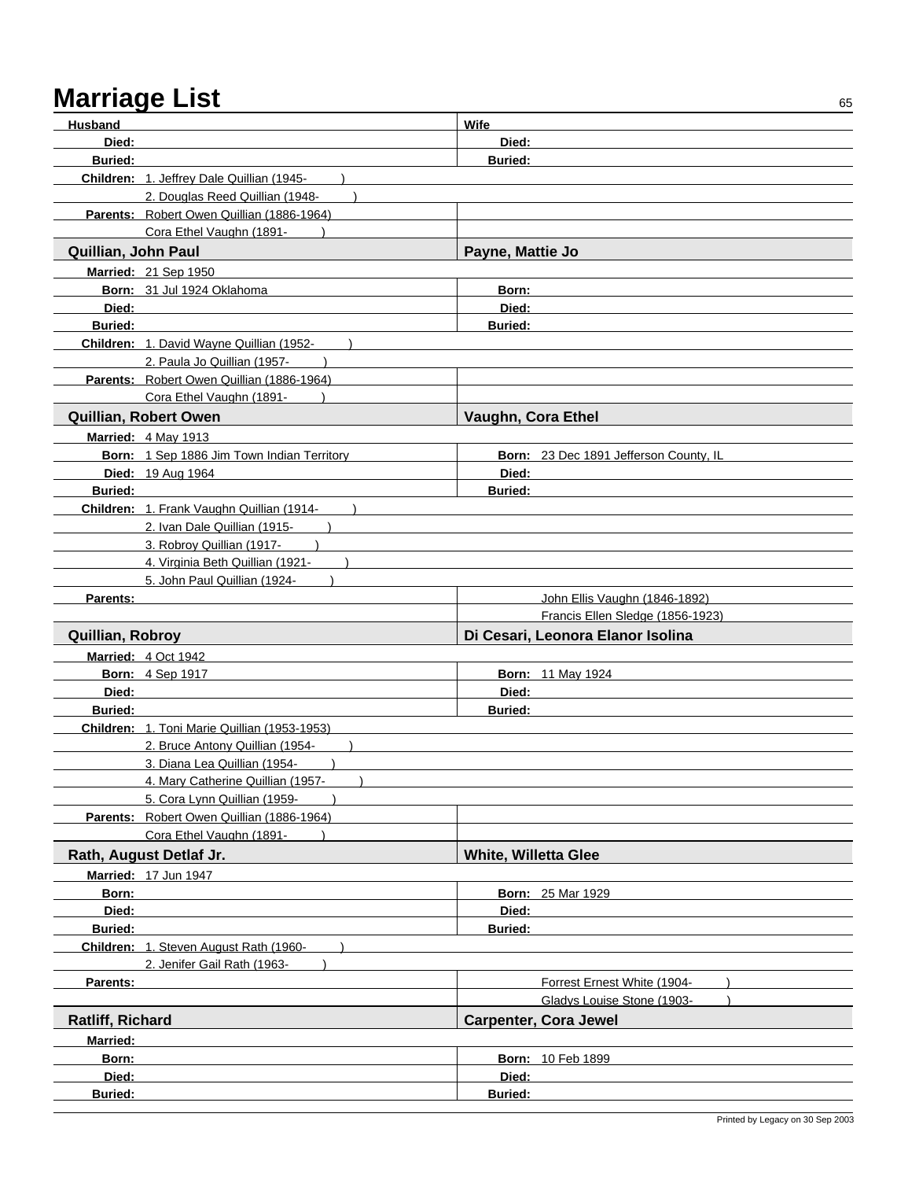# Marriage List

| Husband | Wife |
|---|---|
| **Died:** | **Died:** |
| **Buried:** | **Buried:** |
| **Children:** 1. Jeffrey Dale Quillian (1945- ) | |
| 2. Douglas Reed Quillian (1948- ) | |
| **Parents:** Robert Owen Quillian (1886-1964) | |
| Cora Ethel Vaughn (1891- ) | |

| **Quillian, John Paul** | **Payne, Mattie Jo** |
|---|---|
| **Married:** 21 Sep 1950 | |
| **Born:** 31 Jul 1924 Oklahoma | **Born:** |
| **Died:** | **Died:** |
| **Buried:** | **Buried:** |
| **Children:** 1. David Wayne Quillian (1952- ) | |
| 2. Paula Jo Quillian (1957- ) | |
| **Parents:** Robert Owen Quillian (1886-1964) | |
| Cora Ethel Vaughn (1891- ) | |

| **Quillian, Robert Owen** | **Vaughn, Cora Ethel** |
|---|---|
| **Married:** 4 May 1913 | |
| **Born:** 1 Sep 1886 Jim Town Indian Territory | **Born:** 23 Dec 1891 Jefferson County, IL |
| **Died:** 19 Aug 1964 | **Died:** |
| **Buried:** | **Buried:** |
| **Children:** 1. Frank Vaughn Quillian (1914- ) | |
| 2. Ivan Dale Quillian (1915- ) | |
| 3. Robroy Quillian (1917- ) | |
| 4. Virginia Beth Quillian (1921- ) | |
| 5. John Paul Quillian (1924- ) | |
| **Parents:** | John Ellis Vaughn (1846-1892) |
| | Francis Ellen Sledge (1856-1923) |

| **Quillian, Robroy** | **Di Cesari, Leonora Elanor Isolina** |
|---|---|
| **Married:** 4 Oct 1942 | |
| **Born:** 4 Sep 1917 | **Born:** 11 May 1924 |
| **Died:** | **Died:** |
| **Buried:** | **Buried:** |
| **Children:** 1. Toni Marie Quillian (1953-1953) | |
| 2. Bruce Antony Quillian (1954- ) | |
| 3. Diana Lea Quillian (1954- ) | |
| 4. Mary Catherine Quillian (1957- ) | |
| 5. Cora Lynn Quillian (1959- ) | |
| **Parents:** Robert Owen Quillian (1886-1964) | |
| Cora Ethel Vaughn (1891- ) | |

| **Rath, August Detlaf Jr.** | **White, Willetta Glee** |
|---|---|
| **Married:** 17 Jun 1947 | |
| **Born:** | **Born:** 25 Mar 1929 |
| **Died:** | **Died:** |
| **Buried:** | **Buried:** |
| **Children:** 1. Steven August Rath (1960- ) | |
| 2. Jenifer Gail Rath (1963- ) | |
| **Parents:** | Forrest Ernest White (1904- ) |
| | Gladys Louise Stone (1903- ) |

| **Ratliff, Richard** | **Carpenter, Cora Jewel** |
|---|---|
| **Married:** | |
| **Born:** | **Born:** 10 Feb 1899 |
| **Died:** | **Died:** |
| **Buried:** | **Buried:** |

Printed by Legacy on 30 Sep 2003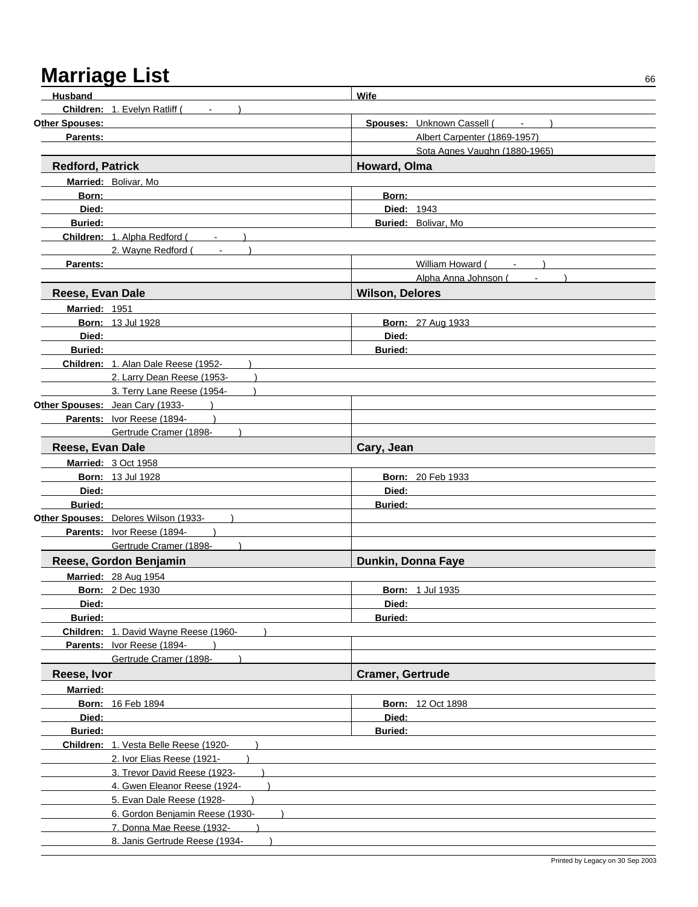# Marriage List

| Husband | Wife |
|---|---|
| **Children:** 1. Evelyn Ratliff ( - ) | |
| **Other Spouses:** | **Spouses:** Unknown Cassell ( - ) |
| **Parents:** | Albert Carpenter (1869-1957) |
| | Sota Agnes Vaughn (1880-1965) |

| **Redford, Patrick** | **Howard, Olma** |
|---|---|
| **Married:** Bolivar, Mo | |
| **Born:** | **Born:** |
| **Died:** | **Died:** 1943 |
| **Buried:** | **Buried:** Bolivar, Mo |
| **Children:** 1. Alpha Redford ( - ) | |
| 2. Wayne Redford ( - ) | |
| **Parents:** | William Howard ( - ) |
| | Alpha Anna Johnson ( - ) |

| **Reese, Evan Dale** | **Wilson, Delores** |
|---|---|
| **Married:** 1951 | |
| **Born:** 13 Jul 1928 | **Born:** 27 Aug 1933 |
| **Died:** | **Died:** |
| **Buried:** | **Buried:** |
| **Children:** 1. Alan Dale Reese (1952- ) | |
| 2. Larry Dean Reese (1953- ) | |
| 3. Terry Lane Reese (1954- ) | |
| **Other Spouses:** Jean Cary (1933- ) | |
| **Parents:** Ivor Reese (1894- ) | |
| Gertrude Cramer (1898- ) | |

| **Reese, Evan Dale** | **Cary, Jean** |
|---|---|
| **Married:** 3 Oct 1958 | |
| **Born:** 13 Jul 1928 | **Born:** 20 Feb 1933 |
| **Died:** | **Died:** |
| **Buried:** | **Buried:** |
| **Other Spouses:** Delores Wilson (1933- ) | |
| **Parents:** Ivor Reese (1894- ) | |
| Gertrude Cramer (1898- ) | |

| **Reese, Gordon Benjamin** | **Dunkin, Donna Faye** |
|---|---|
| **Married:** 28 Aug 1954 | |
| **Born:** 2 Dec 1930 | **Born:** 1 Jul 1935 |
| **Died:** | **Died:** |
| **Buried:** | **Buried:** |
| **Children:** 1. David Wayne Reese (1960- ) | |
| **Parents:** Ivor Reese (1894- ) | |
| Gertrude Cramer (1898- ) | |

| **Reese, Ivor** | **Cramer, Gertrude** |
|---|---|
| **Married:** | |
| **Born:** 16 Feb 1894 | **Born:** 12 Oct 1898 |
| **Died:** | **Died:** |
| **Buried:** | **Buried:** |
| **Children:** 1. Vesta Belle Reese (1920- ) | |
| 2. Ivor Elias Reese (1921- ) | |
| 3. Trevor David Reese (1923- ) | |
| 4. Gwen Eleanor Reese (1924- ) | |
| 5. Evan Dale Reese (1928- ) | |
| 6. Gordon Benjamin Reese (1930- ) | |
| 7. Donna Mae Reese (1932- ) | |
| 8. Janis Gertrude Reese (1934- ) | |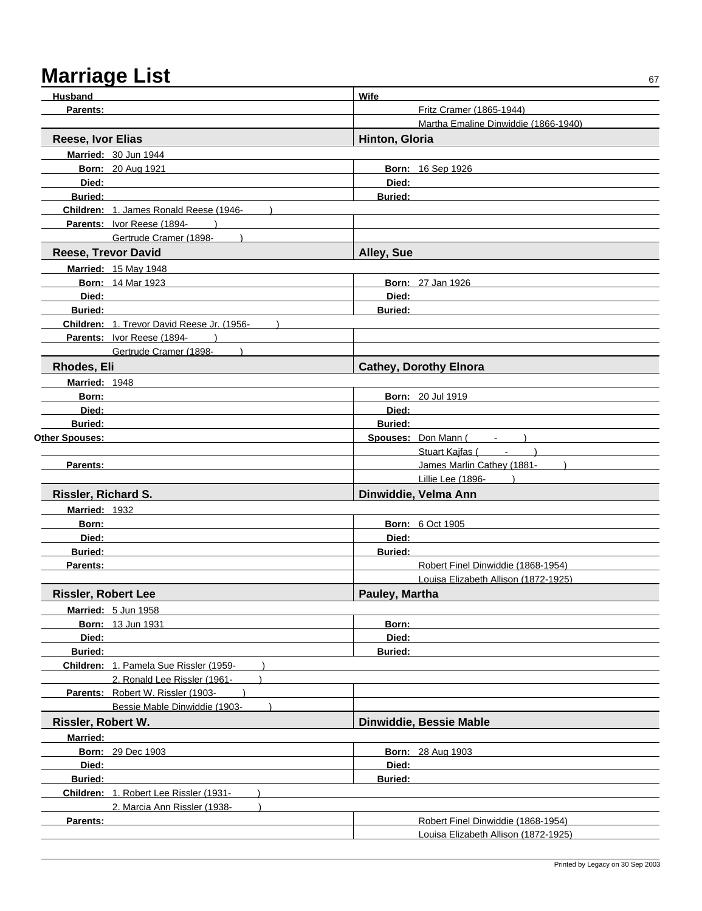# Marriage List

| Husband | Wife |
|---|---|
| **Parents:** | Fritz Cramer (1865-1944) |
| | Martha Emaline Dinwiddie (1866-1940) |

| **Reese, Ivor Elias** | **Hinton, Gloria** |
|---|---|
| **Married:** 30 Jun 1944 | |
| **Born:** 20 Aug 1921 | **Born:** 16 Sep 1926 |
| **Died:** | **Died:** |
| **Buried:** | **Buried:** |
| **Children:** 1. James Ronald Reese (1946- ) | |
| **Parents:** Ivor Reese (1894- ) | |
| Gertrude Cramer (1898- ) | |

| **Reese, Trevor David** | **Alley, Sue** |
|---|---|
| **Married:** 15 May 1948 | |
| **Born:** 14 Mar 1923 | **Born:** 27 Jan 1926 |
| **Died:** | **Died:** |
| **Buried:** | **Buried:** |
| **Children:** 1. Trevor David Reese Jr. (1956- ) | |
| **Parents:** Ivor Reese (1894- ) | |
| Gertrude Cramer (1898- ) | |

| **Rhodes, Eli** | **Cathey, Dorothy Elnora** |
|---|---|
| **Married:** 1948 | |
| **Born:** | **Born:** 20 Jul 1919 |
| **Died:** | **Died:** |
| **Buried:** | **Buried:** |
| **Other Spouses:** | **Spouses:** Don Mann ( - ) |
| | Stuart Kajfas ( - ) |
| **Parents:** | James Marlin Cathey (1881- ) |
| | Lillie Lee (1896- ) |

| **Rissler, Richard S.** | **Dinwiddie, Velma Ann** |
|---|---|
| **Married:** 1932 | |
| **Born:** | **Born:** 6 Oct 1905 |
| **Died:** | **Died:** |
| **Buried:** | **Buried:** |
| **Parents:** | Robert Finel Dinwiddie (1868-1954) |
| | Louisa Elizabeth Allison (1872-1925) |

| **Rissler, Robert Lee** | **Pauley, Martha** |
|---|---|
| **Married:** 5 Jun 1958 | |
| **Born:** 13 Jun 1931 | **Born:** |
| **Died:** | **Died:** |
| **Buried:** | **Buried:** |
| **Children:** 1. Pamela Sue Rissler (1959- ) | |
| 2. Ronald Lee Rissler (1961- ) | |
| **Parents:** Robert W. Rissler (1903- ) | |
| Bessie Mable Dinwiddie (1903- ) | |

| **Rissler, Robert W.** | **Dinwiddie, Bessie Mable** |
|---|---|
| **Married:** | |
| **Born:** 29 Dec 1903 | **Born:** 28 Aug 1903 |
| **Died:** | **Died:** |
| **Buried:** | **Buried:** |
| **Children:** 1. Robert Lee Rissler (1931- ) | |
| 2. Marcia Ann Rissler (1938- ) | |
| **Parents:** | Robert Finel Dinwiddie (1868-1954) |
| | Louisa Elizabeth Allison (1872-1925) |

Printed by Legacy on 30 Sep 2003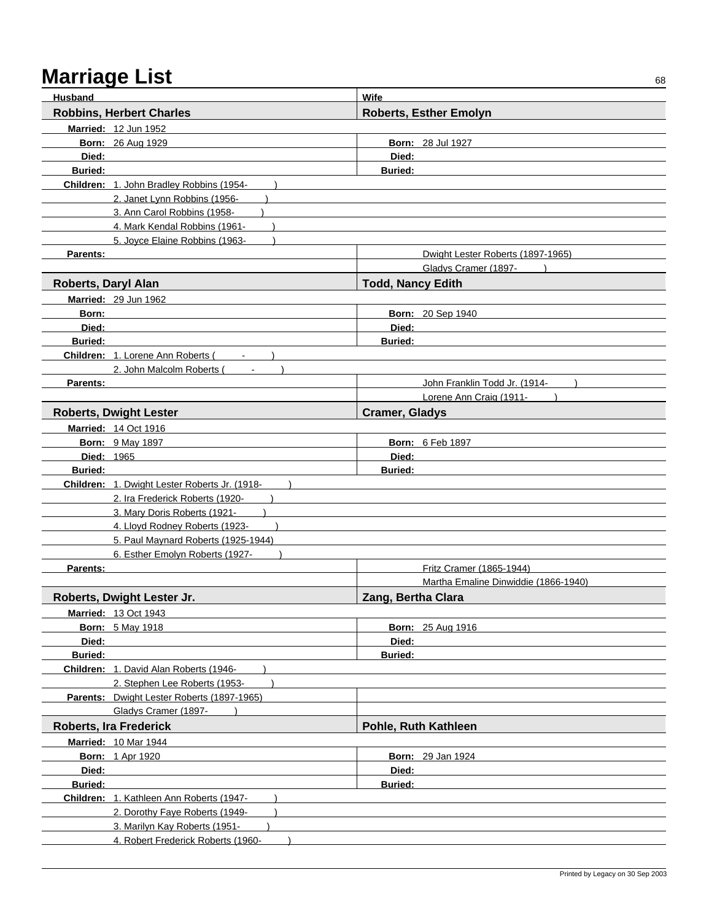# Marriage List

| Husband | Wife |
|---|---|
| **Robbins, Herbert Charles** | **Roberts, Esther Emolyn** |
| **Married:** 12 Jun 1952 | |
| **Born:** 26 Aug 1929 | **Born:** 28 Jul 1927 |
| **Died:** | **Died:** |
| **Buried:** | **Buried:** |
| **Children:** 1. John Bradley Robbins (1954- ) | |
| 2. Janet Lynn Robbins (1956- ) | |
| 3. Ann Carol Robbins (1958- ) | |
| 4. Mark Kendal Robbins (1961- ) | |
| 5. Joyce Elaine Robbins (1963- ) | |
| **Parents:** | Dwight Lester Roberts (1897-1965) |
| | Gladys Cramer (1897- ) |
| **Roberts, Daryl Alan** | **Todd, Nancy Edith** |
| **Married:** 29 Jun 1962 | |
| **Born:** | **Born:** 20 Sep 1940 |
| **Died:** | **Died:** |
| **Buried:** | **Buried:** |
| **Children:** 1. Lorene Ann Roberts ( - ) | |
| 2. John Malcolm Roberts ( - ) | |
| **Parents:** | John Franklin Todd Jr. (1914- ) |
| | Lorene Ann Craig (1911- ) |
| **Roberts, Dwight Lester** | **Cramer, Gladys** |
| **Married:** 14 Oct 1916 | |
| **Born:** 9 May 1897 | **Born:** 6 Feb 1897 |
| **Died:** 1965 | **Died:** |
| **Buried:** | **Buried:** |
| **Children:** 1. Dwight Lester Roberts Jr. (1918- ) | |
| 2. Ira Frederick Roberts (1920- ) | |
| 3. Mary Doris Roberts (1921- ) | |
| 4. Lloyd Rodney Roberts (1923- ) | |
| 5. Paul Maynard Roberts (1925-1944) | |
| 6. Esther Emolyn Roberts (1927- ) | |
| **Parents:** | Fritz Cramer (1865-1944) |
| | Martha Emaline Dinwiddie (1866-1940) |
| **Roberts, Dwight Lester Jr.** | **Zang, Bertha Clara** |
| **Married:** 13 Oct 1943 | |
| **Born:** 5 May 1918 | **Born:** 25 Aug 1916 |
| **Died:** | **Died:** |
| **Buried:** | **Buried:** |
| **Children:** 1. David Alan Roberts (1946- ) | |
| 2. Stephen Lee Roberts (1953- ) | |
| **Parents:** Dwight Lester Roberts (1897-1965) | |
| Gladys Cramer (1897- ) | |
| **Roberts, Ira Frederick** | **Pohle, Ruth Kathleen** |
| **Married:** 10 Mar 1944 | |
| **Born:** 1 Apr 1920 | **Born:** 29 Jan 1924 |
| **Died:** | **Died:** |
| **Buried:** | **Buried:** |
| **Children:** 1. Kathleen Ann Roberts (1947- ) | |
| 2. Dorothy Faye Roberts (1949- ) | |
| 3. Marilyn Kay Roberts (1951- ) | |
| 4. Robert Frederick Roberts (1960- ) | |

Printed by Legacy on 30 Sep 2003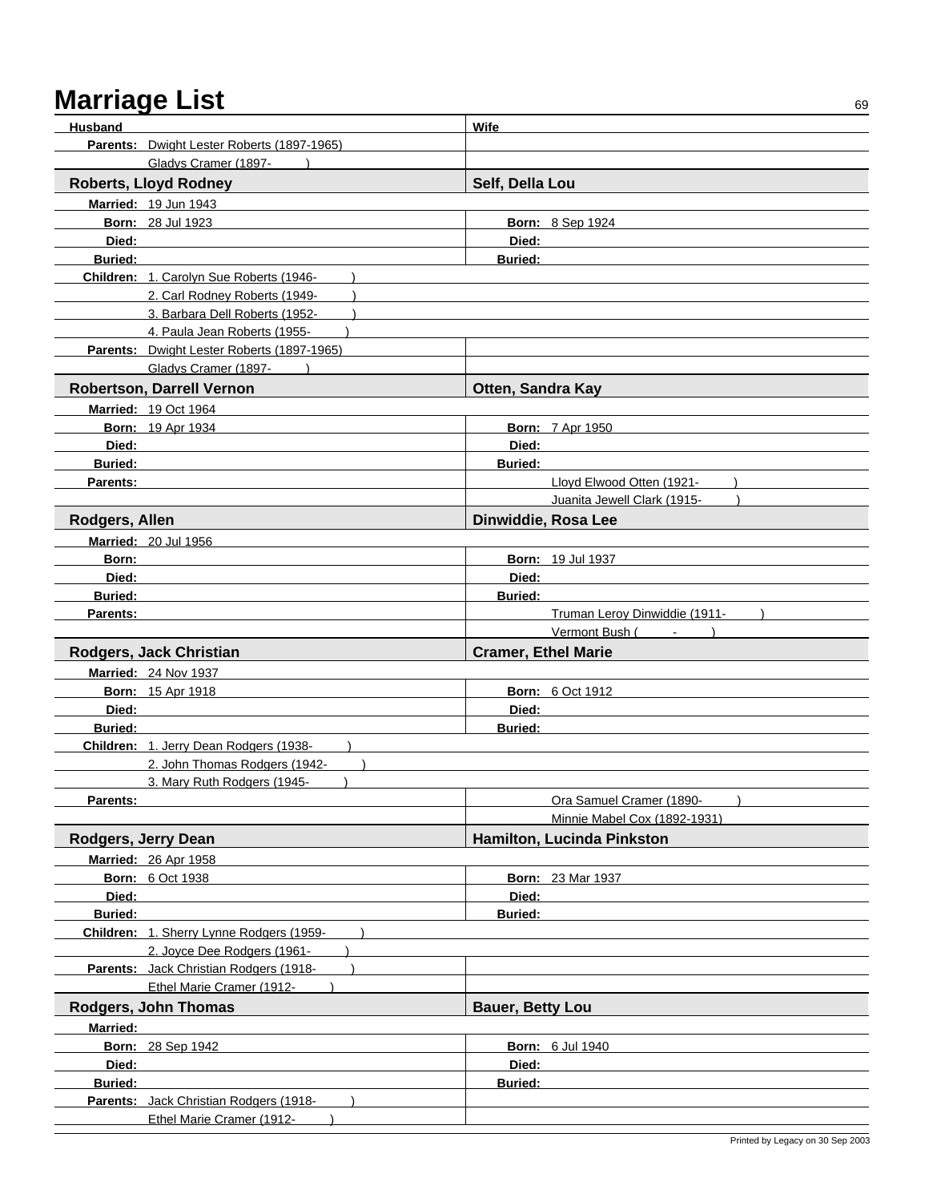# Marriage List

| Husband | Wife |
|---|---|
| **Parents:** Dwight Lester Roberts (1897-1965) | |
| Gladys Cramer (1897- ) | |

| **Roberts, Lloyd Rodney** | **Self, Della Lou** |
|---|---|
| **Married:** 19 Jun 1943 | |
| **Born:** 28 Jul 1923 | **Born:** 8 Sep 1924 |
| **Died:** | **Died:** |
| **Buried:** | **Buried:** |
| **Children:** 1. Carolyn Sue Roberts (1946- ) | |
| 2. Carl Rodney Roberts (1949- ) | |
| 3. Barbara Dell Roberts (1952- ) | |
| 4. Paula Jean Roberts (1955- ) | |
| **Parents:** Dwight Lester Roberts (1897-1965) | |
| Gladys Cramer (1897- ) | |

| **Robertson, Darrell Vernon** | **Otten, Sandra Kay** |
|---|---|
| **Married:** 19 Oct 1964 | |
| **Born:** 19 Apr 1934 | **Born:** 7 Apr 1950 |
| **Died:** | **Died:** |
| **Buried:** | **Buried:** |
| **Parents:** | Lloyd Elwood Otten (1921- ) |
| | Juanita Jewell Clark (1915- ) |

| **Rodgers, Allen** | **Dinwiddie, Rosa Lee** |
|---|---|
| **Married:** 20 Jul 1956 | |
| **Born:** | **Born:** 19 Jul 1937 |
| **Died:** | **Died:** |
| **Buried:** | **Buried:** |
| **Parents:** | Truman Leroy Dinwiddie (1911- ) |
| | Vermont Bush ( - ) |

| **Rodgers, Jack Christian** | **Cramer, Ethel Marie** |
|---|---|
| **Married:** 24 Nov 1937 | |
| **Born:** 15 Apr 1918 | **Born:** 6 Oct 1912 |
| **Died:** | **Died:** |
| **Buried:** | **Buried:** |
| **Children:** 1. Jerry Dean Rodgers (1938- ) | |
| 2. John Thomas Rodgers (1942- ) | |
| 3. Mary Ruth Rodgers (1945- ) | |
| **Parents:** | Ora Samuel Cramer (1890- ) |
| | Minnie Mabel Cox (1892-1931) |

| **Rodgers, Jerry Dean** | **Hamilton, Lucinda Pinkston** |
|---|---|
| **Married:** 26 Apr 1958 | |
| **Born:** 6 Oct 1938 | **Born:** 23 Mar 1937 |
| **Died:** | **Died:** |
| **Buried:** | **Buried:** |
| **Children:** 1. Sherry Lynne Rodgers (1959- ) | |
| 2. Joyce Dee Rodgers (1961- ) | |
| **Parents:** Jack Christian Rodgers (1918- ) | |
| Ethel Marie Cramer (1912- ) | |

| **Rodgers, John Thomas** | **Bauer, Betty Lou** |
|---|---|
| **Married:** | |
| **Born:** 28 Sep 1942 | **Born:** 6 Jul 1940 |
| **Died:** | **Died:** |
| **Buried:** | **Buried:** |
| **Parents:** Jack Christian Rodgers (1918- ) | |
| Ethel Marie Cramer (1912- ) | |

Printed by Legacy on 30 Sep 2003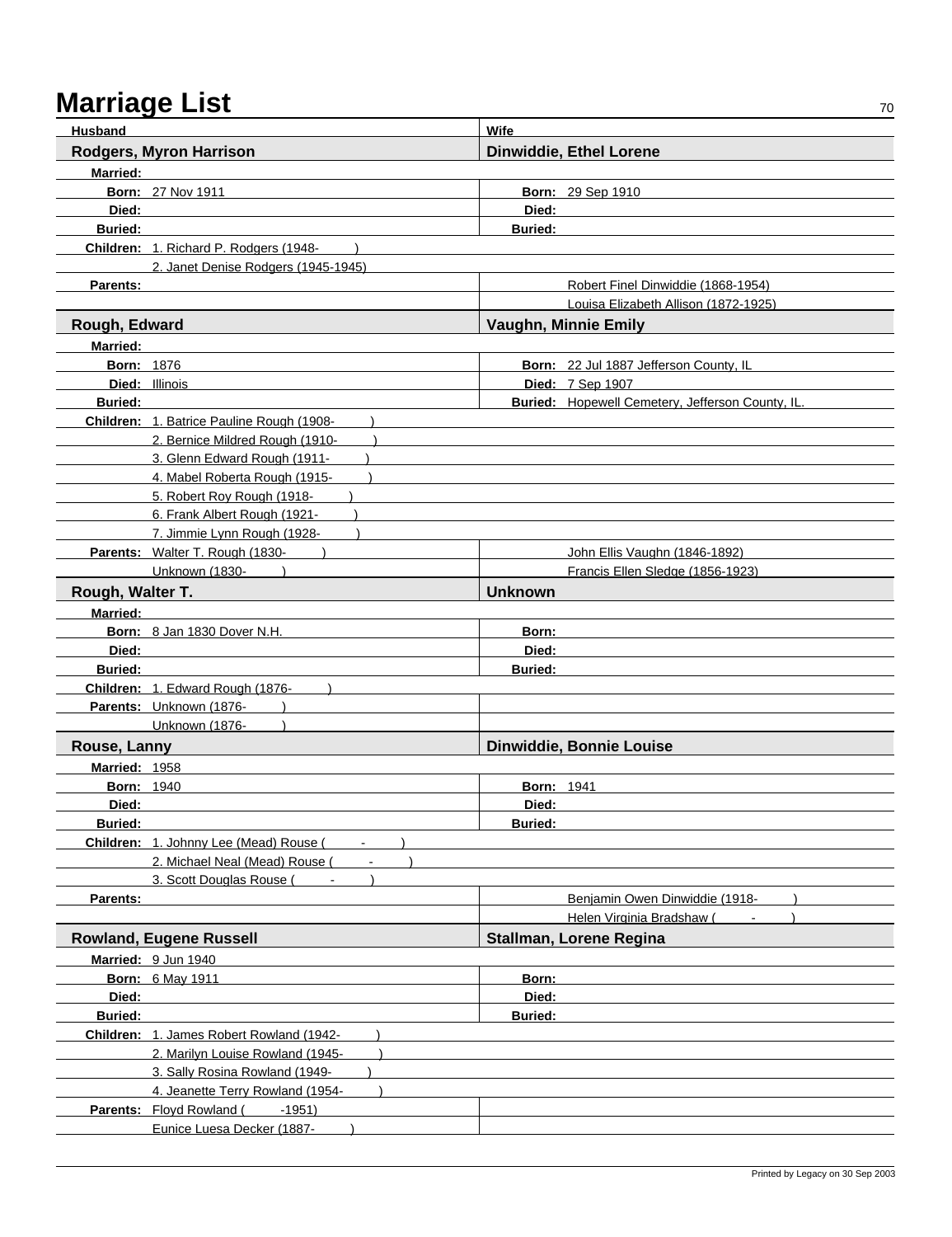# Marriage List

| Husband | Wife |
|---|---|
| **Rodgers, Myron Harrison** | **Dinwiddie, Ethel Lorene** |
| **Married:** | |
| **Born:** 27 Nov 1911 | **Born:** 29 Sep 1910 |
| **Died:** | **Died:** |
| **Buried:** | **Buried:** |
| **Children:** 1. Richard P. Rodgers (1948- ) | |
| 2. Janet Denise Rodgers (1945-1945) | |
| **Parents:** | Robert Finel Dinwiddie (1868-1954) |
| | Louisa Elizabeth Allison (1872-1925) |

| Husband | Wife |
|---|---|
| **Rough, Edward** | **Vaughn, Minnie Emily** |
| **Married:** | |
| **Born:** 1876 | **Born:** 22 Jul 1887 Jefferson County, IL |
| **Died:** Illinois | **Died:** 7 Sep 1907 |
| **Buried:** | **Buried:** Hopewell Cemetery, Jefferson County, IL. |
| **Children:** 1. Batrice Pauline Rough (1908- ) | |
| 2. Bernice Mildred Rough (1910- ) | |
| 3. Glenn Edward Rough (1911- ) | |
| 4. Mabel Roberta Rough (1915- ) | |
| 5. Robert Roy Rough (1918- ) | |
| 6. Frank Albert Rough (1921- ) | |
| 7. Jimmie Lynn Rough (1928- ) | |
| **Parents:** Walter T. Rough (1830- ) | John Ellis Vaughn (1846-1892) |
| Unknown (1830- ) | Francis Ellen Sledge (1856-1923) |

| Husband | Wife |
|---|---|
| **Rough, Walter T.** | **Unknown** |
| **Married:** | |
| **Born:** 8 Jan 1830 Dover N.H. | **Born:** |
| **Died:** | **Died:** |
| **Buried:** | **Buried:** |
| **Children:** 1. Edward Rough (1876- ) | |
| **Parents:** Unknown (1876- ) | |
| Unknown (1876- ) | |

| Husband | Wife |
|---|---|
| **Rouse, Lanny** | **Dinwiddie, Bonnie Louise** |
| **Married:** 1958 | |
| **Born:** 1940 | **Born:** 1941 |
| **Died:** | **Died:** |
| **Buried:** | **Buried:** |
| **Children:** 1. Johnny Lee (Mead) Rouse ( - ) | |
| 2. Michael Neal (Mead) Rouse ( - ) | |
| 3. Scott Douglas Rouse ( - ) | |
| **Parents:** | Benjamin Owen Dinwiddie (1918- ) |
| | Helen Virginia Bradshaw ( - ) |

| Husband | Wife |
|---|---|
| **Rowland, Eugene Russell** | **Stallman, Lorene Regina** |
| **Married:** 9 Jun 1940 | |
| **Born:** 6 May 1911 | **Born:** |
| **Died:** | **Died:** |
| **Buried:** | **Buried:** |
| **Children:** 1. James Robert Rowland (1942- ) | |
| 2. Marilyn Louise Rowland (1945- ) | |
| 3. Sally Rosina Rowland (1949- ) | |
| 4. Jeanette Terry Rowland (1954- ) | |
| **Parents:** Floyd Rowland ( -1951) | |
| Eunice Luesa Decker (1887- ) | |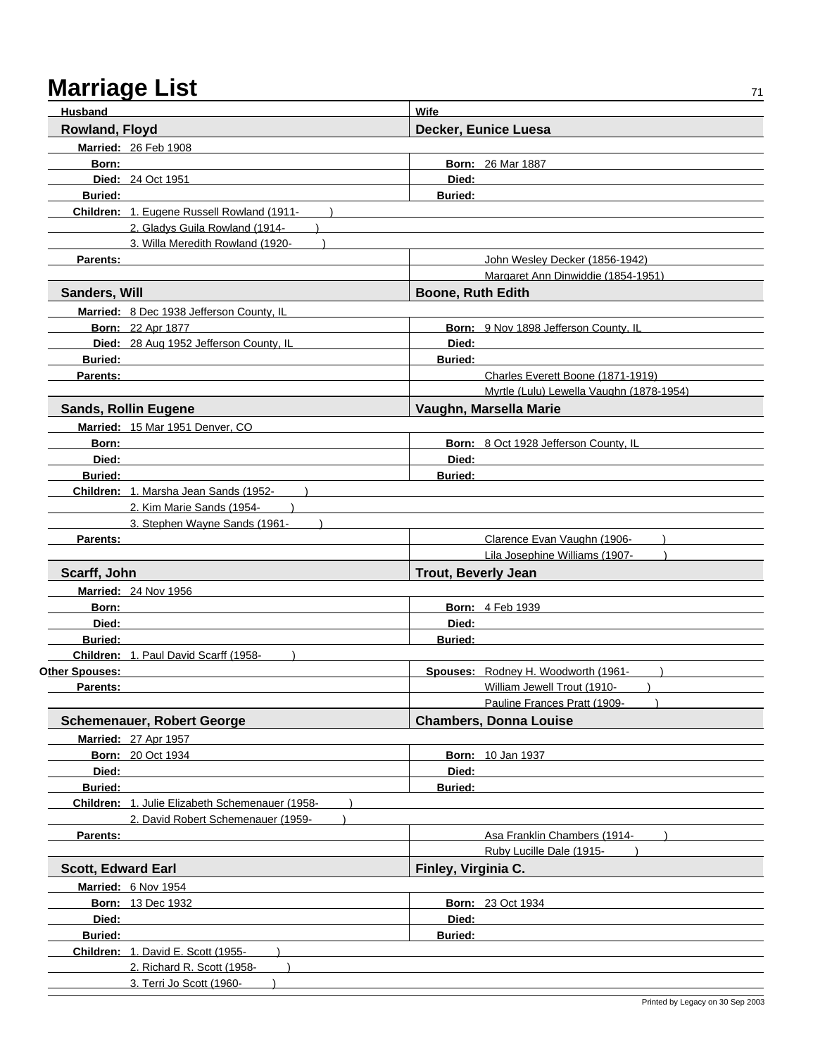# Marriage List

| Husband | Wife |
|---|---|
| **Rowland, Floyd** | **Decker, Eunice Luesa** |
| **Married:** 26 Feb 1908 | |
| **Born:** | **Born:** 26 Mar 1887 |
| **Died:** 24 Oct 1951 | **Died:** |
| **Buried:** | **Buried:** |
| **Children:** 1. Eugene Russell Rowland (1911- ) | |
| 2. Gladys Guila Rowland (1914- ) | |
| 3. Willa Meredith Rowland (1920- ) | |
| **Parents:** | John Wesley Decker (1856-1942) |
| | Margaret Ann Dinwiddie (1854-1951) |
| **Sanders, Will** | **Boone, Ruth Edith** |
| **Married:** 8 Dec 1938 Jefferson County, IL | |
| **Born:** 22 Apr 1877 | **Born:** 9 Nov 1898 Jefferson County, IL |
| **Died:** 28 Aug 1952 Jefferson County, IL | **Died:** |
| **Buried:** | **Buried:** |
| **Parents:** | Charles Everett Boone (1871-1919) |
| | Myrtle (Lulu) Lewella Vaughn (1878-1954) |
| **Sands, Rollin Eugene** | **Vaughn, Marsella Marie** |
| **Married:** 15 Mar 1951 Denver, CO | |
| **Born:** | **Born:** 8 Oct 1928 Jefferson County, IL |
| **Died:** | **Died:** |
| **Buried:** | **Buried:** |
| **Children:** 1. Marsha Jean Sands (1952- ) | |
| 2. Kim Marie Sands (1954- ) | |
| 3. Stephen Wayne Sands (1961- ) | |
| **Parents:** | Clarence Evan Vaughn (1906- ) |
| | Lila Josephine Williams (1907- ) |
| **Scarff, John** | **Trout, Beverly Jean** |
| **Married:** 24 Nov 1956 | |
| **Born:** | **Born:** 4 Feb 1939 |
| **Died:** | **Died:** |
| **Buried:** | **Buried:** |
| **Children:** 1. Paul David Scarff (1958- ) | |
| **Other Spouses:** | **Spouses:** Rodney H. Woodworth (1961- ) |
| **Parents:** | William Jewell Trout (1910- ) |
| | Pauline Frances Pratt (1909- ) |
| **Schemenauer, Robert George** | **Chambers, Donna Louise** |
| **Married:** 27 Apr 1957 | |
| **Born:** 20 Oct 1934 | **Born:** 10 Jan 1937 |
| **Died:** | **Died:** |
| **Buried:** | **Buried:** |
| **Children:** 1. Julie Elizabeth Schemenauer (1958- ) | |
| 2. David Robert Schemenauer (1959- ) | |
| **Parents:** | Asa Franklin Chambers (1914- ) |
| | Ruby Lucille Dale (1915- ) |
| **Scott, Edward Earl** | **Finley, Virginia C.** |
| **Married:** 6 Nov 1954 | |
| **Born:** 13 Dec 1932 | **Born:** 23 Oct 1934 |
| **Died:** | **Died:** |
| **Buried:** | **Buried:** |
| **Children:** 1. David E. Scott (1955- ) | |
| 2. Richard R. Scott (1958- ) | |
| 3. Terri Jo Scott (1960- ) | |

Printed by Legacy on 30 Sep 2003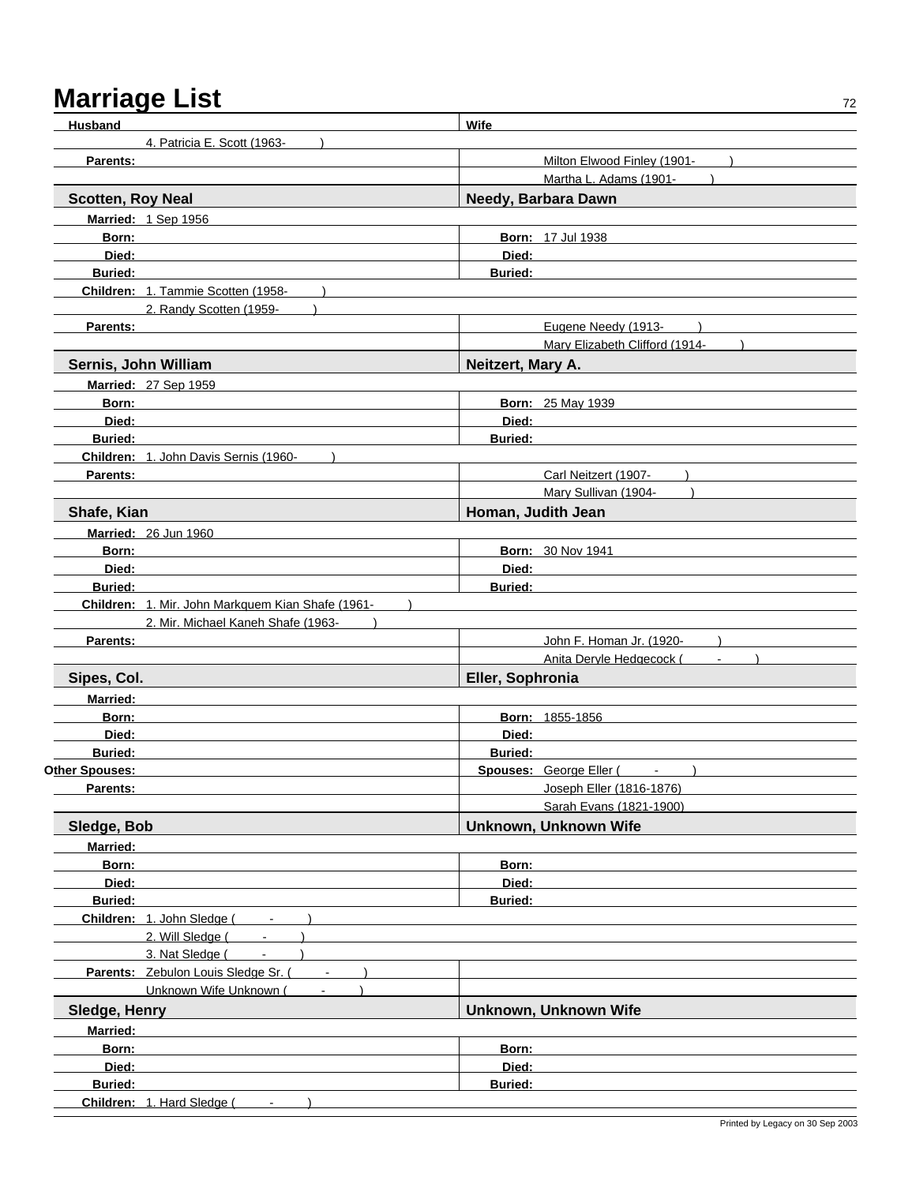# Marriage List

| Husband | Wife |
|---|---|
| 4. Patricia E. Scott (1963- ) | |
| **Parents:** | Milton Elwood Finley (1901- ) |
| | Martha L. Adams (1901- ) |

| **Scotten, Roy Neal** | **Needy, Barbara Dawn** |
|---|---|
| **Married:** 1 Sep 1956 | |
| **Born:** | **Born:** 17 Jul 1938 |
| **Died:** | **Died:** |
| **Buried:** | **Buried:** |
| **Children:** 1. Tammie Scotten (1958- ) | |
| 2. Randy Scotten (1959- ) | |
| **Parents:** | Eugene Needy (1913- ) |
| | Mary Elizabeth Clifford (1914- ) |

| **Sernis, John William** | **Neitzert, Mary A.** |
|---|---|
| **Married:** 27 Sep 1959 | |
| **Born:** | **Born:** 25 May 1939 |
| **Died:** | **Died:** |
| **Buried:** | **Buried:** |
| **Children:** 1. John Davis Sernis (1960- ) | |
| **Parents:** | Carl Neitzert (1907- ) |
| | Mary Sullivan (1904- ) |

| **Shafe, Kian** | **Homan, Judith Jean** |
|---|---|
| **Married:** 26 Jun 1960 | |
| **Born:** | **Born:** 30 Nov 1941 |
| **Died:** | **Died:** |
| **Buried:** | **Buried:** |
| **Children:** 1. Mir. John Markquem Kian Shafe (1961- ) | |
| 2. Mir. Michael Kaneh Shafe (1963- ) | |
| **Parents:** | John F. Homan Jr. (1920- ) |
| | Anita Deryle Hedgecock ( - ) |

| **Sipes, Col.** | **Eller, Sophronia** |
|---|---|
| **Married:** | |
| **Born:** | **Born:** 1855-1856 |
| **Died:** | **Died:** |
| **Buried:** | **Buried:** |
| **Other Spouses:** | **Spouses:** George Eller ( - ) |
| **Parents:** | Joseph Eller (1816-1876) |
| | Sarah Evans (1821-1900) |

| **Sledge, Bob** | **Unknown, Unknown Wife** |
|---|---|
| **Married:** | |
| **Born:** | **Born:** |
| **Died:** | **Died:** |
| **Buried:** | **Buried:** |
| **Children:** 1. John Sledge ( - ) | |
| 2. Will Sledge ( - ) | |
| 3. Nat Sledge ( - ) | |
| **Parents:** Zebulon Louis Sledge Sr. ( - ) | |
| Unknown Wife Unknown ( - ) | |

| **Sledge, Henry** | **Unknown, Unknown Wife** |
|---|---|
| **Married:** | |
| **Born:** | **Born:** |
| **Died:** | **Died:** |
| **Buried:** | **Buried:** |
| **Children:** 1. Hard Sledge ( - ) | |

Printed by Legacy on 30 Sep 2003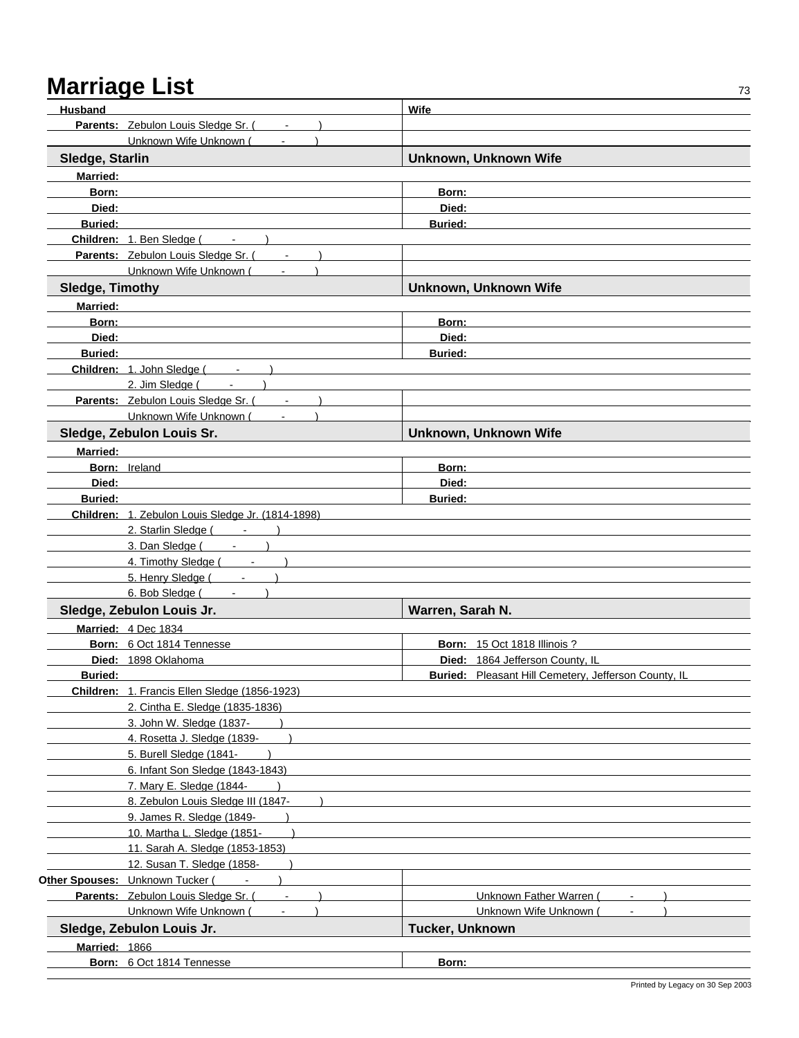# Marriage List

| Husband | Wife |
|---|---|
| **Parents:** Zebulon Louis Sledge Sr. ( - ) | |
| Unknown Wife Unknown ( - ) | |

| **Sledge, Starlin** | **Unknown, Unknown Wife** |
|---|---|
| **Married:** | |
| **Born:** | **Born:** |
| **Died:** | **Died:** |
| **Buried:** | **Buried:** |
| **Children:** 1. Ben Sledge ( - ) | |
| **Parents:** Zebulon Louis Sledge Sr. ( - ) | |
| Unknown Wife Unknown ( - ) | |

| **Sledge, Timothy** | **Unknown, Unknown Wife** |
|---|---|
| **Married:** | |
| **Born:** | **Born:** |
| **Died:** | **Died:** |
| **Buried:** | **Buried:** |
| **Children:** 1. John Sledge ( - ) | |
| 2. Jim Sledge ( - ) | |
| **Parents:** Zebulon Louis Sledge Sr. ( - ) | |
| Unknown Wife Unknown ( - ) | |

| **Sledge, Zebulon Louis Sr.** | **Unknown, Unknown Wife** |
|---|---|
| **Married:** | |
| **Born:** Ireland | **Born:** |
| **Died:** | **Died:** |
| **Buried:** | **Buried:** |
| **Children:** 1. Zebulon Louis Sledge Jr. (1814-1898) | |
| 2. Starlin Sledge ( - ) | |
| 3. Dan Sledge ( - ) | |
| 4. Timothy Sledge ( - ) | |
| 5. Henry Sledge ( - ) | |
| 6. Bob Sledge ( - ) | |

| **Sledge, Zebulon Louis Jr.** | **Warren, Sarah N.** |
|---|---|
| **Married:** 4 Dec 1834 | |
| **Born:** 6 Oct 1814 Tennesse | **Born:** 15 Oct 1818 Illinois ? |
| **Died:** 1898 Oklahoma | **Died:** 1864 Jefferson County, IL |
| **Buried:** | **Buried:** Pleasant Hill Cemetery, Jefferson County, IL |
| **Children:** 1. Francis Ellen Sledge (1856-1923) | |
| 2. Cintha E. Sledge (1835-1836) | |
| 3. John W. Sledge (1837- ) | |
| 4. Rosetta J. Sledge (1839- ) | |
| 5. Burell Sledge (1841- ) | |
| 6. Infant Son Sledge (1843-1843) | |
| 7. Mary E. Sledge (1844- ) | |
| 8. Zebulon Louis Sledge III (1847- ) | |
| 9. James R. Sledge (1849- ) | |
| 10. Martha L. Sledge (1851- ) | |
| 11. Sarah A. Sledge (1853-1853) | |
| 12. Susan T. Sledge (1858- ) | |
| **Other Spouses:** Unknown Tucker ( - ) | |
| **Parents:** Zebulon Louis Sledge Sr. ( - ) | Unknown Father Warren ( - ) |
| Unknown Wife Unknown ( - ) | Unknown Wife Unknown ( - ) |

| **Sledge, Zebulon Louis Jr.** | **Tucker, Unknown** |
|---|---|
| **Married:** 1866 | |
| **Born:** 6 Oct 1814 Tennesse | **Born:** |

Printed by Legacy on 30 Sep 2003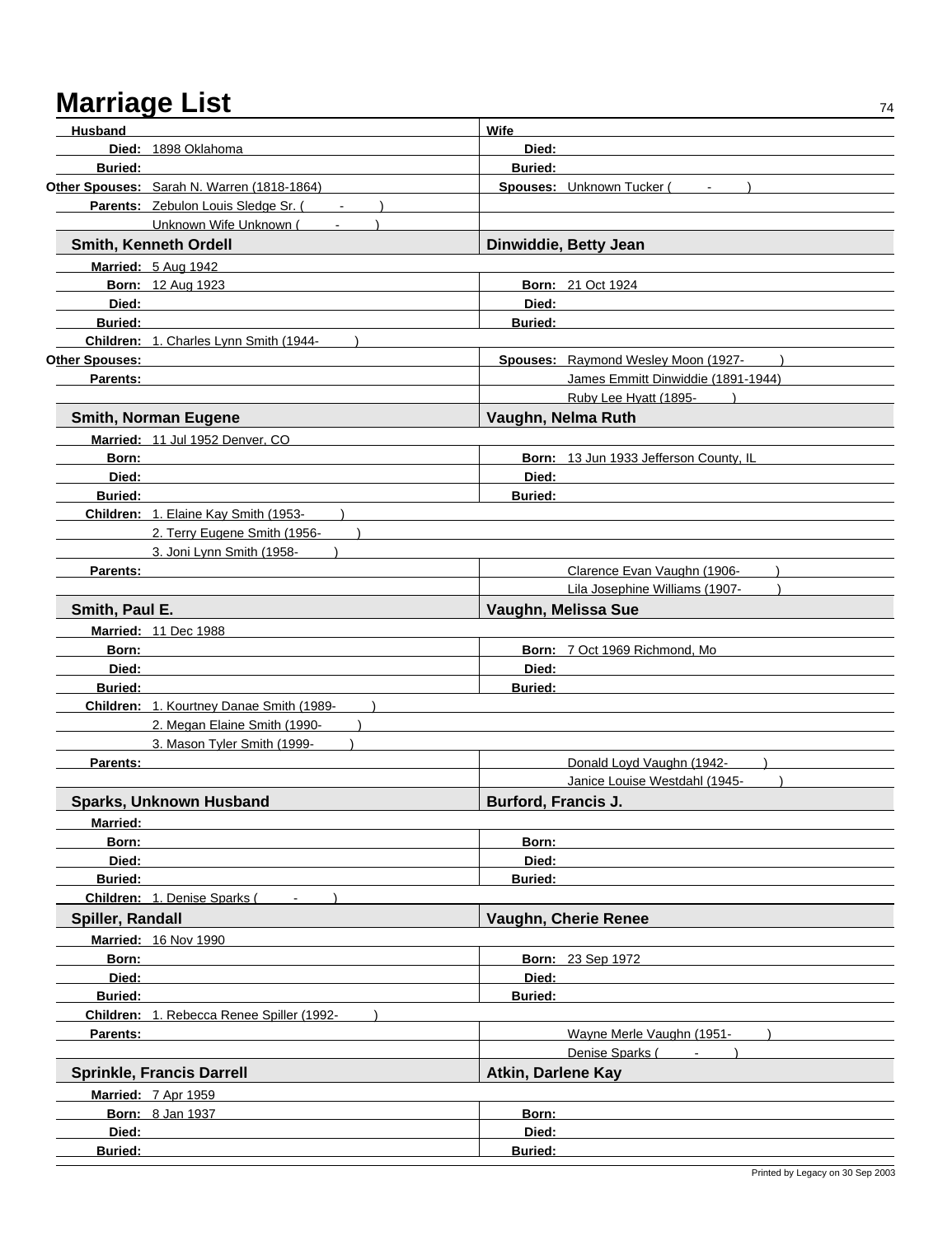# Marriage List

| Husband | Wife |
|---|---|
| **Died:** 1898 Oklahoma | **Died:** |
| **Buried:** | **Buried:** |
| **Other Spouses:** Sarah N. Warren (1818-1864) | **Spouses:** Unknown Tucker ( - ) |
| **Parents:** Zebulon Louis Sledge Sr. ( - ) | |
| Unknown Wife Unknown ( - ) | |

| **Smith, Kenneth Ordell** | **Dinwiddie, Betty Jean** |
|---|---|
| **Married:** 5 Aug 1942 | |
| **Born:** 12 Aug 1923 | **Born:** 21 Oct 1924 |
| **Died:** | **Died:** |
| **Buried:** | **Buried:** |
| **Children:** 1. Charles Lynn Smith (1944- ) | |
| **Other Spouses:** | **Spouses:** Raymond Wesley Moon (1927- ) |
| **Parents:** | James Emmitt Dinwiddie (1891-1944) |
| | Ruby Lee Hyatt (1895- ) |

| **Smith, Norman Eugene** | **Vaughn, Nelma Ruth** |
|---|---|
| **Married:** 11 Jul 1952 Denver, CO | |
| **Born:** | **Born:** 13 Jun 1933 Jefferson County, IL |
| **Died:** | **Died:** |
| **Buried:** | **Buried:** |
| **Children:** 1. Elaine Kay Smith (1953- ) | |
| 2. Terry Eugene Smith (1956- ) | |
| 3. Joni Lynn Smith (1958- ) | |
| **Parents:** | Clarence Evan Vaughn (1906- ) |
| | Lila Josephine Williams (1907- ) |

| **Smith, Paul E.** | **Vaughn, Melissa Sue** |
|---|---|
| **Married:** 11 Dec 1988 | |
| **Born:** | **Born:** 7 Oct 1969 Richmond, Mo |
| **Died:** | **Died:** |
| **Buried:** | **Buried:** |
| **Children:** 1. Kourtney Danae Smith (1989- ) | |
| 2. Megan Elaine Smith (1990- ) | |
| 3. Mason Tyler Smith (1999- ) | |
| **Parents:** | Donald Loyd Vaughn (1942- ) |
| | Janice Louise Westdahl (1945- ) |

| **Sparks, Unknown Husband** | **Burford, Francis J.** |
|---|---|
| **Married:** | |
| **Born:** | **Born:** |
| **Died:** | **Died:** |
| **Buried:** | **Buried:** |
| **Children:** 1. Denise Sparks ( - ) | |

| **Spiller, Randall** | **Vaughn, Cherie Renee** |
|---|---|
| **Married:** 16 Nov 1990 | |
| **Born:** | **Born:** 23 Sep 1972 |
| **Died:** | **Died:** |
| **Buried:** | **Buried:** |
| **Children:** 1. Rebecca Renee Spiller (1992- ) | |
| **Parents:** | Wayne Merle Vaughn (1951- ) |
| | Denise Sparks ( - ) |

| **Sprinkle, Francis Darrell** | **Atkin, Darlene Kay** |
|---|---|
| **Married:** 7 Apr 1959 | |
| **Born:** 8 Jan 1937 | **Born:** |
| **Died:** | **Died:** |
| **Buried:** | **Buried:** |

Printed by Legacy on 30 Sep 2003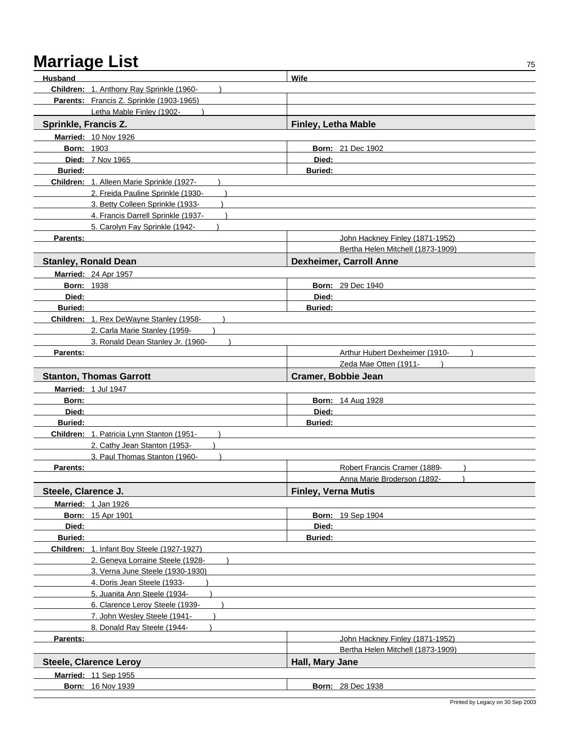# Marriage List

| Husband | Wife |
|---|---|
| **Children:** 1. Anthony Ray Sprinkle (1960- ) | |
| **Parents:** Francis Z. Sprinkle (1903-1965) | |
| Letha Mable Finley (1902- ) | |

| **Sprinkle, Francis Z.** | **Finley, Letha Mable** |
|---|---|
| **Married:** 10 Nov 1926 | |
| **Born:** 1903 | **Born:** 21 Dec 1902 |
| **Died:** 7 Nov 1965 | **Died:** |
| **Buried:** | **Buried:** |
| **Children:** 1. Alleen Marie Sprinkle (1927- ) | |
| 2. Freida Pauline Sprinkle (1930- ) | |
| 3. Betty Colleen Sprinkle (1933- ) | |
| 4. Francis Darrell Sprinkle (1937- ) | |
| 5. Carolyn Fay Sprinkle (1942- ) | |
| **Parents:** | John Hackney Finley (1871-1952) |
| | Bertha Helen Mitchell (1873-1909) |

| **Stanley, Ronald Dean** | **Dexheimer, Carroll Anne** |
|---|---|
| **Married:** 24 Apr 1957 | |
| **Born:** 1938 | **Born:** 29 Dec 1940 |
| **Died:** | **Died:** |
| **Buried:** | **Buried:** |
| **Children:** 1. Rex DeWayne Stanley (1958- ) | |
| 2. Carla Marie Stanley (1959- ) | |
| 3. Ronald Dean Stanley Jr. (1960- ) | |
| **Parents:** | Arthur Hubert Dexheimer (1910- ) |
| | Zeda Mae Otten (1911- ) |

| **Stanton, Thomas Garrott** | **Cramer, Bobbie Jean** |
|---|---|
| **Married:** 1 Jul 1947 | |
| **Born:** | **Born:** 14 Aug 1928 |
| **Died:** | **Died:** |
| **Buried:** | **Buried:** |
| **Children:** 1. Patricia Lynn Stanton (1951- ) | |
| 2. Cathy Jean Stanton (1953- ) | |
| 3. Paul Thomas Stanton (1960- ) | |
| **Parents:** | Robert Francis Cramer (1889- ) |
| | Anna Marie Broderson (1892- ) |

| **Steele, Clarence J.** | **Finley, Verna Mutis** |
|---|---|
| **Married:** 1 Jan 1926 | |
| **Born:** 15 Apr 1901 | **Born:** 19 Sep 1904 |
| **Died:** | **Died:** |
| **Buried:** | **Buried:** |
| **Children:** 1. Infant Boy Steele (1927-1927) | |
| 2. Geneva Lorraine Steele (1928- ) | |
| 3. Verna June Steele (1930-1930) | |
| 4. Doris Jean Steele (1933- ) | |
| 5. Juanita Ann Steele (1934- ) | |
| 6. Clarence Leroy Steele (1939- ) | |
| 7. John Wesley Steele (1941- ) | |
| 8. Donald Ray Steele (1944- ) | |
| **Parents:** | John Hackney Finley (1871-1952) |
| | Bertha Helen Mitchell (1873-1909) |

| **Steele, Clarence Leroy** | **Hall, Mary Jane** |
|---|---|
| **Married:** 11 Sep 1955 | |
| **Born:** 16 Nov 1939 | **Born:** 28 Dec 1938 |

Printed by Legacy on 30 Sep 2003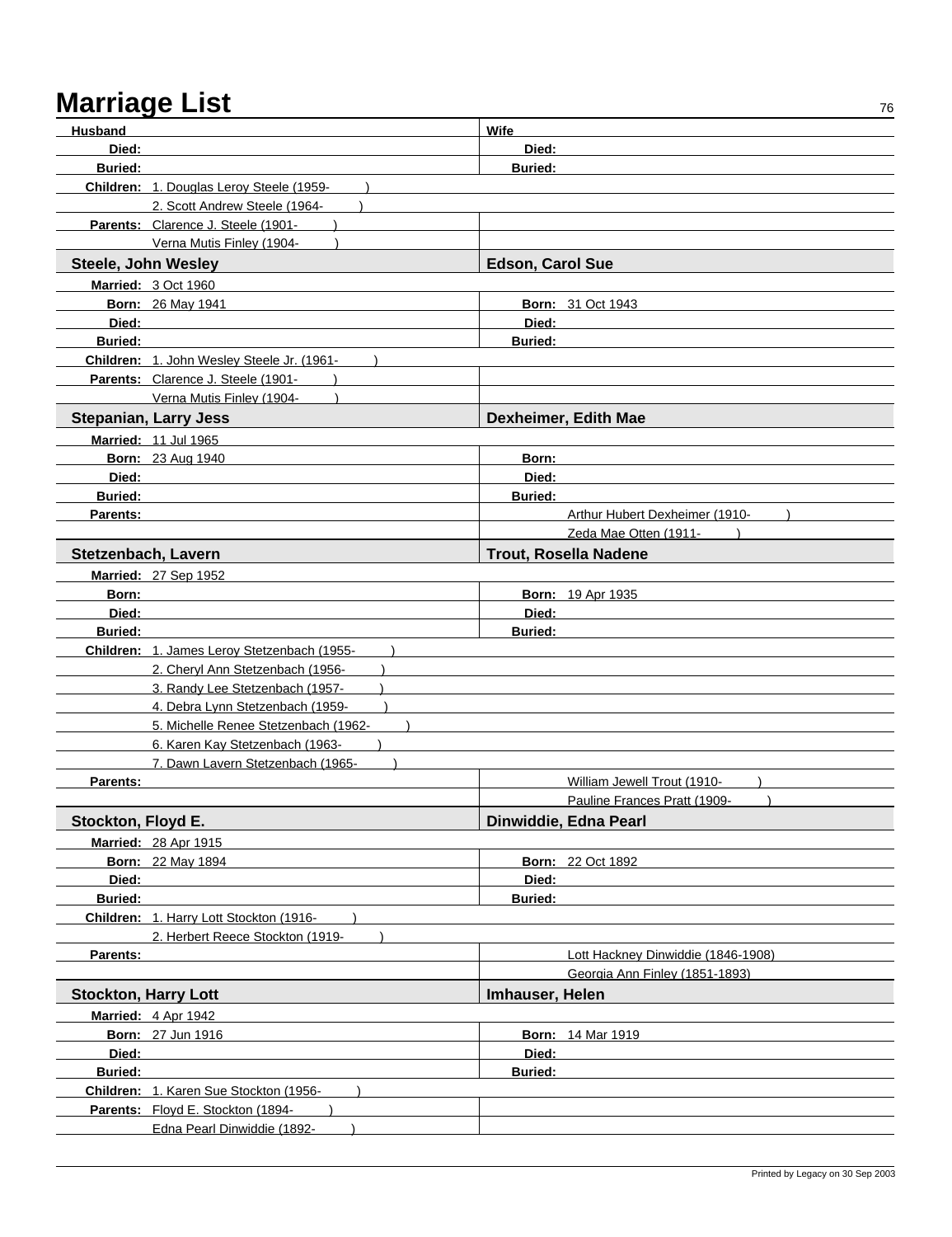# Marriage List

| Husband | Wife |
|---|---|
| **Died:** | **Died:** |
| **Buried:** | **Buried:** |
| **Children:** 1. Douglas Leroy Steele (1959- ) | |
| 2. Scott Andrew Steele (1964- ) | |
| **Parents:** Clarence J. Steele (1901- ) | |
| Verna Mutis Finley (1904- ) | |

| **Steele, John Wesley** | **Edson, Carol Sue** |
|---|---|
| **Married:** 3 Oct 1960 | |
| **Born:** 26 May 1941 | **Born:** 31 Oct 1943 |
| **Died:** | **Died:** |
| **Buried:** | **Buried:** |
| **Children:** 1. John Wesley Steele Jr. (1961- ) | |
| **Parents:** Clarence J. Steele (1901- ) | |
| Verna Mutis Finley (1904- ) | |

| **Stepanian, Larry Jess** | **Dexheimer, Edith Mae** |
|---|---|
| **Married:** 11 Jul 1965 | |
| **Born:** 23 Aug 1940 | **Born:** |
| **Died:** | **Died:** |
| **Buried:** | **Buried:** |
| **Parents:** | Arthur Hubert Dexheimer (1910- ) |
| | Zeda Mae Otten (1911- ) |

| **Stetzenbach, Lavern** | **Trout, Rosella Nadene** |
|---|---|
| **Married:** 27 Sep 1952 | |
| **Born:** | **Born:** 19 Apr 1935 |
| **Died:** | **Died:** |
| **Buried:** | **Buried:** |
| **Children:** 1. James Leroy Stetzenbach (1955- ) | |
| 2. Cheryl Ann Stetzenbach (1956- ) | |
| 3. Randy Lee Stetzenbach (1957- ) | |
| 4. Debra Lynn Stetzenbach (1959- ) | |
| 5. Michelle Renee Stetzenbach (1962- ) | |
| 6. Karen Kay Stetzenbach (1963- ) | |
| 7. Dawn Lavern Stetzenbach (1965- ) | |
| **Parents:** | William Jewell Trout (1910- ) |
| | Pauline Frances Pratt (1909- ) |

| **Stockton, Floyd E.** | **Dinwiddie, Edna Pearl** |
|---|---|
| **Married:** 28 Apr 1915 | |
| **Born:** 22 May 1894 | **Born:** 22 Oct 1892 |
| **Died:** | **Died:** |
| **Buried:** | **Buried:** |
| **Children:** 1. Harry Lott Stockton (1916- ) | |
| 2. Herbert Reece Stockton (1919- ) | |
| **Parents:** | Lott Hackney Dinwiddie (1846-1908) |
| | Georgia Ann Finley (1851-1893) |

| **Stockton, Harry Lott** | **Imhauser, Helen** |
|---|---|
| **Married:** 4 Apr 1942 | |
| **Born:** 27 Jun 1916 | **Born:** 14 Mar 1919 |
| **Died:** | **Died:** |
| **Buried:** | **Buried:** |
| **Children:** 1. Karen Sue Stockton (1956- ) | |
| **Parents:** Floyd E. Stockton (1894- ) | |
| Edna Pearl Dinwiddie (1892- ) | |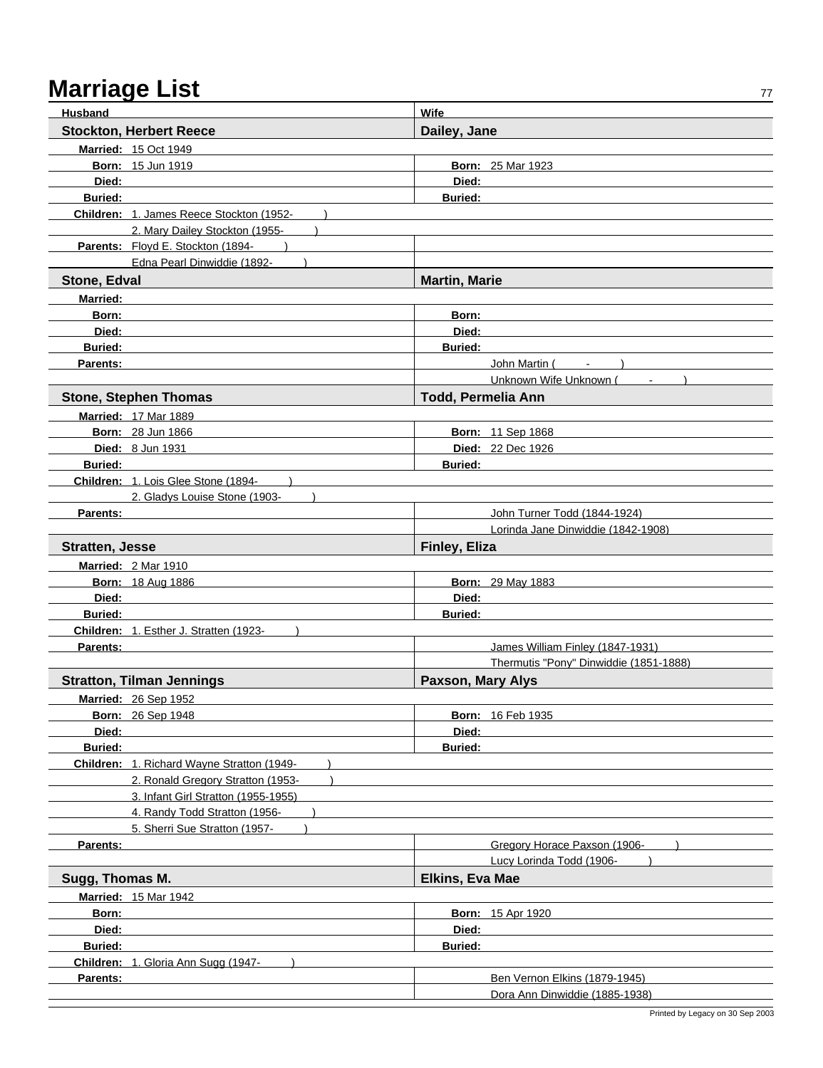# Marriage List

| Husband | Wife |
|---|---|
| **Stockton, Herbert Reece** | **Dailey, Jane** |
| **Married:** 15 Oct 1949 | |
| **Born:** 15 Jun 1919 | **Born:** 25 Mar 1923 |
| **Died:** | **Died:** |
| **Buried:** | **Buried:** |
| **Children:** 1. James Reece Stockton (1952- ) | |
| 2. Mary Dailey Stockton (1955- ) | |
| **Parents:** Floyd E. Stockton (1894- ) | |
| Edna Pearl Dinwiddie (1892- ) | |
| **Stone, Edval** | **Martin, Marie** |
| **Married:** | |
| **Born:** | **Born:** |
| **Died:** | **Died:** |
| **Buried:** | **Buried:** |
| **Parents:** | John Martin ( - ) |
| | Unknown Wife Unknown ( - ) |
| **Stone, Stephen Thomas** | **Todd, Permelia Ann** |
| **Married:** 17 Mar 1889 | |
| **Born:** 28 Jun 1866 | **Born:** 11 Sep 1868 |
| **Died:** 8 Jun 1931 | **Died:** 22 Dec 1926 |
| **Buried:** | **Buried:** |
| **Children:** 1. Lois Glee Stone (1894- ) | |
| 2. Gladys Louise Stone (1903- ) | |
| **Parents:** | John Turner Todd (1844-1924) |
| | Lorinda Jane Dinwiddie (1842-1908) |
| **Stratten, Jesse** | **Finley, Eliza** |
| **Married:** 2 Mar 1910 | |
| **Born:** 18 Aug 1886 | **Born:** 29 May 1883 |
| **Died:** | **Died:** |
| **Buried:** | **Buried:** |
| **Children:** 1. Esther J. Stratten (1923- ) | |
| **Parents:** | James William Finley (1847-1931) |
| | Thermutis "Pony" Dinwiddie (1851-1888) |
| **Stratton, Tilman Jennings** | **Paxson, Mary Alys** |
| **Married:** 26 Sep 1952 | |
| **Born:** 26 Sep 1948 | **Born:** 16 Feb 1935 |
| **Died:** | **Died:** |
| **Buried:** | **Buried:** |
| **Children:** 1. Richard Wayne Stratton (1949- ) | |
| 2. Ronald Gregory Stratton (1953- ) | |
| 3. Infant Girl Stratton (1955-1955) | |
| 4. Randy Todd Stratton (1956- ) | |
| 5. Sherri Sue Stratton (1957- ) | |
| **Parents:** | Gregory Horace Paxson (1906- ) |
| | Lucy Lorinda Todd (1906- ) |
| **Sugg, Thomas M.** | **Elkins, Eva Mae** |
| **Married:** 15 Mar 1942 | |
| **Born:** | **Born:** 15 Apr 1920 |
| **Died:** | **Died:** |
| **Buried:** | **Buried:** |
| **Children:** 1. Gloria Ann Sugg (1947- ) | |
| **Parents:** | Ben Vernon Elkins (1879-1945) |
| | Dora Ann Dinwiddie (1885-1938) |

Printed by Legacy on 30 Sep 2003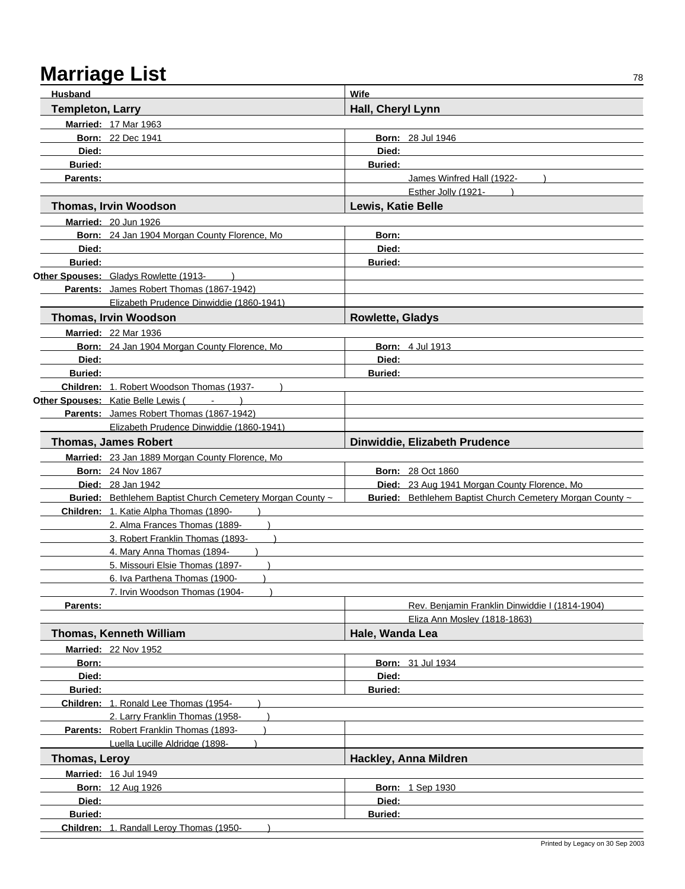# Marriage List

| Husband | Wife |
|---|---|
| **Templeton, Larry** | **Hall, Cheryl Lynn** |
| **Married:** 17 Mar 1963 | |
| **Born:** 22 Dec 1941 | **Born:** 28 Jul 1946 |
| **Died:** | **Died:** |
| **Buried:** | **Buried:** |
| **Parents:** | James Winfred Hall (1922- ) |
| | Esther Jolly (1921- ) |

| Husband | Wife |
|---|---|
| **Thomas, Irvin Woodson** | **Lewis, Katie Belle** |
| **Married:** 20 Jun 1926 | |
| **Born:** 24 Jan 1904 Morgan County Florence, Mo | **Born:** |
| **Died:** | **Died:** |
| **Buried:** | **Buried:** |
| **Other Spouses:** Gladys Rowlette (1913- ) | |
| **Parents:** James Robert Thomas (1867-1942) | |
| Elizabeth Prudence Dinwiddie (1860-1941) | |

| Husband | Wife |
|---|---|
| **Thomas, Irvin Woodson** | **Rowlette, Gladys** |
| **Married:** 22 Mar 1936 | |
| **Born:** 24 Jan 1904 Morgan County Florence, Mo | **Born:** 4 Jul 1913 |
| **Died:** | **Died:** |
| **Buried:** | **Buried:** |
| **Children:** 1. Robert Woodson Thomas (1937- ) | |
| **Other Spouses:** Katie Belle Lewis ( - ) | |
| **Parents:** James Robert Thomas (1867-1942) | |
| Elizabeth Prudence Dinwiddie (1860-1941) | |

| Husband | Wife |
|---|---|
| **Thomas, James Robert** | **Dinwiddie, Elizabeth Prudence** |
| **Married:** 23 Jan 1889 Morgan County Florence, Mo | |
| **Born:** 24 Nov 1867 | **Born:** 28 Oct 1860 |
| **Died:** 28 Jan 1942 | **Died:** 23 Aug 1941 Morgan County Florence, Mo |
| **Buried:** Bethlehem Baptist Church Cemetery Morgan County ~ | **Buried:** Bethlehem Baptist Church Cemetery Morgan County ~ |
| **Children:** 1. Katie Alpha Thomas (1890- ) | |
| 2. Alma Frances Thomas (1889- ) | |
| 3. Robert Franklin Thomas (1893- ) | |
| 4. Mary Anna Thomas (1894- ) | |
| 5. Missouri Elsie Thomas (1897- ) | |
| 6. Iva Parthena Thomas (1900- ) | |
| 7. Irvin Woodson Thomas (1904- ) | |
| **Parents:** | Rev. Benjamin Franklin Dinwiddie I (1814-1904) |
| | Eliza Ann Mosley (1818-1863) |

| Husband | Wife |
|---|---|
| **Thomas, Kenneth William** | **Hale, Wanda Lea** |
| **Married:** 22 Nov 1952 | |
| **Born:** | **Born:** 31 Jul 1934 |
| **Died:** | **Died:** |
| **Buried:** | **Buried:** |
| **Children:** 1. Ronald Lee Thomas (1954- ) | |
| 2. Larry Franklin Thomas (1958- ) | |
| **Parents:** Robert Franklin Thomas (1893- ) | |
| Luella Lucille Aldridge (1898- ) | |

| Husband | Wife |
|---|---|
| **Thomas, Leroy** | **Hackley, Anna Mildren** |
| **Married:** 16 Jul 1949 | |
| **Born:** 12 Aug 1926 | **Born:** 1 Sep 1930 |
| **Died:** | **Died:** |
| **Buried:** | **Buried:** |
| **Children:** 1. Randall Leroy Thomas (1950- ) | |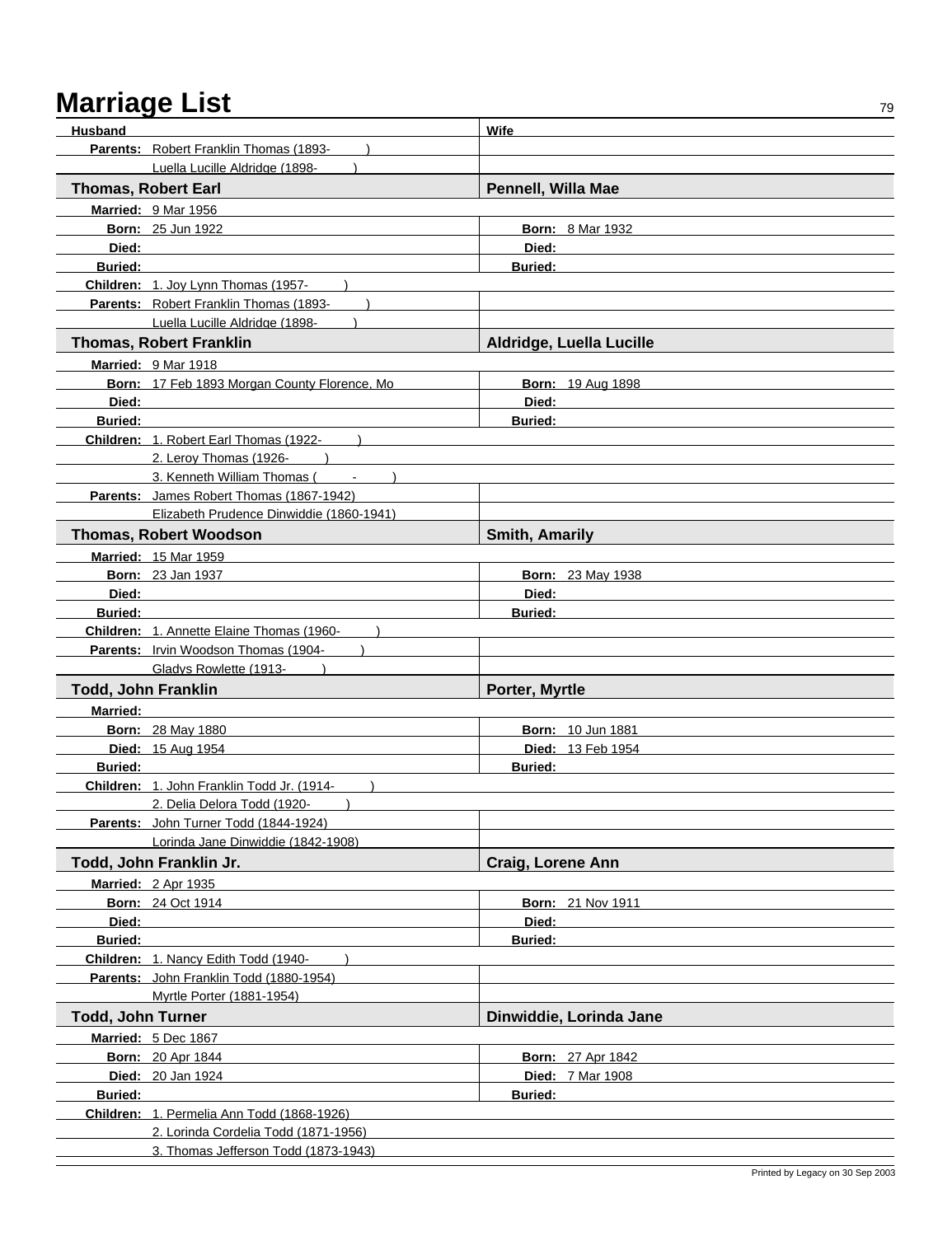# Marriage List

| Husband | Wife |
|---|---|
| **Parents:** Robert Franklin Thomas (1893- ) | |
| Luella Lucille Aldridge (1898- ) | |
| **Thomas, Robert Earl** | **Pennell, Willa Mae** |
| **Married:** 9 Mar 1956 | |
| **Born:** 25 Jun 1922 | **Born:** 8 Mar 1932 |
| **Died:** | **Died:** |
| **Buried:** | **Buried:** |
| **Children:** 1. Joy Lynn Thomas (1957- ) | |
| **Parents:** Robert Franklin Thomas (1893- ) | |
| Luella Lucille Aldridge (1898- ) | |
| **Thomas, Robert Franklin** | **Aldridge, Luella Lucille** |
| **Married:** 9 Mar 1918 | |
| **Born:** 17 Feb 1893 Morgan County Florence, Mo | **Born:** 19 Aug 1898 |
| **Died:** | **Died:** |
| **Buried:** | **Buried:** |
| **Children:** 1. Robert Earl Thomas (1922- ) | |
| 2. Leroy Thomas (1926- ) | |
| 3. Kenneth William Thomas ( - ) | |
| **Parents:** James Robert Thomas (1867-1942) | |
| Elizabeth Prudence Dinwiddie (1860-1941) | |
| **Thomas, Robert Woodson** | **Smith, Amarily** |
| **Married:** 15 Mar 1959 | |
| **Born:** 23 Jan 1937 | **Born:** 23 May 1938 |
| **Died:** | **Died:** |
| **Buried:** | **Buried:** |
| **Children:** 1. Annette Elaine Thomas (1960- ) | |
| **Parents:** Irvin Woodson Thomas (1904- ) | |
| Gladys Rowlette (1913- ) | |
| **Todd, John Franklin** | **Porter, Myrtle** |
| **Married:** | |
| **Born:** 28 May 1880 | **Born:** 10 Jun 1881 |
| **Died:** 15 Aug 1954 | **Died:** 13 Feb 1954 |
| **Buried:** | **Buried:** |
| **Children:** 1. John Franklin Todd Jr. (1914- ) | |
| 2. Delia Delora Todd (1920- ) | |
| **Parents:** John Turner Todd (1844-1924) | |
| Lorinda Jane Dinwiddie (1842-1908) | |
| **Todd, John Franklin Jr.** | **Craig, Lorene Ann** |
| **Married:** 2 Apr 1935 | |
| **Born:** 24 Oct 1914 | **Born:** 21 Nov 1911 |
| **Died:** | **Died:** |
| **Buried:** | **Buried:** |
| **Children:** 1. Nancy Edith Todd (1940- ) | |
| **Parents:** John Franklin Todd (1880-1954) | |
| Myrtle Porter (1881-1954) | |
| **Todd, John Turner** | **Dinwiddie, Lorinda Jane** |
| **Married:** 5 Dec 1867 | |
| **Born:** 20 Apr 1844 | **Born:** 27 Apr 1842 |
| **Died:** 20 Jan 1924 | **Died:** 7 Mar 1908 |
| **Buried:** | **Buried:** |
| **Children:** 1. Permelia Ann Todd (1868-1926) | |
| 2. Lorinda Cordelia Todd (1871-1956) | |
| 3. Thomas Jefferson Todd (1873-1943) | |

Printed by Legacy on 30 Sep 2003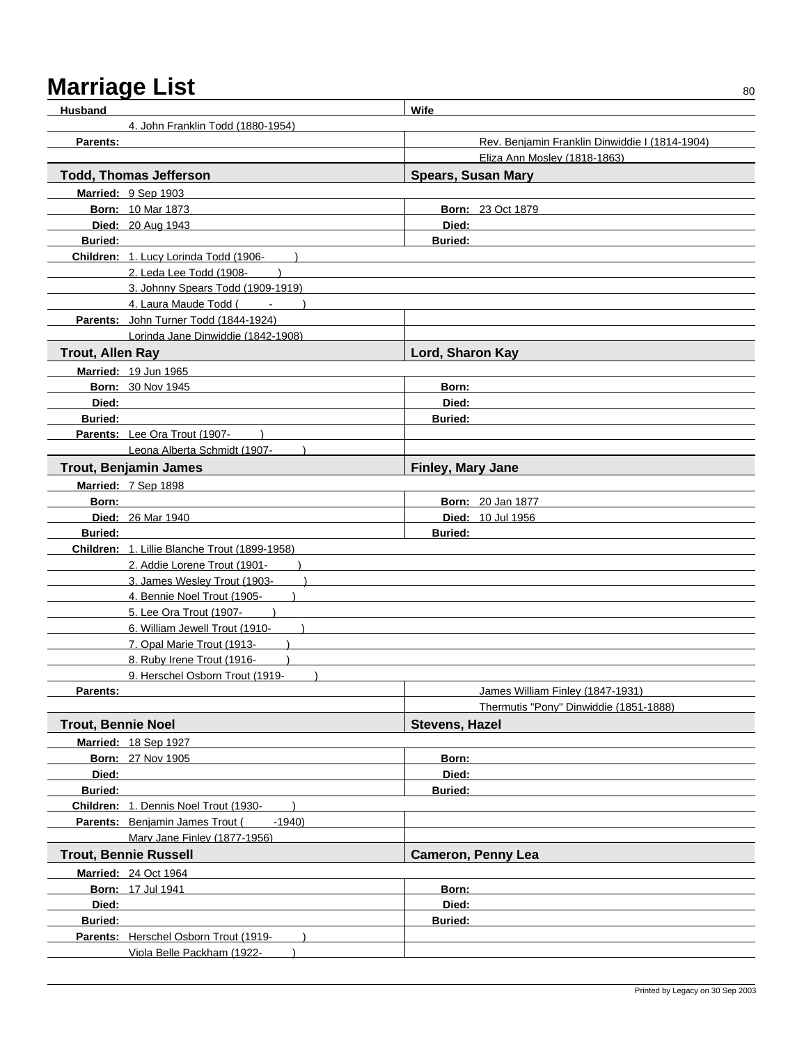# Marriage List

| Husband | Wife |
|---|---|
| 4. John Franklin Todd (1880-1954) | |
| **Parents:** | Rev. Benjamin Franklin Dinwiddie I (1814-1904) |
| | Eliza Ann Mosley (1818-1863) |
| **Todd, Thomas Jefferson** | **Spears, Susan Mary** |
| **Married:** 9 Sep 1903 | |
| **Born:** 10 Mar 1873 | **Born:** 23 Oct 1879 |
| **Died:** 20 Aug 1943 | **Died:** |
| **Buried:** | **Buried:** |
| **Children:** 1. Lucy Lorinda Todd (1906- ) | |
| 2. Leda Lee Todd (1908- ) | |
| 3. Johnny Spears Todd (1909-1919) | |
| 4. Laura Maude Todd ( - ) | |
| **Parents:** John Turner Todd (1844-1924) | |
| Lorinda Jane Dinwiddie (1842-1908) | |
| **Trout, Allen Ray** | **Lord, Sharon Kay** |
| **Married:** 19 Jun 1965 | |
| **Born:** 30 Nov 1945 | **Born:** |
| **Died:** | **Died:** |
| **Buried:** | **Buried:** |
| **Parents:** Lee Ora Trout (1907- ) | |
| Leona Alberta Schmidt (1907- ) | |
| **Trout, Benjamin James** | **Finley, Mary Jane** |
| **Married:** 7 Sep 1898 | |
| **Born:** | **Born:** 20 Jan 1877 |
| **Died:** 26 Mar 1940 | **Died:** 10 Jul 1956 |
| **Buried:** | **Buried:** |
| **Children:** 1. Lillie Blanche Trout (1899-1958) | |
| 2. Addie Lorene Trout (1901- ) | |
| 3. James Wesley Trout (1903- ) | |
| 4. Bennie Noel Trout (1905- ) | |
| 5. Lee Ora Trout (1907- ) | |
| 6. William Jewell Trout (1910- ) | |
| 7. Opal Marie Trout (1913- ) | |
| 8. Ruby Irene Trout (1916- ) | |
| 9. Herschel Osborn Trout (1919- ) | |
| **Parents:** | James William Finley (1847-1931) |
| | Thermutis "Pony" Dinwiddie (1851-1888) |
| **Trout, Bennie Noel** | **Stevens, Hazel** |
| **Married:** 18 Sep 1927 | |
| **Born:** 27 Nov 1905 | **Born:** |
| **Died:** | **Died:** |
| **Buried:** | **Buried:** |
| **Children:** 1. Dennis Noel Trout (1930- ) | |
| **Parents:** Benjamin James Trout ( -1940) | |
| Mary Jane Finley (1877-1956) | |
| **Trout, Bennie Russell** | **Cameron, Penny Lea** |
| **Married:** 24 Oct 1964 | |
| **Born:** 17 Jul 1941 | **Born:** |
| **Died:** | **Died:** |
| **Buried:** | **Buried:** |
| **Parents:** Herschel Osborn Trout (1919- ) | |
| Viola Belle Packham (1922- ) | |

Printed by Legacy on 30 Sep 2003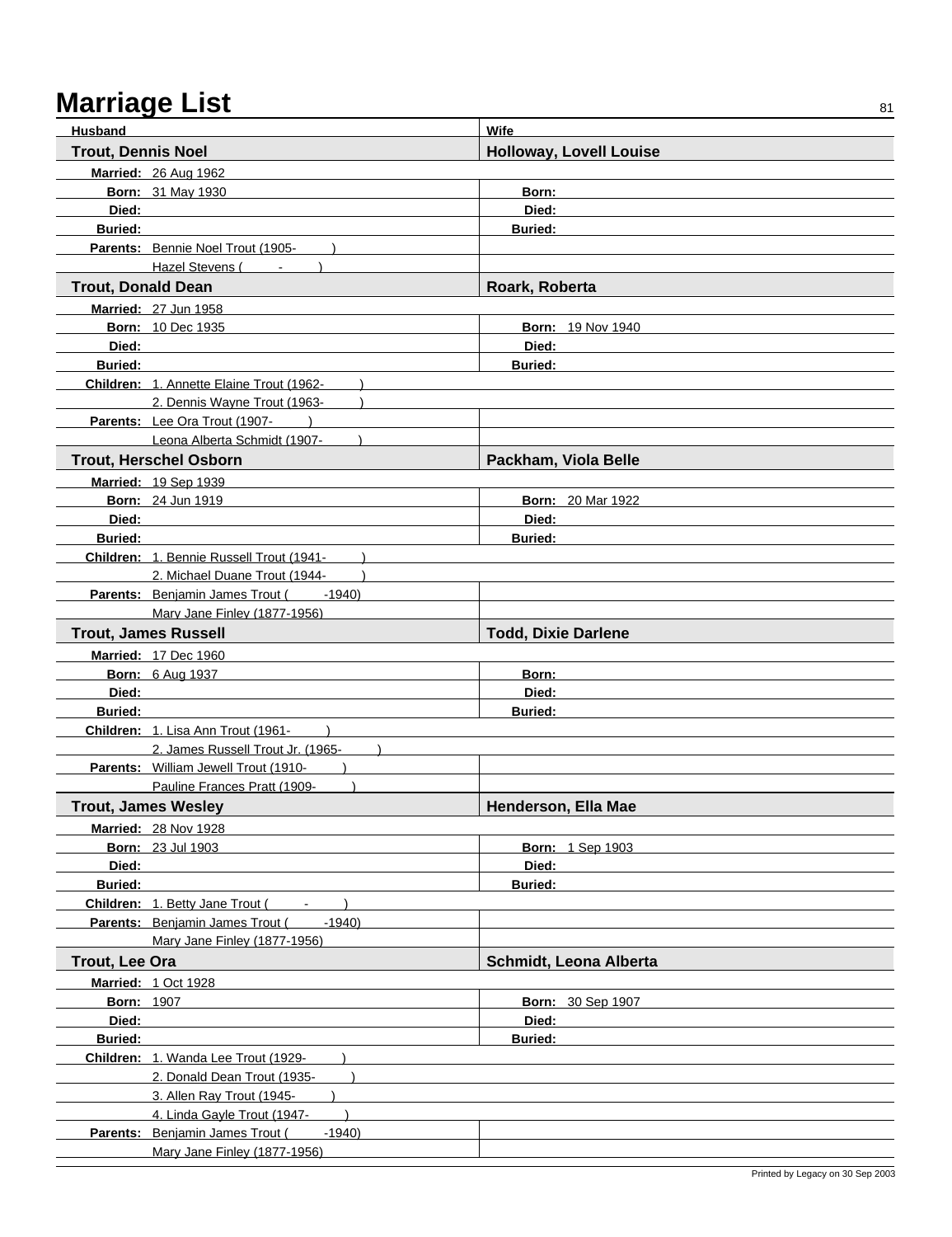# Marriage List

| Husband | Wife |
|---|---|
| **Trout, Dennis Noel** | **Holloway, Lovell Louise** |
| **Married:** 26 Aug 1962 | |
| **Born:** 31 May 1930 | **Born:** |
| **Died:** | **Died:** |
| **Buried:** | **Buried:** |
| **Parents:** Bennie Noel Trout (1905- ) | |
| Hazel Stevens ( - ) | |
| **Trout, Donald Dean** | **Roark, Roberta** |
| **Married:** 27 Jun 1958 | |
| **Born:** 10 Dec 1935 | **Born:** 19 Nov 1940 |
| **Died:** | **Died:** |
| **Buried:** | **Buried:** |
| **Children:** 1. Annette Elaine Trout (1962- ) | |
| 2. Dennis Wayne Trout (1963- ) | |
| **Parents:** Lee Ora Trout (1907- ) | |
| Leona Alberta Schmidt (1907- ) | |
| **Trout, Herschel Osborn** | **Packham, Viola Belle** |
| **Married:** 19 Sep 1939 | |
| **Born:** 24 Jun 1919 | **Born:** 20 Mar 1922 |
| **Died:** | **Died:** |
| **Buried:** | **Buried:** |
| **Children:** 1. Bennie Russell Trout (1941- ) | |
| 2. Michael Duane Trout (1944- ) | |
| **Parents:** Benjamin James Trout ( -1940) | |
| Mary Jane Finley (1877-1956) | |
| **Trout, James Russell** | **Todd, Dixie Darlene** |
| **Married:** 17 Dec 1960 | |
| **Born:** 6 Aug 1937 | **Born:** |
| **Died:** | **Died:** |
| **Buried:** | **Buried:** |
| **Children:** 1. Lisa Ann Trout (1961- ) | |
| 2. James Russell Trout Jr. (1965- ) | |
| **Parents:** William Jewell Trout (1910- ) | |
| Pauline Frances Pratt (1909- ) | |
| **Trout, James Wesley** | **Henderson, Ella Mae** |
| **Married:** 28 Nov 1928 | |
| **Born:** 23 Jul 1903 | **Born:** 1 Sep 1903 |
| **Died:** | **Died:** |
| **Buried:** | **Buried:** |
| **Children:** 1. Betty Jane Trout ( - ) | |
| **Parents:** Benjamin James Trout ( -1940) | |
| Mary Jane Finley (1877-1956) | |
| **Trout, Lee Ora** | **Schmidt, Leona Alberta** |
| **Married:** 1 Oct 1928 | |
| **Born:** 1907 | **Born:** 30 Sep 1907 |
| **Died:** | **Died:** |
| **Buried:** | **Buried:** |
| **Children:** 1. Wanda Lee Trout (1929- ) | |
| 2. Donald Dean Trout (1935- ) | |
| 3. Allen Ray Trout (1945- ) | |
| 4. Linda Gayle Trout (1947- ) | |
| **Parents:** Benjamin James Trout ( -1940) | |
| Mary Jane Finley (1877-1956) | |

Printed by Legacy on 30 Sep 2003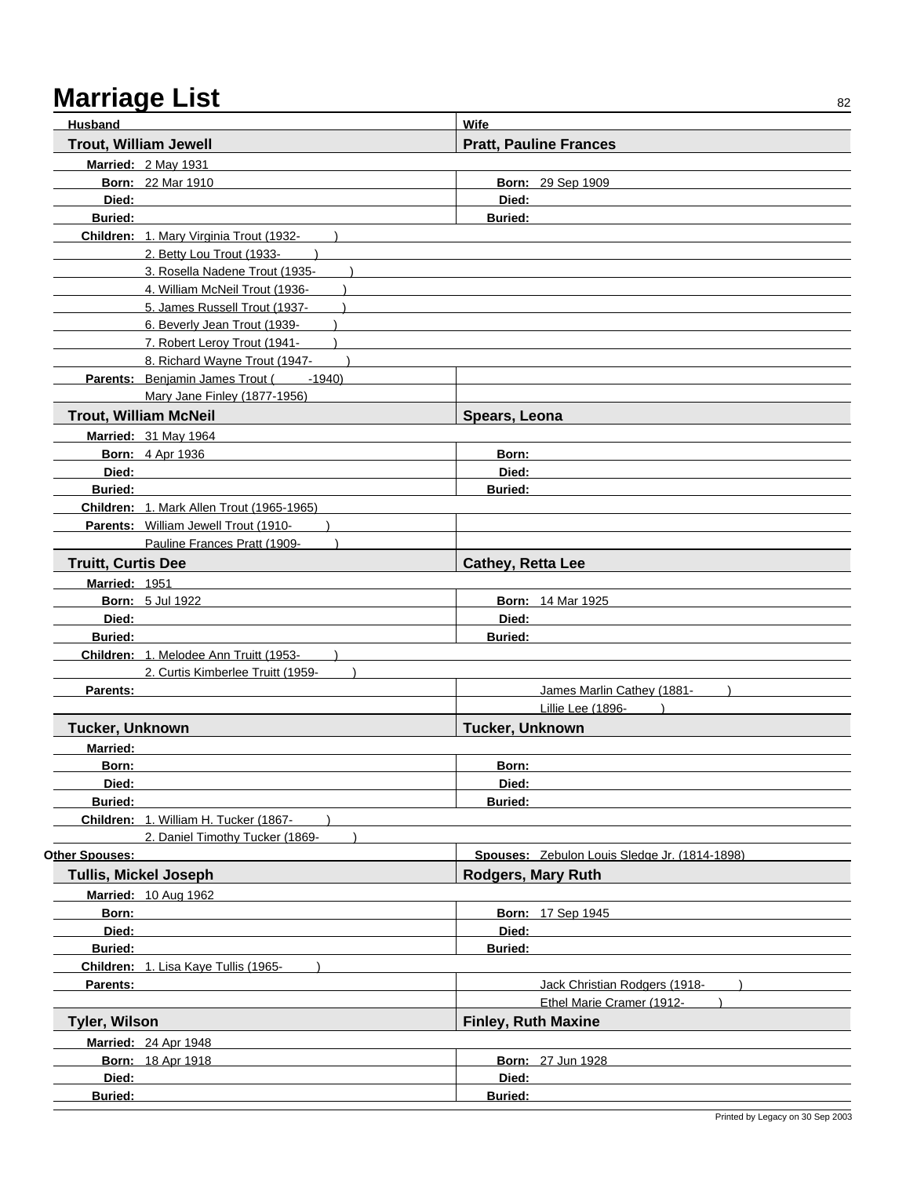# Marriage List

| Husband | Wife |
|---|---|
| **Trout, William Jewell** | **Pratt, Pauline Frances** |
| **Married:** 2 May 1931 | |
| **Born:** 22 Mar 1910 | **Born:** 29 Sep 1909 |
| **Died:** | **Died:** |
| **Buried:** | **Buried:** |
| **Children:** 1. Mary Virginia Trout (1932- ) | |
| 2. Betty Lou Trout (1933- ) | |
| 3. Rosella Nadene Trout (1935- ) | |
| 4. William McNeil Trout (1936- ) | |
| 5. James Russell Trout (1937- ) | |
| 6. Beverly Jean Trout (1939- ) | |
| 7. Robert Leroy Trout (1941- ) | |
| 8. Richard Wayne Trout (1947- ) | |
| **Parents:** Benjamin James Trout ( -1940) | |
| Mary Jane Finley (1877-1956) | |
| **Trout, William McNeil** | **Spears, Leona** |
| **Married:** 31 May 1964 | |
| **Born:** 4 Apr 1936 | **Born:** |
| **Died:** | **Died:** |
| **Buried:** | **Buried:** |
| **Children:** 1. Mark Allen Trout (1965-1965) | |
| **Parents:** William Jewell Trout (1910- ) | |
| Pauline Frances Pratt (1909- ) | |
| **Truitt, Curtis Dee** | **Cathey, Retta Lee** |
| **Married:** 1951 | |
| **Born:** 5 Jul 1922 | **Born:** 14 Mar 1925 |
| **Died:** | **Died:** |
| **Buried:** | **Buried:** |
| **Children:** 1. Melodee Ann Truitt (1953- ) | |
| 2. Curtis Kimberlee Truitt (1959- ) | |
| **Parents:** | James Marlin Cathey (1881- ) |
| | Lillie Lee (1896- ) |
| **Tucker, Unknown** | **Tucker, Unknown** |
| **Married:** | |
| **Born:** | **Born:** |
| **Died:** | **Died:** |
| **Buried:** | **Buried:** |
| **Children:** 1. William H. Tucker (1867- ) | |
| 2. Daniel Timothy Tucker (1869- ) | |
| **Other Spouses:** | **Spouses:** Zebulon Louis Sledge Jr. (1814-1898) |
| **Tullis, Mickel Joseph** | **Rodgers, Mary Ruth** |
| **Married:** 10 Aug 1962 | |
| **Born:** | **Born:** 17 Sep 1945 |
| **Died:** | **Died:** |
| **Buried:** | **Buried:** |
| **Children:** 1. Lisa Kaye Tullis (1965- ) | |
| **Parents:** | Jack Christian Rodgers (1918- ) |
| | Ethel Marie Cramer (1912- ) |
| **Tyler, Wilson** | **Finley, Ruth Maxine** |
| **Married:** 24 Apr 1948 | |
| **Born:** 18 Apr 1918 | **Born:** 27 Jun 1928 |
| **Died:** | **Died:** |
| **Buried:** | **Buried:** |

Printed by Legacy on 30 Sep 2003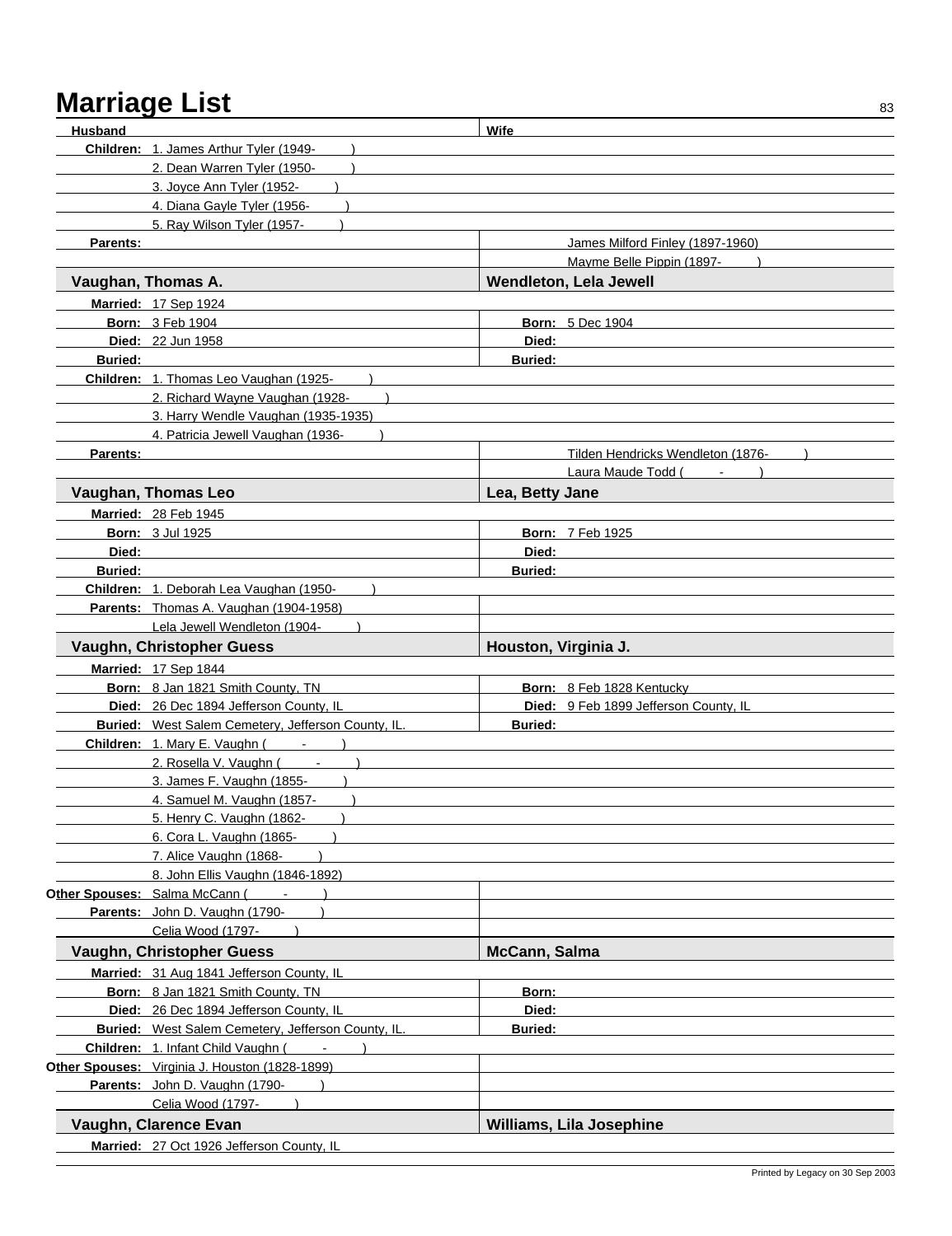# Marriage List

| Husband | Wife |
|---|---|
| **Children:** 1. James Arthur Tyler (1949- ) | |
| 2. Dean Warren Tyler (1950- ) | |
| 3. Joyce Ann Tyler (1952- ) | |
| 4. Diana Gayle Tyler (1956- ) | |
| 5. Ray Wilson Tyler (1957- ) | |
| **Parents:** | James Milford Finley (1897-1960) |
| | Mayme Belle Pippin (1897- ) |

| **Vaughan, Thomas A.** | **Wendleton, Lela Jewell** |
|---|---|
| **Married:** 17 Sep 1924 | |
| **Born:** 3 Feb 1904 | **Born:** 5 Dec 1904 |
| **Died:** 22 Jun 1958 | **Died:** |
| **Buried:** | **Buried:** |
| **Children:** 1. Thomas Leo Vaughan (1925- ) | |
| 2. Richard Wayne Vaughan (1928- ) | |
| 3. Harry Wendle Vaughan (1935-1935) | |
| 4. Patricia Jewell Vaughan (1936- ) | |
| **Parents:** | Tilden Hendricks Wendleton (1876- ) |
| | Laura Maude Todd ( - ) |

| **Vaughan, Thomas Leo** | **Lea, Betty Jane** |
|---|---|
| **Married:** 28 Feb 1945 | |
| **Born:** 3 Jul 1925 | **Born:** 7 Feb 1925 |
| **Died:** | **Died:** |
| **Buried:** | **Buried:** |
| **Children:** 1. Deborah Lea Vaughan (1950- ) | |
| **Parents:** Thomas A. Vaughan (1904-1958) | |
| Lela Jewell Wendleton (1904- ) | |

| **Vaughn, Christopher Guess** | **Houston, Virginia J.** |
|---|---|
| **Married:** 17 Sep 1844 | |
| **Born:** 8 Jan 1821 Smith County, TN | **Born:** 8 Feb 1828 Kentucky |
| **Died:** 26 Dec 1894 Jefferson County, IL | **Died:** 9 Feb 1899 Jefferson County, IL |
| **Buried:** West Salem Cemetery, Jefferson County, IL. | **Buried:** |
| **Children:** 1. Mary E. Vaughn ( - ) | |
| 2. Rosella V. Vaughn ( - ) | |
| 3. James F. Vaughn (1855- ) | |
| 4. Samuel M. Vaughn (1857- ) | |
| 5. Henry C. Vaughn (1862- ) | |
| 6. Cora L. Vaughn (1865- ) | |
| 7. Alice Vaughn (1868- ) | |
| 8. John Ellis Vaughn (1846-1892) | |
| **Other Spouses:** Salma McCann ( - ) | |
| **Parents:** John D. Vaughn (1790- ) | |
| Celia Wood (1797- ) | |

| **Vaughn, Christopher Guess** | **McCann, Salma** |
|---|---|
| **Married:** 31 Aug 1841 Jefferson County, IL | |
| **Born:** 8 Jan 1821 Smith County, TN | **Born:** |
| **Died:** 26 Dec 1894 Jefferson County, IL | **Died:** |
| **Buried:** West Salem Cemetery, Jefferson County, IL. | **Buried:** |
| **Children:** 1. Infant Child Vaughn ( - ) | |
| **Other Spouses:** Virginia J. Houston (1828-1899) | |
| **Parents:** John D. Vaughn (1790- ) | |
| Celia Wood (1797- ) | |

| **Vaughn, Clarence Evan** | **Williams, Lila Josephine** |
|---|---|
| **Married:** 27 Oct 1926 Jefferson County, IL | |

Printed by Legacy on 30 Sep 2003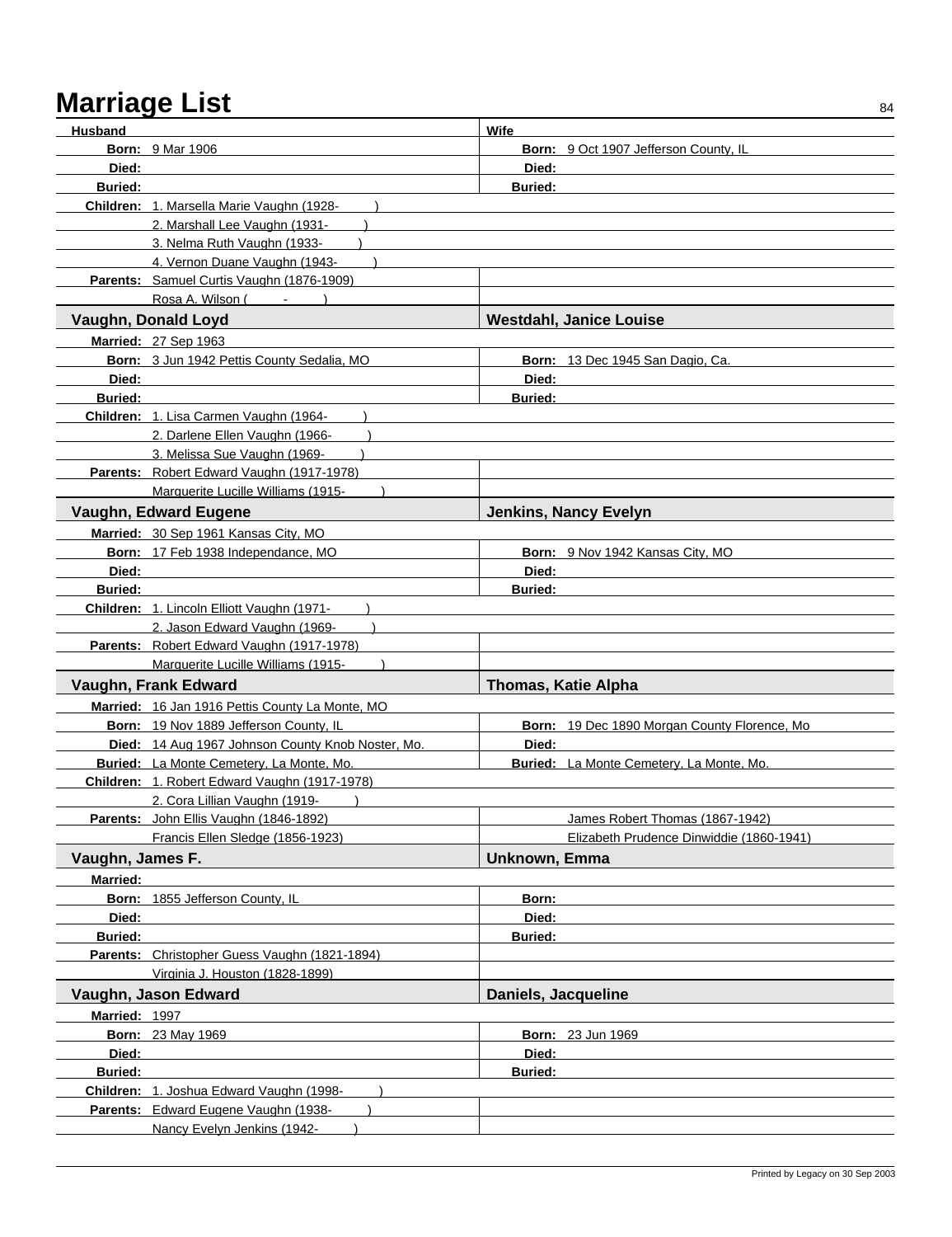# Marriage List

| Husband | Wife |
|---|---|
| **Born:** 9 Mar 1906 | **Born:** 9 Oct 1907 Jefferson County, IL |
| **Died:** | **Died:** |
| **Buried:** | **Buried:** |
| **Children:** 1. Marsella Marie Vaughn (1928- ) | |
| 2. Marshall Lee Vaughn (1931- ) | |
| 3. Nelma Ruth Vaughn (1933- ) | |
| 4. Vernon Duane Vaughn (1943- ) | |
| **Parents:** Samuel Curtis Vaughn (1876-1909) | |
| Rosa A. Wilson ( - ) | |

| **Vaughn, Donald Loyd** | **Westdahl, Janice Louise** |
|---|---|
| **Married:** 27 Sep 1963 | |
| **Born:** 3 Jun 1942 Pettis County Sedalia, MO | **Born:** 13 Dec 1945 San Dagio, Ca. |
| **Died:** | **Died:** |
| **Buried:** | **Buried:** |
| **Children:** 1. Lisa Carmen Vaughn (1964- ) | |
| 2. Darlene Ellen Vaughn (1966- ) | |
| 3. Melissa Sue Vaughn (1969- ) | |
| **Parents:** Robert Edward Vaughn (1917-1978) | |
| Marguerite Lucille Williams (1915- ) | |

| **Vaughn, Edward Eugene** | **Jenkins, Nancy Evelyn** |
|---|---|
| **Married:** 30 Sep 1961 Kansas City, MO | |
| **Born:** 17 Feb 1938 Independance, MO | **Born:** 9 Nov 1942 Kansas City, MO |
| **Died:** | **Died:** |
| **Buried:** | **Buried:** |
| **Children:** 1. Lincoln Elliott Vaughn (1971- ) | |
| 2. Jason Edward Vaughn (1969- ) | |
| **Parents:** Robert Edward Vaughn (1917-1978) | |
| Marguerite Lucille Williams (1915- ) | |

| **Vaughn, Frank Edward** | **Thomas, Katie Alpha** |
|---|---|
| **Married:** 16 Jan 1916 Pettis County La Monte, MO | |
| **Born:** 19 Nov 1889 Jefferson County, IL | **Born:** 19 Dec 1890 Morgan County Florence, Mo |
| **Died:** 14 Aug 1967 Johnson County Knob Noster, Mo. | **Died:** |
| **Buried:** La Monte Cemetery, La Monte, Mo. | **Buried:** La Monte Cemetery, La Monte, Mo. |
| **Children:** 1. Robert Edward Vaughn (1917-1978) | |
| 2. Cora Lillian Vaughn (1919- ) | |
| **Parents:** John Ellis Vaughn (1846-1892) | James Robert Thomas (1867-1942) |
| Francis Ellen Sledge (1856-1923) | Elizabeth Prudence Dinwiddie (1860-1941) |

| **Vaughn, James F.** | **Unknown, Emma** |
|---|---|
| **Married:** | |
| **Born:** 1855 Jefferson County, IL | **Born:** |
| **Died:** | **Died:** |
| **Buried:** | **Buried:** |
| **Parents:** Christopher Guess Vaughn (1821-1894) | |
| Virginia J. Houston (1828-1899) | |

| **Vaughn, Jason Edward** | **Daniels, Jacqueline** |
|---|---|
| **Married:** 1997 | |
| **Born:** 23 May 1969 | **Born:** 23 Jun 1969 |
| **Died:** | **Died:** |
| **Buried:** | **Buried:** |
| **Children:** 1. Joshua Edward Vaughn (1998- ) | |
| **Parents:** Edward Eugene Vaughn (1938- ) | |
| Nancy Evelyn Jenkins (1942- ) | |

Printed by Legacy on 30 Sep 2003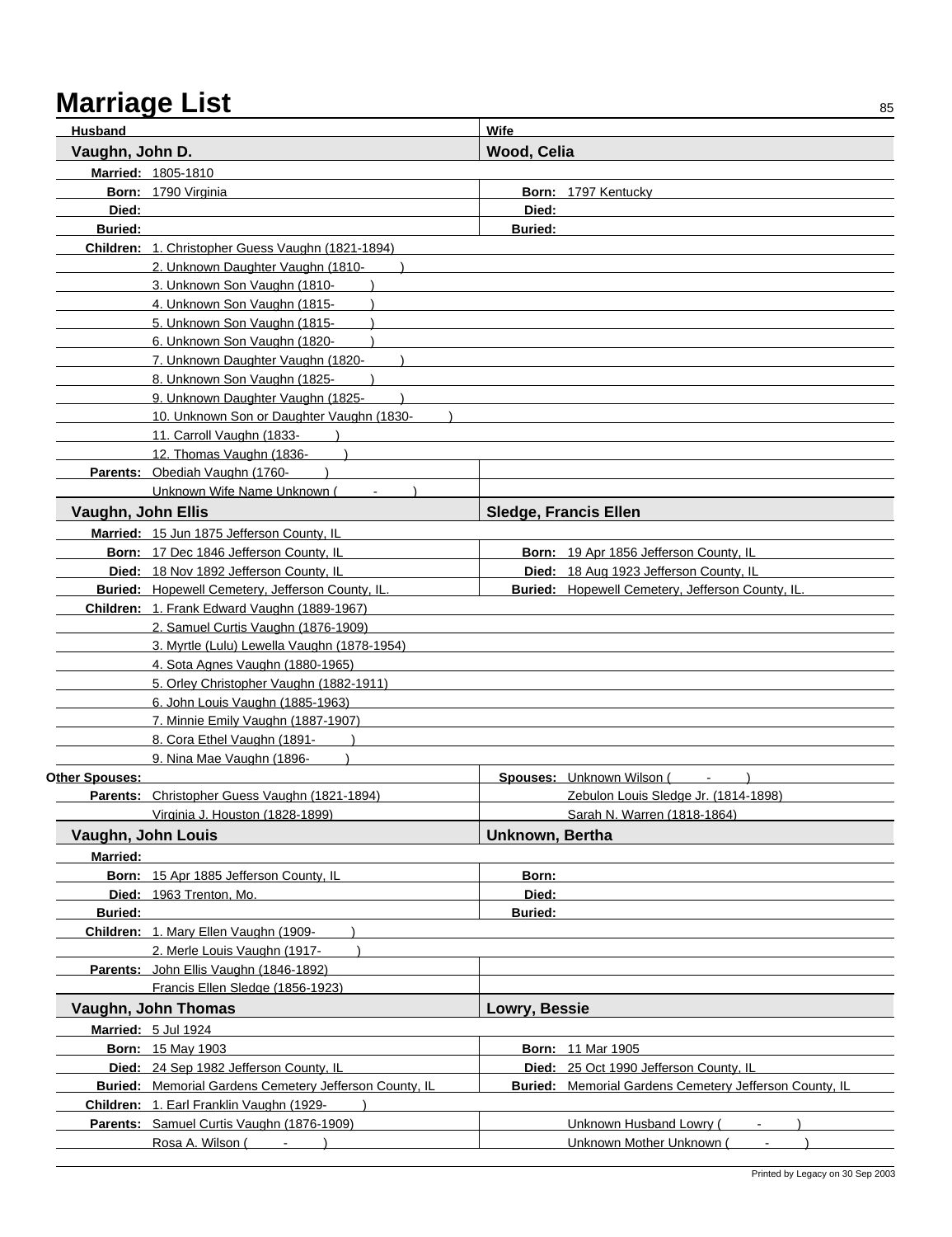# Marriage List

| Husband | Wife |
|---|---|
| **Vaughn, John D.** | **Wood, Celia** |
| **Married:** 1805-1810 | |
| **Born:** 1790 Virginia | **Born:** 1797 Kentucky |
| **Died:** | **Died:** |
| **Buried:** | **Buried:** |
| **Children:** 1. Christopher Guess Vaughn (1821-1894) | |
| 2. Unknown Daughter Vaughn (1810- ) | |
| 3. Unknown Son Vaughn (1810- ) | |
| 4. Unknown Son Vaughn (1815- ) | |
| 5. Unknown Son Vaughn (1815- ) | |
| 6. Unknown Son Vaughn (1820- ) | |
| 7. Unknown Daughter Vaughn (1820- ) | |
| 8. Unknown Son Vaughn (1825- ) | |
| 9. Unknown Daughter Vaughn (1825- ) | |
| 10. Unknown Son or Daughter Vaughn (1830- ) | |
| 11. Carroll Vaughn (1833- ) | |
| 12. Thomas Vaughn (1836- ) | |
| **Parents:** Obediah Vaughn (1760- ) | |
| Unknown Wife Name Unknown ( - ) | |

| Husband | Wife |
|---|---|
| **Vaughn, John Ellis** | **Sledge, Francis Ellen** |
| **Married:** 15 Jun 1875 Jefferson County, IL | |
| **Born:** 17 Dec 1846 Jefferson County, IL | **Born:** 19 Apr 1856 Jefferson County, IL |
| **Died:** 18 Nov 1892 Jefferson County, IL | **Died:** 18 Aug 1923 Jefferson County, IL |
| **Buried:** Hopewell Cemetery, Jefferson County, IL. | **Buried:** Hopewell Cemetery, Jefferson County, IL. |
| **Children:** 1. Frank Edward Vaughn (1889-1967) | |
| 2. Samuel Curtis Vaughn (1876-1909) | |
| 3. Myrtle (Lulu) Lewella Vaughn (1878-1954) | |
| 4. Sota Agnes Vaughn (1880-1965) | |
| 5. Orley Christopher Vaughn (1882-1911) | |
| 6. John Louis Vaughn (1885-1963) | |
| 7. Minnie Emily Vaughn (1887-1907) | |
| 8. Cora Ethel Vaughn (1891- ) | |
| 9. Nina Mae Vaughn (1896- ) | |
| **Other Spouses:** | **Spouses:** Unknown Wilson ( - ) |
| **Parents:** Christopher Guess Vaughn (1821-1894) | Zebulon Louis Sledge Jr. (1814-1898) |
| Virginia J. Houston (1828-1899) | Sarah N. Warren (1818-1864) |

| Husband | Wife |
|---|---|
| **Vaughn, John Louis** | **Unknown, Bertha** |
| **Married:** | |
| **Born:** 15 Apr 1885 Jefferson County, IL | **Born:** |
| **Died:** 1963 Trenton, Mo. | **Died:** |
| **Buried:** | **Buried:** |
| **Children:** 1. Mary Ellen Vaughn (1909- ) | |
| 2. Merle Louis Vaughn (1917- ) | |
| **Parents:** John Ellis Vaughn (1846-1892) | |
| Francis Ellen Sledge (1856-1923) | |

| Husband | Wife |
|---|---|
| **Vaughn, John Thomas** | **Lowry, Bessie** |
| **Married:** 5 Jul 1924 | |
| **Born:** 15 May 1903 | **Born:** 11 Mar 1905 |
| **Died:** 24 Sep 1982 Jefferson County, IL | **Died:** 25 Oct 1990 Jefferson County, IL |
| **Buried:** Memorial Gardens Cemetery Jefferson County, IL | **Buried:** Memorial Gardens Cemetery Jefferson County, IL |
| **Children:** 1. Earl Franklin Vaughn (1929- ) | |
| **Parents:** Samuel Curtis Vaughn (1876-1909) | Unknown Husband Lowry ( - ) |
| Rosa A. Wilson ( - ) | Unknown Mother Unknown ( - ) |

Printed by Legacy on 30 Sep 2003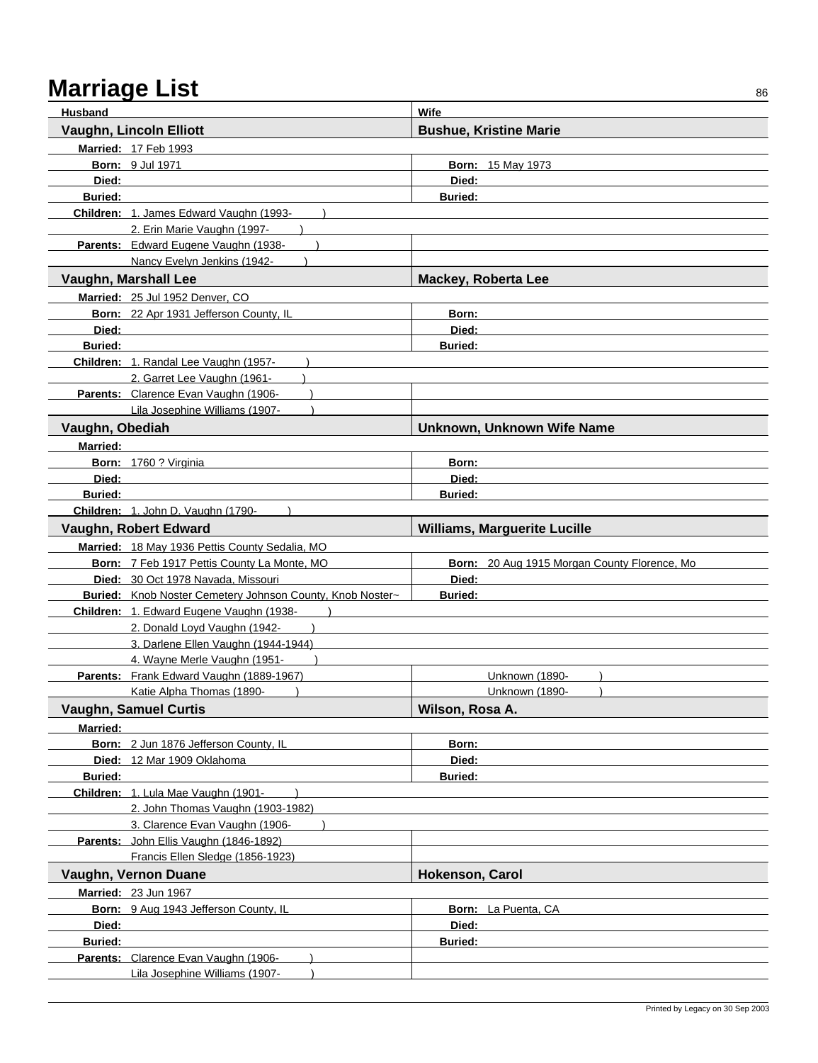# Marriage List

| Husband | Wife |
|---|---|
| **Vaughn, Lincoln Elliott** | **Bushue, Kristine Marie** |
| **Married:** 17 Feb 1993 | |
| **Born:** 9 Jul 1971 | **Born:** 15 May 1973 |
| **Died:** | **Died:** |
| **Buried:** | **Buried:** |
| **Children:** 1. James Edward Vaughn (1993- ) | |
| 2. Erin Marie Vaughn (1997- ) | |
| **Parents:** Edward Eugene Vaughn (1938- ) | |
| Nancy Evelyn Jenkins (1942- ) | |

| Husband | Wife |
|---|---|
| **Vaughn, Marshall Lee** | **Mackey, Roberta Lee** |
| **Married:** 25 Jul 1952 Denver, CO | |
| **Born:** 22 Apr 1931 Jefferson County, IL | **Born:** |
| **Died:** | **Died:** |
| **Buried:** | **Buried:** |
| **Children:** 1. Randal Lee Vaughn (1957- ) | |
| 2. Garret Lee Vaughn (1961- ) | |
| **Parents:** Clarence Evan Vaughn (1906- ) | |
| Lila Josephine Williams (1907- ) | |

| Husband | Wife |
|---|---|
| **Vaughn, Obediah** | **Unknown, Unknown Wife Name** |
| **Married:** | |
| **Born:** 1760 ? Virginia | **Born:** |
| **Died:** | **Died:** |
| **Buried:** | **Buried:** |
| **Children:** 1. John D. Vaughn (1790- ) | |

| Husband | Wife |
|---|---|
| **Vaughn, Robert Edward** | **Williams, Marguerite Lucille** |
| **Married:** 18 May 1936 Pettis County Sedalia, MO | |
| **Born:** 7 Feb 1917 Pettis County La Monte, MO | **Born:** 20 Aug 1915 Morgan County Florence, Mo |
| **Died:** 30 Oct 1978 Nevada, Missouri | **Died:** |
| **Buried:** Knob Noster Cemetery Johnson County, Knob Noster~ | **Buried:** |
| **Children:** 1. Edward Eugene Vaughn (1938- ) | |
| 2. Donald Loyd Vaughn (1942- ) | |
| 3. Darlene Ellen Vaughn (1944-1944) | |
| 4. Wayne Merle Vaughn (1951- ) | |
| **Parents:** Frank Edward Vaughn (1889-1967) | Unknown (1890- ) |
| Katie Alpha Thomas (1890- ) | Unknown (1890- ) |

| Husband | Wife |
|---|---|
| **Vaughn, Samuel Curtis** | **Wilson, Rosa A.** |
| **Married:** | |
| **Born:** 2 Jun 1876 Jefferson County, IL | **Born:** |
| **Died:** 12 Mar 1909 Oklahoma | **Died:** |
| **Buried:** | **Buried:** |
| **Children:** 1. Lula Mae Vaughn (1901- ) | |
| 2. John Thomas Vaughn (1903-1982) | |
| 3. Clarence Evan Vaughn (1906- ) | |
| **Parents:** John Ellis Vaughn (1846-1892) | |
| Francis Ellen Sledge (1856-1923) | |

| Husband | Wife |
|---|---|
| **Vaughn, Vernon Duane** | **Hokenson, Carol** |
| **Married:** 23 Jun 1967 | |
| **Born:** 9 Aug 1943 Jefferson County, IL | **Born:** La Puenta, CA |
| **Died:** | **Died:** |
| **Buried:** | **Buried:** |
| **Parents:** Clarence Evan Vaughn (1906- ) | |
| Lila Josephine Williams (1907- ) | |

Printed by Legacy on 30 Sep 2003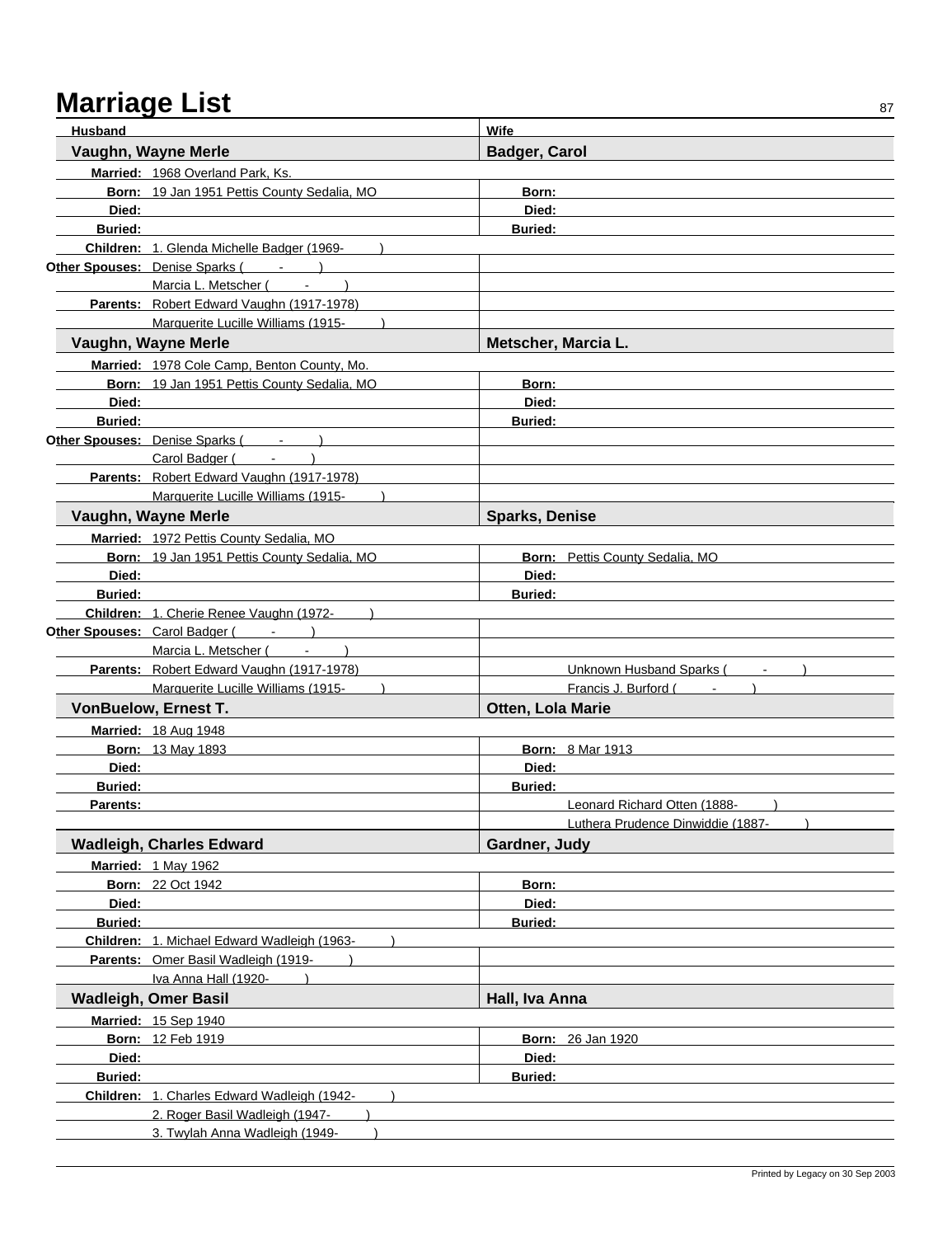# Marriage List

| Husband | Wife |
|---|---|
| **Vaughn, Wayne Merle** | **Badger, Carol** |
| **Married:** 1968 Overland Park, Ks. | |
| **Born:** 19 Jan 1951 Pettis County Sedalia, MO | **Born:** |
| **Died:** | **Died:** |
| **Buried:** | **Buried:** |
| **Children:** 1. Glenda Michelle Badger (1969- ) | |
| **Other Spouses:** Denise Sparks ( - ) | |
| Marcia L. Metscher ( - ) | |
| **Parents:** Robert Edward Vaughn (1917-1978) | |
| Marguerite Lucille Williams (1915- ) | |
| **Vaughn, Wayne Merle** | **Metscher, Marcia L.** |
| **Married:** 1978 Cole Camp, Benton County, Mo. | |
| **Born:** 19 Jan 1951 Pettis County Sedalia, MO | **Born:** |
| **Died:** | **Died:** |
| **Buried:** | **Buried:** |
| **Other Spouses:** Denise Sparks ( - ) | |
| Carol Badger ( - ) | |
| **Parents:** Robert Edward Vaughn (1917-1978) | |
| Marguerite Lucille Williams (1915- ) | |
| **Vaughn, Wayne Merle** | **Sparks, Denise** |
| **Married:** 1972 Pettis County Sedalia, MO | |
| **Born:** 19 Jan 1951 Pettis County Sedalia, MO | **Born:** Pettis County Sedalia, MO |
| **Died:** | **Died:** |
| **Buried:** | **Buried:** |
| **Children:** 1. Cherie Renee Vaughn (1972- ) | |
| **Other Spouses:** Carol Badger ( - ) | |
| Marcia L. Metscher ( - ) | |
| **Parents:** Robert Edward Vaughn (1917-1978) | Unknown Husband Sparks ( - ) |
| Marguerite Lucille Williams (1915- ) | Francis J. Burford ( - ) |
| **VonBuelow, Ernest T.** | **Otten, Lola Marie** |
| **Married:** 18 Aug 1948 | |
| **Born:** 13 May 1893 | **Born:** 8 Mar 1913 |
| **Died:** | **Died:** |
| **Buried:** | **Buried:** |
| **Parents:** | Leonard Richard Otten (1888- ) |
| | Luthera Prudence Dinwiddie (1887- ) |
| **Wadleigh, Charles Edward** | **Gardner, Judy** |
| **Married:** 1 May 1962 | |
| **Born:** 22 Oct 1942 | **Born:** |
| **Died:** | **Died:** |
| **Buried:** | **Buried:** |
| **Children:** 1. Michael Edward Wadleigh (1963- ) | |
| **Parents:** Omer Basil Wadleigh (1919- ) | |
| Iva Anna Hall (1920- ) | |
| **Wadleigh, Omer Basil** | **Hall, Iva Anna** |
| **Married:** 15 Sep 1940 | |
| **Born:** 12 Feb 1919 | **Born:** 26 Jan 1920 |
| **Died:** | **Died:** |
| **Buried:** | **Buried:** |
| **Children:** 1. Charles Edward Wadleigh (1942- ) | |
| 2. Roger Basil Wadleigh (1947- ) | |
| 3. Twylah Anna Wadleigh (1949- ) | |

Printed by Legacy on 30 Sep 2003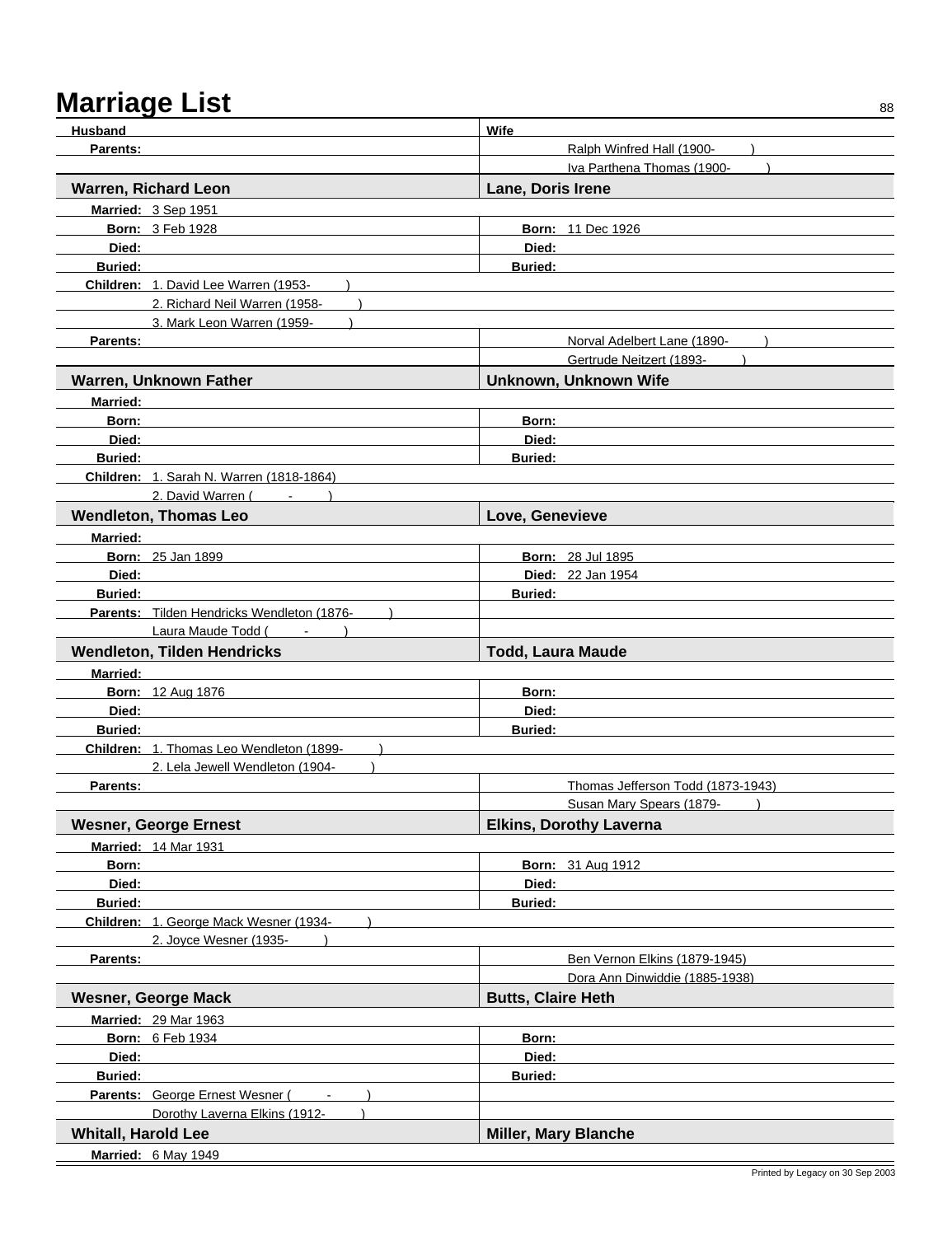# Marriage List

| Husband | Wife |
|---|---|
| **Parents:** | Ralph Winfred Hall (1900- ) |
| | Iva Parthena Thomas (1900- ) |
| **Warren, Richard Leon** | **Lane, Doris Irene** |
| **Married:** 3 Sep 1951 | |
| **Born:** 3 Feb 1928 | **Born:** 11 Dec 1926 |
| **Died:** | **Died:** |
| **Buried:** | **Buried:** |
| **Children:** 1. David Lee Warren (1953- ) | |
| 2. Richard Neil Warren (1958- ) | |
| 3. Mark Leon Warren (1959- ) | |
| **Parents:** | Norval Adelbert Lane (1890- ) |
| | Gertrude Neitzert (1893- ) |
| **Warren, Unknown Father** | **Unknown, Unknown Wife** |
| **Married:** | |
| **Born:** | **Born:** |
| **Died:** | **Died:** |
| **Buried:** | **Buried:** |
| **Children:** 1. Sarah N. Warren (1818-1864) | |
| 2. David Warren ( - ) | |
| **Wendleton, Thomas Leo** | **Love, Genevieve** |
| **Married:** | |
| **Born:** 25 Jan 1899 | **Born:** 28 Jul 1895 |
| **Died:** | **Died:** 22 Jan 1954 |
| **Buried:** | **Buried:** |
| **Parents:** Tilden Hendricks Wendleton (1876- ) | |
| Laura Maude Todd ( - ) | |
| **Wendleton, Tilden Hendricks** | **Todd, Laura Maude** |
| **Married:** | |
| **Born:** 12 Aug 1876 | **Born:** |
| **Died:** | **Died:** |
| **Buried:** | **Buried:** |
| **Children:** 1. Thomas Leo Wendleton (1899- ) | |
| 2. Lela Jewell Wendleton (1904- ) | |
| **Parents:** | Thomas Jefferson Todd (1873-1943) |
| | Susan Mary Spears (1879- ) |
| **Wesner, George Ernest** | **Elkins, Dorothy Laverna** |
| **Married:** 14 Mar 1931 | |
| **Born:** | **Born:** 31 Aug 1912 |
| **Died:** | **Died:** |
| **Buried:** | **Buried:** |
| **Children:** 1. George Mack Wesner (1934- ) | |
| 2. Joyce Wesner (1935- ) | |
| **Parents:** | Ben Vernon Elkins (1879-1945) |
| | Dora Ann Dinwiddie (1885-1938) |
| **Wesner, George Mack** | **Butts, Claire Heth** |
| **Married:** 29 Mar 1963 | |
| **Born:** 6 Feb 1934 | **Born:** |
| **Died:** | **Died:** |
| **Buried:** | **Buried:** |
| **Parents:** George Ernest Wesner ( - ) | |
| Dorothy Laverna Elkins (1912- ) | |
| **Whitall, Harold Lee** | **Miller, Mary Blanche** |
| **Married:** 6 May 1949 | |

Printed by Legacy on 30 Sep 2003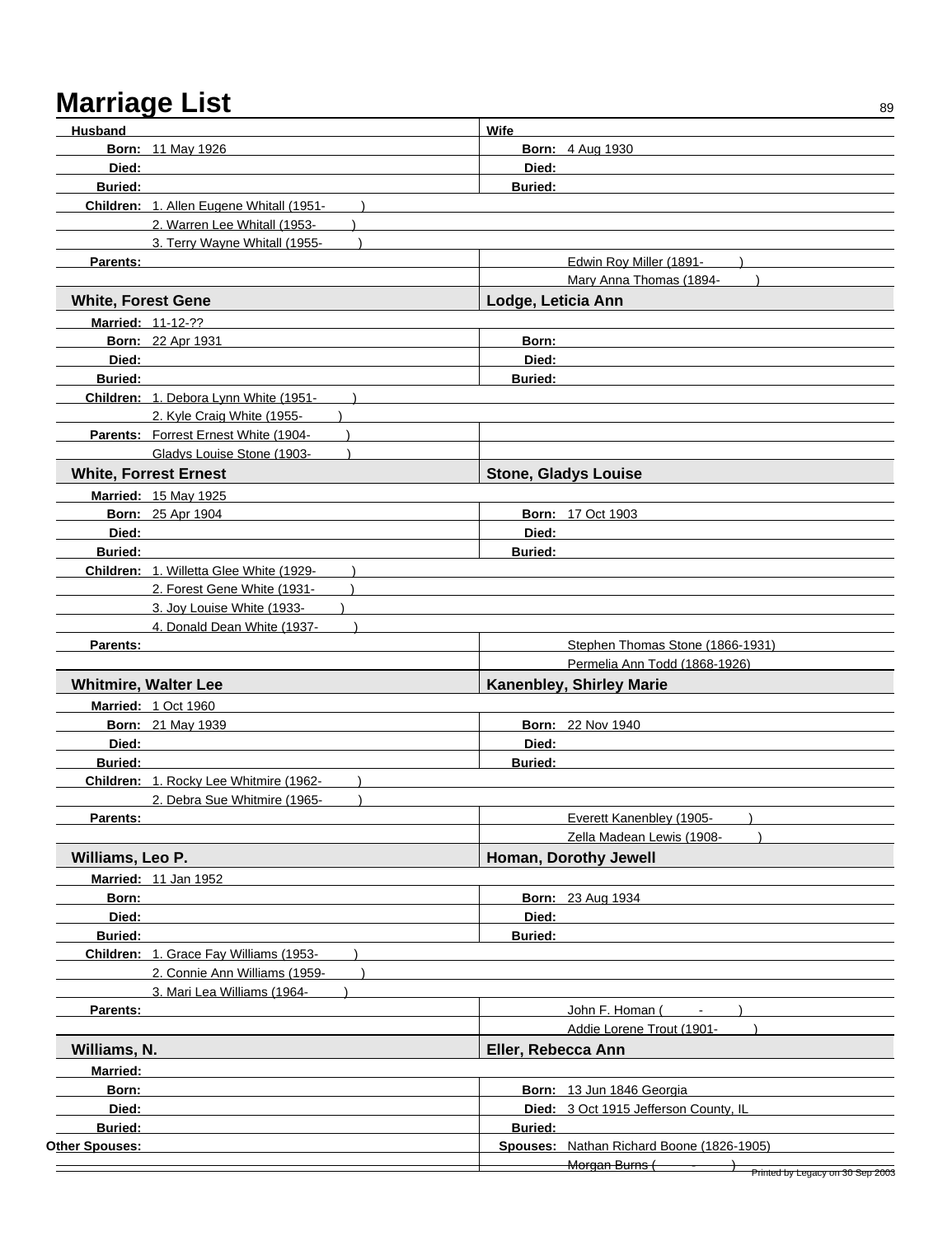# Marriage List

| Husband | Wife |
|---|---|
| **Born:** 11 May 1926 | **Born:** 4 Aug 1930 |
| **Died:** | **Died:** |
| **Buried:** | **Buried:** |
| **Children:** 1. Allen Eugene Whitall (1951- ) | |
| 2. Warren Lee Whitall (1953- ) | |
| 3. Terry Wayne Whitall (1955- ) | |
| **Parents:** | Edwin Roy Miller (1891- ) |
| | Mary Anna Thomas (1894- ) |

| White, Forest Gene | Lodge, Leticia Ann |
|---|---|
| **Married:** 11-12-?? | |
| **Born:** 22 Apr 1931 | **Born:** |
| **Died:** | **Died:** |
| **Buried:** | **Buried:** |
| **Children:** 1. Debora Lynn White (1951- ) | |
| 2. Kyle Craig White (1955- ) | |
| **Parents:** Forrest Ernest White (1904- ) | |
| Gladys Louise Stone (1903- ) | |

| White, Forrest Ernest | Stone, Gladys Louise |
|---|---|
| **Married:** 15 May 1925 | |
| **Born:** 25 Apr 1904 | **Born:** 17 Oct 1903 |
| **Died:** | **Died:** |
| **Buried:** | **Buried:** |
| **Children:** 1. Willetta Glee White (1929- ) | |
| 2. Forest Gene White (1931- ) | |
| 3. Joy Louise White (1933- ) | |
| 4. Donald Dean White (1937- ) | |
| **Parents:** | Stephen Thomas Stone (1866-1931) |
| | Permelia Ann Todd (1868-1926) |

| Whitmire, Walter Lee | Kanenbley, Shirley Marie |
|---|---|
| **Married:** 1 Oct 1960 | |
| **Born:** 21 May 1939 | **Born:** 22 Nov 1940 |
| **Died:** | **Died:** |
| **Buried:** | **Buried:** |
| **Children:** 1. Rocky Lee Whitmire (1962- ) | |
| 2. Debra Sue Whitmire (1965- ) | |
| **Parents:** | Everett Kanenbley (1905- ) |
| | Zella Madean Lewis (1908- ) |

| Williams, Leo P. | Homan, Dorothy Jewell |
|---|---|
| **Married:** 11 Jan 1952 | |
| **Born:** | **Born:** 23 Aug 1934 |
| **Died:** | **Died:** |
| **Buried:** | **Buried:** |
| **Children:** 1. Grace Fay Williams (1953- ) | |
| 2. Connie Ann Williams (1959- ) | |
| 3. Mari Lea Williams (1964- ) | |
| **Parents:** | John F. Homan ( - ) |
| | Addie Lorene Trout (1901- ) |

| Williams, N. | Eller, Rebecca Ann |
|---|---|
| **Married:** | |
| **Born:** | **Born:** 13 Jun 1846 Georgia |
| **Died:** | **Died:** 3 Oct 1915 Jefferson County, IL |
| **Buried:** | **Buried:** |
| **Other Spouses:** | **Spouses:** Nathan Richard Boone (1826-1905) |
| | Morgan Burns ( - ) |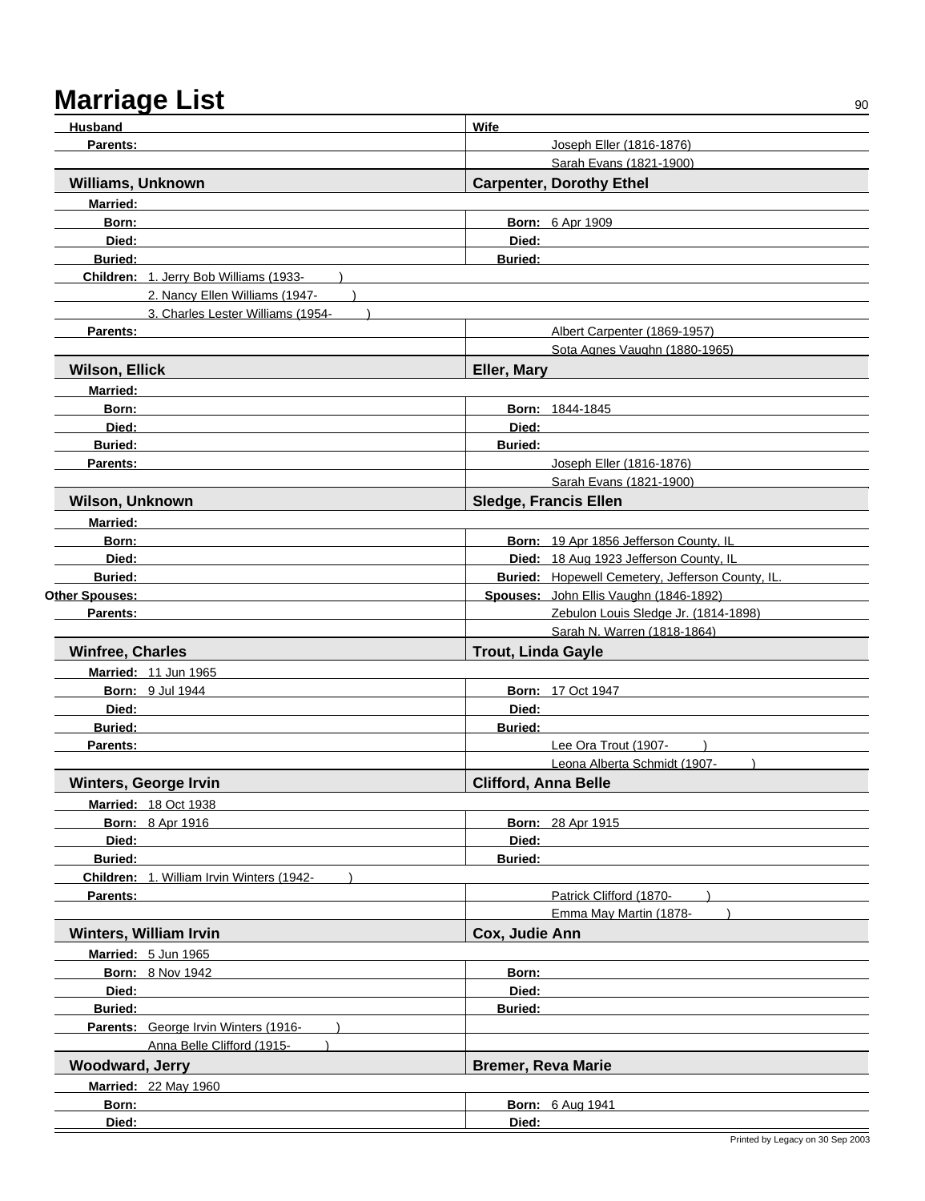# Marriage List

| Husband | Wife |
|---|---|
| **Parents:** | Joseph Eller (1816-1876) |
| | Sarah Evans (1821-1900) |

| **Williams, Unknown** | **Carpenter, Dorothy Ethel** |
|---|---|
| **Married:** | |
| **Born:** | **Born:** 6 Apr 1909 |
| **Died:** | **Died:** |
| **Buried:** | **Buried:** |
| **Children:** 1. Jerry Bob Williams (1933- ) | |
| 2. Nancy Ellen Williams (1947- ) | |
| 3. Charles Lester Williams (1954- ) | |
| **Parents:** | Albert Carpenter (1869-1957) |
| | Sota Agnes Vaughn (1880-1965) |

| **Wilson, Ellick** | **Eller, Mary** |
|---|---|
| **Married:** | |
| **Born:** | **Born:** 1844-1845 |
| **Died:** | **Died:** |
| **Buried:** | **Buried:** |
| **Parents:** | Joseph Eller (1816-1876) |
| | Sarah Evans (1821-1900) |

| **Wilson, Unknown** | **Sledge, Francis Ellen** |
|---|---|
| **Married:** | |
| **Born:** | **Born:** 19 Apr 1856 Jefferson County, IL |
| **Died:** | **Died:** 18 Aug 1923 Jefferson County, IL |
| **Buried:** | **Buried:** Hopewell Cemetery, Jefferson County, IL. |
| **Other Spouses:** | **Spouses:** John Ellis Vaughn (1846-1892) |
| **Parents:** | Zebulon Louis Sledge Jr. (1814-1898) |
| | Sarah N. Warren (1818-1864) |

| **Winfree, Charles** | **Trout, Linda Gayle** |
|---|---|
| **Married:** 11 Jun 1965 | |
| **Born:** 9 Jul 1944 | **Born:** 17 Oct 1947 |
| **Died:** | **Died:** |
| **Buried:** | **Buried:** |
| **Parents:** | Lee Ora Trout (1907- ) |
| | Leona Alberta Schmidt (1907- ) |

| **Winters, George Irvin** | **Clifford, Anna Belle** |
|---|---|
| **Married:** 18 Oct 1938 | |
| **Born:** 8 Apr 1916 | **Born:** 28 Apr 1915 |
| **Died:** | **Died:** |
| **Buried:** | **Buried:** |
| **Children:** 1. William Irvin Winters (1942- ) | |
| **Parents:** | Patrick Clifford (1870- ) |
| | Emma May Martin (1878- ) |

| **Winters, William Irvin** | **Cox, Judie Ann** |
|---|---|
| **Married:** 5 Jun 1965 | |
| **Born:** 8 Nov 1942 | **Born:** |
| **Died:** | **Died:** |
| **Buried:** | **Buried:** |
| **Parents:** George Irvin Winters (1916- ) | |
| Anna Belle Clifford (1915- ) | |

| **Woodward, Jerry** | **Bremer, Reva Marie** |
|---|---|
| **Married:** 22 May 1960 | |
| **Born:** | **Born:** 6 Aug 1941 |
| **Died:** | **Died:** |

Printed by Legacy on 30 Sep 2003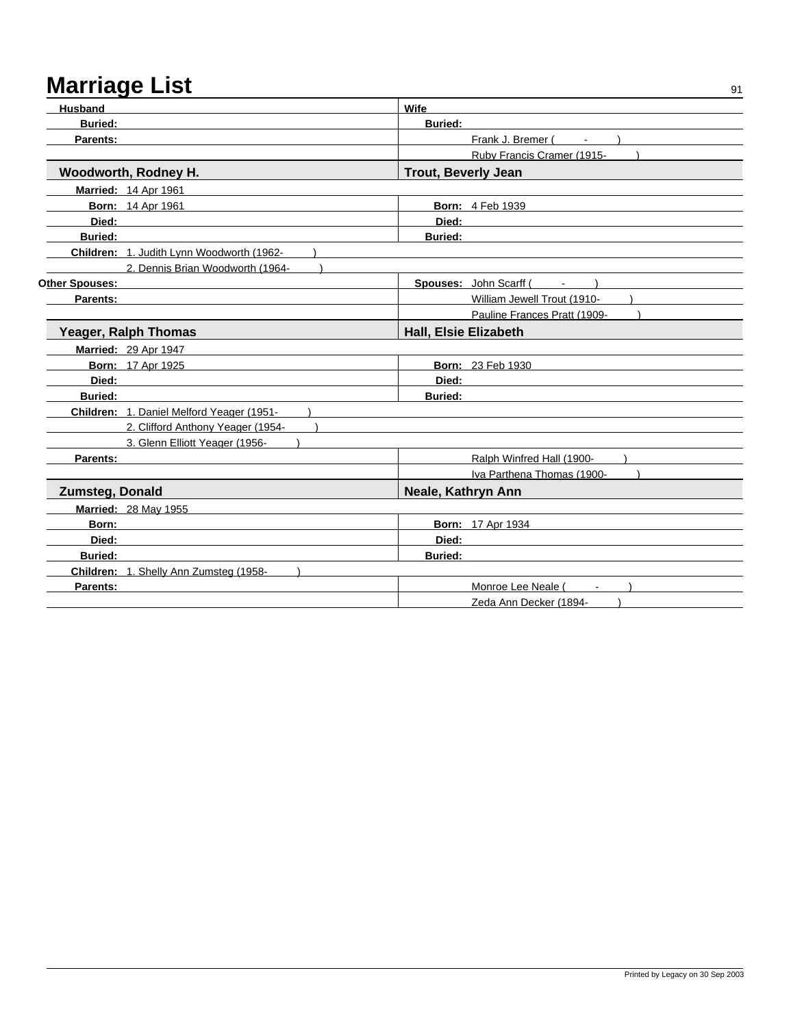# Marriage List

| Husband | Wife |
|---|---|
| **Buried:** | **Buried:** |
| **Parents:** | Frank J. Bremer ( - ) |
| | Ruby Francis Cramer (1915- ) |

| **Woodworth, Rodney H.** | **Trout, Beverly Jean** |
|---|---|
| **Married:** 14 Apr 1961 | |
| **Born:** 14 Apr 1961 | **Born:** 4 Feb 1939 |
| **Died:** | **Died:** |
| **Buried:** | **Buried:** |
| **Children:** 1. Judith Lynn Woodworth (1962- ) | |
| 2. Dennis Brian Woodworth (1964- ) | |
| **Other Spouses:** | **Spouses:** John Scarff ( - ) |
| **Parents:** | William Jewell Trout (1910- ) |
| | Pauline Frances Pratt (1909- ) |

| **Yeager, Ralph Thomas** | **Hall, Elsie Elizabeth** |
|---|---|
| **Married:** 29 Apr 1947 | |
| **Born:** 17 Apr 1925 | **Born:** 23 Feb 1930 |
| **Died:** | **Died:** |
| **Buried:** | **Buried:** |
| **Children:** 1. Daniel Melford Yeager (1951- ) | |
| 2. Clifford Anthony Yeager (1954- ) | |
| 3. Glenn Elliott Yeager (1956- ) | |
| **Parents:** | Ralph Winfred Hall (1900- ) |
| | Iva Parthena Thomas (1900- ) |

| **Zumsteg, Donald** | **Neale, Kathryn Ann** |
|---|---|
| **Married:** 28 May 1955 | |
| **Born:** | **Born:** 17 Apr 1934 |
| **Died:** | **Died:** |
| **Buried:** | **Buried:** |
| **Children:** 1. Shelly Ann Zumsteg (1958- ) | |
| **Parents:** | Monroe Lee Neale ( - ) |
| | Zeda Ann Decker (1894- ) |